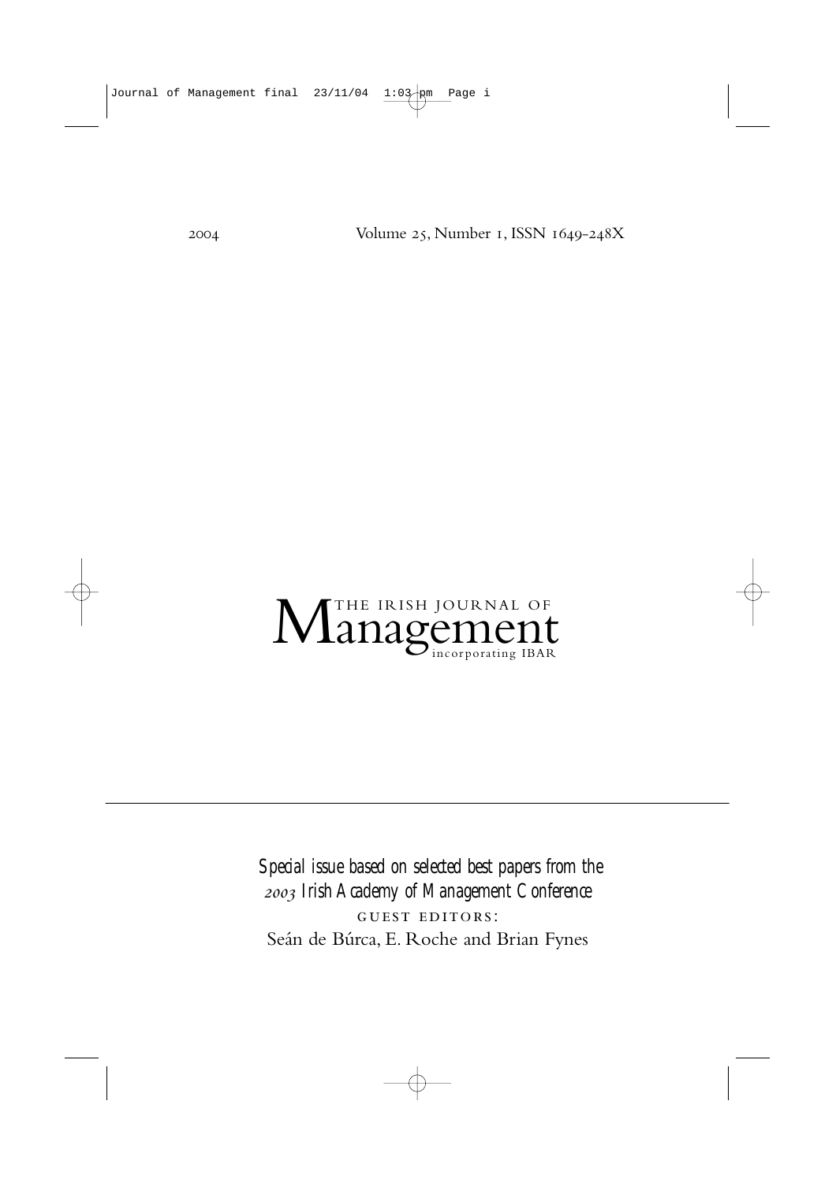2004 Volume 25, Number 1, ISSN 1649-248X

# The Irish Journal of Management

incorporating IBAR

---

*Special issue based on selected best papers from the 2003 Irish Academy of Management Conference*

GUEST EDITORS:

Seán de Búrca, E. Roche and Brian Fynes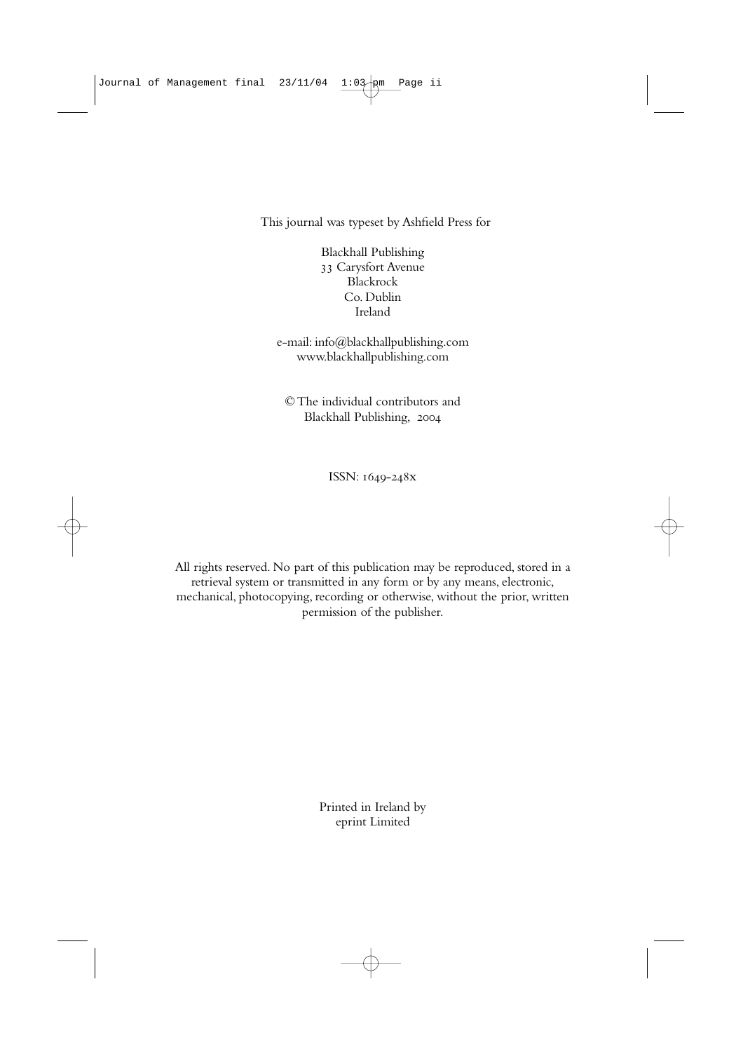This journal was typeset by Ashfield Press for

Blackhall Publishing
33 Carysfort Avenue
Blackrock
Co. Dublin
Ireland

e-mail: info@blackhallpublishing.com
www.blackhallpublishing.com

© The individual contributors and
Blackhall Publishing, 2004

ISSN: 1649-248x

All rights reserved. No part of this publication may be reproduced, stored in a retrieval system or transmitted in any form or by any means, electronic, mechanical, photocopying, recording or otherwise, without the prior, written permission of the publisher.

Printed in Ireland by
eprint Limited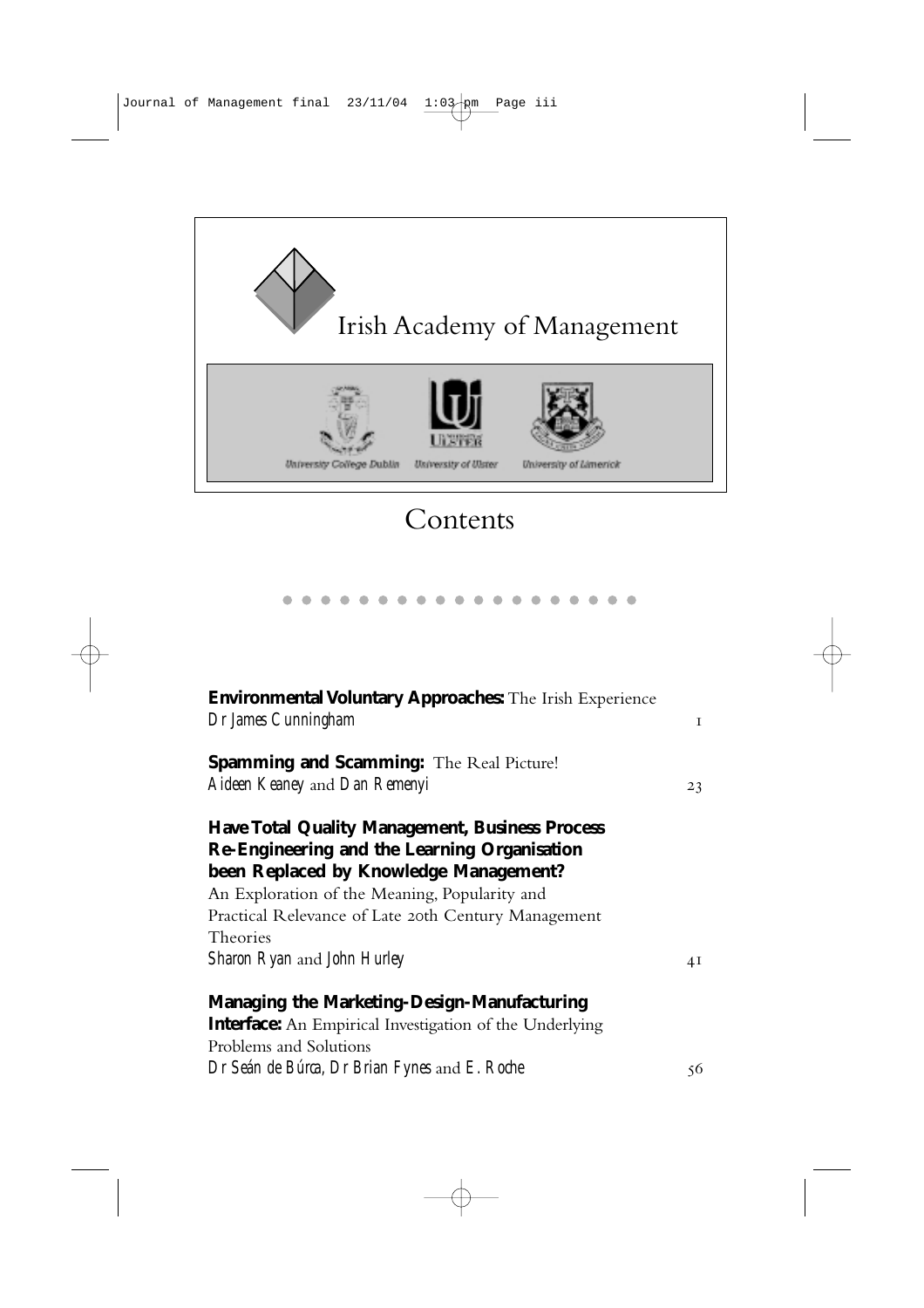Irish Academy of Management

University College Dublin    University of Ulster    University of Limerick

# Contents

**Environmental Voluntary Approaches:** The Irish Experience
*Dr James Cunningham* ... 1

**Spamming and Scamming:** The Real Picture!
*Aideen Keaney* and *Dan Remenyi* ... 23

**Have Total Quality Management, Business Process Re-Engineering and the Learning Organisation been Replaced by Knowledge Management?**
An Exploration of the Meaning, Popularity and Practical Relevance of Late 20th Century Management Theories
*Sharon Ryan* and *John Hurley* ... 41

**Managing the Marketing-Design-Manufacturing Interface:** An Empirical Investigation of the Underlying Problems and Solutions
*Dr Seán de Búrca*, *Dr Brian Fynes* and *E. Roche* ... 56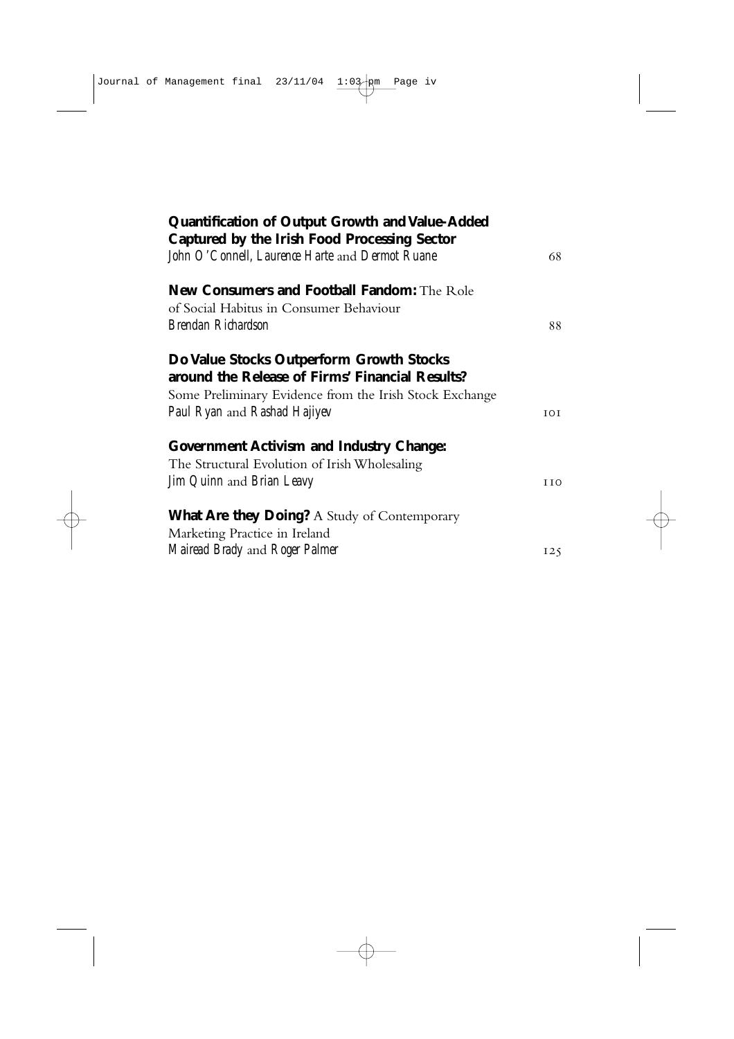**Quantification of Output Growth and Value-Added Captured by the Irish Food Processing Sector**
*John O'Connell, Laurence Harte* and *Dermot Ruane* 68

**New Consumers and Football Fandom:** The Role of Social Habitus in Consumer Behaviour
*Brendan Richardson* 88

**Do Value Stocks Outperform Growth Stocks around the Release of Firms' Financial Results?**
Some Preliminary Evidence from the Irish Stock Exchange
*Paul Ryan* and *Rashad Hajiyev* 101

**Government Activism and Industry Change:**
The Structural Evolution of Irish Wholesaling
*Jim Quinn* and *Brian Leavy* 110

**What Are they Doing?** A Study of Contemporary Marketing Practice in Ireland
*Mairead Brady* and *Roger Palmer* 125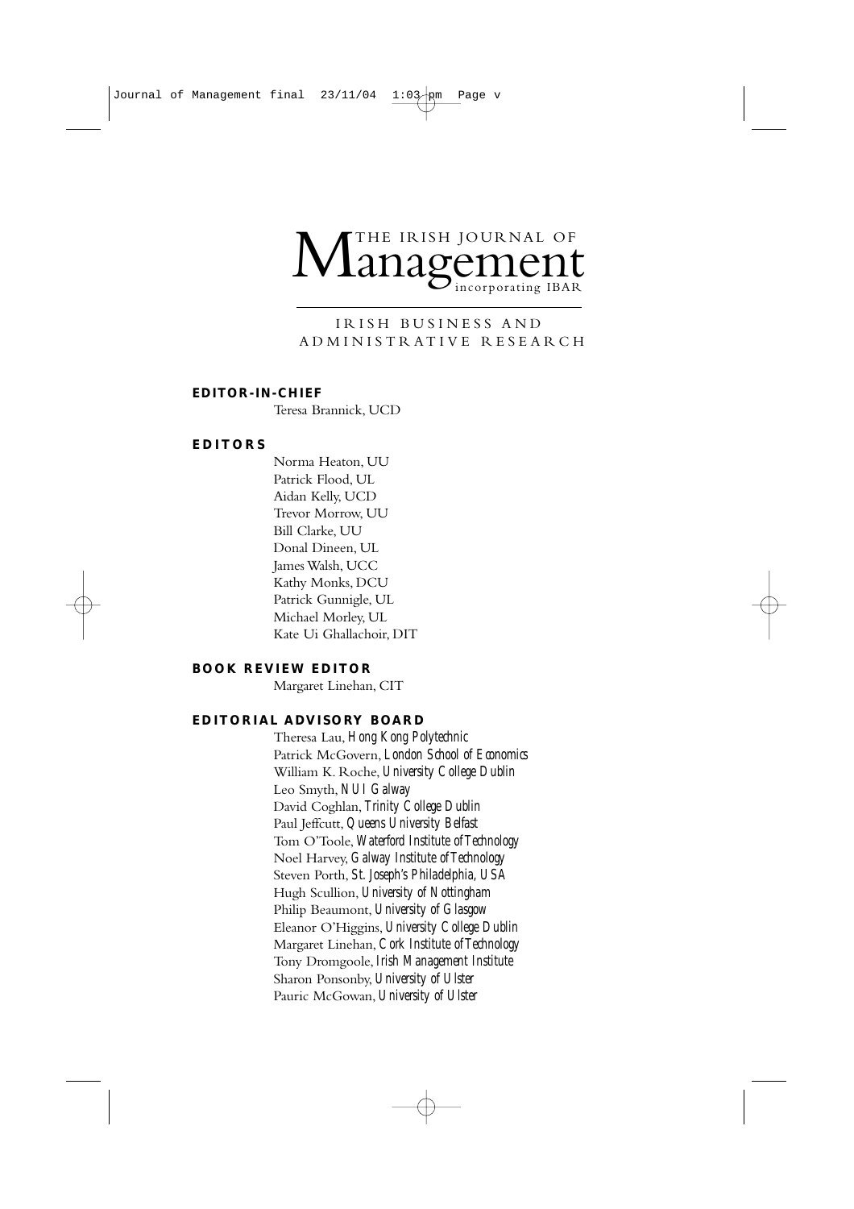# THE IRISH JOURNAL OF Management incorporating IBAR

IRISH BUSINESS AND ADMINISTRATIVE RESEARCH

**EDITOR-IN-CHIEF**

Teresa Brannick, UCD

**EDITORS**

Norma Heaton, UU
Patrick Flood, UL
Aidan Kelly, UCD
Trevor Morrow, UU
Bill Clarke, UU
Donal Dineen, UL
James Walsh, UCC
Kathy Monks, DCU
Patrick Gunnigle, UL
Michael Morley, UL
Kate Ui Ghallachoir, DIT

**BOOK REVIEW EDITOR**

Margaret Linehan, CIT

**EDITORIAL ADVISORY BOARD**

Theresa Lau, *Hong Kong Polytechnic*
Patrick McGovern, *London School of Economics*
William K. Roche, *University College Dublin*
Leo Smyth, *NUI Galway*
David Coghlan, *Trinity College Dublin*
Paul Jeffcutt, *Queens University Belfast*
Tom O'Toole, *Waterford Institute of Technology*
Noel Harvey, *Galway Institute of Technology*
Steven Porth, *St. Joseph's Philadelphia, USA*
Hugh Scullion, *University of Nottingham*
Philip Beaumont, *University of Glasgow*
Eleanor O'Higgins, *University College Dublin*
Margaret Linehan, *Cork Institute of Technology*
Tony Dromgoole, *Irish Management Institute*
Sharon Ponsonby, *University of Ulster*
Pauric McGowan, *University of Ulster*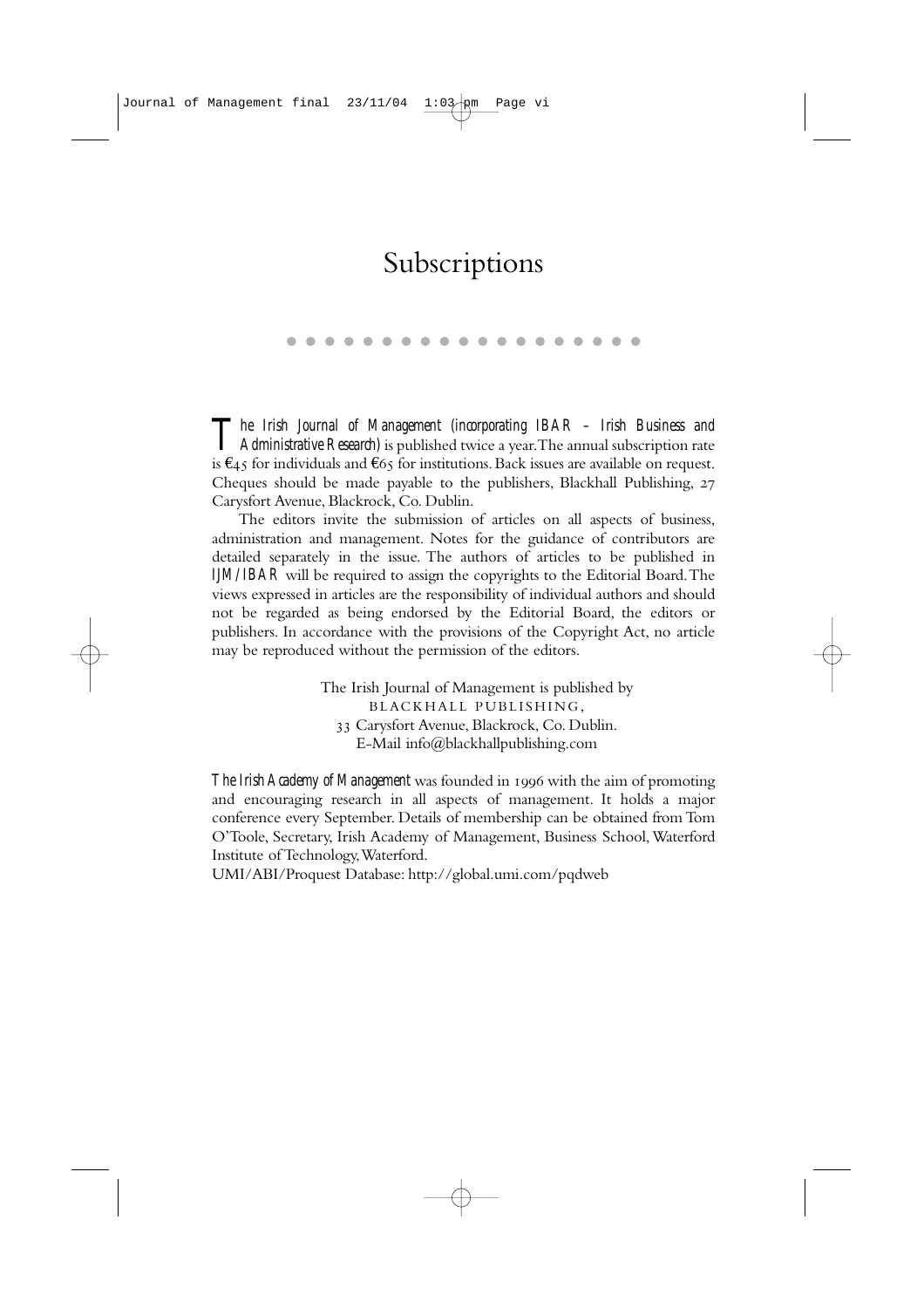# Subscriptions

*The Irish Journal of Management (incorporating IBAR – Irish Business and Administrative Research)* is published twice a year. The annual subscription rate is €45 for individuals and €65 for institutions. Back issues are available on request. Cheques should be made payable to the publishers, Blackhall Publishing, 27 Carysfort Avenue, Blackrock, Co. Dublin.

The editors invite the submission of articles on all aspects of business, administration and management. Notes for the guidance of contributors are detailed separately in the issue. The authors of articles to be published in *IJM/IBAR* will be required to assign the copyrights to the Editorial Board. The views expressed in articles are the responsibility of individual authors and should not be regarded as being endorsed by the Editorial Board, the editors or publishers. In accordance with the provisions of the Copyright Act, no article may be reproduced without the permission of the editors.

The Irish Journal of Management is published by
BLACKHALL PUBLISHING,
33 Carysfort Avenue, Blackrock, Co. Dublin.
E-Mail info@blackhallpublishing.com

*The Irish Academy of Management* was founded in 1996 with the aim of promoting and encouraging research in all aspects of management. It holds a major conference every September. Details of membership can be obtained from Tom O'Toole, Secretary, Irish Academy of Management, Business School, Waterford Institute of Technology, Waterford.

UMI/ABI/Proquest Database: http://global.umi.com/pqdweb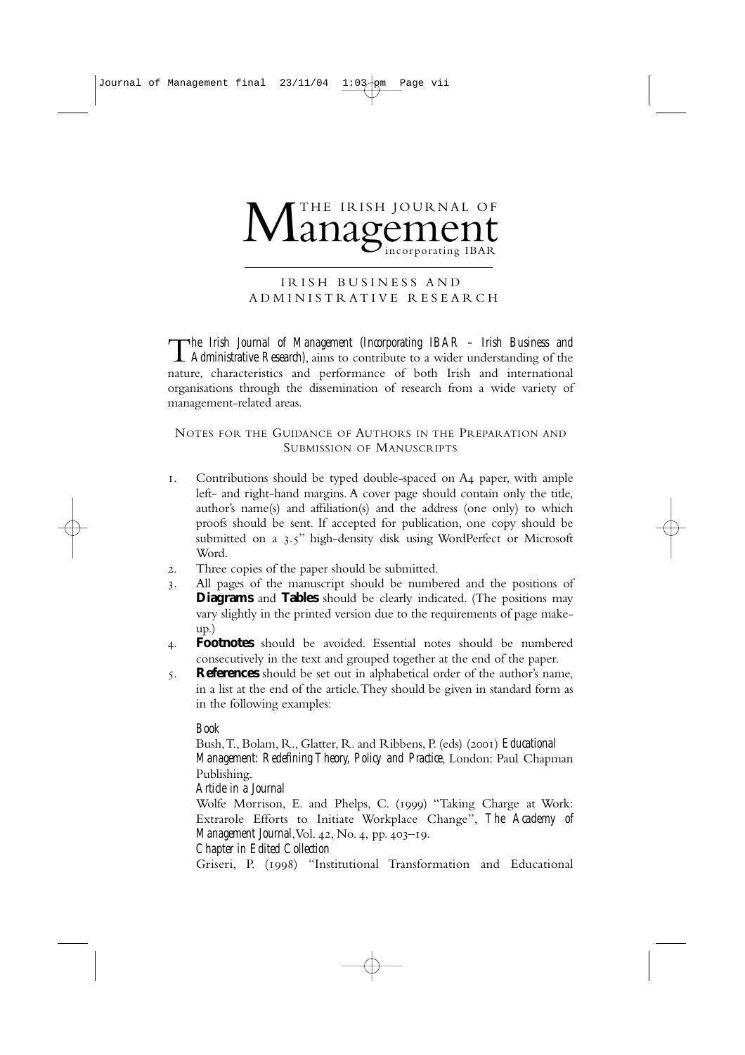# THE IRISH JOURNAL OF Management incorporating IBAR

## IRISH BUSINESS AND ADMINISTRATIVE RESEARCH

*The Irish Journal of Management (Incorporating IBAR – Irish Business and Administrative Research)*, aims to contribute to a wider understanding of the nature, characteristics and performance of both Irish and international organisations through the dissemination of research from a wide variety of management-related areas.

### Notes for the Guidance of Authors in the Preparation and Submission of Manuscripts

1. Contributions should be typed double-spaced on A4 paper, with ample left- and right-hand margins. A cover page should contain only the title, author's name(s) and affiliation(s) and the address (one only) to which proofs should be sent. If accepted for publication, one copy should be submitted on a 3.5" high-density disk using WordPerfect or Microsoft Word.
2. Three copies of the paper should be submitted.
3. All pages of the manuscript should be numbered and the positions of **Diagrams** and **Tables** should be clearly indicated. (The positions may vary slightly in the printed version due to the requirements of page make-up.)
4. **Footnotes** should be avoided. Essential notes should be numbered consecutively in the text and grouped together at the end of the paper.
5. **References** should be set out in alphabetical order of the author's name, in a list at the end of the article. They should be given in standard form as in the following examples:

   *Book*
   Bush, T., Bolam, R., Glatter, R. and Ribbens, P. (eds) (2001) *Educational Management: Redefining Theory, Policy and Practice*, London: Paul Chapman Publishing.
   *Article in a Journal*
   Wolfe Morrison, E. and Phelps, C. (1999) "Taking Charge at Work: Extrarole Efforts to Initiate Workplace Change", *The Academy of Management Journal*, Vol. 42, No. 4, pp. 403–19.
   *Chapter in Edited Collection*
   Griseri, P. (1998) "Institutional Transformation and Educational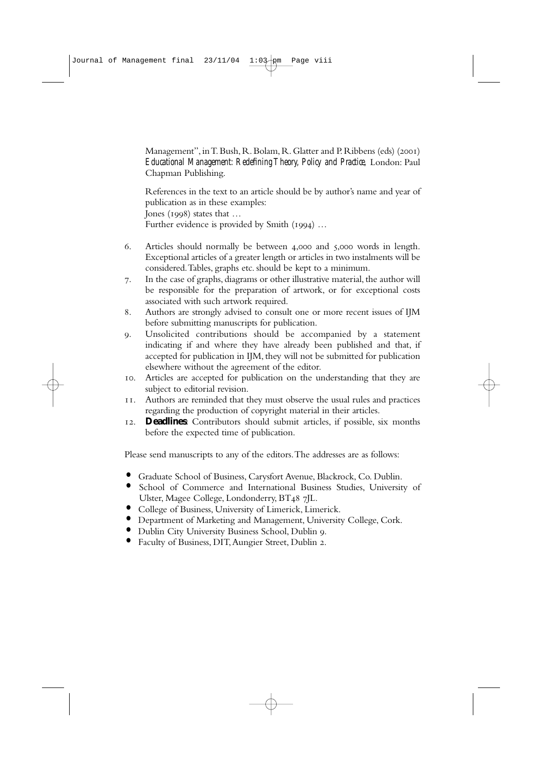Management", in T. Bush, R. Bolam, R. Glatter and P. Ribbens (eds) (2001) *Educational Management: Redefining Theory, Policy and Practice*, London: Paul Chapman Publishing.

References in the text to an article should be by author's name and year of publication as in these examples:
Jones (1998) states that …
Further evidence is provided by Smith (1994) …

6. Articles should normally be between 4,000 and 5,000 words in length. Exceptional articles of a greater length or articles in two instalments will be considered. Tables, graphs etc. should be kept to a minimum.
7. In the case of graphs, diagrams or other illustrative material, the author will be responsible for the preparation of artwork, or for exceptional costs associated with such artwork required.
8. Authors are strongly advised to consult one or more recent issues of IJM before submitting manuscripts for publication.
9. Unsolicited contributions should be accompanied by a statement indicating if and where they have already been published and that, if accepted for publication in IJM, they will not be submitted for publication elsewhere without the agreement of the editor.
10. Articles are accepted for publication on the understanding that they are subject to editorial revision.
11. Authors are reminded that they must observe the usual rules and practices regarding the production of copyright material in their articles.
12. **Deadlines**: Contributors should submit articles, if possible, six months before the expected time of publication.

Please send manuscripts to any of the editors. The addresses are as follows:

- Graduate School of Business, Carysfort Avenue, Blackrock, Co. Dublin.
- School of Commerce and International Business Studies, University of Ulster, Magee College, Londonderry, BT48 7JL.
- College of Business, University of Limerick, Limerick.
- Department of Marketing and Management, University College, Cork.
- Dublin City University Business School, Dublin 9.
- Faculty of Business, DIT, Aungier Street, Dublin 2.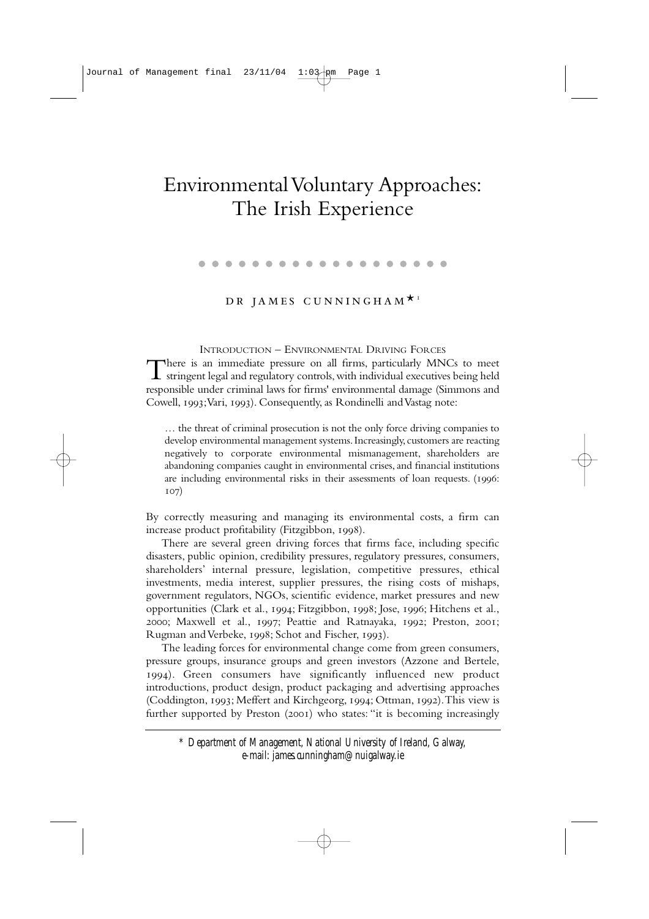# Environmental Voluntary Approaches: The Irish Experience

DR JAMES CUNNINGHAM*[1]

## Introduction – Environmental Driving Forces

There is an immediate pressure on all firms, particularly MNCs to meet stringent legal and regulatory controls, with individual executives being held responsible under criminal laws for firms' environmental damage (Simmons and Cowell, 1993; Vari, 1993). Consequently, as Rondinelli and Vastag note:

> … the threat of criminal prosecution is not the only force driving companies to develop environmental management systems. Increasingly, customers are reacting negatively to corporate environmental mismanagement, shareholders are abandoning companies caught in environmental crises, and financial institutions are including environmental risks in their assessments of loan requests. (1996: 107)

By correctly measuring and managing its environmental costs, a firm can increase product profitability (Fitzgibbon, 1998).

There are several green driving forces that firms face, including specific disasters, public opinion, credibility pressures, regulatory pressures, consumers, shareholders' internal pressure, legislation, competitive pressures, ethical investments, media interest, supplier pressures, the rising costs of mishaps, government regulators, NGOs, scientific evidence, market pressures and new opportunities (Clark et al., 1994; Fitzgibbon, 1998; Jose, 1996; Hitchens et al., 2000; Maxwell et al., 1997; Peattie and Ratnayaka, 1992; Preston, 2001; Rugman and Verbeke, 1998; Schot and Fischer, 1993).

The leading forces for environmental change come from green consumers, pressure groups, insurance groups and green investors (Azzone and Bertele, 1994). Green consumers have significantly influenced new product introductions, product design, product packaging and advertising approaches (Coddington, 1993; Meffert and Kirchgeorg, 1994; Ottman, 1992). This view is further supported by Preston (2001) who states: "it is becoming increasingly

---

*\* Department of Management, National University of Ireland, Galway, e-mail: james.cunningham@nuigalway.ie*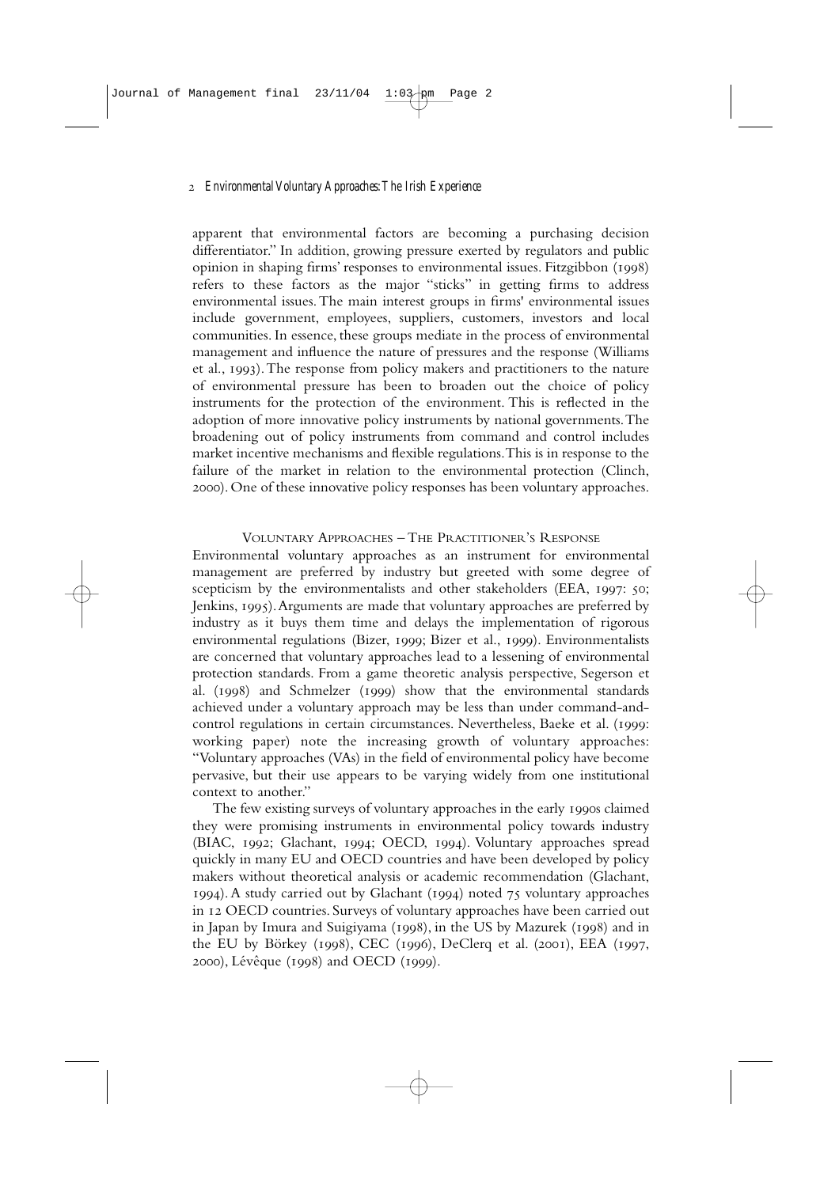apparent that environmental factors are becoming a purchasing decision differentiator." In addition, growing pressure exerted by regulators and public opinion in shaping firms' responses to environmental issues. Fitzgibbon (1998) refers to these factors as the major "sticks" in getting firms to address environmental issues. The main interest groups in firms' environmental issues include government, employees, suppliers, customers, investors and local communities. In essence, these groups mediate in the process of environmental management and influence the nature of pressures and the response (Williams et al., 1993). The response from policy makers and practitioners to the nature of environmental pressure has been to broaden out the choice of policy instruments for the protection of the environment. This is reflected in the adoption of more innovative policy instruments by national governments. The broadening out of policy instruments from command and control includes market incentive mechanisms and flexible regulations. This is in response to the failure of the market in relation to the environmental protection (Clinch, 2000). One of these innovative policy responses has been voluntary approaches.

## Voluntary Approaches – The Practitioner's Response

Environmental voluntary approaches as an instrument for environmental management are preferred by industry but greeted with some degree of scepticism by the environmentalists and other stakeholders (EEA, 1997: 50; Jenkins, 1995). Arguments are made that voluntary approaches are preferred by industry as it buys them time and delays the implementation of rigorous environmental regulations (Bizer, 1999; Bizer et al., 1999). Environmentalists are concerned that voluntary approaches lead to a lessening of environmental protection standards. From a game theoretic analysis perspective, Segerson et al. (1998) and Schmelzer (1999) show that the environmental standards achieved under a voluntary approach may be less than under command-and-control regulations in certain circumstances. Nevertheless, Baeke et al. (1999: working paper) note the increasing growth of voluntary approaches: "Voluntary approaches (VAs) in the field of environmental policy have become pervasive, but their use appears to be varying widely from one institutional context to another."

The few existing surveys of voluntary approaches in the early 1990s claimed they were promising instruments in environmental policy towards industry (BIAC, 1992; Glachant, 1994; OECD, 1994). Voluntary approaches spread quickly in many EU and OECD countries and have been developed by policy makers without theoretical analysis or academic recommendation (Glachant, 1994). A study carried out by Glachant (1994) noted 75 voluntary approaches in 12 OECD countries. Surveys of voluntary approaches have been carried out in Japan by Imura and Suigiyama (1998), in the US by Mazurek (1998) and in the EU by Börkey (1998), CEC (1996), DeClerq et al. (2001), EEA (1997, 2000), Lévêque (1998) and OECD (1999).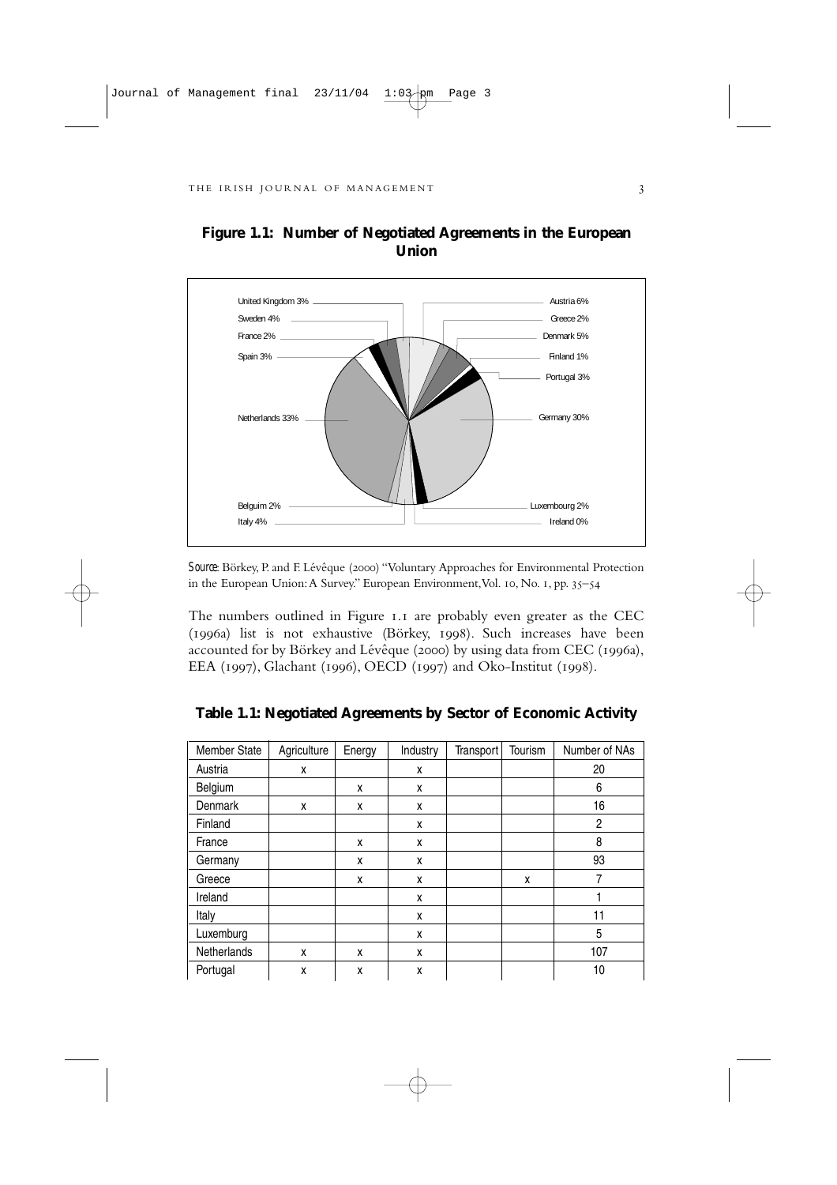**Figure 1.1: Number of Negotiated Agreements in the European Union**

United Kingdom 3%
Sweden 4%
France 2%
Spain 3%
Netherlands 33%
Belguim 2%
Italy 4%
Austria 6%
Greece 2%
Denmark 5%
Finland 1%
Portugal 3%
Germany 30%
Luxembourg 2%
Ireland 0%

*Source*: Börkey, P. and F. Lévêque (2000) "Voluntary Approaches for Environmental Protection in the European Union: A Survey." European Environment, Vol. 10, No. 1, pp. 35–54

The numbers outlined in Figure 1.1 are probably even greater as the CEC (1996a) list is not exhaustive (Börkey, 1998). Such increases have been accounted for by Börkey and Lévêque (2000) by using data from CEC (1996a), EEA (1997), Glachant (1996), OECD (1997) and Oko-Institut (1998).

**Table 1.1: Negotiated Agreements by Sector of Economic Activity**

| Member State | Agriculture | Energy | Industry | Transport | Tourism | Number of NAs |
|---|---|---|---|---|---|---|
| Austria | x | | x | | | 20 |
| Belgium | | x | x | | | 6 |
| Denmark | x | x | x | | | 16 |
| Finland | | | x | | | 2 |
| France | | x | x | | | 8 |
| Germany | | x | x | | | 93 |
| Greece | | x | x | | x | 7 |
| Ireland | | | x | | | 1 |
| Italy | | | x | | | 11 |
| Luxemburg | | | x | | | 5 |
| Netherlands | x | x | x | | | 107 |
| Portugal | x | x | x | | | 10 |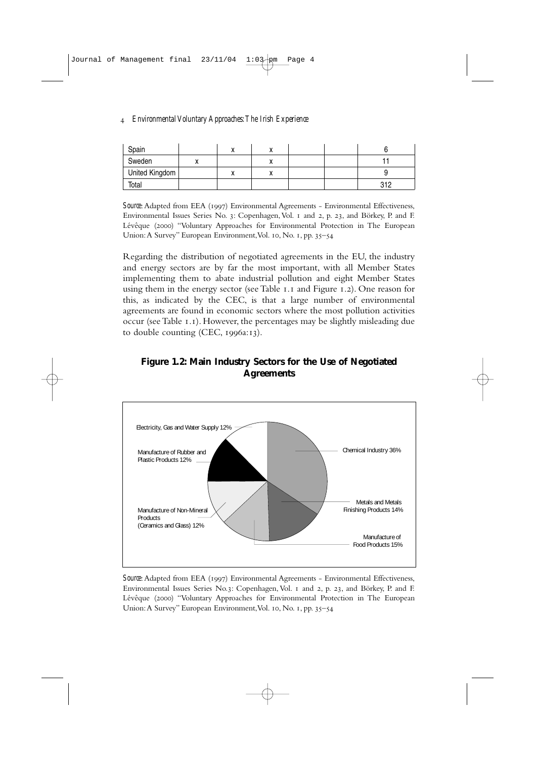| Spain | | x | x | | | 6 |
|---|---|---|---|---|---|---|
| Sweden | x | | x | | | 11 |
| United Kingdom | | x | x | | | 9 |
| Total | | | | | | 312 |

*Source*: Adapted from EEA (1997) Environmental Agreements - Environmental Effectiveness, Environmental Issues Series No. 3: Copenhagen, Vol. 1 and 2, p. 23, and Börkey, P. and F. Lévêque (2000) "Voluntary Approaches for Environmental Protection in The European Union: A Survey" European Environment, Vol. 10, No. 1, pp. 35–54

Regarding the distribution of negotiated agreements in the EU, the industry and energy sectors are by far the most important, with all Member States implementing them to abate industrial pollution and eight Member States using them in the energy sector (see Table 1.1 and Figure 1.2). One reason for this, as indicated by the CEC, is that a large number of environmental agreements are found in economic sectors where the most pollution activities occur (see Table 1.1). However, the percentages may be slightly misleading due to double counting (CEC, 1996a:13).

**Figure 1.2: Main Industry Sectors for the Use of Negotiated Agreements**

*Source*: Adapted from EEA (1997) Environmental Agreements - Environmental Effectiveness, Environmental Issues Series No.3: Copenhagen, Vol. 1 and 2, p. 23, and Börkey, P. and F. Lévêque (2000) "Voluntary Approaches for Environmental Protection in The European Union: A Survey" European Environment, Vol. 10, No. 1, pp. 35–54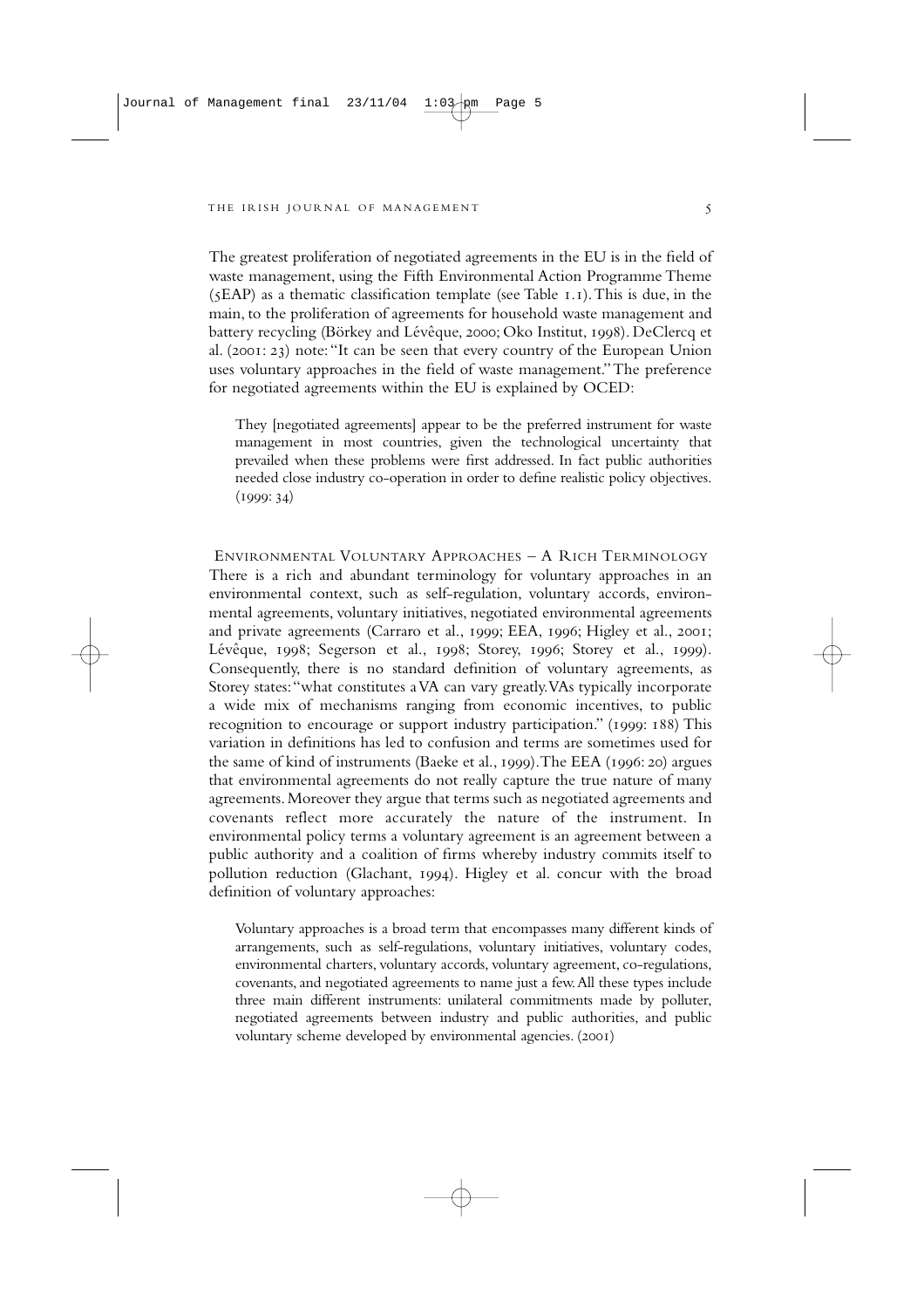The greatest proliferation of negotiated agreements in the EU is in the field of waste management, using the Fifth Environmental Action Programme Theme (5EAP) as a thematic classification template (see Table 1.1). This is due, in the main, to the proliferation of agreements for household waste management and battery recycling (Börkey and Lévêque, 2000; Oko Institut, 1998). DeClercq et al. (2001: 23) note: "It can be seen that every country of the European Union uses voluntary approaches in the field of waste management." The preference for negotiated agreements within the EU is explained by OCED:

> They [negotiated agreements] appear to be the preferred instrument for waste management in most countries, given the technological uncertainty that prevailed when these problems were first addressed. In fact public authorities needed close industry co-operation in order to define realistic policy objectives. (1999: 34)

## Environmental Voluntary Approaches – A Rich Terminology

There is a rich and abundant terminology for voluntary approaches in an environmental context, such as self-regulation, voluntary accords, environmental agreements, voluntary initiatives, negotiated environmental agreements and private agreements (Carraro et al., 1999; EEA, 1996; Higley et al., 2001; Lévêque, 1998; Segerson et al., 1998; Storey, 1996; Storey et al., 1999). Consequently, there is no standard definition of voluntary agreements, as Storey states: "what constitutes a VA can vary greatly. VAs typically incorporate a wide mix of mechanisms ranging from economic incentives, to public recognition to encourage or support industry participation." (1999: 188) This variation in definitions has led to confusion and terms are sometimes used for the same of kind of instruments (Baeke et al., 1999). The EEA (1996: 20) argues that environmental agreements do not really capture the true nature of many agreements. Moreover they argue that terms such as negotiated agreements and covenants reflect more accurately the nature of the instrument. In environmental policy terms a voluntary agreement is an agreement between a public authority and a coalition of firms whereby industry commits itself to pollution reduction (Glachant, 1994). Higley et al. concur with the broad definition of voluntary approaches:

> Voluntary approaches is a broad term that encompasses many different kinds of arrangements, such as self-regulations, voluntary initiatives, voluntary codes, environmental charters, voluntary accords, voluntary agreement, co-regulations, covenants, and negotiated agreements to name just a few. All these types include three main different instruments: unilateral commitments made by polluter, negotiated agreements between industry and public authorities, and public voluntary scheme developed by environmental agencies. (2001)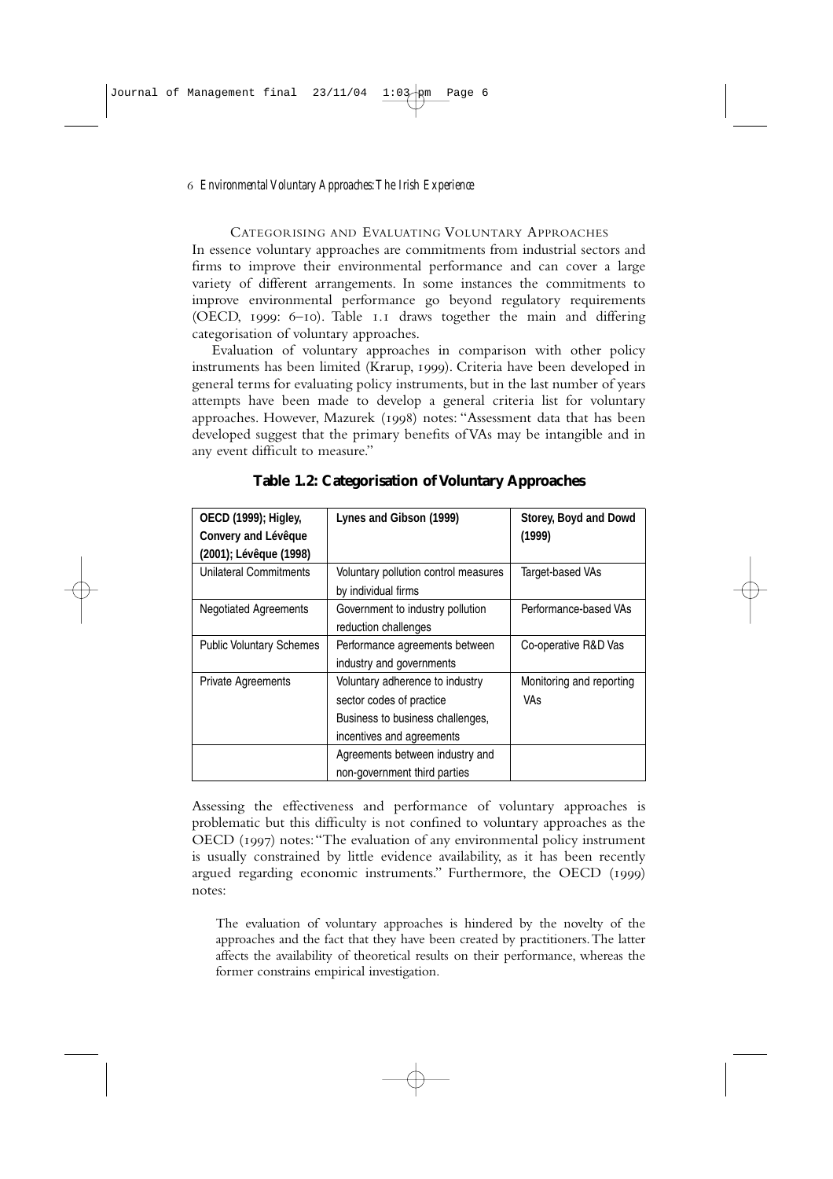## Categorising and Evaluating Voluntary Approaches

In essence voluntary approaches are commitments from industrial sectors and firms to improve their environmental performance and can cover a large variety of different arrangements. In some instances the commitments to improve environmental performance go beyond regulatory requirements (OECD, 1999: 6–10). Table 1.1 draws together the main and differing categorisation of voluntary approaches.

Evaluation of voluntary approaches in comparison with other policy instruments has been limited (Krarup, 1999). Criteria have been developed in general terms for evaluating policy instruments, but in the last number of years attempts have been made to develop a general criteria list for voluntary approaches. However, Mazurek (1998) notes: "Assessment data that has been developed suggest that the primary benefits of VAs may be intangible and in any event difficult to measure."

**Table 1.2: Categorisation of Voluntary Approaches**

| OECD (1999); Higley, Convery and Lévêque (2001); Lévêque (1998) | Lynes and Gibson (1999) | Storey, Boyd and Dowd (1999) |
|---|---|---|
| Unilateral Commitments | Voluntary pollution control measures by individual firms | Target-based VAs |
| Negotiated Agreements | Government to industry pollution reduction challenges | Performance-based VAs |
| Public Voluntary Schemes | Performance agreements between industry and governments | Co-operative R&D Vas |
| Private Agreements | Voluntary adherence to industry sector codes of practice<br>Business to business challenges, incentives and agreements | Monitoring and reporting VAs |
| | Agreements between industry and non-government third parties | |

Assessing the effectiveness and performance of voluntary approaches is problematic but this difficulty is not confined to voluntary approaches as the OECD (1997) notes: "The evaluation of any environmental policy instrument is usually constrained by little evidence availability, as it has been recently argued regarding economic instruments." Furthermore, the OECD (1999) notes:

> The evaluation of voluntary approaches is hindered by the novelty of the approaches and the fact that they have been created by practitioners. The latter affects the availability of theoretical results on their performance, whereas the former constrains empirical investigation.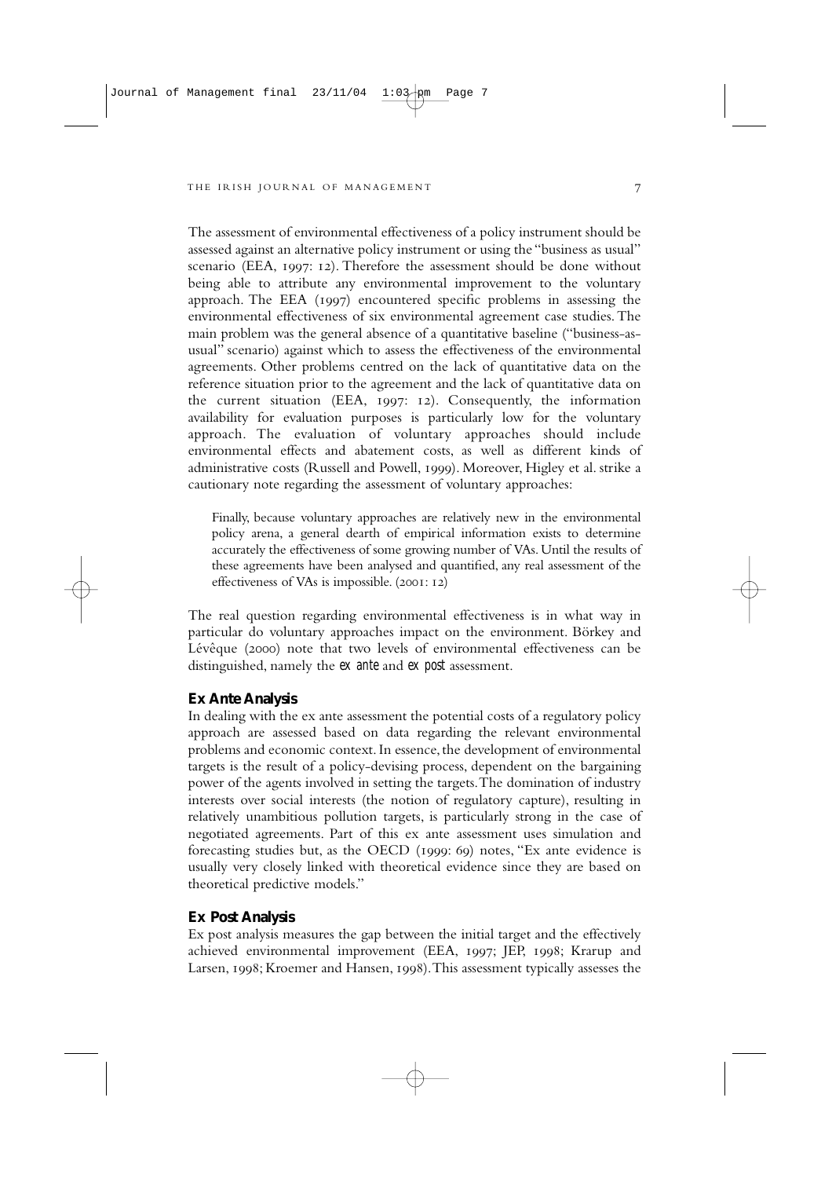The assessment of environmental effectiveness of a policy instrument should be assessed against an alternative policy instrument or using the "business as usual" scenario (EEA, 1997: 12). Therefore the assessment should be done without being able to attribute any environmental improvement to the voluntary approach. The EEA (1997) encountered specific problems in assessing the environmental effectiveness of six environmental agreement case studies. The main problem was the general absence of a quantitative baseline ("business-as-usual" scenario) against which to assess the effectiveness of the environmental agreements. Other problems centred on the lack of quantitative data on the reference situation prior to the agreement and the lack of quantitative data on the current situation (EEA, 1997: 12). Consequently, the information availability for evaluation purposes is particularly low for the voluntary approach. The evaluation of voluntary approaches should include environmental effects and abatement costs, as well as different kinds of administrative costs (Russell and Powell, 1999). Moreover, Higley et al. strike a cautionary note regarding the assessment of voluntary approaches:

> Finally, because voluntary approaches are relatively new in the environmental policy arena, a general dearth of empirical information exists to determine accurately the effectiveness of some growing number of VAs. Until the results of these agreements have been analysed and quantified, any real assessment of the effectiveness of VAs is impossible. (2001: 12)

The real question regarding environmental effectiveness is in what way in particular do voluntary approaches impact on the environment. Börkey and Lévêque (2000) note that two levels of environmental effectiveness can be distinguished, namely the *ex ante* and *ex post* assessment.

## Ex Ante Analysis

In dealing with the ex ante assessment the potential costs of a regulatory policy approach are assessed based on data regarding the relevant environmental problems and economic context. In essence, the development of environmental targets is the result of a policy-devising process, dependent on the bargaining power of the agents involved in setting the targets. The domination of industry interests over social interests (the notion of regulatory capture), resulting in relatively unambitious pollution targets, is particularly strong in the case of negotiated agreements. Part of this ex ante assessment uses simulation and forecasting studies but, as the OECD (1999: 69) notes, "Ex ante evidence is usually very closely linked with theoretical evidence since they are based on theoretical predictive models."

## Ex Post Analysis

Ex post analysis measures the gap between the initial target and the effectively achieved environmental improvement (EEA, 1997; JEP, 1998; Krarup and Larsen, 1998; Kroemer and Hansen, 1998). This assessment typically assesses the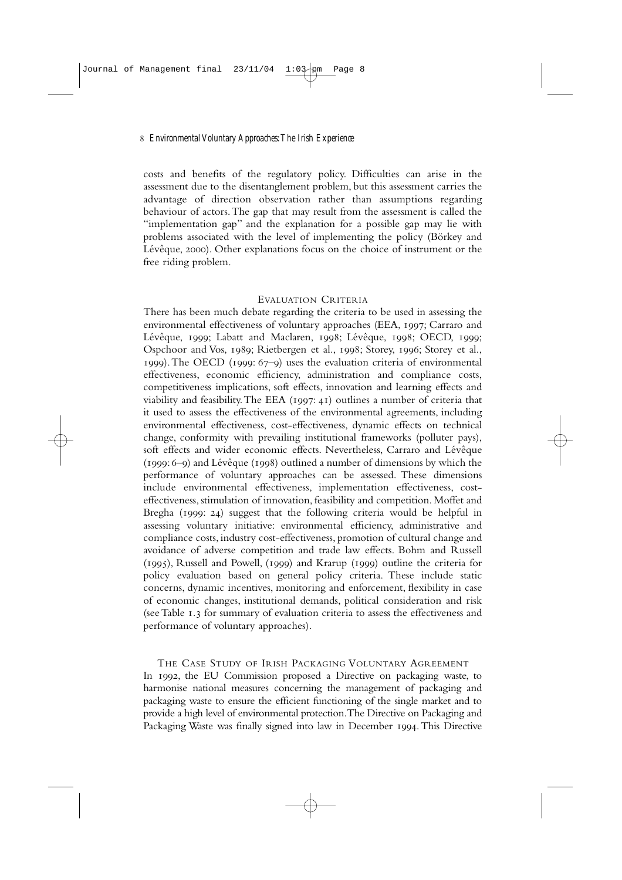costs and benefits of the regulatory policy. Difficulties can arise in the assessment due to the disentanglement problem, but this assessment carries the advantage of direction observation rather than assumptions regarding behaviour of actors. The gap that may result from the assessment is called the "implementation gap" and the explanation for a possible gap may lie with problems associated with the level of implementing the policy (Börkey and Lévêque, 2000). Other explanations focus on the choice of instrument or the free riding problem.

## Evaluation Criteria

There has been much debate regarding the criteria to be used in assessing the environmental effectiveness of voluntary approaches (EEA, 1997; Carraro and Lévêque, 1999; Labatt and Maclaren, 1998; Lévêque, 1998; OECD, 1999; Ospchoor and Vos, 1989; Rietbergen et al., 1998; Storey, 1996; Storey et al., 1999). The OECD (1999: 67–9) uses the evaluation criteria of environmental effectiveness, economic efficiency, administration and compliance costs, competitiveness implications, soft effects, innovation and learning effects and viability and feasibility. The EEA (1997: 41) outlines a number of criteria that it used to assess the effectiveness of the environmental agreements, including environmental effectiveness, cost-effectiveness, dynamic effects on technical change, conformity with prevailing institutional frameworks (polluter pays), soft effects and wider economic effects. Nevertheless, Carraro and Lévêque (1999: 6–9) and Lévêque (1998) outlined a number of dimensions by which the performance of voluntary approaches can be assessed. These dimensions include environmental effectiveness, implementation effectiveness, cost-effectiveness, stimulation of innovation, feasibility and competition. Moffet and Bregha (1999: 24) suggest that the following criteria would be helpful in assessing voluntary initiative: environmental efficiency, administrative and compliance costs, industry cost-effectiveness, promotion of cultural change and avoidance of adverse competition and trade law effects. Bohm and Russell (1995), Russell and Powell, (1999) and Krarup (1999) outline the criteria for policy evaluation based on general policy criteria. These include static concerns, dynamic incentives, monitoring and enforcement, flexibility in case of economic changes, institutional demands, political consideration and risk (see Table 1.3 for summary of evaluation criteria to assess the effectiveness and performance of voluntary approaches).

## The Case Study of Irish Packaging Voluntary Agreement

In 1992, the EU Commission proposed a Directive on packaging waste, to harmonise national measures concerning the management of packaging and packaging waste to ensure the efficient functioning of the single market and to provide a high level of environmental protection. The Directive on Packaging and Packaging Waste was finally signed into law in December 1994. This Directive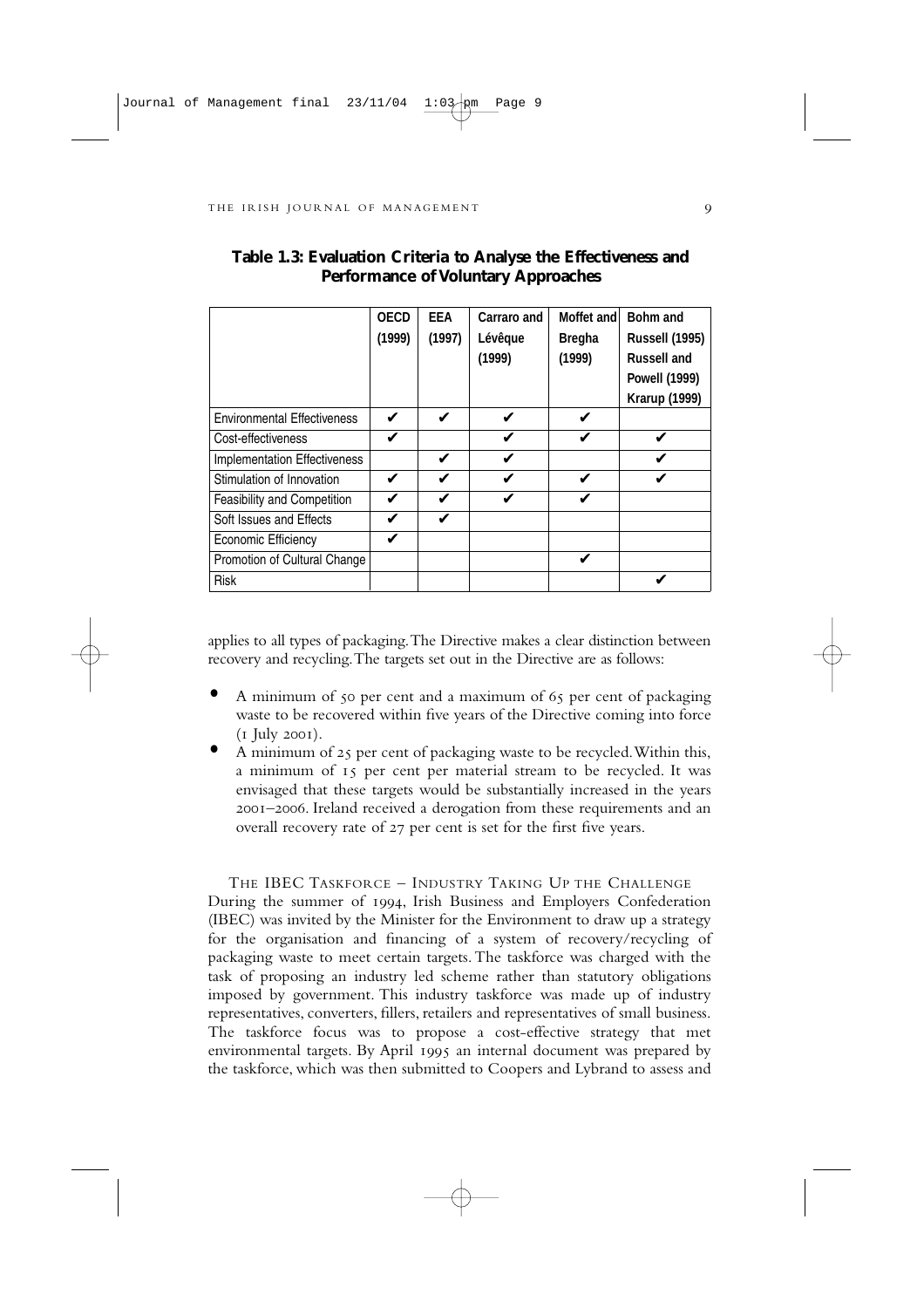**Table 1.3: Evaluation Criteria to Analyse the Effectiveness and Performance of Voluntary Approaches**

| | OECD (1999) | EEA (1997) | Carraro and Lévêque (1999) | Moffet and Bregha (1999) | Bohm and Russell (1995) Russell and Powell (1999) Krarup (1999) |
|---|---|---|---|---|---|
| Environmental Effectiveness | ✔ | ✔ | ✔ | ✔ | |
| Cost-effectiveness | ✔ | | ✔ | ✔ | ✔ |
| Implementation Effectiveness | | ✔ | ✔ | | ✔ |
| Stimulation of Innovation | ✔ | ✔ | ✔ | ✔ | ✔ |
| Feasibility and Competition | ✔ | ✔ | ✔ | ✔ | |
| Soft Issues and Effects | ✔ | ✔ | | | |
| Economic Efficiency | ✔ | | | | |
| Promotion of Cultural Change | | | | ✔ | |
| Risk | | | | | ✔ |

applies to all types of packaging. The Directive makes a clear distinction between recovery and recycling. The targets set out in the Directive are as follows:

- A minimum of 50 per cent and a maximum of 65 per cent of packaging waste to be recovered within five years of the Directive coming into force (1 July 2001).
- A minimum of 25 per cent of packaging waste to be recycled. Within this, a minimum of 15 per cent per material stream to be recycled. It was envisaged that these targets would be substantially increased in the years 2001–2006. Ireland received a derogation from these requirements and an overall recovery rate of 27 per cent is set for the first five years.

### The IBEC Taskforce – Industry Taking Up the Challenge

During the summer of 1994, Irish Business and Employers Confederation (IBEC) was invited by the Minister for the Environment to draw up a strategy for the organisation and financing of a system of recovery/recycling of packaging waste to meet certain targets. The taskforce was charged with the task of proposing an industry led scheme rather than statutory obligations imposed by government. This industry taskforce was made up of industry representatives, converters, fillers, retailers and representatives of small business. The taskforce focus was to propose a cost-effective strategy that met environmental targets. By April 1995 an internal document was prepared by the taskforce, which was then submitted to Coopers and Lybrand to assess and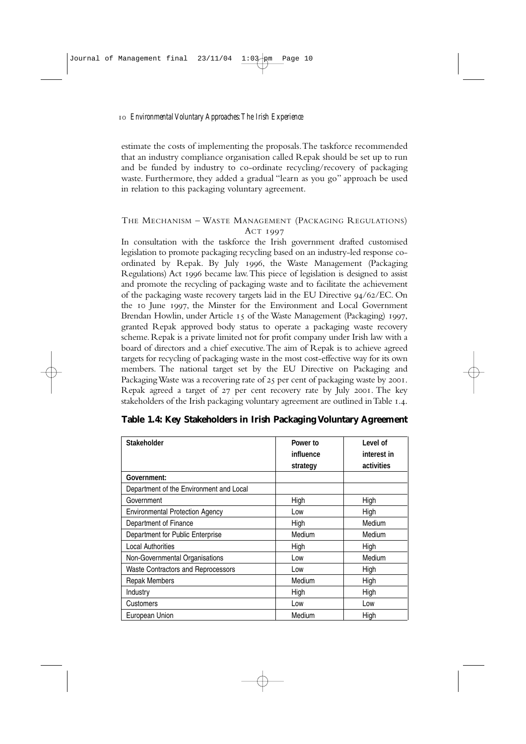estimate the costs of implementing the proposals. The taskforce recommended that an industry compliance organisation called Repak should be set up to run and be funded by industry to co-ordinate recycling/recovery of packaging waste. Furthermore, they added a gradual "learn as you go" approach be used in relation to this packaging voluntary agreement.

### The Mechanism – Waste Management (Packaging Regulations) Act 1997

In consultation with the taskforce the Irish government drafted customised legislation to promote packaging recycling based on an industry-led response co-ordinated by Repak. By July 1996, the Waste Management (Packaging Regulations) Act 1996 became law. This piece of legislation is designed to assist and promote the recycling of packaging waste and to facilitate the achievement of the packaging waste recovery targets laid in the EU Directive 94/62/EC. On the 10 June 1997, the Minster for the Environment and Local Government Brendan Howlin, under Article 15 of the Waste Management (Packaging) 1997, granted Repak approved body status to operate a packaging waste recovery scheme. Repak is a private limited not for profit company under Irish law with a board of directors and a chief executive. The aim of Repak is to achieve agreed targets for recycling of packaging waste in the most cost-effective way for its own members. The national target set by the EU Directive on Packaging and Packaging Waste was a recovering rate of 25 per cent of packaging waste by 2001. Repak agreed a target of 27 per cent recovery rate by July 2001. The key stakeholders of the Irish packaging voluntary agreement are outlined in Table 1.4.

**Table 1.4: Key Stakeholders in Irish Packaging Voluntary Agreement**

| Stakeholder | Power to influence strategy | Level of interest in activities |
|---|---|---|
| **Government:** | | |
| Department of the Environment and Local Government | High | High |
| Environmental Protection Agency | Low | High |
| Department of Finance | High | Medium |
| Department for Public Enterprise | Medium | Medium |
| Local Authorities | High | High |
| Non-Governmental Organisations | Low | Medium |
| Waste Contractors and Reprocessors | Low | High |
| Repak Members | Medium | High |
| Industry | High | High |
| Customers | Low | Low |
| European Union | Medium | High |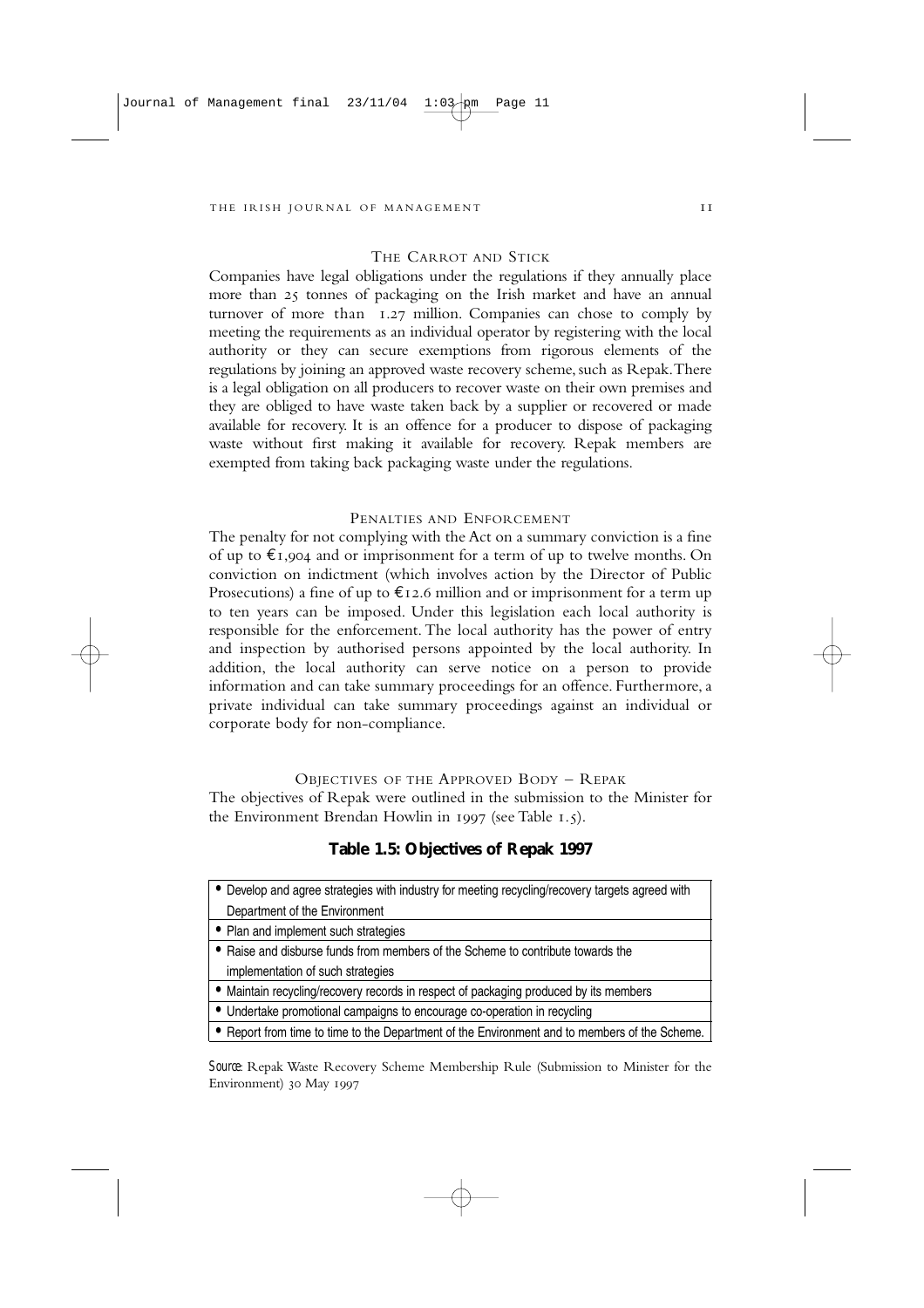### The Carrot and Stick

Companies have legal obligations under the regulations if they annually place more than 25 tonnes of packaging on the Irish market and have an annual turnover of more than 1.27 million. Companies can chose to comply by meeting the requirements as an individual operator by registering with the local authority or they can secure exemptions from rigorous elements of the regulations by joining an approved waste recovery scheme, such as Repak. There is a legal obligation on all producers to recover waste on their own premises and they are obliged to have waste taken back by a supplier or recovered or made available for recovery. It is an offence for a producer to dispose of packaging waste without first making it available for recovery. Repak members are exempted from taking back packaging waste under the regulations.

### Penalties and Enforcement

The penalty for not complying with the Act on a summary conviction is a fine of up to €1,904 and or imprisonment for a term of up to twelve months. On conviction on indictment (which involves action by the Director of Public Prosecutions) a fine of up to €12.6 million and or imprisonment for a term up to ten years can be imposed. Under this legislation each local authority is responsible for the enforcement. The local authority has the power of entry and inspection by authorised persons appointed by the local authority. In addition, the local authority can serve notice on a person to provide information and can take summary proceedings for an offence. Furthermore, a private individual can take summary proceedings against an individual or corporate body for non-compliance.

### Objectives of the Approved Body – Repak

The objectives of Repak were outlined in the submission to the Minister for the Environment Brendan Howlin in 1997 (see Table 1.5).

**Table 1.5: Objectives of Repak 1997**

| |
|---|
| • Develop and agree strategies with industry for meeting recycling/recovery targets agreed with Department of the Environment |
| • Plan and implement such strategies |
| • Raise and disburse funds from members of the Scheme to contribute towards the implementation of such strategies |
| • Maintain recycling/recovery records in respect of packaging produced by its members |
| • Undertake promotional campaigns to encourage co-operation in recycling |
| • Report from time to time to the Department of the Environment and to members of the Scheme. |

*Source:* Repak Waste Recovery Scheme Membership Rule (Submission to Minister for the Environment) 30 May 1997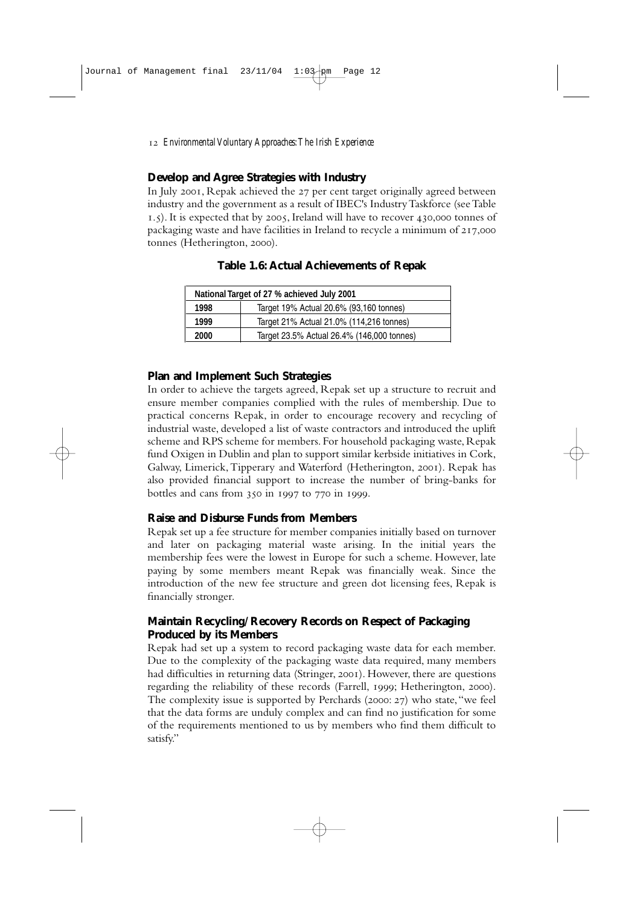### Develop and Agree Strategies with Industry

In July 2001, Repak achieved the 27 per cent target originally agreed between industry and the government as a result of IBEC's Industry Taskforce (see Table 1.5). It is expected that by 2005, Ireland will have to recover 430,000 tonnes of packaging waste and have facilities in Ireland to recycle a minimum of 217,000 tonnes (Hetherington, 2000).

**Table 1.6: Actual Achievements of Repak**

| National Target of 27 % achieved July 2001 | |
|---|---|
| 1998 | Target 19% Actual 20.6% (93,160 tonnes) |
| 1999 | Target 21% Actual 21.0% (114,216 tonnes) |
| 2000 | Target 23.5% Actual 26.4% (146,000 tonnes) |

### Plan and Implement Such Strategies

In order to achieve the targets agreed, Repak set up a structure to recruit and ensure member companies complied with the rules of membership. Due to practical concerns Repak, in order to encourage recovery and recycling of industrial waste, developed a list of waste contractors and introduced the uplift scheme and RPS scheme for members. For household packaging waste, Repak fund Oxigen in Dublin and plan to support similar kerbside initiatives in Cork, Galway, Limerick, Tipperary and Waterford (Hetherington, 2001). Repak has also provided financial support to increase the number of bring-banks for bottles and cans from 350 in 1997 to 770 in 1999.

### Raise and Disburse Funds from Members

Repak set up a fee structure for member companies initially based on turnover and later on packaging material waste arising. In the initial years the membership fees were the lowest in Europe for such a scheme. However, late paying by some members meant Repak was financially weak. Since the introduction of the new fee structure and green dot licensing fees, Repak is financially stronger.

### Maintain Recycling/Recovery Records on Respect of Packaging Produced by its Members

Repak had set up a system to record packaging waste data for each member. Due to the complexity of the packaging waste data required, many members had difficulties in returning data (Stringer, 2001). However, there are questions regarding the reliability of these records (Farrell, 1999; Hetherington, 2000). The complexity issue is supported by Perchards (2000: 27) who state, "we feel that the data forms are unduly complex and can find no justification for some of the requirements mentioned to us by members who find them difficult to satisfy."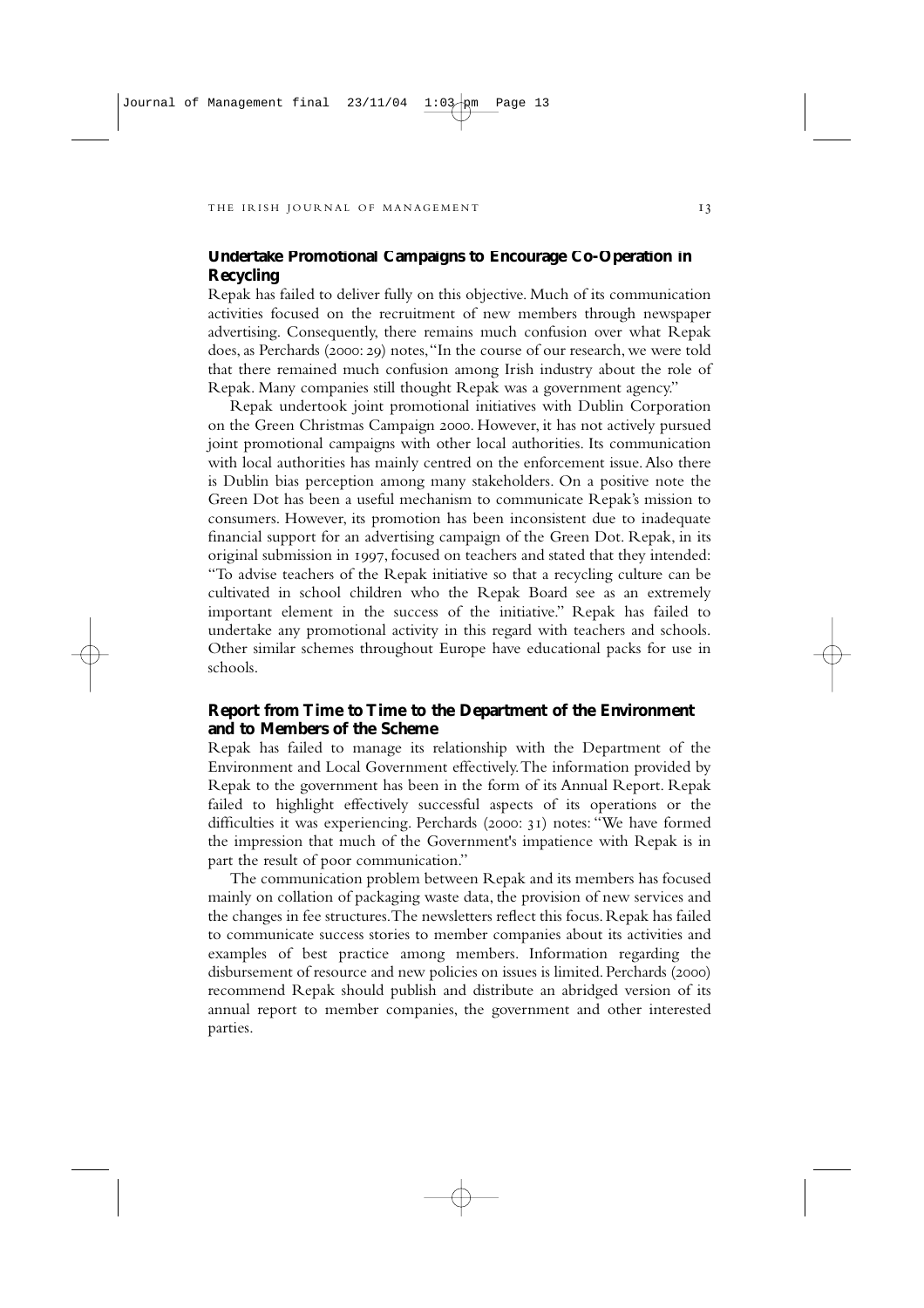### Undertake Promotional Campaigns to Encourage Co-Operation in Recycling

Repak has failed to deliver fully on this objective. Much of its communication activities focused on the recruitment of new members through newspaper advertising. Consequently, there remains much confusion over what Repak does, as Perchards (2000: 29) notes, "In the course of our research, we were told that there remained much confusion among Irish industry about the role of Repak. Many companies still thought Repak was a government agency."

Repak undertook joint promotional initiatives with Dublin Corporation on the Green Christmas Campaign 2000. However, it has not actively pursued joint promotional campaigns with other local authorities. Its communication with local authorities has mainly centred on the enforcement issue. Also there is Dublin bias perception among many stakeholders. On a positive note the Green Dot has been a useful mechanism to communicate Repak's mission to consumers. However, its promotion has been inconsistent due to inadequate financial support for an advertising campaign of the Green Dot. Repak, in its original submission in 1997, focused on teachers and stated that they intended: "To advise teachers of the Repak initiative so that a recycling culture can be cultivated in school children who the Repak Board see as an extremely important element in the success of the initiative." Repak has failed to undertake any promotional activity in this regard with teachers and schools. Other similar schemes throughout Europe have educational packs for use in schools.

### Report from Time to Time to the Department of the Environment and to Members of the Scheme

Repak has failed to manage its relationship with the Department of the Environment and Local Government effectively. The information provided by Repak to the government has been in the form of its Annual Report. Repak failed to highlight effectively successful aspects of its operations or the difficulties it was experiencing. Perchards (2000: 31) notes: "We have formed the impression that much of the Government's impatience with Repak is in part the result of poor communication."

The communication problem between Repak and its members has focused mainly on collation of packaging waste data, the provision of new services and the changes in fee structures. The newsletters reflect this focus. Repak has failed to communicate success stories to member companies about its activities and examples of best practice among members. Information regarding the disbursement of resource and new policies on issues is limited. Perchards (2000) recommend Repak should publish and distribute an abridged version of its annual report to member companies, the government and other interested parties.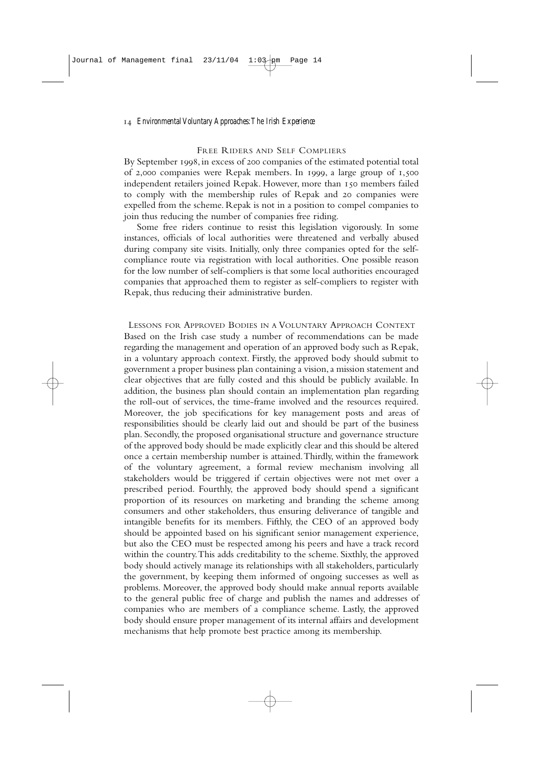## Free Riders and Self Compliers

By September 1998, in excess of 200 companies of the estimated potential total of 2,000 companies were Repak members. In 1999, a large group of 1,500 independent retailers joined Repak. However, more than 150 members failed to comply with the membership rules of Repak and 20 companies were expelled from the scheme. Repak is not in a position to compel companies to join thus reducing the number of companies free riding.

Some free riders continue to resist this legislation vigorously. In some instances, officials of local authorities were threatened and verbally abused during company site visits. Initially, only three companies opted for the self-compliance route via registration with local authorities. One possible reason for the low number of self-compliers is that some local authorities encouraged companies that approached them to register as self-compliers to register with Repak, thus reducing their administrative burden.

## Lessons for Approved Bodies in a Voluntary Approach Context

Based on the Irish case study a number of recommendations can be made regarding the management and operation of an approved body such as Repak, in a voluntary approach context. Firstly, the approved body should submit to government a proper business plan containing a vision, a mission statement and clear objectives that are fully costed and this should be publicly available. In addition, the business plan should contain an implementation plan regarding the roll-out of services, the time-frame involved and the resources required. Moreover, the job specifications for key management posts and areas of responsibilities should be clearly laid out and should be part of the business plan. Secondly, the proposed organisational structure and governance structure of the approved body should be made explicitly clear and this should be altered once a certain membership number is attained. Thirdly, within the framework of the voluntary agreement, a formal review mechanism involving all stakeholders would be triggered if certain objectives were not met over a prescribed period. Fourthly, the approved body should spend a significant proportion of its resources on marketing and branding the scheme among consumers and other stakeholders, thus ensuring deliverance of tangible and intangible benefits for its members. Fifthly, the CEO of an approved body should be appointed based on his significant senior management experience, but also the CEO must be respected among his peers and have a track record within the country. This adds creditability to the scheme. Sixthly, the approved body should actively manage its relationships with all stakeholders, particularly the government, by keeping them informed of ongoing successes as well as problems. Moreover, the approved body should make annual reports available to the general public free of charge and publish the names and addresses of companies who are members of a compliance scheme. Lastly, the approved body should ensure proper management of its internal affairs and development mechanisms that help promote best practice among its membership.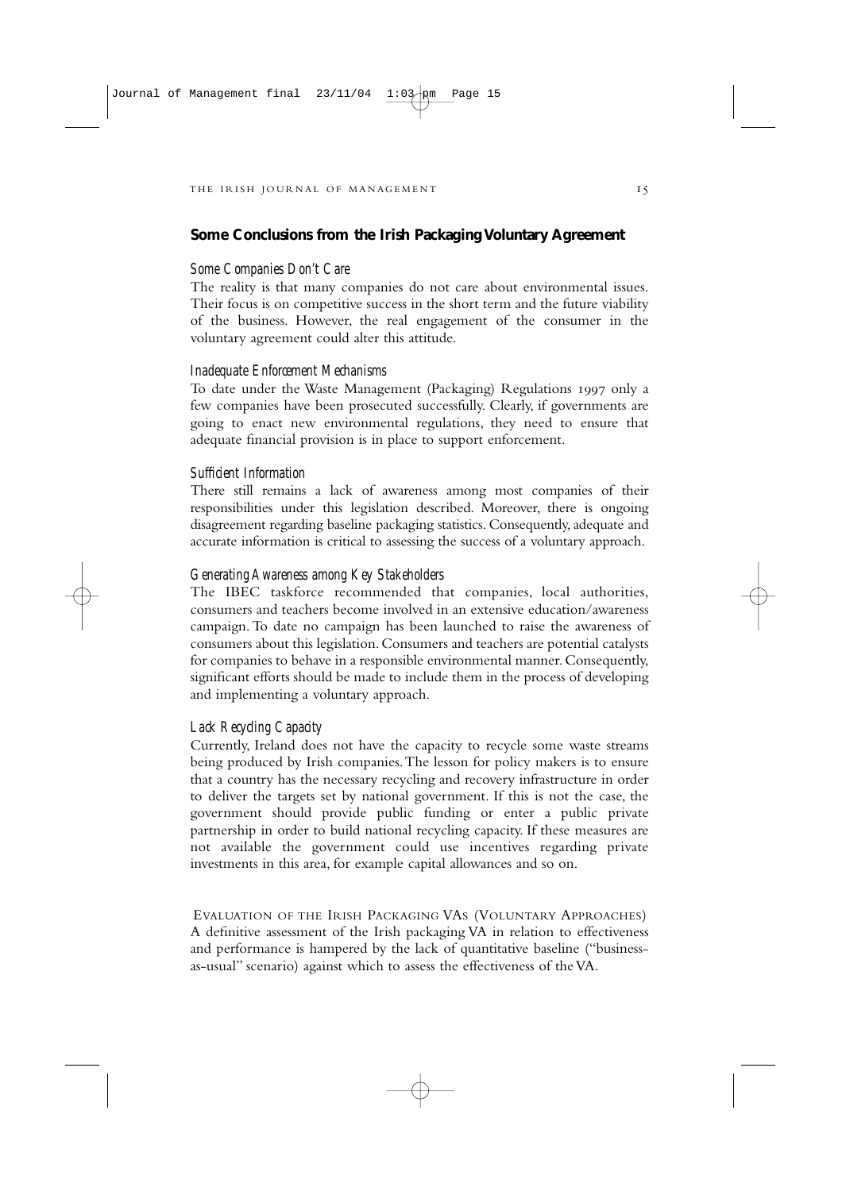## Some Conclusions from the Irish Packaging Voluntary Agreement

### *Some Companies Don't Care*

The reality is that many companies do not care about environmental issues. Their focus is on competitive success in the short term and the future viability of the business. However, the real engagement of the consumer in the voluntary agreement could alter this attitude.

### *Inadequate Enforcement Mechanisms*

To date under the Waste Management (Packaging) Regulations 1997 only a few companies have been prosecuted successfully. Clearly, if governments are going to enact new environmental regulations, they need to ensure that adequate financial provision is in place to support enforcement.

### *Sufficient Information*

There still remains a lack of awareness among most companies of their responsibilities under this legislation described. Moreover, there is ongoing disagreement regarding baseline packaging statistics. Consequently, adequate and accurate information is critical to assessing the success of a voluntary approach.

### *Generating Awareness among Key Stakeholders*

The IBEC taskforce recommended that companies, local authorities, consumers and teachers become involved in an extensive education/awareness campaign. To date no campaign has been launched to raise the awareness of consumers about this legislation. Consumers and teachers are potential catalysts for companies to behave in a responsible environmental manner. Consequently, significant efforts should be made to include them in the process of developing and implementing a voluntary approach.

### *Lack Recycling Capacity*

Currently, Ireland does not have the capacity to recycle some waste streams being produced by Irish companies. The lesson for policy makers is to ensure that a country has the necessary recycling and recovery infrastructure in order to deliver the targets set by national government. If this is not the case, the government should provide public funding or enter a public private partnership in order to build national recycling capacity. If these measures are not available the government could use incentives regarding private investments in this area, for example capital allowances and so on.

## Evaluation of the Irish Packaging VAs (Voluntary Approaches)

A definitive assessment of the Irish packaging VA in relation to effectiveness and performance is hampered by the lack of quantitative baseline ("business-as-usual" scenario) against which to assess the effectiveness of the VA.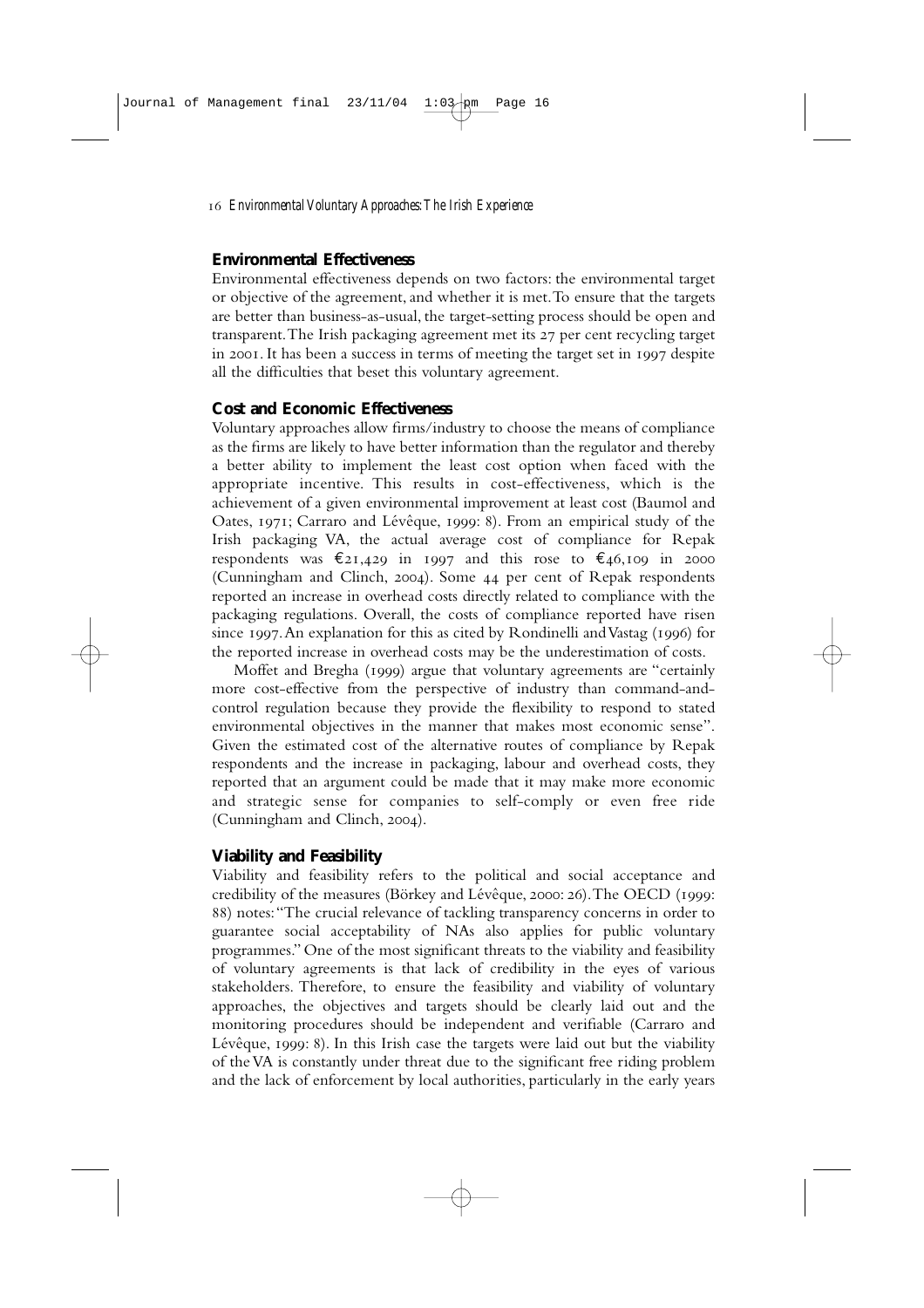## Environmental Effectiveness

Environmental effectiveness depends on two factors: the environmental target or objective of the agreement, and whether it is met. To ensure that the targets are better than business-as-usual, the target-setting process should be open and transparent. The Irish packaging agreement met its 27 per cent recycling target in 2001. It has been a success in terms of meeting the target set in 1997 despite all the difficulties that beset this voluntary agreement.

## Cost and Economic Effectiveness

Voluntary approaches allow firms/industry to choose the means of compliance as the firms are likely to have better information than the regulator and thereby a better ability to implement the least cost option when faced with the appropriate incentive. This results in cost-effectiveness, which is the achievement of a given environmental improvement at least cost (Baumol and Oates, 1971; Carraro and Lévêque, 1999: 8). From an empirical study of the Irish packaging VA, the actual average cost of compliance for Repak respondents was €21,429 in 1997 and this rose to €46,109 in 2000 (Cunningham and Clinch, 2004). Some 44 per cent of Repak respondents reported an increase in overhead costs directly related to compliance with the packaging regulations. Overall, the costs of compliance reported have risen since 1997. An explanation for this as cited by Rondinelli and Vastag (1996) for the reported increase in overhead costs may be the underestimation of costs.

Moffet and Bregha (1999) argue that voluntary agreements are "certainly more cost-effective from the perspective of industry than command-and-control regulation because they provide the flexibility to respond to stated environmental objectives in the manner that makes most economic sense". Given the estimated cost of the alternative routes of compliance by Repak respondents and the increase in packaging, labour and overhead costs, they reported that an argument could be made that it may make more economic and strategic sense for companies to self-comply or even free ride (Cunningham and Clinch, 2004).

## Viability and Feasibility

Viability and feasibility refers to the political and social acceptance and credibility of the measures (Börkey and Lévêque, 2000: 26). The OECD (1999: 88) notes: "The crucial relevance of tackling transparency concerns in order to guarantee social acceptability of NAs also applies for public voluntary programmes." One of the most significant threats to the viability and feasibility of voluntary agreements is that lack of credibility in the eyes of various stakeholders. Therefore, to ensure the feasibility and viability of voluntary approaches, the objectives and targets should be clearly laid out and the monitoring procedures should be independent and verifiable (Carraro and Lévêque, 1999: 8). In this Irish case the targets were laid out but the viability of the VA is constantly under threat due to the significant free riding problem and the lack of enforcement by local authorities, particularly in the early years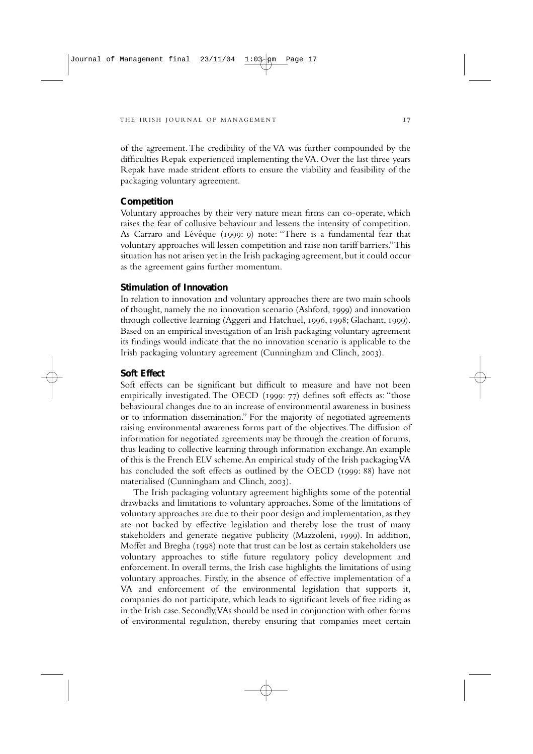of the agreement. The credibility of the VA was further compounded by the difficulties Repak experienced implementing the VA. Over the last three years Repak have made strident efforts to ensure the viability and feasibility of the packaging voluntary agreement.

### Competition

Voluntary approaches by their very nature mean firms can co-operate, which raises the fear of collusive behaviour and lessens the intensity of competition. As Carraro and Lévêque (1999: 9) note: "There is a fundamental fear that voluntary approaches will lessen competition and raise non tariff barriers." This situation has not arisen yet in the Irish packaging agreement, but it could occur as the agreement gains further momentum.

### Stimulation of Innovation

In relation to innovation and voluntary approaches there are two main schools of thought, namely the no innovation scenario (Ashford, 1999) and innovation through collective learning (Aggeri and Hatchuel, 1996, 1998; Glachant, 1999). Based on an empirical investigation of an Irish packaging voluntary agreement its findings would indicate that the no innovation scenario is applicable to the Irish packaging voluntary agreement (Cunningham and Clinch, 2003).

### Soft Effect

Soft effects can be significant but difficult to measure and have not been empirically investigated. The OECD (1999: 77) defines soft effects as: "those behavioural changes due to an increase of environmental awareness in business or to information dissemination." For the majority of negotiated agreements raising environmental awareness forms part of the objectives. The diffusion of information for negotiated agreements may be through the creation of forums, thus leading to collective learning through information exchange. An example of this is the French ELV scheme. An empirical study of the Irish packaging VA has concluded the soft effects as outlined by the OECD (1999: 88) have not materialised (Cunningham and Clinch, 2003).

The Irish packaging voluntary agreement highlights some of the potential drawbacks and limitations to voluntary approaches. Some of the limitations of voluntary approaches are due to their poor design and implementation, as they are not backed by effective legislation and thereby lose the trust of many stakeholders and generate negative publicity (Mazzoleni, 1999). In addition, Moffet and Bregha (1998) note that trust can be lost as certain stakeholders use voluntary approaches to stifle future regulatory policy development and enforcement. In overall terms, the Irish case highlights the limitations of using voluntary approaches. Firstly, in the absence of effective implementation of a VA and enforcement of the environmental legislation that supports it, companies do not participate, which leads to significant levels of free riding as in the Irish case. Secondly, VAs should be used in conjunction with other forms of environmental regulation, thereby ensuring that companies meet certain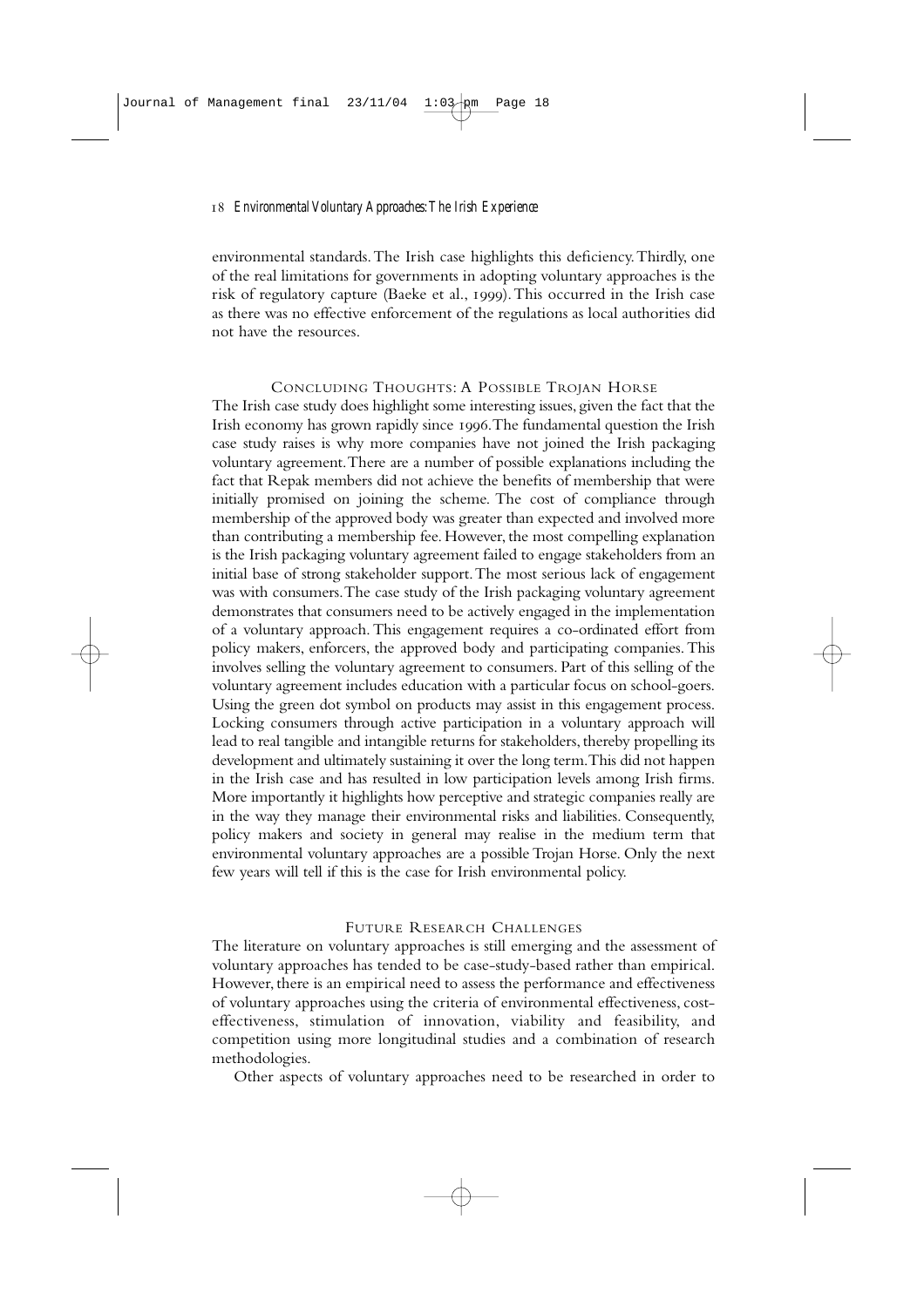environmental standards. The Irish case highlights this deficiency. Thirdly, one of the real limitations for governments in adopting voluntary approaches is the risk of regulatory capture (Baeke et al., 1999). This occurred in the Irish case as there was no effective enforcement of the regulations as local authorities did not have the resources.

## Concluding Thoughts: A Possible Trojan Horse

The Irish case study does highlight some interesting issues, given the fact that the Irish economy has grown rapidly since 1996. The fundamental question the Irish case study raises is why more companies have not joined the Irish packaging voluntary agreement. There are a number of possible explanations including the fact that Repak members did not achieve the benefits of membership that were initially promised on joining the scheme. The cost of compliance through membership of the approved body was greater than expected and involved more than contributing a membership fee. However, the most compelling explanation is the Irish packaging voluntary agreement failed to engage stakeholders from an initial base of strong stakeholder support. The most serious lack of engagement was with consumers. The case study of the Irish packaging voluntary agreement demonstrates that consumers need to be actively engaged in the implementation of a voluntary approach. This engagement requires a co-ordinated effort from policy makers, enforcers, the approved body and participating companies. This involves selling the voluntary agreement to consumers. Part of this selling of the voluntary agreement includes education with a particular focus on school-goers. Using the green dot symbol on products may assist in this engagement process. Locking consumers through active participation in a voluntary approach will lead to real tangible and intangible returns for stakeholders, thereby propelling its development and ultimately sustaining it over the long term. This did not happen in the Irish case and has resulted in low participation levels among Irish firms. More importantly it highlights how perceptive and strategic companies really are in the way they manage their environmental risks and liabilities. Consequently, policy makers and society in general may realise in the medium term that environmental voluntary approaches are a possible Trojan Horse. Only the next few years will tell if this is the case for Irish environmental policy.

## Future Research Challenges

The literature on voluntary approaches is still emerging and the assessment of voluntary approaches has tended to be case-study-based rather than empirical. However, there is an empirical need to assess the performance and effectiveness of voluntary approaches using the criteria of environmental effectiveness, cost-effectiveness, stimulation of innovation, viability and feasibility, and competition using more longitudinal studies and a combination of research methodologies.

Other aspects of voluntary approaches need to be researched in order to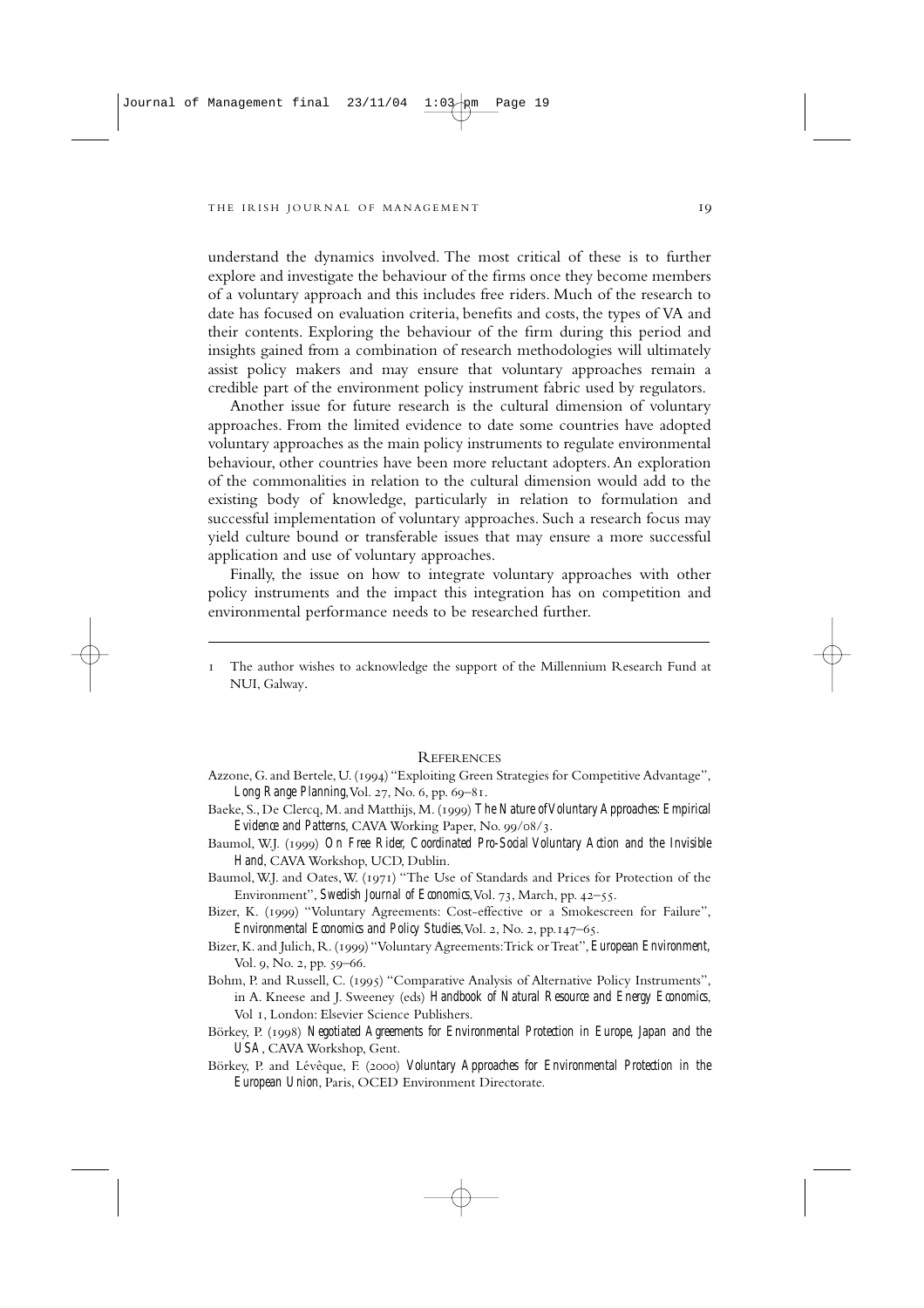understand the dynamics involved. The most critical of these is to further explore and investigate the behaviour of the firms once they become members of a voluntary approach and this includes free riders. Much of the research to date has focused on evaluation criteria, benefits and costs, the types of VA and their contents. Exploring the behaviour of the firm during this period and insights gained from a combination of research methodologies will ultimately assist policy makers and may ensure that voluntary approaches remain a credible part of the environment policy instrument fabric used by regulators.

Another issue for future research is the cultural dimension of voluntary approaches. From the limited evidence to date some countries have adopted voluntary approaches as the main policy instruments to regulate environmental behaviour, other countries have been more reluctant adopters. An exploration of the commonalities in relation to the cultural dimension would add to the existing body of knowledge, particularly in relation to formulation and successful implementation of voluntary approaches. Such a research focus may yield culture bound or transferable issues that may ensure a more successful application and use of voluntary approaches.

Finally, the issue on how to integrate voluntary approaches with other policy instruments and the impact this integration has on competition and environmental performance needs to be researched further.

---

1 The author wishes to acknowledge the support of the Millennium Research Fund at NUI, Galway.

## References

Azzone, G. and Bertele, U. (1994) "Exploiting Green Strategies for Competitive Advantage", *Long Range Planning*, Vol. 27, No. 6, pp. 69–81.

Baeke, S., De Clercq, M. and Matthijs, M. (1999) *The Nature of Voluntary Approaches: Empirical Evidence and Patterns*, CAVA Working Paper, No. 99/08/3.

Baumol, W.J. (1999) *On Free Rider, Coordinated Pro-Social Voluntary Action and the Invisible Hand*, CAVA Workshop, UCD, Dublin.

Baumol, W.J. and Oates, W. (1971) "The Use of Standards and Prices for Protection of the Environment", *Swedish Journal of Economics*, Vol. 73, March, pp. 42–55.

Bizer, K. (1999) "Voluntary Agreements: Cost-effective or a Smokescreen for Failure", *Environmental Economics and Policy Studies*, Vol. 2, No. 2, pp.147–65.

Bizer, K. and Julich, R. (1999) "Voluntary Agreements: Trick or Treat", *European Environment*, Vol. 9, No. 2, pp. 59–66.

Bohm, P. and Russell, C. (1995) "Comparative Analysis of Alternative Policy Instruments", in A. Kneese and J. Sweeney (eds) *Handbook of Natural Resource and Energy Economics*, Vol 1, London: Elsevier Science Publishers.

Börkey, P. (1998) *Negotiated Agreements for Environmental Protection in Europe, Japan and the USA*, CAVA Workshop, Gent.

Börkey, P. and Lévêque, F. (2000) *Voluntary Approaches for Environmental Protection in the European Union*, Paris, OCED Environment Directorate.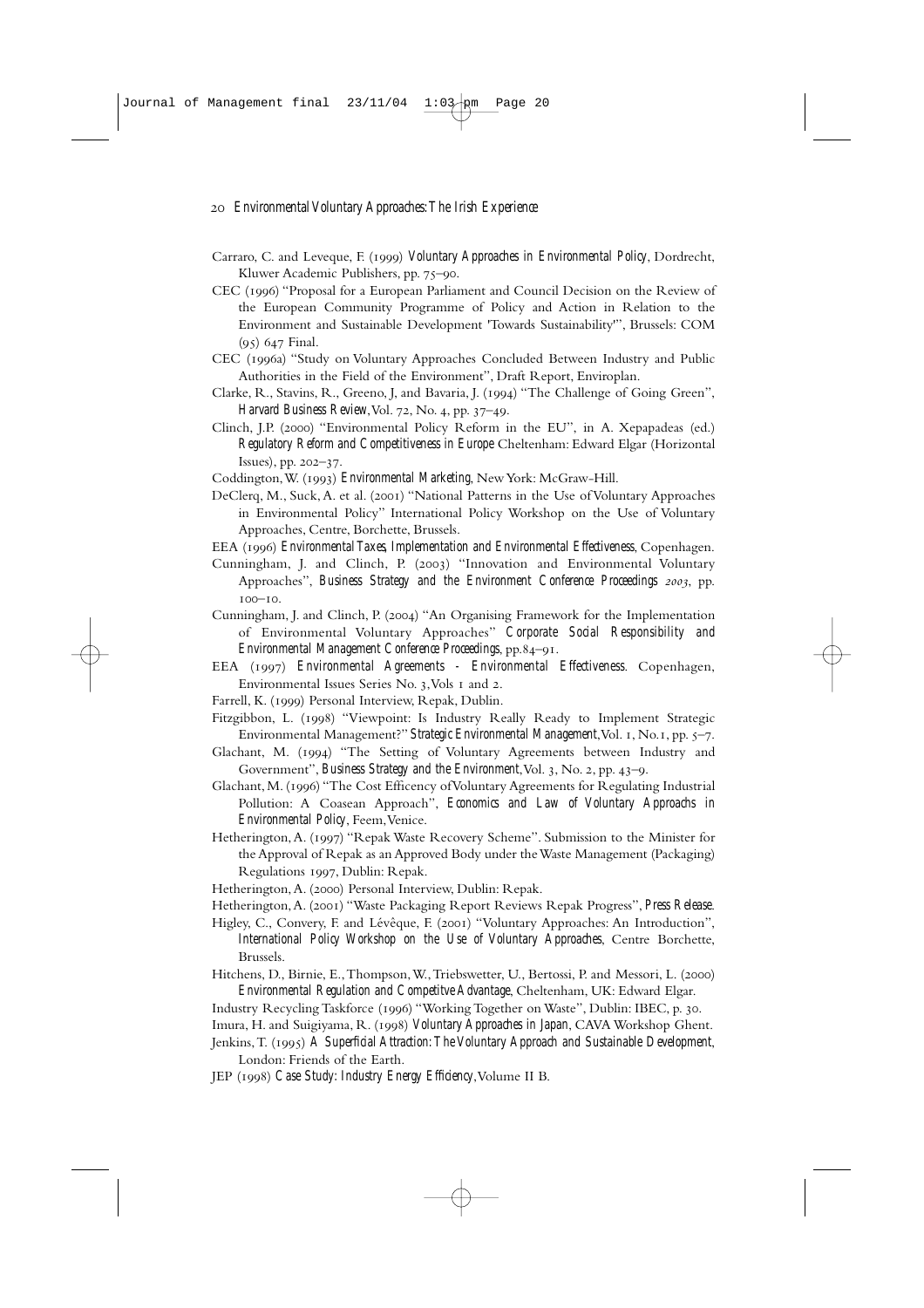Carraro, C. and Leveque, F. (1999) *Voluntary Approaches in Environmental Policy*, Dordrecht, Kluwer Academic Publishers, pp. 75–90.

CEC (1996) "Proposal for a European Parliament and Council Decision on the Review of the European Community Programme of Policy and Action in Relation to the Environment and Sustainable Development 'Towards Sustainability'", Brussels: COM (95) 647 Final.

CEC (1996a) "Study on Voluntary Approaches Concluded Between Industry and Public Authorities in the Field of the Environment", Draft Report, Enviroplan.

Clarke, R., Stavins, R., Greeno, J, and Bavaria, J. (1994) "The Challenge of Going Green", *Harvard Business Review*, Vol. 72, No. 4, pp. 37–49.

Clinch, J.P. (2000) "Environmental Policy Reform in the EU", in A. Xepapadeas (ed.) *Regulatory Reform and Competitiveness in Europe* Cheltenham: Edward Elgar (Horizontal Issues), pp. 202–37.

Coddington, W. (1993) *Environmental Marketing*, New York: McGraw-Hill.

DeClerq, M., Suck, A. et al. (2001) "National Patterns in the Use of Voluntary Approaches in Environmental Policy" International Policy Workshop on the Use of Voluntary Approaches, Centre, Borchette, Brussels.

EEA (1996) *Environmental Taxes, Implementation and Environmental Effectiveness*, Copenhagen.

Cunningham, J. and Clinch, P. (2003) "Innovation and Environmental Voluntary Approaches", *Business Strategy and the Environment Conference Proceedings 2003*, pp. 100–10.

Cunningham, J. and Clinch, P. (2004) "An Organising Framework for the Implementation of Environmental Voluntary Approaches" *Corporate Social Responsibility and Environmental Management Conference Proceedings*, pp.84–91.

EEA (1997) *Environmental Agreements - Environmental Effectiveness*. Copenhagen, Environmental Issues Series No. 3, Vols 1 and 2.

Farrell, K. (1999) Personal Interview, Repak, Dublin.

Fitzgibbon, L. (1998) "Viewpoint: Is Industry Really Ready to Implement Strategic Environmental Management?" *Strategic Environmental Management*, Vol. 1, No.1, pp. 5–7.

Glachant, M. (1994) "The Setting of Voluntary Agreements between Industry and Government", *Business Strategy and the Environment*, Vol. 3, No. 2, pp. 43–9.

Glachant, M. (1996) "The Cost Efficency of Voluntary Agreements for Regulating Industrial Pollution: A Coasean Approach", *Economics and Law of Voluntary Approachs in Environmental Policy*, Feem, Venice.

Hetherington, A. (1997) "Repak Waste Recovery Scheme". Submission to the Minister for the Approval of Repak as an Approved Body under the Waste Management (Packaging) Regulations 1997, Dublin: Repak.

Hetherington, A. (2000) Personal Interview, Dublin: Repak.

Hetherington, A. (2001) "Waste Packaging Report Reviews Repak Progress", *Press Release*.

Higley, C., Convery, F. and Lévêque, F. (2001) "Voluntary Approaches: An Introduction", *International Policy Workshop on the Use of Voluntary Approaches*, Centre Borchette, Brussels.

Hitchens, D., Birnie, E., Thompson, W., Triebswetter, U., Bertossi, P. and Messori, L. (2000) *Environmental Regulation and Competitve Advantage*, Cheltenham, UK: Edward Elgar.

Industry Recycling Taskforce (1996) "Working Together on Waste", Dublin: IBEC, p. 30.

Imura, H. and Suigiyama, R. (1998) *Voluntary Approaches in Japan*, CAVA Workshop Ghent.

Jenkins, T. (1995) *A Superficial Attraction: The Voluntary Approach and Sustainable Development*, London: Friends of the Earth.

JEP (1998) *Case Study: Industry Energy Efficiency*, Volume II B.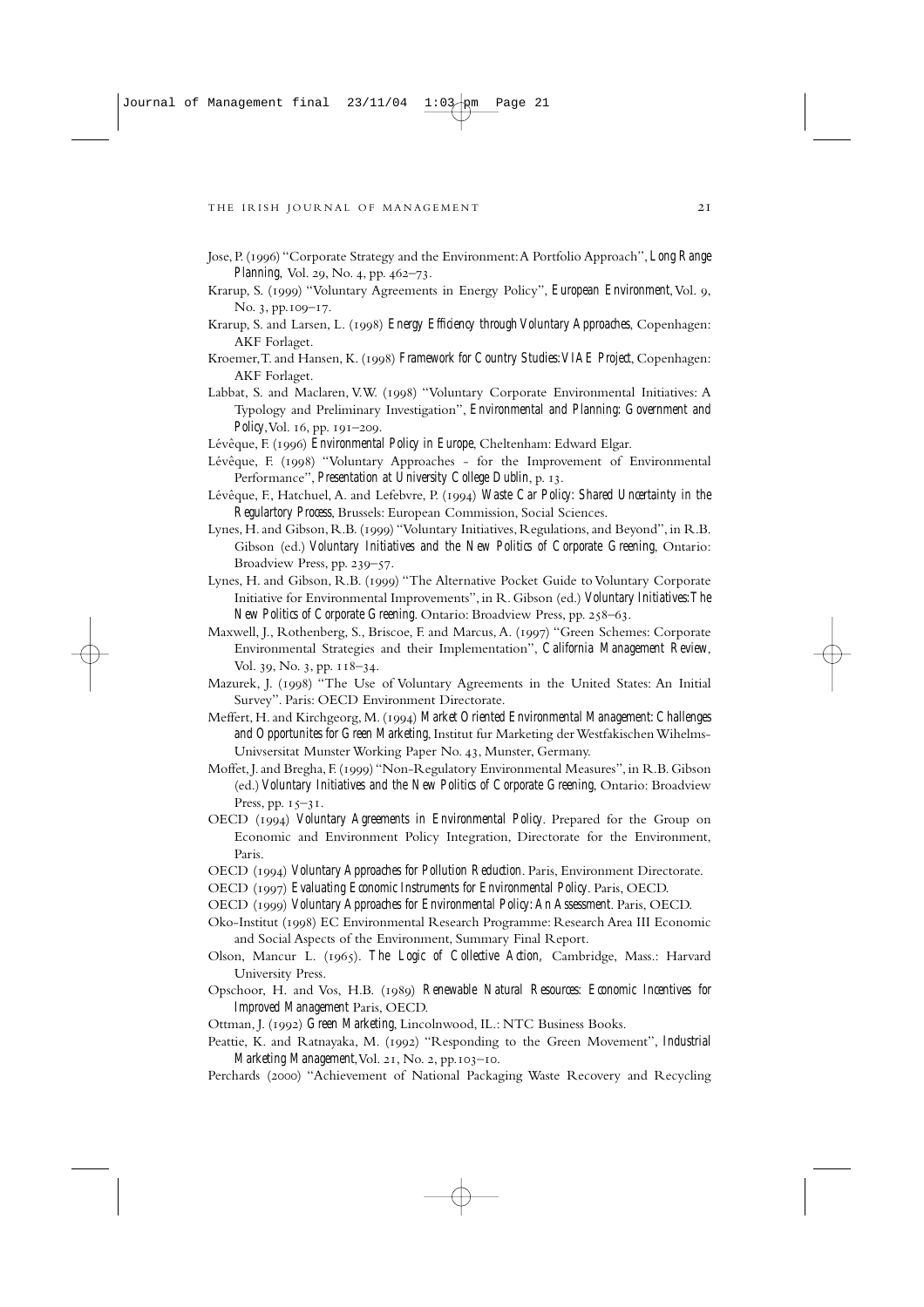Jose, P. (1996) "Corporate Strategy and the Environment: A Portfolio Approach", *Long Range Planning*, Vol. 29, No. 4, pp. 462–73.

Krarup, S. (1999) "Voluntary Agreements in Energy Policy", *European Environment*, Vol. 9, No. 3, pp. 109–17.

Krarup, S. and Larsen, L. (1998) *Energy Efficiency through Voluntary Approaches*, Copenhagen: AKF Forlaget.

Kroemer, T. and Hansen, K. (1998) *Framework for Country Studies: VIAE Project*, Copenhagen: AKF Forlaget.

Labbat, S. and Maclaren, V.W. (1998) "Voluntary Corporate Environmental Initiatives: A Typology and Preliminary Investigation", *Environmental and Planning: Government and Policy*, Vol. 16, pp. 191–209.

Lévêque, F. (1996) *Environmental Policy in Europe*, Cheltenham: Edward Elgar.

Lévêque, F. (1998) "Voluntary Approaches - for the Improvement of Environmental Performance", *Presentation at University College Dublin*, p. 13.

Lévêque, F., Hatchuel, A. and Lefebvre, P. (1994) *Waste Car Policy: Shared Uncertainty in the Regulartory Process*, Brussels: European Commission, Social Sciences.

Lynes, H. and Gibson, R.B. (1999) "Voluntary Initiatives, Regulations, and Beyond", in R.B. Gibson (ed.) *Voluntary Initiatives and the New Politics of Corporate Greening*, Ontario: Broadview Press, pp. 239–57.

Lynes, H. and Gibson, R.B. (1999) "The Alternative Pocket Guide to Voluntary Corporate Initiative for Environmental Improvements", in R. Gibson (ed.) *Voluntary Initiatives: The New Politics of Corporate Greening*. Ontario: Broadview Press, pp. 258–63.

Maxwell, J., Rothenberg, S., Briscoe, F. and Marcus, A. (1997) "Green Schemes: Corporate Environmental Strategies and their Implementation", *California Management Review*, Vol. 39, No. 3, pp. 118–34.

Mazurek, J. (1998) "The Use of Voluntary Agreements in the United States: An Initial Survey". Paris: OECD Environment Directorate.

Meffert, H. and Kirchgeorg, M. (1994) *Market Oriented Environmental Management: Challenges and Opportunites for Green Marketing*, Institut fur Marketing der Westfakischen Wihelms-Univsersitat Munster Working Paper No. 43, Munster, Germany.

Moffet, J. and Bregha, F. (1999) "Non-Regulatory Environmental Measures", in R.B. Gibson (ed.) *Voluntary Initiatives and the New Politics of Corporate Greening*, Ontario: Broadview Press, pp. 15–31.

OECD (1994) *Voluntary Agreements in Environmental Policy*. Prepared for the Group on Economic and Environment Policy Integration, Directorate for the Environment, Paris.

OECD (1994) *Voluntary Approaches for Pollution Reduction*. Paris, Environment Directorate.

OECD (1997) *Evaluating Economic Instruments for Environmental Policy*. Paris, OECD.

OECD (1999) *Voluntary Approaches for Environmental Policy: An Assessment*. Paris, OECD.

Oko-Institut (1998) EC Environmental Research Programme: Research Area III Economic and Social Aspects of the Environment, Summary Final Report.

Olson, Mancur L. (1965). *The Logic of Collective Action*, Cambridge, Mass.: Harvard University Press.

Opschoor, H. and Vos, H.B. (1989) *Renewable Natural Resources: Economic Incentives for Improved Management* Paris, OECD.

Ottman, J. (1992) *Green Marketing*, Lincolnwood, IL.: NTC Business Books.

Peattie, K. and Ratnayaka, M. (1992) "Responding to the Green Movement", *Industrial Marketing Management*, Vol. 21, No. 2, pp. 103–10.

Perchards (2000) "Achievement of National Packaging Waste Recovery and Recycling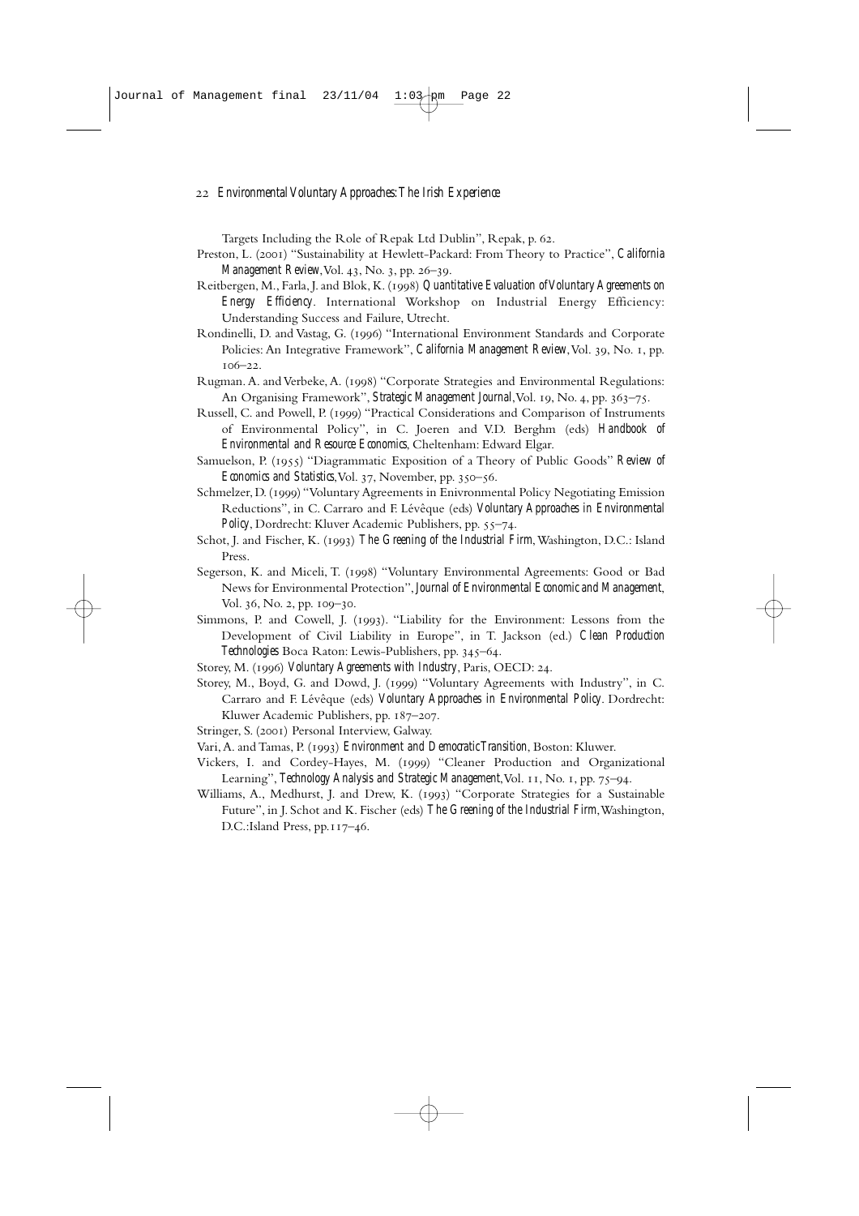Targets Including the Role of Repak Ltd Dublin", Repak, p. 62.

Preston, L. (2001) "Sustainability at Hewlett-Packard: From Theory to Practice", *California Management Review*, Vol. 43, No. 3, pp. 26–39.

Reitbergen, M., Farla, J. and Blok, K. (1998) *Quantitative Evaluation of Voluntary Agreements on Energy Efficiency*. International Workshop on Industrial Energy Efficiency: Understanding Success and Failure, Utrecht.

Rondinelli, D. and Vastag, G. (1996) "International Environment Standards and Corporate Policies: An Integrative Framework", *California Management Review*, Vol. 39, No. 1, pp. 106–22.

Rugman. A. and Verbeke, A. (1998) "Corporate Strategies and Environmental Regulations: An Organising Framework", *Strategic Management Journal*, Vol. 19, No. 4, pp. 363–75.

Russell, C. and Powell, P. (1999) "Practical Considerations and Comparison of Instruments of Environmental Policy", in C. Joeren and V.D. Berghm (eds) *Handbook of Environmental and Resource Economics*, Cheltenham: Edward Elgar.

Samuelson, P. (1955) "Diagrammatic Exposition of a Theory of Public Goods" *Review of Economics and Statistics*, Vol. 37, November, pp. 350–56.

Schmelzer, D. (1999) "Voluntary Agreements in Enivronmental Policy Negotiating Emission Reductions", in C. Carraro and F. Lévêque (eds) *Voluntary Approaches in Environmental Policy*, Dordrecht: Kluver Academic Publishers, pp. 55–74.

Schot, J. and Fischer, K. (1993) *The Greening of the Industrial Firm*, Washington, D.C.: Island Press.

Segerson, K. and Miceli, T. (1998) "Voluntary Environmental Agreements: Good or Bad News for Environmental Protection", *Journal of Environmental Economic and Management*, Vol. 36, No. 2, pp. 109–30.

Simmons, P. and Cowell, J. (1993). "Liability for the Environment: Lessons from the Development of Civil Liability in Europe", in T. Jackson (ed.) *Clean Production Technologies* Boca Raton: Lewis-Publishers, pp. 345–64.

Storey, M. (1996) *Voluntary Agreements with Industry*, Paris, OECD: 24.

Storey, M., Boyd, G. and Dowd, J. (1999) "Voluntary Agreements with Industry", in C. Carraro and F. Lévêque (eds) *Voluntary Approaches in Environmental Policy*. Dordrecht: Kluwer Academic Publishers, pp. 187–207.

Stringer, S. (2001) Personal Interview, Galway.

Vari, A. and Tamas, P. (1993) *Environment and Democratic Transition*, Boston: Kluwer.

Vickers, I. and Cordey-Hayes, M. (1999) "Cleaner Production and Organizational Learning", *Technology Analysis and Strategic Management*, Vol. 11, No. 1, pp. 75–94.

Williams, A., Medhurst, J. and Drew, K. (1993) "Corporate Strategies for a Sustainable Future", in J. Schot and K. Fischer (eds) *The Greening of the Industrial Firm*, Washington, D.C.:Island Press, pp.117–46.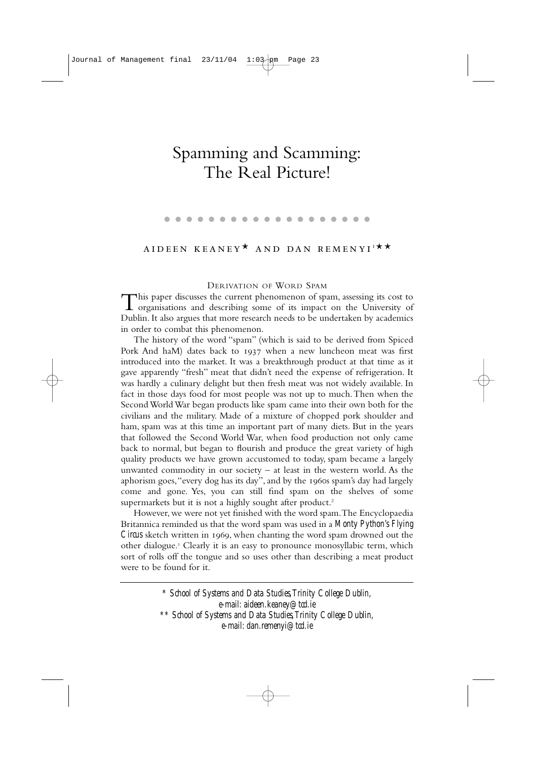# Spamming and Scamming: The Real Picture!

AIDEEN KEANEY* AND DAN REMENYI[1]**

## Derivation of Word Spam

This paper discusses the current phenomenon of spam, assessing its cost to organisations and describing some of its impact on the University of Dublin. It also argues that more research needs to be undertaken by academics in order to combat this phenomenon.

The history of the word "spam" (which is said to be derived from Spiced Pork And haM) dates back to 1937 when a new luncheon meat was first introduced into the market. It was a breakthrough product at that time as it gave apparently "fresh" meat that didn't need the expense of refrigeration. It was hardly a culinary delight but then fresh meat was not widely available. In fact in those days food for most people was not up to much. Then when the Second World War began products like spam came into their own both for the civilians and the military. Made of a mixture of chopped pork shoulder and ham, spam was at this time an important part of many diets. But in the years that followed the Second World War, when food production not only came back to normal, but began to flourish and produce the great variety of high quality products we have grown accustomed to today, spam became a largely unwanted commodity in our society – at least in the western world. As the aphorism goes, "every dog has its day", and by the 1960s spam's day had largely come and gone. Yes, you can still find spam on the shelves of some supermarkets but it is not a highly sought after product.[2]

However, we were not yet finished with the word spam. The Encyclopaedia Britannica reminded us that the word spam was used in a *Monty Python's Flying Circus* sketch written in 1969, when chanting the word spam drowned out the other dialogue.[3] Clearly it is an easy to pronounce monosyllabic term, which sort of rolls off the tongue and so uses other than describing a meat product were to be found for it.

---

\* *School of Systems and Data Studies, Trinity College Dublin, e-mail: aideen.keaney@tcd.ie*

\*\* *School of Systems and Data Studies, Trinity College Dublin, e-mail: dan.remenyi@tcd.ie*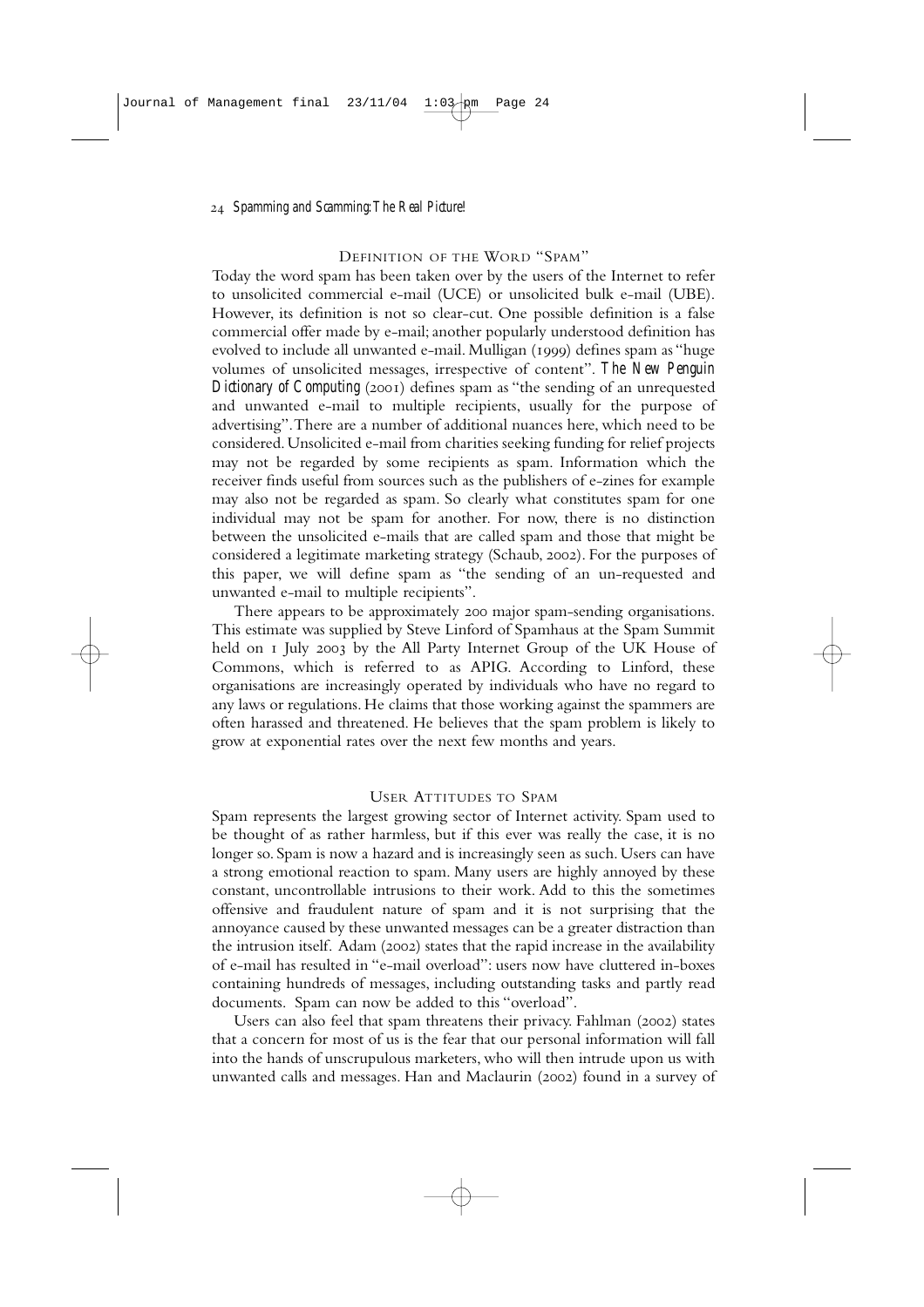## Definition of the Word "Spam"

Today the word spam has been taken over by the users of the Internet to refer to unsolicited commercial e-mail (UCE) or unsolicited bulk e-mail (UBE). However, its definition is not so clear-cut. One possible definition is a false commercial offer made by e-mail; another popularly understood definition has evolved to include all unwanted e-mail. Mulligan (1999) defines spam as "huge volumes of unsolicited messages, irrespective of content". *The New Penguin Dictionary of Computing* (2001) defines spam as "the sending of an unrequested and unwanted e-mail to multiple recipients, usually for the purpose of advertising". There are a number of additional nuances here, which need to be considered. Unsolicited e-mail from charities seeking funding for relief projects may not be regarded by some recipients as spam. Information which the receiver finds useful from sources such as the publishers of e-zines for example may also not be regarded as spam. So clearly what constitutes spam for one individual may not be spam for another. For now, there is no distinction between the unsolicited e-mails that are called spam and those that might be considered a legitimate marketing strategy (Schaub, 2002). For the purposes of this paper, we will define spam as "the sending of an un-requested and unwanted e-mail to multiple recipients".

There appears to be approximately 200 major spam-sending organisations. This estimate was supplied by Steve Linford of Spamhaus at the Spam Summit held on 1 July 2003 by the All Party Internet Group of the UK House of Commons, which is referred to as APIG. According to Linford, these organisations are increasingly operated by individuals who have no regard to any laws or regulations. He claims that those working against the spammers are often harassed and threatened. He believes that the spam problem is likely to grow at exponential rates over the next few months and years.

## User Attitudes to Spam

Spam represents the largest growing sector of Internet activity. Spam used to be thought of as rather harmless, but if this ever was really the case, it is no longer so. Spam is now a hazard and is increasingly seen as such. Users can have a strong emotional reaction to spam. Many users are highly annoyed by these constant, uncontrollable intrusions to their work. Add to this the sometimes offensive and fraudulent nature of spam and it is not surprising that the annoyance caused by these unwanted messages can be a greater distraction than the intrusion itself. Adam (2002) states that the rapid increase in the availability of e-mail has resulted in "e-mail overload": users now have cluttered in-boxes containing hundreds of messages, including outstanding tasks and partly read documents. Spam can now be added to this "overload".

Users can also feel that spam threatens their privacy. Fahlman (2002) states that a concern for most of us is the fear that our personal information will fall into the hands of unscrupulous marketers, who will then intrude upon us with unwanted calls and messages. Han and Maclaurin (2002) found in a survey of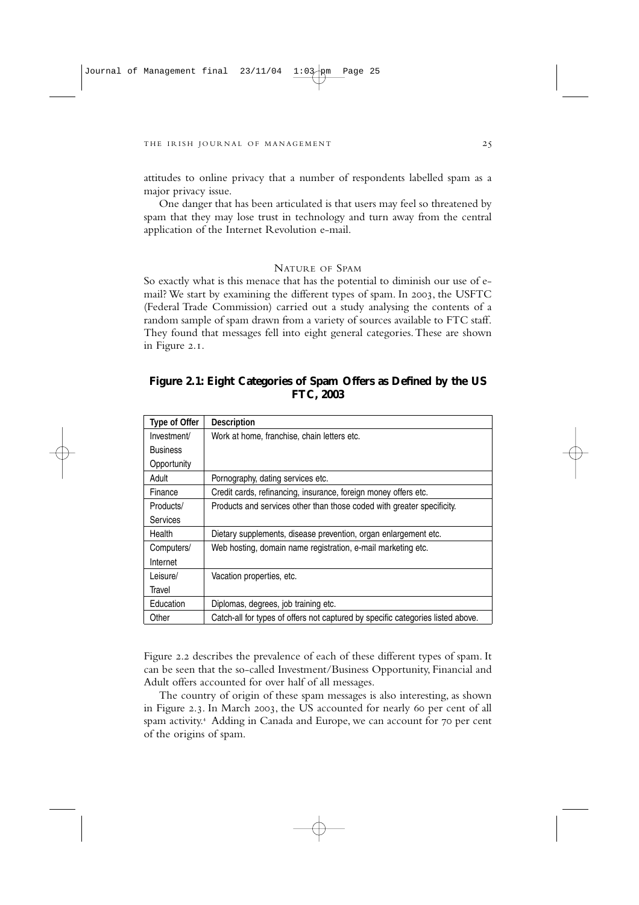attitudes to online privacy that a number of respondents labelled spam as a major privacy issue.

One danger that has been articulated is that users may feel so threatened by spam that they may lose trust in technology and turn away from the central application of the Internet Revolution e-mail.

## Nature of Spam

So exactly what is this menace that has the potential to diminish our use of e-mail? We start by examining the different types of spam. In 2003, the USFTC (Federal Trade Commission) carried out a study analysing the contents of a random sample of spam drawn from a variety of sources available to FTC staff. They found that messages fell into eight general categories. These are shown in Figure 2.1.

**Figure 2.1: Eight Categories of Spam Offers as Defined by the US FTC, 2003**

| Type of Offer | Description |
|---|---|
| Investment/ Business Opportunity | Work at home, franchise, chain letters etc. |
| Adult | Pornography, dating services etc. |
| Finance | Credit cards, refinancing, insurance, foreign money offers etc. |
| Products/ Services | Products and services other than those coded with greater specificity. |
| Health | Dietary supplements, disease prevention, organ enlargement etc. |
| Computers/ Internet | Web hosting, domain name registration, e-mail marketing etc. |
| Leisure/ Travel | Vacation properties, etc. |
| Education | Diplomas, degrees, job training etc. |
| Other | Catch-all for types of offers not captured by specific categories listed above. |

Figure 2.2 describes the prevalence of each of these different types of spam. It can be seen that the so-called Investment/Business Opportunity, Financial and Adult offers accounted for over half of all messages.

The country of origin of these spam messages is also interesting, as shown in Figure 2.3. In March 2003, the US accounted for nearly 60 per cent of all spam activity.[4] Adding in Canada and Europe, we can account for 70 per cent of the origins of spam.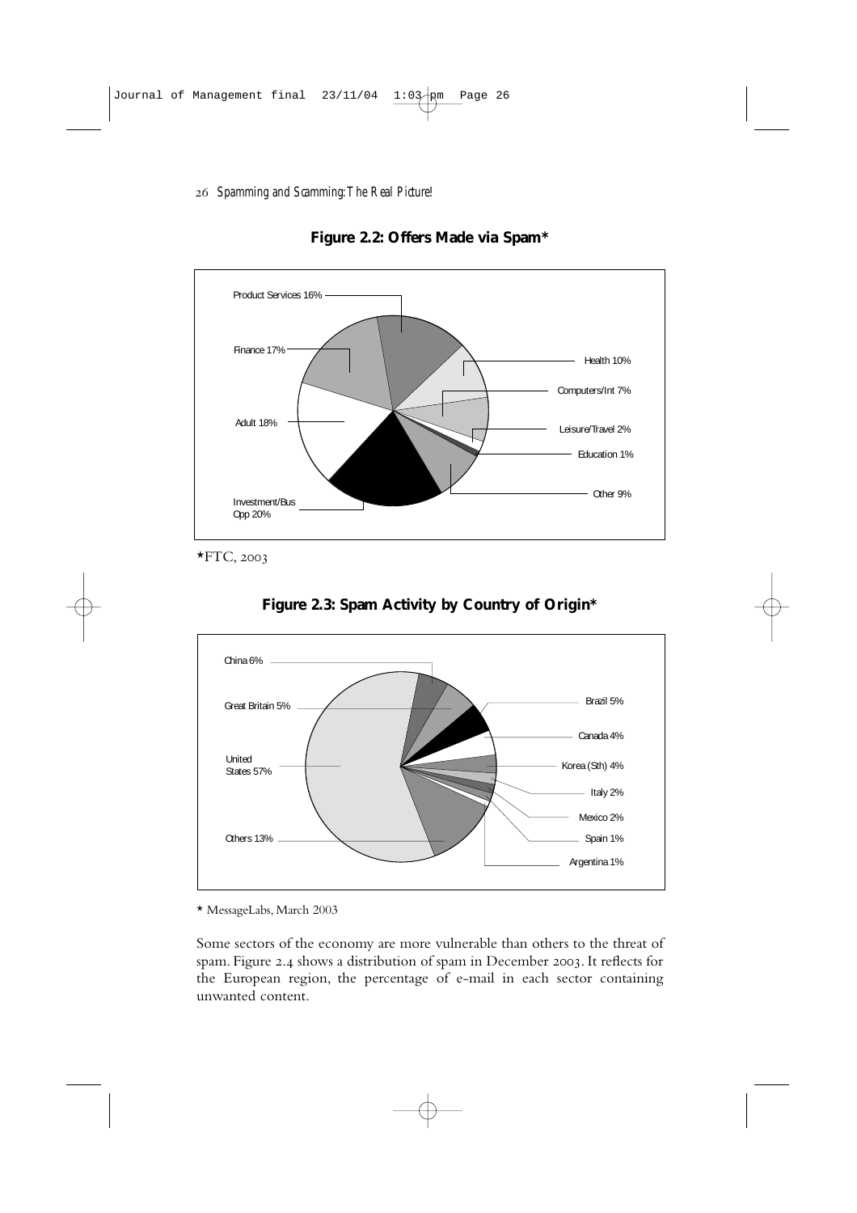**Figure 2.2: Offers Made via Spam***

Product Services 16%

Finance 17%

Adult 18%

Investment/Bus Opp 20%

Health 10%

Computers/Int 7%

Leisure/Travel 2%

Education 1%

Other 9%

*FTC, 2003

**Figure 2.3: Spam Activity by Country of Origin***

China 6%

Great Britain 5%

United States 57%

Others 13%

Brazil 5%

Canada 4%

Korea (Sth) 4%

Italy 2%

Mexico 2%

Spain 1%

Argentina 1%

* MessageLabs, March 2003

Some sectors of the economy are more vulnerable than others to the threat of spam. Figure 2.4 shows a distribution of spam in December 2003. It reflects for the European region, the percentage of e-mail in each sector containing unwanted content.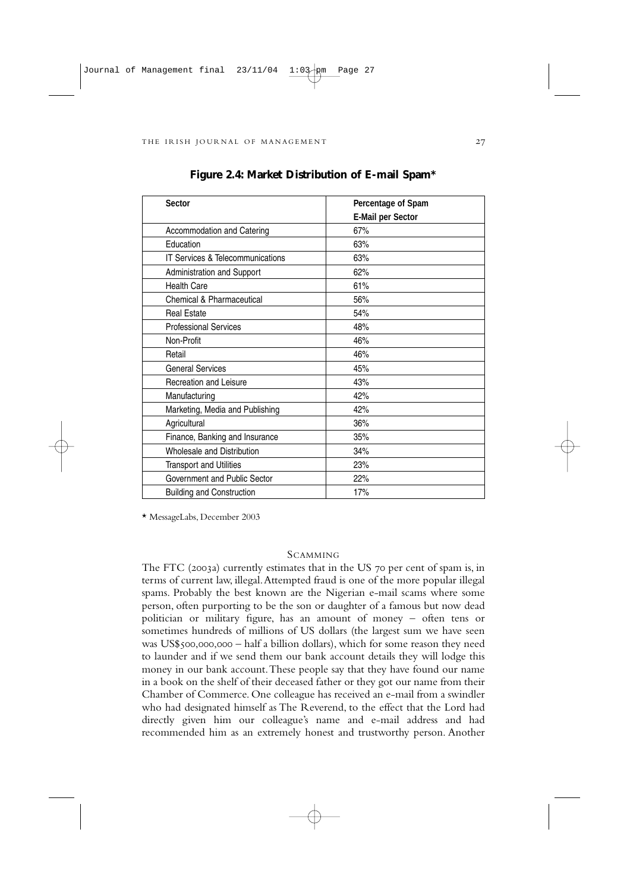**Figure 2.4: Market Distribution of E-mail Spam***

| Sector | Percentage of Spam E-Mail per Sector |
|---|---|
| Accommodation and Catering | 67% |
| Education | 63% |
| IT Services & Telecommunications | 63% |
| Administration and Support | 62% |
| Health Care | 61% |
| Chemical & Pharmaceutical | 56% |
| Real Estate | 54% |
| Professional Services | 48% |
| Non-Profit | 46% |
| Retail | 46% |
| General Services | 45% |
| Recreation and Leisure | 43% |
| Manufacturing | 42% |
| Marketing, Media and Publishing | 42% |
| Agricultural | 36% |
| Finance, Banking and Insurance | 35% |
| Wholesale and Distribution | 34% |
| Transport and Utilities | 23% |
| Government and Public Sector | 22% |
| Building and Construction | 17% |

* MessageLabs, December 2003

## Scamming

The FTC (2003a) currently estimates that in the US 70 per cent of spam is, in terms of current law, illegal. Attempted fraud is one of the more popular illegal spams. Probably the best known are the Nigerian e-mail scams where some person, often purporting to be the son or daughter of a famous but now dead politician or military figure, has an amount of money – often tens or sometimes hundreds of millions of US dollars (the largest sum we have seen was US$500,000,000 – half a billion dollars), which for some reason they need to launder and if we send them our bank account details they will lodge this money in our bank account. These people say that they have found our name in a book on the shelf of their deceased father or they got our name from their Chamber of Commerce. One colleague has received an e-mail from a swindler who had designated himself as The Reverend, to the effect that the Lord had directly given him our colleague's name and e-mail address and had recommended him as an extremely honest and trustworthy person. Another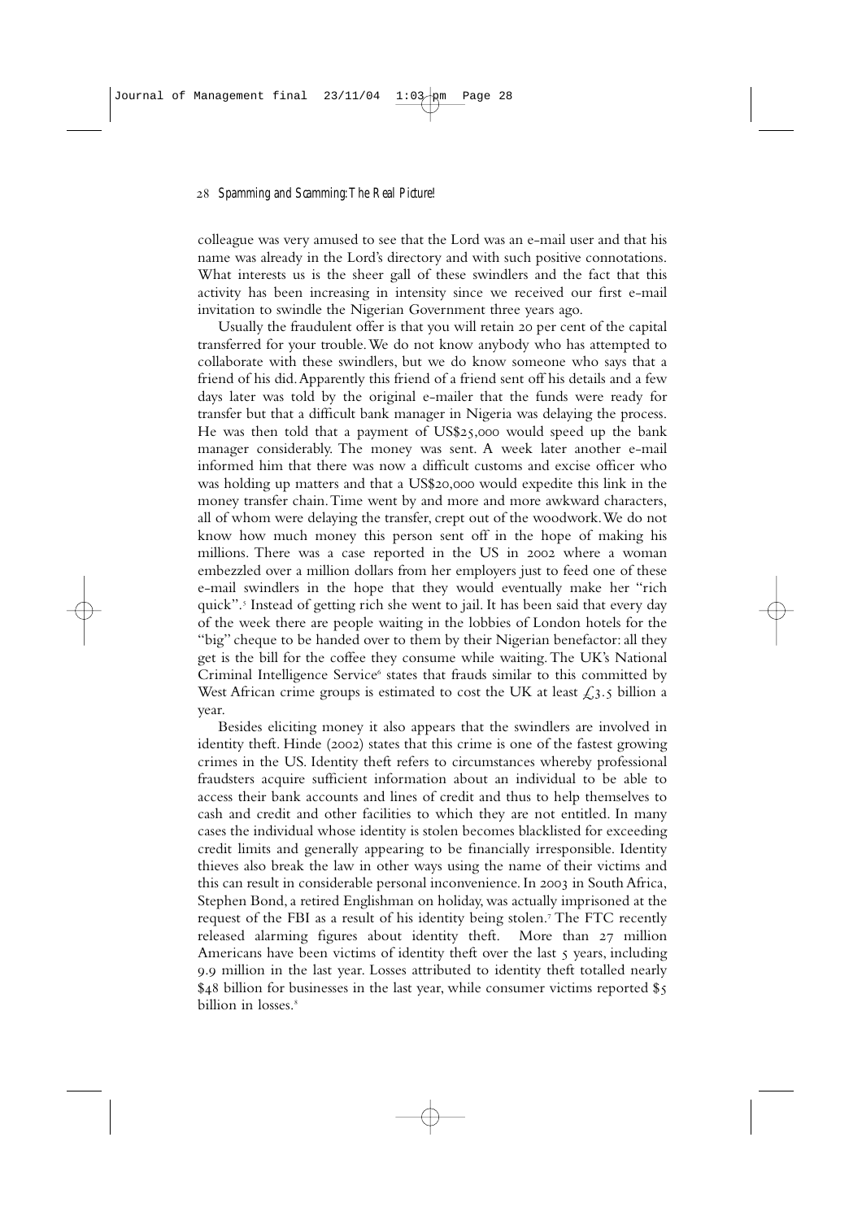colleague was very amused to see that the Lord was an e-mail user and that his name was already in the Lord's directory and with such positive connotations. What interests us is the sheer gall of these swindlers and the fact that this activity has been increasing in intensity since we received our first e-mail invitation to swindle the Nigerian Government three years ago.

Usually the fraudulent offer is that you will retain 20 per cent of the capital transferred for your trouble. We do not know anybody who has attempted to collaborate with these swindlers, but we do know someone who says that a friend of his did. Apparently this friend of a friend sent off his details and a few days later was told by the original e-mailer that the funds were ready for transfer but that a difficult bank manager in Nigeria was delaying the process. He was then told that a payment of US$25,000 would speed up the bank manager considerably. The money was sent. A week later another e-mail informed him that there was now a difficult customs and excise officer who was holding up matters and that a US$20,000 would expedite this link in the money transfer chain. Time went by and more and more awkward characters, all of whom were delaying the transfer, crept out of the woodwork. We do not know how much money this person sent off in the hope of making his millions. There was a case reported in the US in 2002 where a woman embezzled over a million dollars from her employers just to feed one of these e-mail swindlers in the hope that they would eventually make her "rich quick".[5] Instead of getting rich she went to jail. It has been said that every day of the week there are people waiting in the lobbies of London hotels for the "big" cheque to be handed over to them by their Nigerian benefactor: all they get is the bill for the coffee they consume while waiting. The UK's National Criminal Intelligence Service[6] states that frauds similar to this committed by West African crime groups is estimated to cost the UK at least £3.5 billion a year.

Besides eliciting money it also appears that the swindlers are involved in identity theft. Hinde (2002) states that this crime is one of the fastest growing crimes in the US. Identity theft refers to circumstances whereby professional fraudsters acquire sufficient information about an individual to be able to access their bank accounts and lines of credit and thus to help themselves to cash and credit and other facilities to which they are not entitled. In many cases the individual whose identity is stolen becomes blacklisted for exceeding credit limits and generally appearing to be financially irresponsible. Identity thieves also break the law in other ways using the name of their victims and this can result in considerable personal inconvenience. In 2003 in South Africa, Stephen Bond, a retired Englishman on holiday, was actually imprisoned at the request of the FBI as a result of his identity being stolen.[7] The FTC recently released alarming figures about identity theft. More than 27 million Americans have been victims of identity theft over the last 5 years, including 9.9 million in the last year. Losses attributed to identity theft totalled nearly $48 billion for businesses in the last year, while consumer victims reported $5 billion in losses.[8]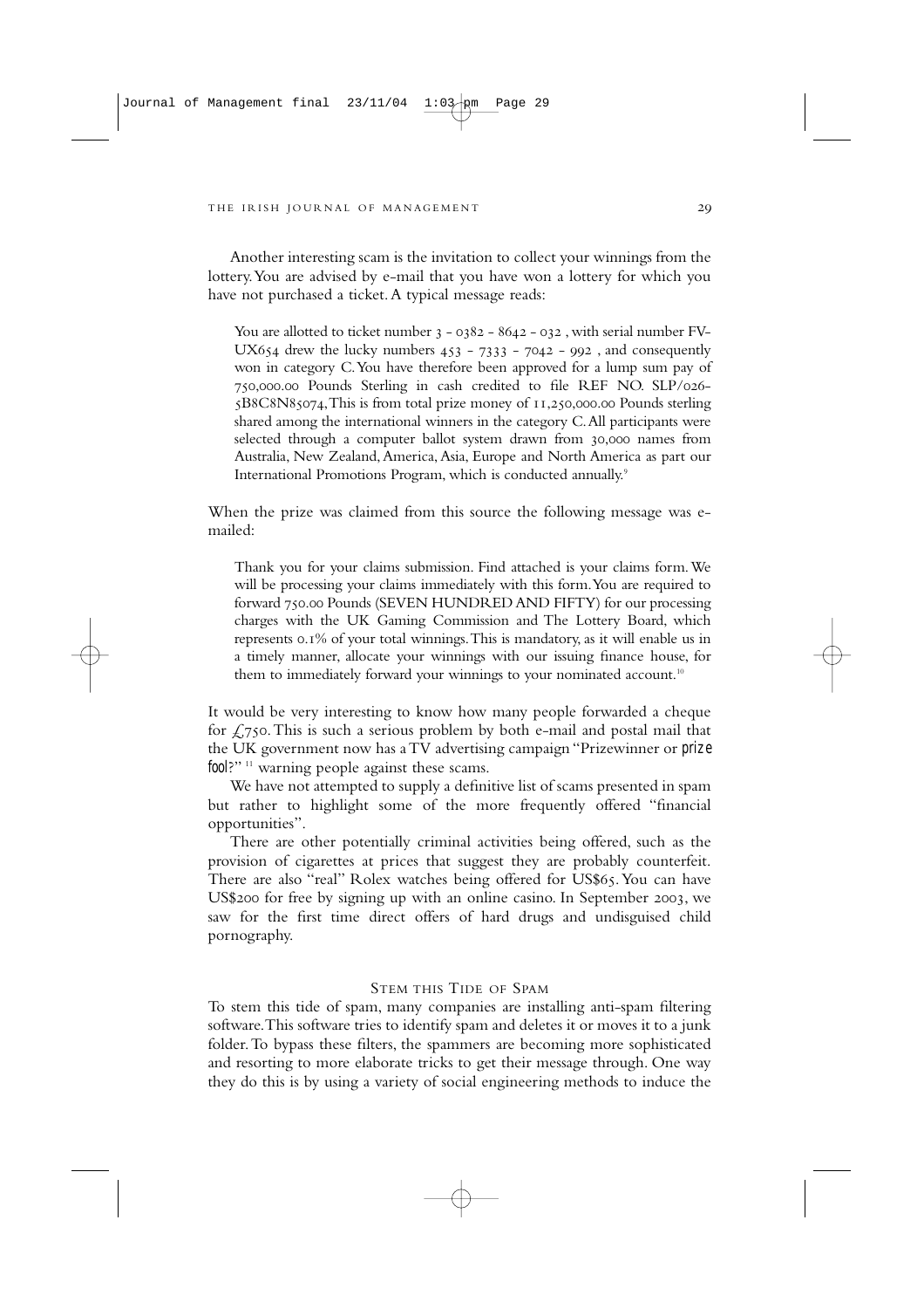Another interesting scam is the invitation to collect your winnings from the lottery. You are advised by e-mail that you have won a lottery for which you have not purchased a ticket. A typical message reads:

> You are allotted to ticket number 3 - 0382 - 8642 - 032 , with serial number FV-UX654 drew the lucky numbers 453 - 7333 - 7042 - 992 , and consequently won in category C. You have therefore been approved for a lump sum pay of 750,000.00 Pounds Sterling in cash credited to file REF NO. SLP/026-5B8C8N85074, This is from total prize money of 11,250,000.00 Pounds sterling shared among the international winners in the category C. All participants were selected through a computer ballot system drawn from 30,000 names from Australia, New Zealand, America, Asia, Europe and North America as part our International Promotions Program, which is conducted annually.[9]

When the prize was claimed from this source the following message was e-mailed:

> Thank you for your claims submission. Find attached is your claims form. We will be processing your claims immediately with this form. You are required to forward 750.00 Pounds (SEVEN HUNDRED AND FIFTY) for our processing charges with the UK Gaming Commission and The Lottery Board, which represents 0.1% of your total winnings. This is mandatory, as it will enable us in a timely manner, allocate your winnings with our issuing finance house, for them to immediately forward your winnings to your nominated account.[10]

It would be very interesting to know how many people forwarded a cheque for £750. This is such a serious problem by both e-mail and postal mail that the UK government now has a TV advertising campaign "Prizewinner or prize fool?"[11] warning people against these scams.

We have not attempted to supply a definitive list of scams presented in spam but rather to highlight some of the more frequently offered "financial opportunities".

There are other potentially criminal activities being offered, such as the provision of cigarettes at prices that suggest they are probably counterfeit. There are also "real" Rolex watches being offered for US$65. You can have US$200 for free by signing up with an online casino. In September 2003, we saw for the first time direct offers of hard drugs and undisguised child pornography.

## Stem this Tide of Spam

To stem this tide of spam, many companies are installing anti-spam filtering software. This software tries to identify spam and deletes it or moves it to a junk folder. To bypass these filters, the spammers are becoming more sophisticated and resorting to more elaborate tricks to get their message through. One way they do this is by using a variety of social engineering methods to induce the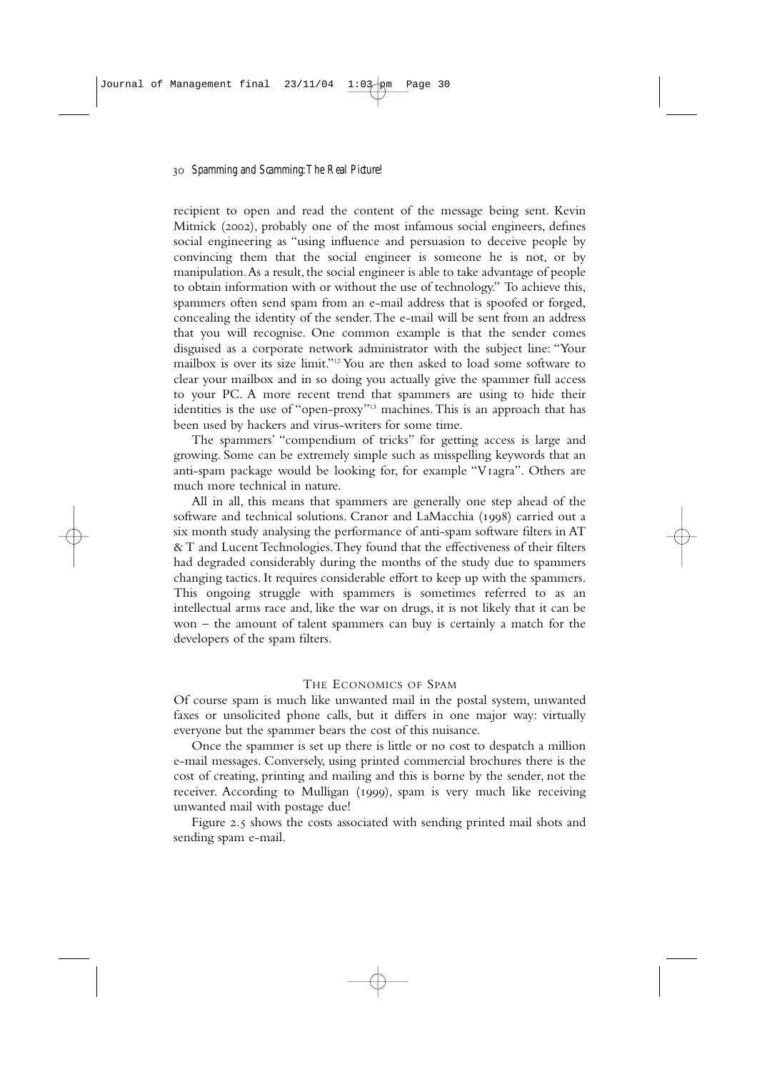recipient to open and read the content of the message being sent. Kevin Mitnick (2002), probably one of the most infamous social engineers, defines social engineering as "using influence and persuasion to deceive people by convincing them that the social engineer is someone he is not, or by manipulation. As a result, the social engineer is able to take advantage of people to obtain information with or without the use of technology." To achieve this, spammers often send spam from an e-mail address that is spoofed or forged, concealing the identity of the sender. The e-mail will be sent from an address that you will recognise. One common example is that the sender comes disguised as a corporate network administrator with the subject line: "Your mailbox is over its size limit."[12] You are then asked to load some software to clear your mailbox and in so doing you actually give the spammer full access to your PC. A more recent trend that spammers are using to hide their identities is the use of "open-proxy"[13] machines. This is an approach that has been used by hackers and virus-writers for some time.

The spammers' "compendium of tricks" for getting access is large and growing. Some can be extremely simple such as misspelling keywords that an anti-spam package would be looking for, for example "V1agra". Others are much more technical in nature.

All in all, this means that spammers are generally one step ahead of the software and technical solutions. Cranor and LaMacchia (1998) carried out a six month study analysing the performance of anti-spam software filters in AT & T and Lucent Technologies. They found that the effectiveness of their filters had degraded considerably during the months of the study due to spammers changing tactics. It requires considerable effort to keep up with the spammers. This ongoing struggle with spammers is sometimes referred to as an intellectual arms race and, like the war on drugs, it is not likely that it can be won – the amount of talent spammers can buy is certainly a match for the developers of the spam filters.

## The Economics of Spam

Of course spam is much like unwanted mail in the postal system, unwanted faxes or unsolicited phone calls, but it differs in one major way: virtually everyone but the spammer bears the cost of this nuisance.

Once the spammer is set up there is little or no cost to despatch a million e-mail messages. Conversely, using printed commercial brochures there is the cost of creating, printing and mailing and this is borne by the sender, not the receiver. According to Mulligan (1999), spam is very much like receiving unwanted mail with postage due!

Figure 2.5 shows the costs associated with sending printed mail shots and sending spam e-mail.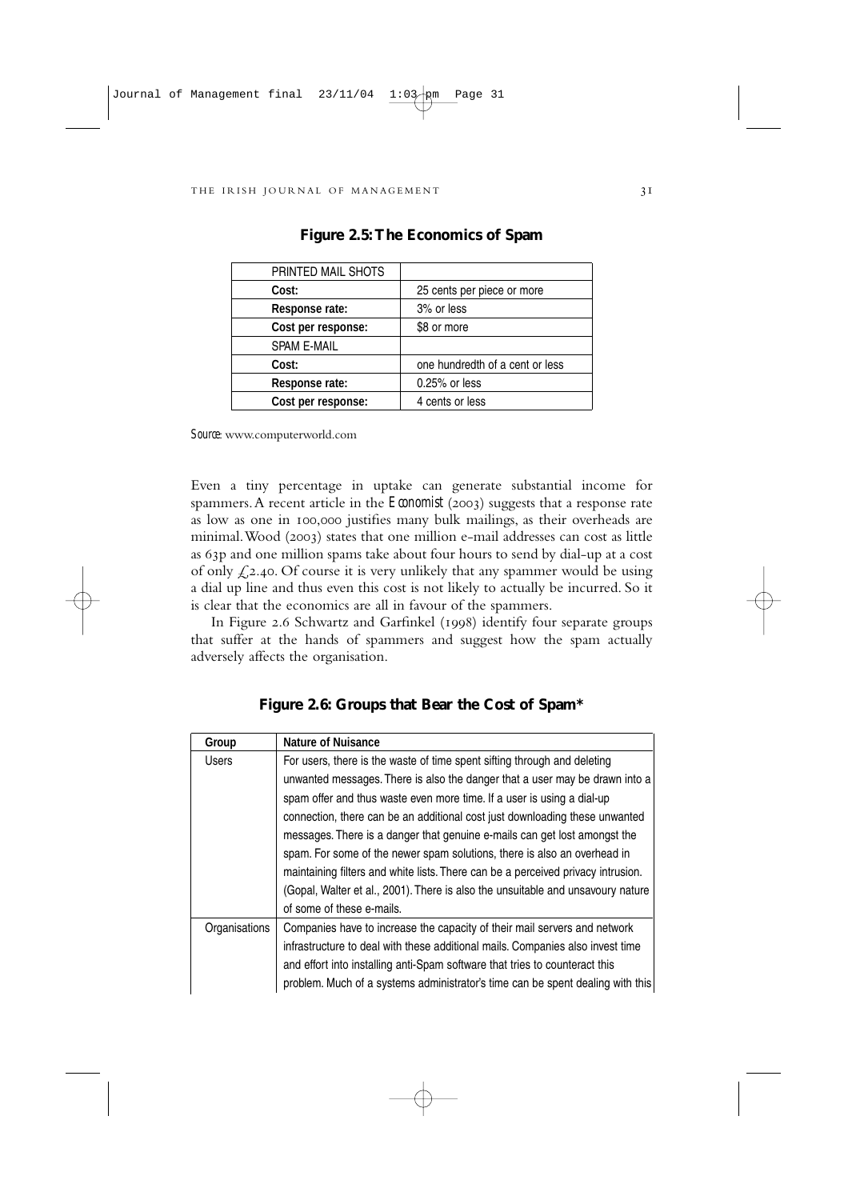**Figure 2.5: The Economics of Spam**

| PRINTED MAIL SHOTS | |
|---|---|
| **Cost:** | 25 cents per piece or more |
| **Response rate:** | 3% or less |
| **Cost per response:** | \$8 or more |
| SPAM E-MAIL | |
| **Cost:** | one hundredth of a cent or less |
| **Response rate:** | 0.25% or less |
| **Cost per response:** | 4 cents or less |

*Source:* www.computerworld.com

Even a tiny percentage in uptake can generate substantial income for spammers. A recent article in the *Economist* (2003) suggests that a response rate as low as one in 100,000 justifies many bulk mailings, as their overheads are minimal. Wood (2003) states that one million e-mail addresses can cost as little as 63p and one million spams take about four hours to send by dial-up at a cost of only £2.40. Of course it is very unlikely that any spammer would be using a dial up line and thus even this cost is not likely to actually be incurred. So it is clear that the economics are all in favour of the spammers.

In Figure 2.6 Schwartz and Garfinkel (1998) identify four separate groups that suffer at the hands of spammers and suggest how the spam actually adversely affects the organisation.

**Figure 2.6: Groups that Bear the Cost of Spam***

| Group | Nature of Nuisance |
|---|---|
| Users | For users, there is the waste of time spent sifting through and deleting unwanted messages. There is also the danger that a user may be drawn into a spam offer and thus waste even more time. If a user is using a dial-up connection, there can be an additional cost just downloading these unwanted messages. There is a danger that genuine e-mails can get lost amongst the spam. For some of the newer spam solutions, there is also an overhead in maintaining filters and white lists. There can be a perceived privacy intrusion. (Gopal, Walter et al., 2001). There is also the unsuitable and unsavoury nature of some of these e-mails. |
| Organisations | Companies have to increase the capacity of their mail servers and network infrastructure to deal with these additional mails. Companies also invest time and effort into installing anti-Spam software that tries to counteract this problem. Much of a systems administrator's time can be spent dealing with this |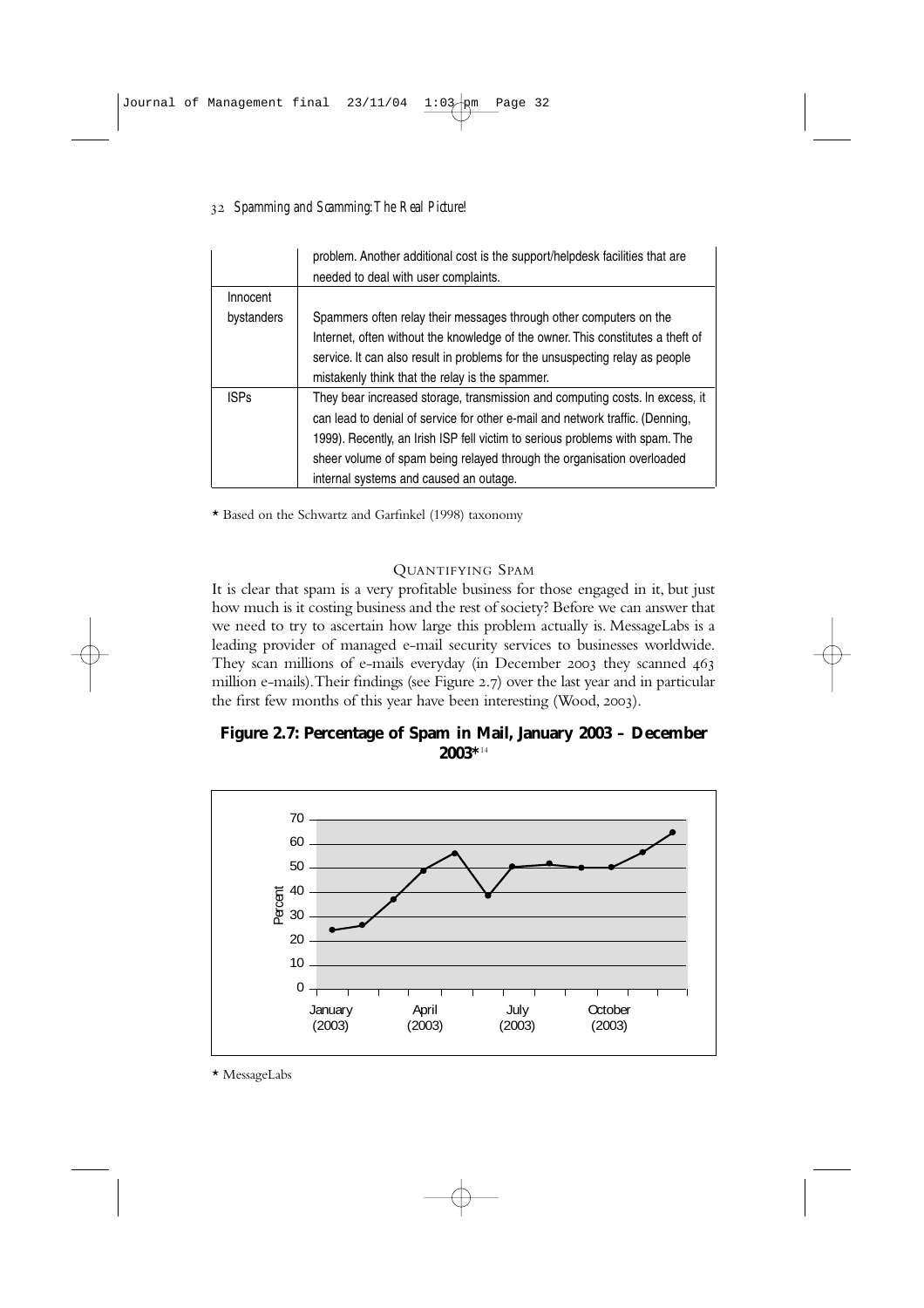| | |
|---|---|
| | problem. Another additional cost is the support/helpdesk facilities that are needed to deal with user complaints. |
| Innocent bystanders | Spammers often relay their messages through other computers on the Internet, often without the knowledge of the owner. This constitutes a theft of service. It can also result in problems for the unsuspecting relay as people mistakenly think that the relay is the spammer. |
| ISPs | They bear increased storage, transmission and computing costs. In excess, it can lead to denial of service for other e-mail and network traffic. (Denning, 1999). Recently, an Irish ISP fell victim to serious problems with spam. The sheer volume of spam being relayed through the organisation overloaded internal systems and caused an outage. |

* Based on the Schwartz and Garfinkel (1998) taxonomy

## Quantifying Spam

It is clear that spam is a very profitable business for those engaged in it, but just how much is it costing business and the rest of society? Before we can answer that we need to try to ascertain how large this problem actually is. MessageLabs is a leading provider of managed e-mail security services to businesses worldwide. They scan millions of e-mails everyday (in December 2003 they scanned 463 million e-mails). Their findings (see Figure 2.7) over the last year and in particular the first few months of this year have been interesting (Wood, 2003).

**Figure 2.7: Percentage of Spam in Mail, January 2003 – December 2003***[14]

* MessageLabs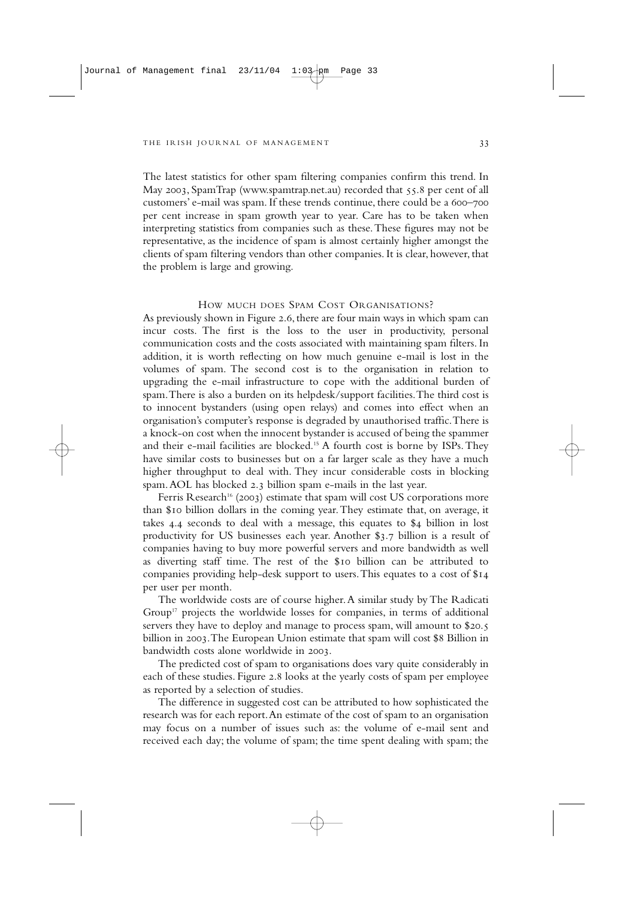The latest statistics for other spam filtering companies confirm this trend. In May 2003, SpamTrap (www.spamtrap.net.au) recorded that 55.8 per cent of all customers' e-mail was spam. If these trends continue, there could be a 600–700 per cent increase in spam growth year to year. Care has to be taken when interpreting statistics from companies such as these. These figures may not be representative, as the incidence of spam is almost certainly higher amongst the clients of spam filtering vendors than other companies. It is clear, however, that the problem is large and growing.

## How much does Spam Cost Organisations?

As previously shown in Figure 2.6, there are four main ways in which spam can incur costs. The first is the loss to the user in productivity, personal communication costs and the costs associated with maintaining spam filters. In addition, it is worth reflecting on how much genuine e-mail is lost in the volumes of spam. The second cost is to the organisation in relation to upgrading the e-mail infrastructure to cope with the additional burden of spam. There is also a burden on its helpdesk/support facilities. The third cost is to innocent bystanders (using open relays) and comes into effect when an organisation's computer's response is degraded by unauthorised traffic. There is a knock-on cost when the innocent bystander is accused of being the spammer and their e-mail facilities are blocked.[15] A fourth cost is borne by ISPs. They have similar costs to businesses but on a far larger scale as they have a much higher throughput to deal with. They incur considerable costs in blocking spam. AOL has blocked 2.3 billion spam e-mails in the last year.

Ferris Research[16] (2003) estimate that spam will cost US corporations more than $10 billion dollars in the coming year. They estimate that, on average, it takes 4.4 seconds to deal with a message, this equates to $4 billion in lost productivity for US businesses each year. Another $3.7 billion is a result of companies having to buy more powerful servers and more bandwidth as well as diverting staff time. The rest of the $10 billion can be attributed to companies providing help-desk support to users. This equates to a cost of $14 per user per month.

The worldwide costs are of course higher. A similar study by The Radicati Group[17] projects the worldwide losses for companies, in terms of additional servers they have to deploy and manage to process spam, will amount to $20.5 billion in 2003. The European Union estimate that spam will cost $8 Billion in bandwidth costs alone worldwide in 2003.

The predicted cost of spam to organisations does vary quite considerably in each of these studies. Figure 2.8 looks at the yearly costs of spam per employee as reported by a selection of studies.

The difference in suggested cost can be attributed to how sophisticated the research was for each report. An estimate of the cost of spam to an organisation may focus on a number of issues such as: the volume of e-mail sent and received each day; the volume of spam; the time spent dealing with spam; the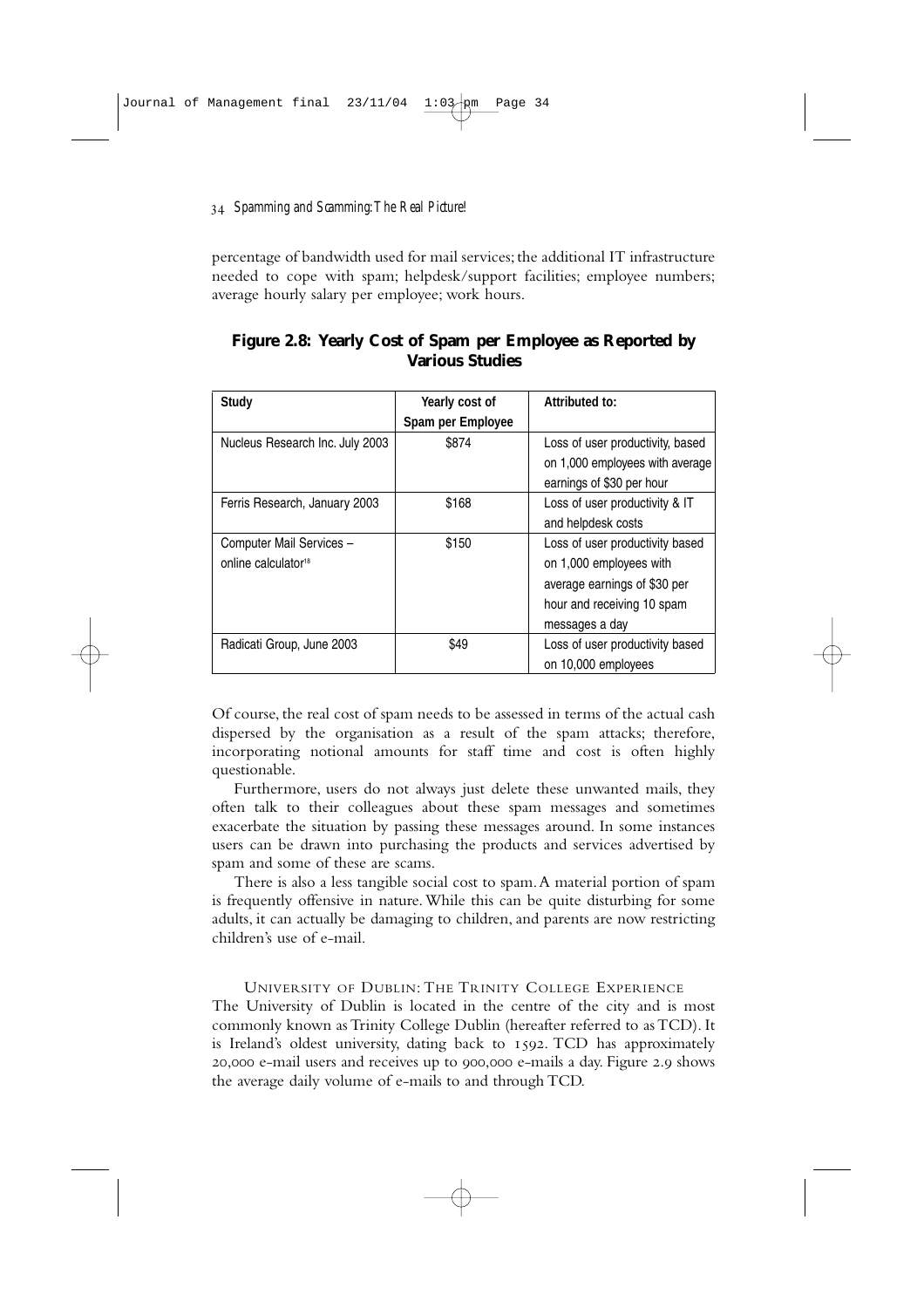percentage of bandwidth used for mail services; the additional IT infrastructure needed to cope with spam; helpdesk/support facilities; employee numbers; average hourly salary per employee; work hours.

**Figure 2.8: Yearly Cost of Spam per Employee as Reported by Various Studies**

| Study | Yearly cost of Spam per Employee | Attributed to: |
| --- | --- | --- |
| Nucleus Research Inc. July 2003 | $874 | Loss of user productivity, based on 1,000 employees with average earnings of $30 per hour |
| Ferris Research, January 2003 | $168 | Loss of user productivity & IT and helpdesk costs |
| Computer Mail Services – online calculator[18] | $150 | Loss of user productivity based on 1,000 employees with average earnings of $30 per hour and receiving 10 spam messages a day |
| Radicati Group, June 2003 | $49 | Loss of user productivity based on 10,000 employees |

Of course, the real cost of spam needs to be assessed in terms of the actual cash dispersed by the organisation as a result of the spam attacks; therefore, incorporating notional amounts for staff time and cost is often highly questionable.

Furthermore, users do not always just delete these unwanted mails, they often talk to their colleagues about these spam messages and sometimes exacerbate the situation by passing these messages around. In some instances users can be drawn into purchasing the products and services advertised by spam and some of these are scams.

There is also a less tangible social cost to spam. A material portion of spam is frequently offensive in nature. While this can be quite disturbing for some adults, it can actually be damaging to children, and parents are now restricting children's use of e-mail.

## University of Dublin: The Trinity College Experience

The University of Dublin is located in the centre of the city and is most commonly known as Trinity College Dublin (hereafter referred to as TCD). It is Ireland's oldest university, dating back to 1592. TCD has approximately 20,000 e-mail users and receives up to 900,000 e-mails a day. Figure 2.9 shows the average daily volume of e-mails to and through TCD.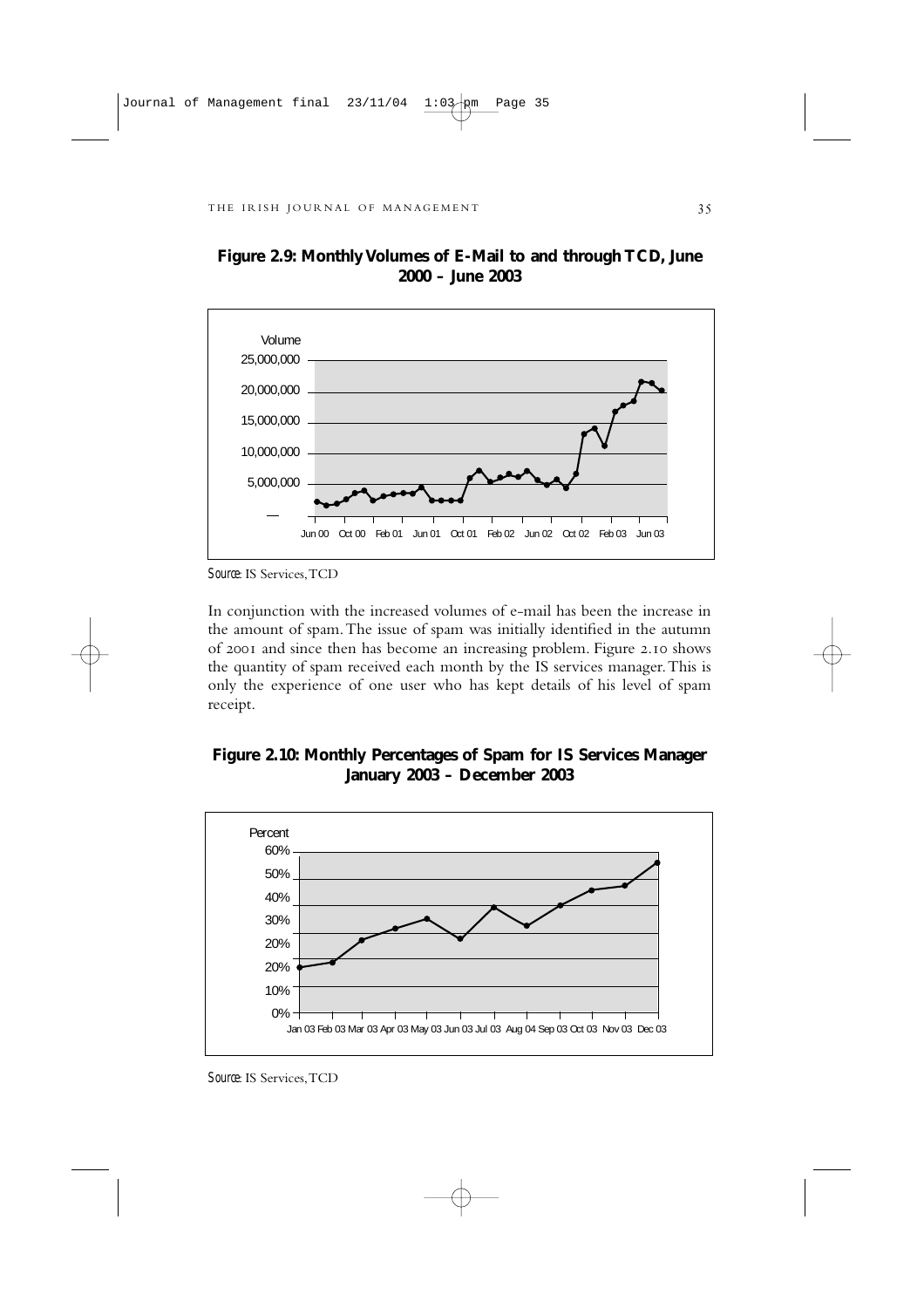**Figure 2.9: Monthly Volumes of E-Mail to and through TCD, June 2000 – June 2003**

*Source:* IS Services, TCD

In conjunction with the increased volumes of e-mail has been the increase in the amount of spam. The issue of spam was initially identified in the autumn of 2001 and since then has become an increasing problem. Figure 2.10 shows the quantity of spam received each month by the IS services manager. This is only the experience of one user who has kept details of his level of spam receipt.

**Figure 2.10: Monthly Percentages of Spam for IS Services Manager January 2003 – December 2003**

*Source:* IS Services, TCD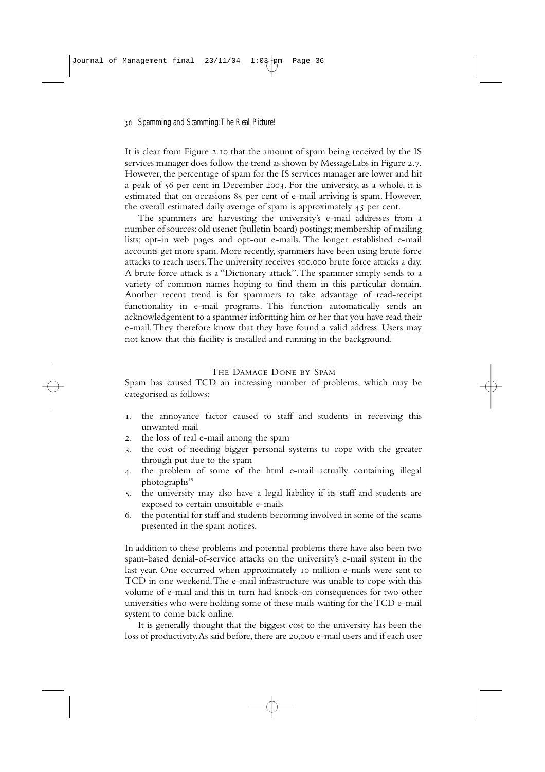It is clear from Figure 2.10 that the amount of spam being received by the IS services manager does follow the trend as shown by MessageLabs in Figure 2.7. However, the percentage of spam for the IS services manager are lower and hit a peak of 56 per cent in December 2003. For the university, as a whole, it is estimated that on occasions 85 per cent of e-mail arriving is spam. However, the overall estimated daily average of spam is approximately 45 per cent.

The spammers are harvesting the university's e-mail addresses from a number of sources: old usenet (bulletin board) postings; membership of mailing lists; opt-in web pages and opt-out e-mails. The longer established e-mail accounts get more spam. More recently, spammers have been using brute force attacks to reach users. The university receives 500,000 brute force attacks a day. A brute force attack is a "Dictionary attack". The spammer simply sends to a variety of common names hoping to find them in this particular domain. Another recent trend is for spammers to take advantage of read-receipt functionality in e-mail programs. This function automatically sends an acknowledgement to a spammer informing him or her that you have read their e-mail. They therefore know that they have found a valid address. Users may not know that this facility is installed and running in the background.

## The Damage Done by Spam

Spam has caused TCD an increasing number of problems, which may be categorised as follows:

1. the annoyance factor caused to staff and students in receiving this unwanted mail
2. the loss of real e-mail among the spam
3. the cost of needing bigger personal systems to cope with the greater through put due to the spam
4. the problem of some of the html e-mail actually containing illegal photographs[19]
5. the university may also have a legal liability if its staff and students are exposed to certain unsuitable e-mails
6. the potential for staff and students becoming involved in some of the scams presented in the spam notices.

In addition to these problems and potential problems there have also been two spam-based denial-of-service attacks on the university's e-mail system in the last year. One occurred when approximately 10 million e-mails were sent to TCD in one weekend. The e-mail infrastructure was unable to cope with this volume of e-mail and this in turn had knock-on consequences for two other universities who were holding some of these mails waiting for the TCD e-mail system to come back online.

It is generally thought that the biggest cost to the university has been the loss of productivity. As said before, there are 20,000 e-mail users and if each user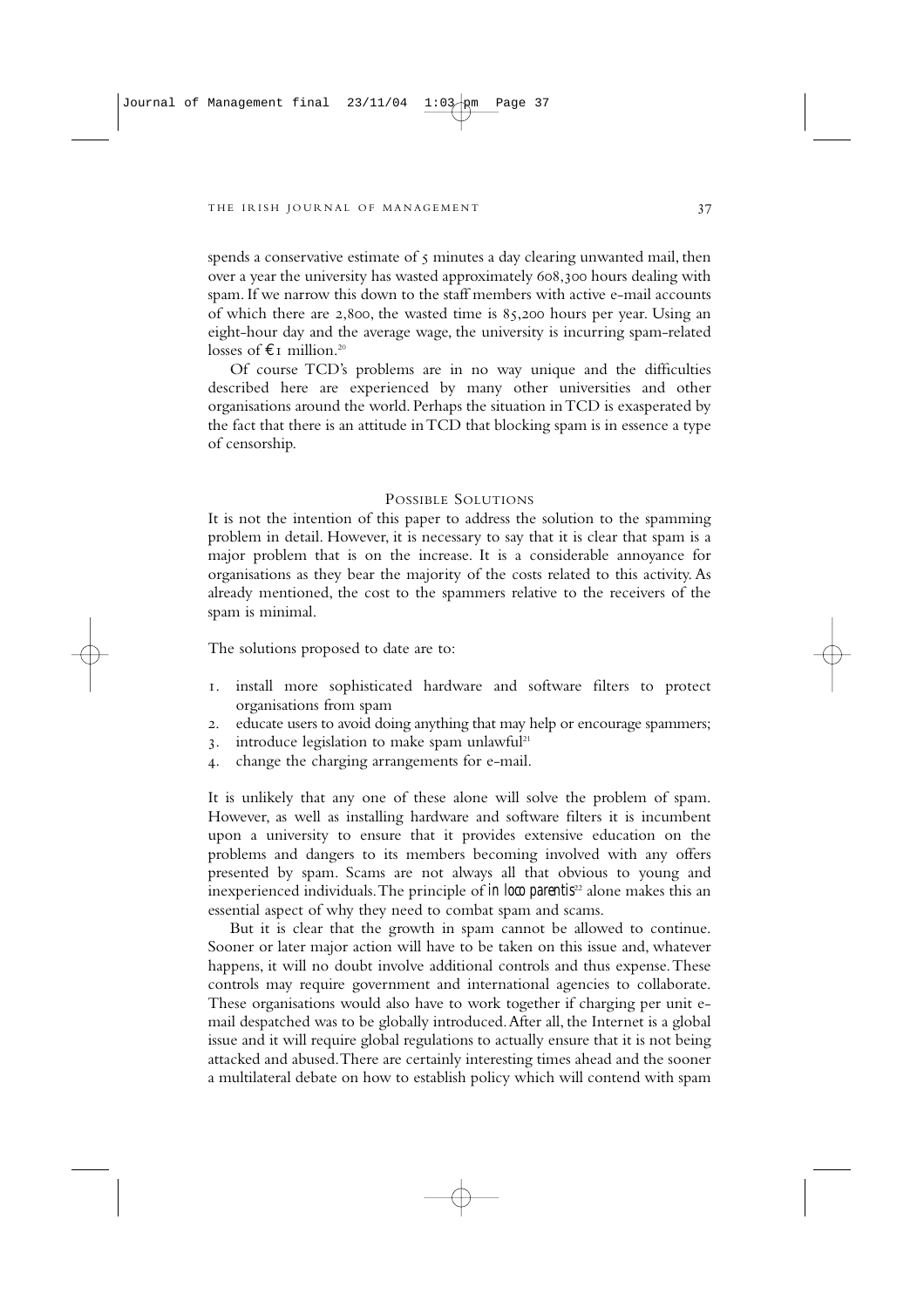spends a conservative estimate of 5 minutes a day clearing unwanted mail, then over a year the university has wasted approximately 608,300 hours dealing with spam. If we narrow this down to the staff members with active e-mail accounts of which there are 2,800, the wasted time is 85,200 hours per year. Using an eight-hour day and the average wage, the university is incurring spam-related losses of €1 million.[20]

Of course TCD's problems are in no way unique and the difficulties described here are experienced by many other universities and other organisations around the world. Perhaps the situation in TCD is exasperated by the fact that there is an attitude in TCD that blocking spam is in essence a type of censorship.

## Possible Solutions

It is not the intention of this paper to address the solution to the spamming problem in detail. However, it is necessary to say that it is clear that spam is a major problem that is on the increase. It is a considerable annoyance for organisations as they bear the majority of the costs related to this activity. As already mentioned, the cost to the spammers relative to the receivers of the spam is minimal.

The solutions proposed to date are to:

1. install more sophisticated hardware and software filters to protect organisations from spam
2. educate users to avoid doing anything that may help or encourage spammers;
3. introduce legislation to make spam unlawful[21]
4. change the charging arrangements for e-mail.

It is unlikely that any one of these alone will solve the problem of spam. However, as well as installing hardware and software filters it is incumbent upon a university to ensure that it provides extensive education on the problems and dangers to its members becoming involved with any offers presented by spam. Scams are not always all that obvious to young and inexperienced individuals. The principle of *in loco parentis*[22] alone makes this an essential aspect of why they need to combat spam and scams.

But it is clear that the growth in spam cannot be allowed to continue. Sooner or later major action will have to be taken on this issue and, whatever happens, it will no doubt involve additional controls and thus expense. These controls may require government and international agencies to collaborate. These organisations would also have to work together if charging per unit e-mail despatched was to be globally introduced. After all, the Internet is a global issue and it will require global regulations to actually ensure that it is not being attacked and abused. There are certainly interesting times ahead and the sooner a multilateral debate on how to establish policy which will contend with spam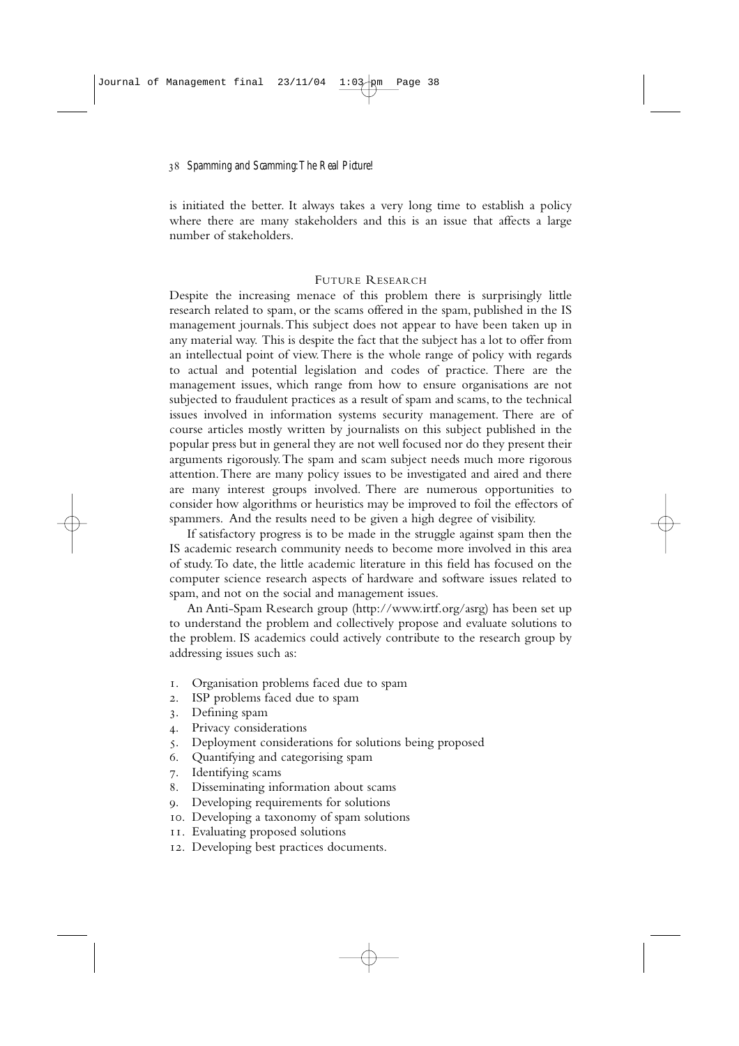is initiated the better. It always takes a very long time to establish a policy where there are many stakeholders and this is an issue that affects a large number of stakeholders.

## Future Research

Despite the increasing menace of this problem there is surprisingly little research related to spam, or the scams offered in the spam, published in the IS management journals. This subject does not appear to have been taken up in any material way. This is despite the fact that the subject has a lot to offer from an intellectual point of view. There is the whole range of policy with regards to actual and potential legislation and codes of practice. There are the management issues, which range from how to ensure organisations are not subjected to fraudulent practices as a result of spam and scams, to the technical issues involved in information systems security management. There are of course articles mostly written by journalists on this subject published in the popular press but in general they are not well focused nor do they present their arguments rigorously. The spam and scam subject needs much more rigorous attention. There are many policy issues to be investigated and aired and there are many interest groups involved. There are numerous opportunities to consider how algorithms or heuristics may be improved to foil the effectors of spammers. And the results need to be given a high degree of visibility.

If satisfactory progress is to be made in the struggle against spam then the IS academic research community needs to become more involved in this area of study. To date, the little academic literature in this field has focused on the computer science research aspects of hardware and software issues related to spam, and not on the social and management issues.

An Anti-Spam Research group (http://www.irtf.org/asrg) has been set up to understand the problem and collectively propose and evaluate solutions to the problem. IS academics could actively contribute to the research group by addressing issues such as:

1. Organisation problems faced due to spam
2. ISP problems faced due to spam
3. Defining spam
4. Privacy considerations
5. Deployment considerations for solutions being proposed
6. Quantifying and categorising spam
7. Identifying scams
8. Disseminating information about scams
9. Developing requirements for solutions
10. Developing a taxonomy of spam solutions
11. Evaluating proposed solutions
12. Developing best practices documents.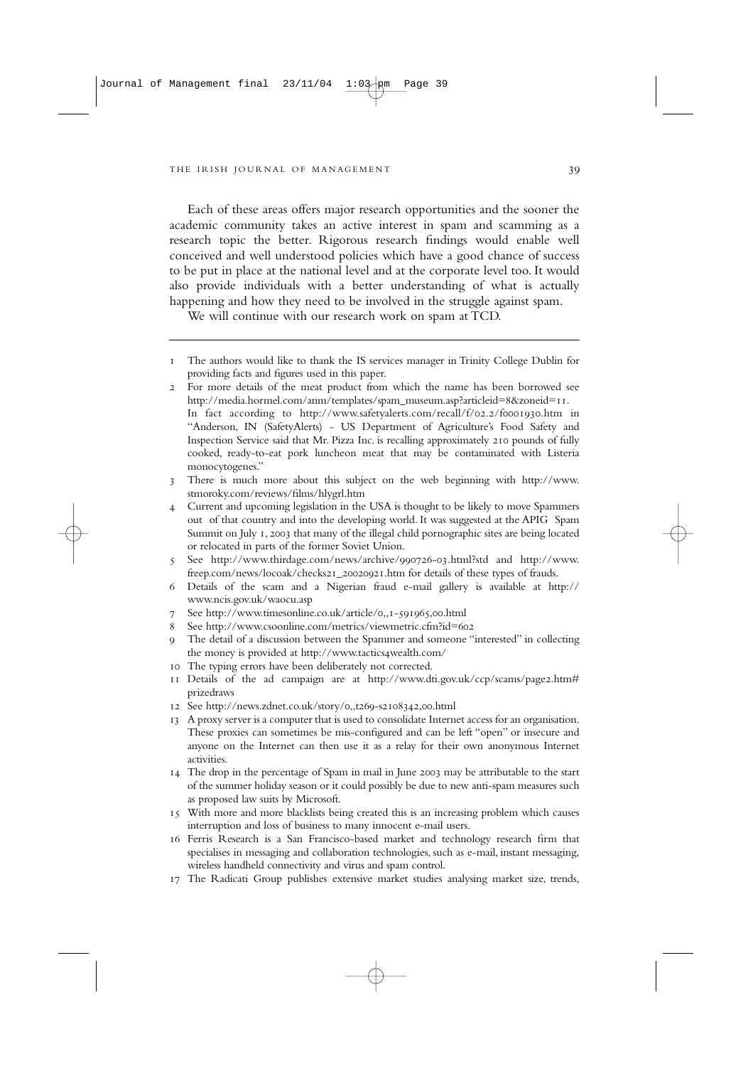Each of these areas offers major research opportunities and the sooner the academic community takes an active interest in spam and scamming as a research topic the better. Rigorous research findings would enable well conceived and well understood policies which have a good chance of success to be put in place at the national level and at the corporate level too. It would also provide individuals with a better understanding of what is actually happening and how they need to be involved in the struggle against spam.

We will continue with our research work on spam at TCD.

---

1 The authors would like to thank the IS services manager in Trinity College Dublin for providing facts and figures used in this paper.

2 For more details of the meat product from which the name has been borrowed see http://media.hormel.com/anm/templates/spam_museum.asp?articleid=8&zoneid=11. In fact according to http://www.safetyalerts.com/recall/f/02.2/f0001930.htm in "Anderson, IN (SafetyAlerts) - US Department of Agriculture's Food Safety and Inspection Service said that Mr. Pizza Inc. is recalling approximately 210 pounds of fully cooked, ready-to-eat pork luncheon meat that may be contaminated with Listeria monocytogenes."

3 There is much more about this subject on the web beginning with http://www.stmoroky.com/reviews/films/hlygrl.htm

4 Current and upcoming legislation in the USA is thought to be likely to move Spammers out of that country and into the developing world. It was suggested at the APIG Spam Summit on July 1, 2003 that many of the illegal child pornographic sites are being located or relocated in parts of the former Soviet Union.

5 See http://www.thirdage.com/news/archive/990726-03.html?std and http://www.freep.com/news/locoak/checks21_20020921.htm for details of these types of frauds.

6 Details of the scam and a Nigerian fraud e-mail gallery is available at http://www.ncis.gov.uk/waocu.asp

7 See http://www.timesonline.co.uk/article/0,,1-591965,00.html

8 See http://www.csoonline.com/metrics/viewmetric.cfm?id=602

9 The detail of a discussion between the Spammer and someone "interested" in collecting the money is provided at http://www.tactics4wealth.com/

10 The typing errors have been deliberately not corrected.

11 Details of the ad campaign are at http://www.dti.gov.uk/ccp/scams/page2.htm#prizedraws

12 See http://news.zdnet.co.uk/story/0,,t269-s2108342,00.html

13 A proxy server is a computer that is used to consolidate Internet access for an organisation. These proxies can sometimes be mis-configured and can be left "open" or insecure and anyone on the Internet can then use it as a relay for their own anonymous Internet activities.

14 The drop in the percentage of Spam in mail in June 2003 may be attributable to the start of the summer holiday season or it could possibly be due to new anti-spam measures such as proposed law suits by Microsoft.

15 With more and more blacklists being created this is an increasing problem which causes interruption and loss of business to many innocent e-mail users.

16 Ferris Research is a San Francisco-based market and technology research firm that specialises in messaging and collaboration technologies, such as e-mail, instant messaging, wireless handheld connectivity and virus and spam control.

17 The Radicati Group publishes extensive market studies analysing market size, trends,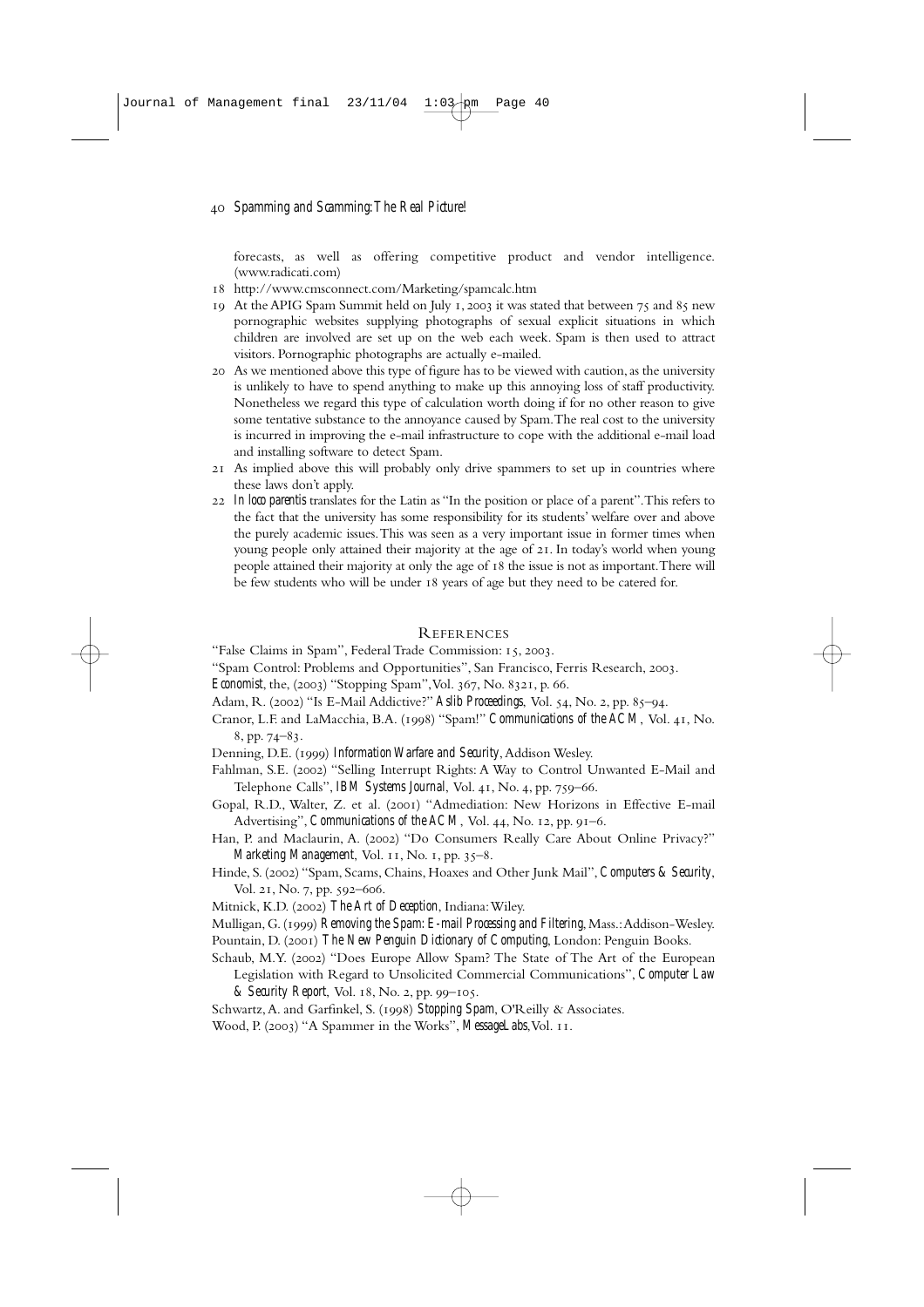forecasts, as well as offering competitive product and vendor intelligence. (www.radicati.com)

18 http://www.cmsconnect.com/Marketing/spamcalc.htm

19 At the APIG Spam Summit held on July 1, 2003 it was stated that between 75 and 85 new pornographic websites supplying photographs of sexual explicit situations in which children are involved are set up on the web each week. Spam is then used to attract visitors. Pornographic photographs are actually e-mailed.

20 As we mentioned above this type of figure has to be viewed with caution, as the university is unlikely to have to spend anything to make up this annoying loss of staff productivity. Nonetheless we regard this type of calculation worth doing if for no other reason to give some tentative substance to the annoyance caused by Spam. The real cost to the university is incurred in improving the e-mail infrastructure to cope with the additional e-mail load and installing software to detect Spam.

21 As implied above this will probably only drive spammers to set up in countries where these laws don't apply.

22 *In loco parentis* translates for the Latin as "In the position or place of a parent". This refers to the fact that the university has some responsibility for its students' welfare over and above the purely academic issues. This was seen as a very important issue in former times when young people only attained their majority at the age of 21. In today's world when young people attained their majority at only the age of 18 the issue is not as important. There will be few students who will be under 18 years of age but they need to be catered for.

## References

"False Claims in Spam", Federal Trade Commission: 15, 2003.

"Spam Control: Problems and Opportunities", San Francisco, Ferris Research, 2003.

*Economist*, the, (2003) "Stopping Spam", Vol. 367, No. 8321, p. 66.

Adam, R. (2002) "Is E-Mail Addictive?" *Aslib Proceedings*, Vol. 54, No. 2, pp. 85–94.

Cranor, L.F. and LaMacchia, B.A. (1998) "Spam!" *Communications of the ACM*, Vol. 41, No. 8, pp. 74–83.

Denning, D.E. (1999) *Information Warfare and Security*, Addison Wesley.

Fahlman, S.E. (2002) "Selling Interrupt Rights: A Way to Control Unwanted E-Mail and Telephone Calls", *IBM Systems Journal*, Vol. 41, No. 4, pp. 759–66.

Gopal, R.D., Walter, Z. et al. (2001) "Admediation: New Horizons in Effective E-mail Advertising", *Communications of the ACM*, Vol. 44, No. 12, pp. 91–6.

Han, P. and Maclaurin, A. (2002) "Do Consumers Really Care About Online Privacy?" *Marketing Management*, Vol. 11, No. 1, pp. 35–8.

Hinde, S. (2002) "Spam, Scams, Chains, Hoaxes and Other Junk Mail", *Computers & Security*, Vol. 21, No. 7, pp. 592–606.

Mitnick, K.D. (2002) *The Art of Deception*, Indiana: Wiley.

Mulligan, G. (1999) *Removing the Spam: E-mail Processing and Filtering*, Mass.: Addison-Wesley.

Pountain, D. (2001) *The New Penguin Dictionary of Computing*, London: Penguin Books.

Schaub, M.Y. (2002) "Does Europe Allow Spam? The State of The Art of the European Legislation with Regard to Unsolicited Commercial Communications", *Computer Law & Security Report*, Vol. 18, No. 2, pp. 99–105.

Schwartz, A. and Garfinkel, S. (1998) *Stopping Spam*, O'Reilly & Associates.

Wood, P. (2003) "A Spammer in the Works", *MessageLabs*, Vol. 11.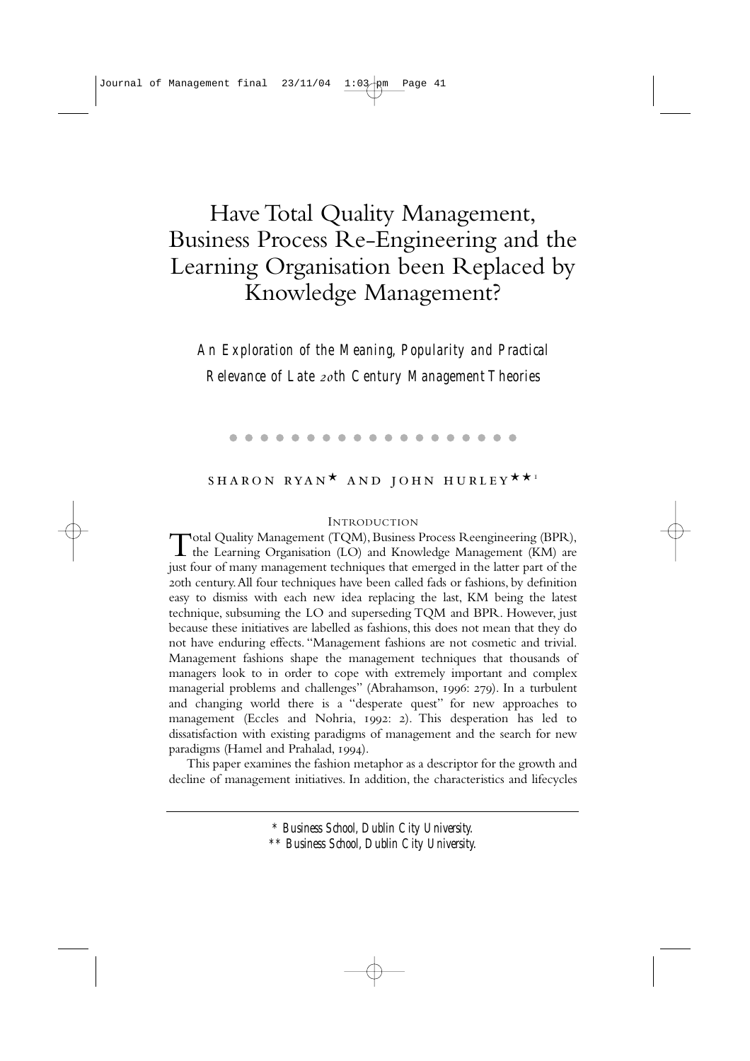# Have Total Quality Management, Business Process Re-Engineering and the Learning Organisation been Replaced by Knowledge Management?

*An Exploration of the Meaning, Popularity and Practical Relevance of Late 20th Century Management Theories*

SHARON RYAN* AND JOHN HURLEY**[1]

## INTRODUCTION

Total Quality Management (TQM), Business Process Reengineering (BPR), the Learning Organisation (LO) and Knowledge Management (KM) are just four of many management techniques that emerged in the latter part of the 20th century. All four techniques have been called fads or fashions, by definition easy to dismiss with each new idea replacing the last, KM being the latest technique, subsuming the LO and superseding TQM and BPR. However, just because these initiatives are labelled as fashions, this does not mean that they do not have enduring effects. "Management fashions are not cosmetic and trivial. Management fashions shape the management techniques that thousands of managers look to in order to cope with extremely important and complex managerial problems and challenges" (Abrahamson, 1996: 279). In a turbulent and changing world there is a "desperate quest" for new approaches to management (Eccles and Nohria, 1992: 2). This desperation has led to dissatisfaction with existing paradigms of management and the search for new paradigms (Hamel and Prahalad, 1994).

This paper examines the fashion metaphor as a descriptor for the growth and decline of management initiatives. In addition, the characteristics and lifecycles

---

\* *Business School, Dublin City University.*

\*\* *Business School, Dublin City University.*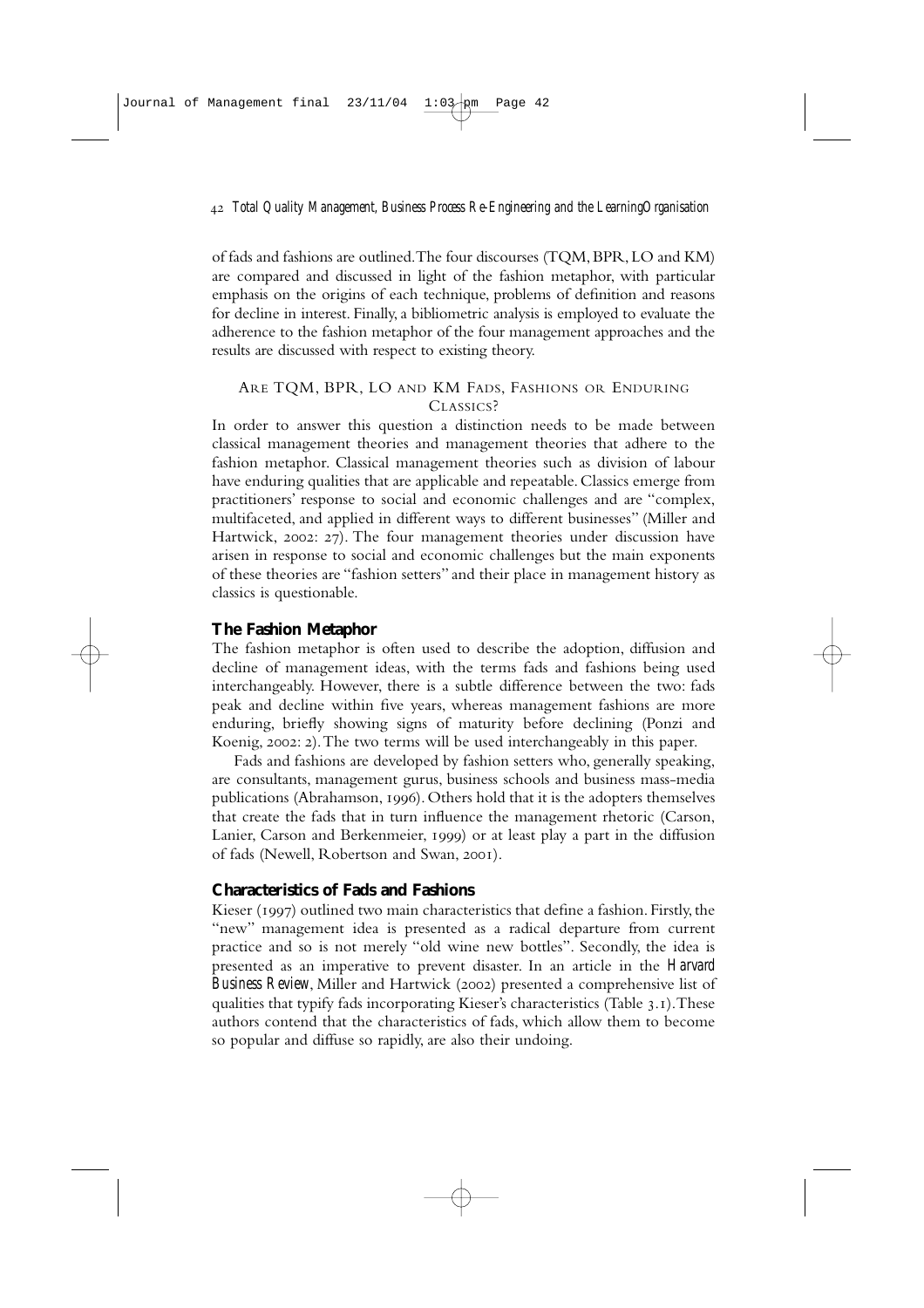of fads and fashions are outlined. The four discourses (TQM, BPR, LO and KM) are compared and discussed in light of the fashion metaphor, with particular emphasis on the origins of each technique, problems of definition and reasons for decline in interest. Finally, a bibliometric analysis is employed to evaluate the adherence to the fashion metaphor of the four management approaches and the results are discussed with respect to existing theory.

## Are TQM, BPR, LO and KM Fads, Fashions or Enduring Classics?

In order to answer this question a distinction needs to be made between classical management theories and management theories that adhere to the fashion metaphor. Classical management theories such as division of labour have enduring qualities that are applicable and repeatable. Classics emerge from practitioners' response to social and economic challenges and are "complex, multifaceted, and applied in different ways to different businesses" (Miller and Hartwick, 2002: 27). The four management theories under discussion have arisen in response to social and economic challenges but the main exponents of these theories are "fashion setters" and their place in management history as classics is questionable.

### The Fashion Metaphor

The fashion metaphor is often used to describe the adoption, diffusion and decline of management ideas, with the terms fads and fashions being used interchangeably. However, there is a subtle difference between the two: fads peak and decline within five years, whereas management fashions are more enduring, briefly showing signs of maturity before declining (Ponzi and Koenig, 2002: 2). The two terms will be used interchangeably in this paper.

Fads and fashions are developed by fashion setters who, generally speaking, are consultants, management gurus, business schools and business mass-media publications (Abrahamson, 1996). Others hold that it is the adopters themselves that create the fads that in turn influence the management rhetoric (Carson, Lanier, Carson and Berkenmeier, 1999) or at least play a part in the diffusion of fads (Newell, Robertson and Swan, 2001).

### Characteristics of Fads and Fashions

Kieser (1997) outlined two main characteristics that define a fashion. Firstly, the "new" management idea is presented as a radical departure from current practice and so is not merely "old wine new bottles". Secondly, the idea is presented as an imperative to prevent disaster. In an article in the *Harvard Business Review*, Miller and Hartwick (2002) presented a comprehensive list of qualities that typify fads incorporating Kieser's characteristics (Table 3.1). These authors contend that the characteristics of fads, which allow them to become so popular and diffuse so rapidly, are also their undoing.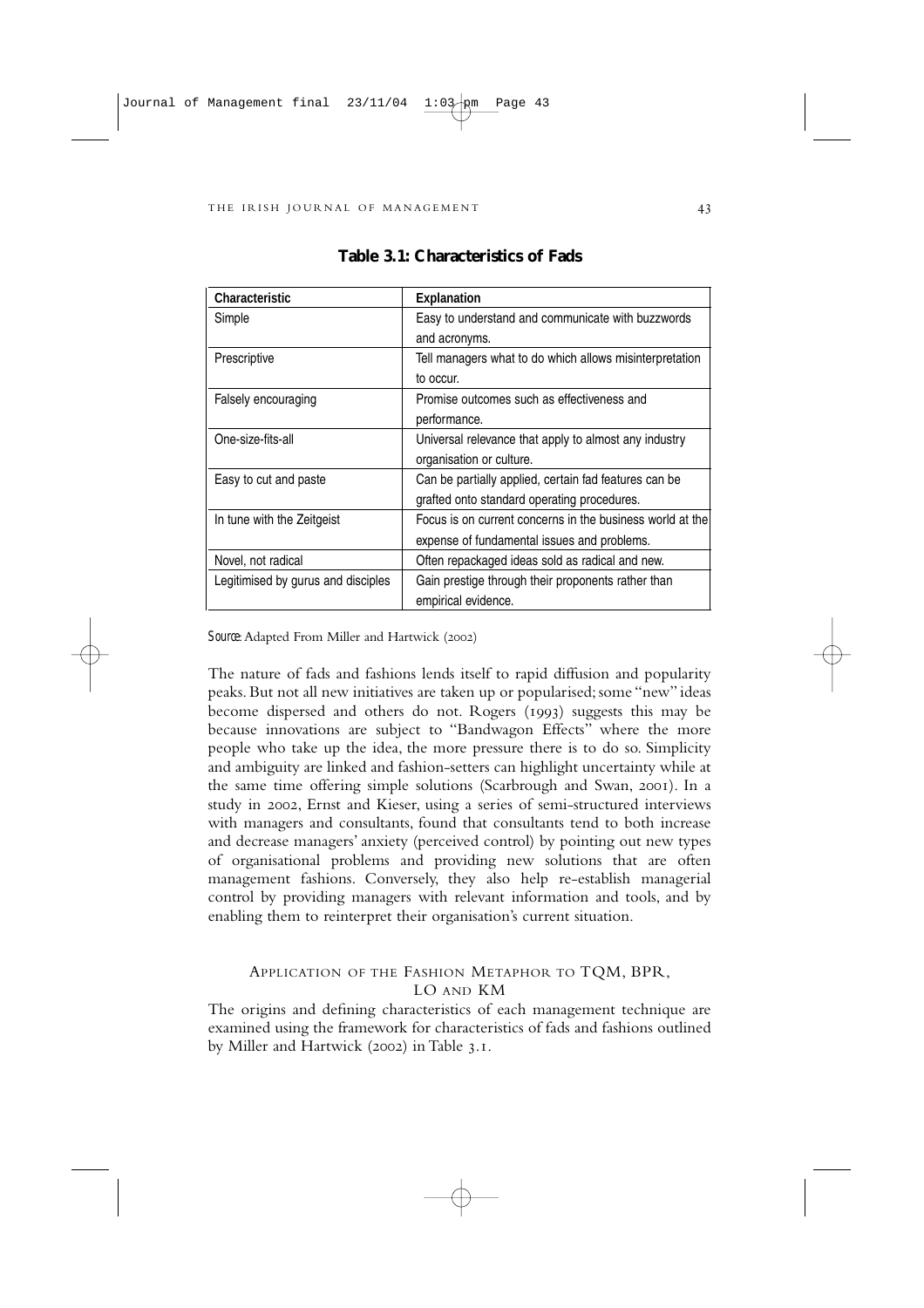**Table 3.1: Characteristics of Fads**

| Characteristic | Explanation |
|---|---|
| Simple | Easy to understand and communicate with buzzwords and acronyms. |
| Prescriptive | Tell managers what to do which allows misinterpretation to occur. |
| Falsely encouraging | Promise outcomes such as effectiveness and performance. |
| One-size-fits-all | Universal relevance that apply to almost any industry organisation or culture. |
| Easy to cut and paste | Can be partially applied, certain fad features can be grafted onto standard operating procedures. |
| In tune with the Zeitgeist | Focus is on current concerns in the business world at the expense of fundamental issues and problems. |
| Novel, not radical | Often repackaged ideas sold as radical and new. |
| Legitimised by gurus and disciples | Gain prestige through their proponents rather than empirical evidence. |

*Source*: Adapted From Miller and Hartwick (2002)

The nature of fads and fashions lends itself to rapid diffusion and popularity peaks. But not all new initiatives are taken up or popularised; some "new" ideas become dispersed and others do not. Rogers (1993) suggests this may be because innovations are subject to "Bandwagon Effects" where the more people who take up the idea, the more pressure there is to do so. Simplicity and ambiguity are linked and fashion-setters can highlight uncertainty while at the same time offering simple solutions (Scarbrough and Swan, 2001). In a study in 2002, Ernst and Kieser, using a series of semi-structured interviews with managers and consultants, found that consultants tend to both increase and decrease managers' anxiety (perceived control) by pointing out new types of organisational problems and providing new solutions that are often management fashions. Conversely, they also help re-establish managerial control by providing managers with relevant information and tools, and by enabling them to reinterpret their organisation's current situation.

## Application of the Fashion Metaphor to TQM, BPR, LO and KM

The origins and defining characteristics of each management technique are examined using the framework for characteristics of fads and fashions outlined by Miller and Hartwick (2002) in Table 3.1.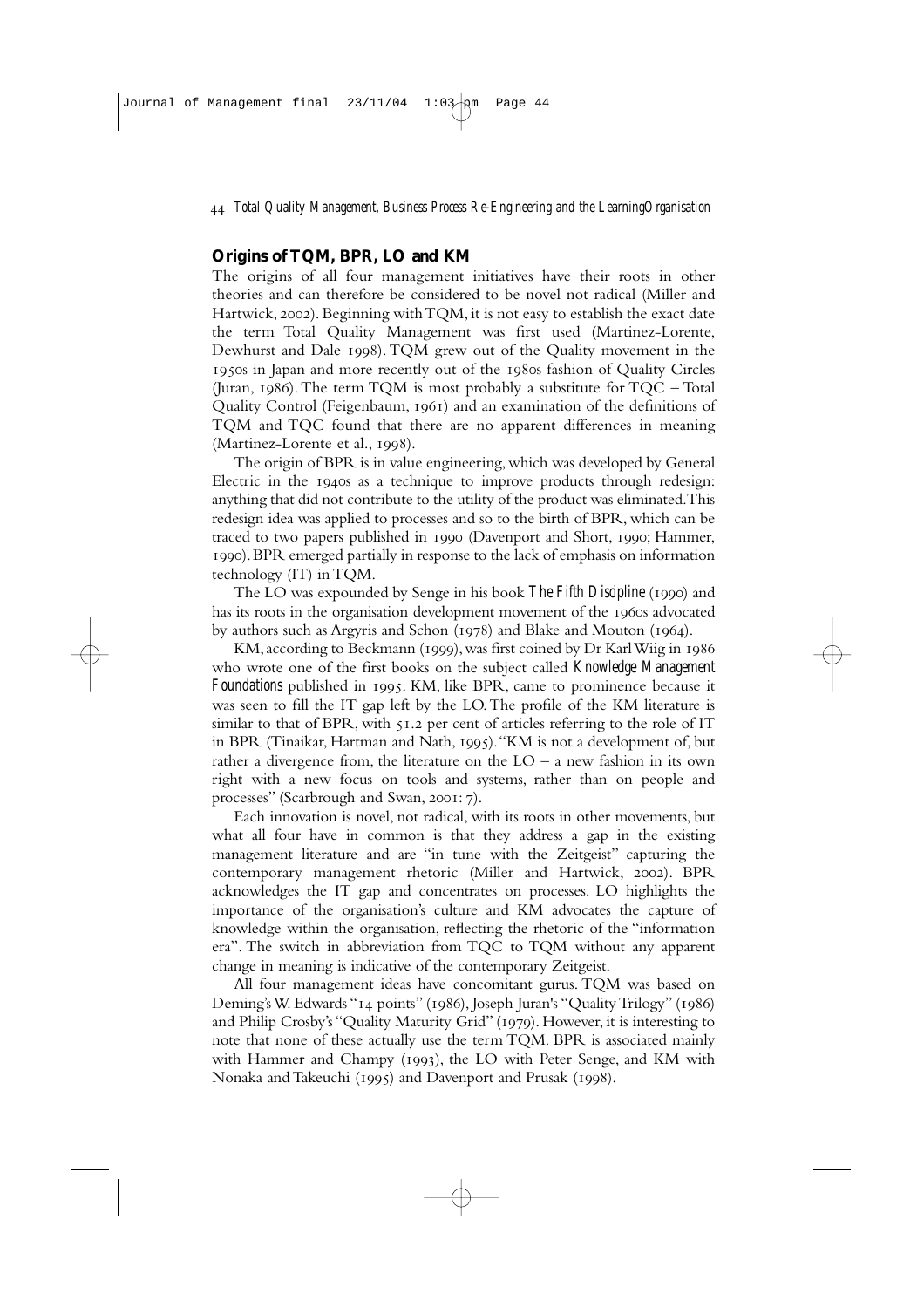## Origins of TQM, BPR, LO and KM

The origins of all four management initiatives have their roots in other theories and can therefore be considered to be novel not radical (Miller and Hartwick, 2002). Beginning with TQM, it is not easy to establish the exact date the term Total Quality Management was first used (Martinez-Lorente, Dewhurst and Dale 1998). TQM grew out of the Quality movement in the 1950s in Japan and more recently out of the 1980s fashion of Quality Circles (Juran, 1986). The term TQM is most probably a substitute for TQC – Total Quality Control (Feigenbaum, 1961) and an examination of the definitions of TQM and TQC found that there are no apparent differences in meaning (Martinez-Lorente et al., 1998).

The origin of BPR is in value engineering, which was developed by General Electric in the 1940s as a technique to improve products through redesign: anything that did not contribute to the utility of the product was eliminated. This redesign idea was applied to processes and so to the birth of BPR, which can be traced to two papers published in 1990 (Davenport and Short, 1990; Hammer, 1990). BPR emerged partially in response to the lack of emphasis on information technology (IT) in TQM.

The LO was expounded by Senge in his book *The Fifth Discipline* (1990) and has its roots in the organisation development movement of the 1960s advocated by authors such as Argyris and Schon (1978) and Blake and Mouton (1964).

KM, according to Beckmann (1999), was first coined by Dr Karl Wiig in 1986 who wrote one of the first books on the subject called *Knowledge Management Foundations* published in 1995. KM, like BPR, came to prominence because it was seen to fill the IT gap left by the LO. The profile of the KM literature is similar to that of BPR, with 51.2 per cent of articles referring to the role of IT in BPR (Tinaikar, Hartman and Nath, 1995). "KM is not a development of, but rather a divergence from, the literature on the LO – a new fashion in its own right with a new focus on tools and systems, rather than on people and processes" (Scarbrough and Swan, 2001: 7).

Each innovation is novel, not radical, with its roots in other movements, but what all four have in common is that they address a gap in the existing management literature and are "in tune with the Zeitgeist" capturing the contemporary management rhetoric (Miller and Hartwick, 2002). BPR acknowledges the IT gap and concentrates on processes. LO highlights the importance of the organisation's culture and KM advocates the capture of knowledge within the organisation, reflecting the rhetoric of the "information era". The switch in abbreviation from TQC to TQM without any apparent change in meaning is indicative of the contemporary Zeitgeist.

All four management ideas have concomitant gurus. TQM was based on Deming's W. Edwards "14 points" (1986), Joseph Juran's "Quality Trilogy" (1986) and Philip Crosby's "Quality Maturity Grid" (1979). However, it is interesting to note that none of these actually use the term TQM. BPR is associated mainly with Hammer and Champy (1993), the LO with Peter Senge, and KM with Nonaka and Takeuchi (1995) and Davenport and Prusak (1998).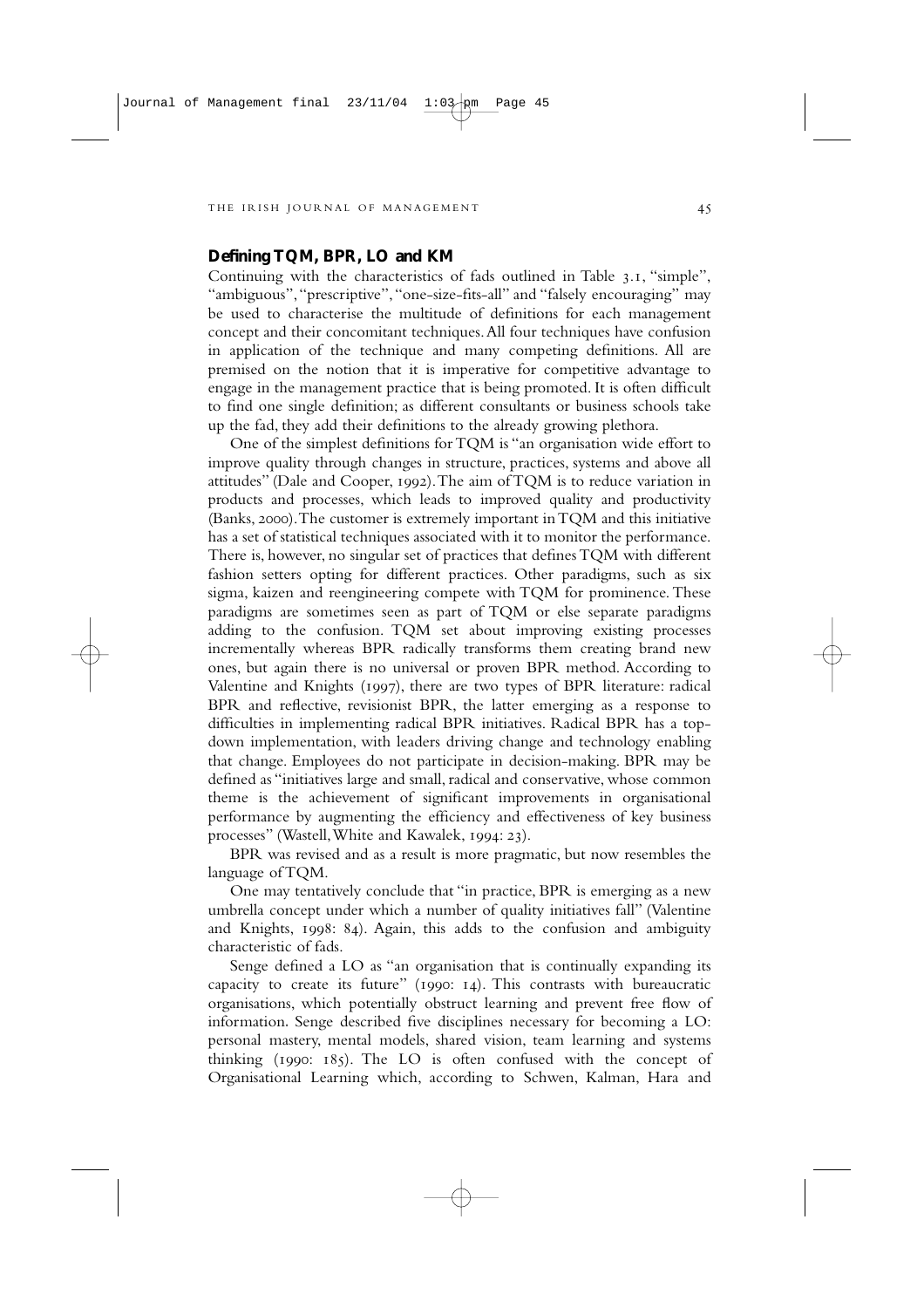## Defining TQM, BPR, LO and KM

Continuing with the characteristics of fads outlined in Table 3.1, "simple", "ambiguous", "prescriptive", "one-size-fits-all" and "falsely encouraging" may be used to characterise the multitude of definitions for each management concept and their concomitant techniques. All four techniques have confusion in application of the technique and many competing definitions. All are premised on the notion that it is imperative for competitive advantage to engage in the management practice that is being promoted. It is often difficult to find one single definition; as different consultants or business schools take up the fad, they add their definitions to the already growing plethora.

One of the simplest definitions for TQM is "an organisation wide effort to improve quality through changes in structure, practices, systems and above all attitudes" (Dale and Cooper, 1992). The aim of TQM is to reduce variation in products and processes, which leads to improved quality and productivity (Banks, 2000). The customer is extremely important in TQM and this initiative has a set of statistical techniques associated with it to monitor the performance. There is, however, no singular set of practices that defines TQM with different fashion setters opting for different practices. Other paradigms, such as six sigma, kaizen and reengineering compete with TQM for prominence. These paradigms are sometimes seen as part of TQM or else separate paradigms adding to the confusion. TQM set about improving existing processes incrementally whereas BPR radically transforms them creating brand new ones, but again there is no universal or proven BPR method. According to Valentine and Knights (1997), there are two types of BPR literature: radical BPR and reflective, revisionist BPR, the latter emerging as a response to difficulties in implementing radical BPR initiatives. Radical BPR has a top-down implementation, with leaders driving change and technology enabling that change. Employees do not participate in decision-making. BPR may be defined as "initiatives large and small, radical and conservative, whose common theme is the achievement of significant improvements in organisational performance by augmenting the efficiency and effectiveness of key business processes" (Wastell, White and Kawalek, 1994: 23).

BPR was revised and as a result is more pragmatic, but now resembles the language of TQM.

One may tentatively conclude that "in practice, BPR is emerging as a new umbrella concept under which a number of quality initiatives fall" (Valentine and Knights, 1998: 84). Again, this adds to the confusion and ambiguity characteristic of fads.

Senge defined a LO as "an organisation that is continually expanding its capacity to create its future" (1990: 14). This contrasts with bureaucratic organisations, which potentially obstruct learning and prevent free flow of information. Senge described five disciplines necessary for becoming a LO: personal mastery, mental models, shared vision, team learning and systems thinking (1990: 185). The LO is often confused with the concept of Organisational Learning which, according to Schwen, Kalman, Hara and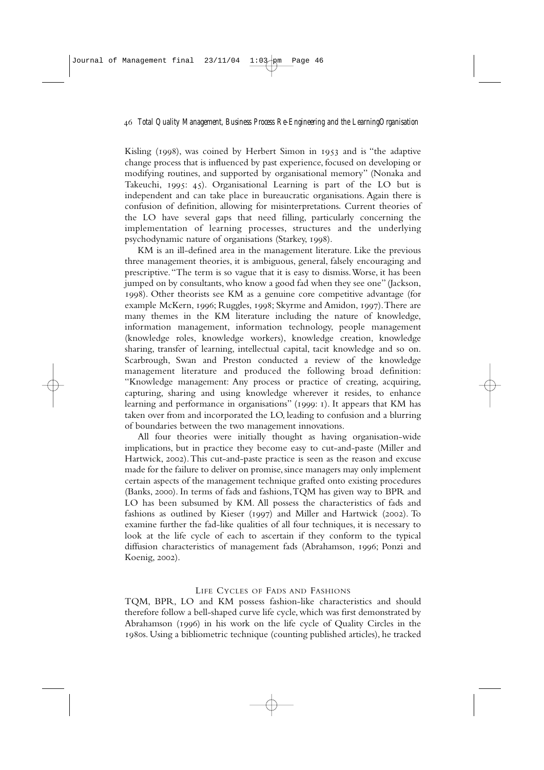Kisling (1998), was coined by Herbert Simon in 1953 and is "the adaptive change process that is influenced by past experience, focused on developing or modifying routines, and supported by organisational memory" (Nonaka and Takeuchi, 1995: 45). Organisational Learning is part of the LO but is independent and can take place in bureaucratic organisations. Again there is confusion of definition, allowing for misinterpretations. Current theories of the LO have several gaps that need filling, particularly concerning the implementation of learning processes, structures and the underlying psychodynamic nature of organisations (Starkey, 1998).

KM is an ill-defined area in the management literature. Like the previous three management theories, it is ambiguous, general, falsely encouraging and prescriptive. "The term is so vague that it is easy to dismiss. Worse, it has been jumped on by consultants, who know a good fad when they see one" (Jackson, 1998). Other theorists see KM as a genuine core competitive advantage (for example McKern, 1996; Ruggles, 1998; Skyrme and Amidon, 1997). There are many themes in the KM literature including the nature of knowledge, information management, information technology, people management (knowledge roles, knowledge workers), knowledge creation, knowledge sharing, transfer of learning, intellectual capital, tacit knowledge and so on. Scarbrough, Swan and Preston conducted a review of the knowledge management literature and produced the following broad definition: "Knowledge management: Any process or practice of creating, acquiring, capturing, sharing and using knowledge wherever it resides, to enhance learning and performance in organisations" (1999: 1). It appears that KM has taken over from and incorporated the LO, leading to confusion and a blurring of boundaries between the two management innovations.

All four theories were initially thought as having organisation-wide implications, but in practice they become easy to cut-and-paste (Miller and Hartwick, 2002). This cut-and-paste practice is seen as the reason and excuse made for the failure to deliver on promise, since managers may only implement certain aspects of the management technique grafted onto existing procedures (Banks, 2000). In terms of fads and fashions, TQM has given way to BPR and LO has been subsumed by KM. All possess the characteristics of fads and fashions as outlined by Kieser (1997) and Miller and Hartwick (2002). To examine further the fad-like qualities of all four techniques, it is necessary to look at the life cycle of each to ascertain if they conform to the typical diffusion characteristics of management fads (Abrahamson, 1996; Ponzi and Koenig, 2002).

## Life Cycles of Fads and Fashions

TQM, BPR, LO and KM possess fashion-like characteristics and should therefore follow a bell-shaped curve life cycle, which was first demonstrated by Abrahamson (1996) in his work on the life cycle of Quality Circles in the 1980s. Using a bibliometric technique (counting published articles), he tracked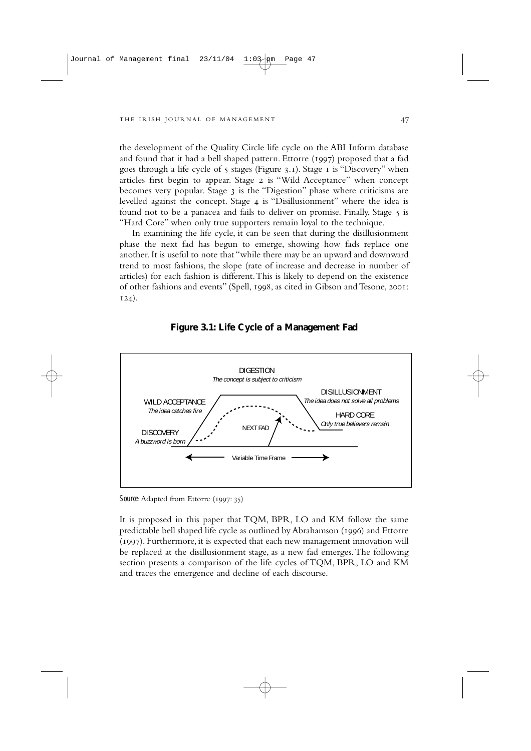the development of the Quality Circle life cycle on the ABI Inform database and found that it had a bell shaped pattern. Ettorre (1997) proposed that a fad goes through a life cycle of 5 stages (Figure 3.1). Stage 1 is "Discovery" when articles first begin to appear. Stage 2 is "Wild Acceptance" when concept becomes very popular. Stage 3 is the "Digestion" phase where criticisms are levelled against the concept. Stage 4 is "Disillusionment" where the idea is found not to be a panacea and fails to deliver on promise. Finally, Stage 5 is "Hard Core" when only true supporters remain loyal to the technique.

In examining the life cycle, it can be seen that during the disillusionment phase the next fad has begun to emerge, showing how fads replace one another. It is useful to note that "while there may be an upward and downward trend to most fashions, the slope (rate of increase and decrease in number of articles) for each fashion is different. This is likely to depend on the existence of other fashions and events" (Spell, 1998, as cited in Gibson and Tesone, 2001: 124).

**Figure 3.1: Life Cycle of a Management Fad**

DIGESTION
*The concept is subject to criticism*

WILD ACCEPTANCE
*The idea catches fire*

DISILLUSIONMENT
*The idea does not solve all problems*

HARD CORE
*Only true believers remain*

DISCOVERY
*A buzzword is born*

NEXT FAD

Variable Time Frame

*Source*: Adapted from Ettorre (1997: 35)

It is proposed in this paper that TQM, BPR, LO and KM follow the same predictable bell shaped life cycle as outlined by Abrahamson (1996) and Ettorre (1997). Furthermore, it is expected that each new management innovation will be replaced at the disillusionment stage, as a new fad emerges. The following section presents a comparison of the life cycles of TQM, BPR, LO and KM and traces the emergence and decline of each discourse.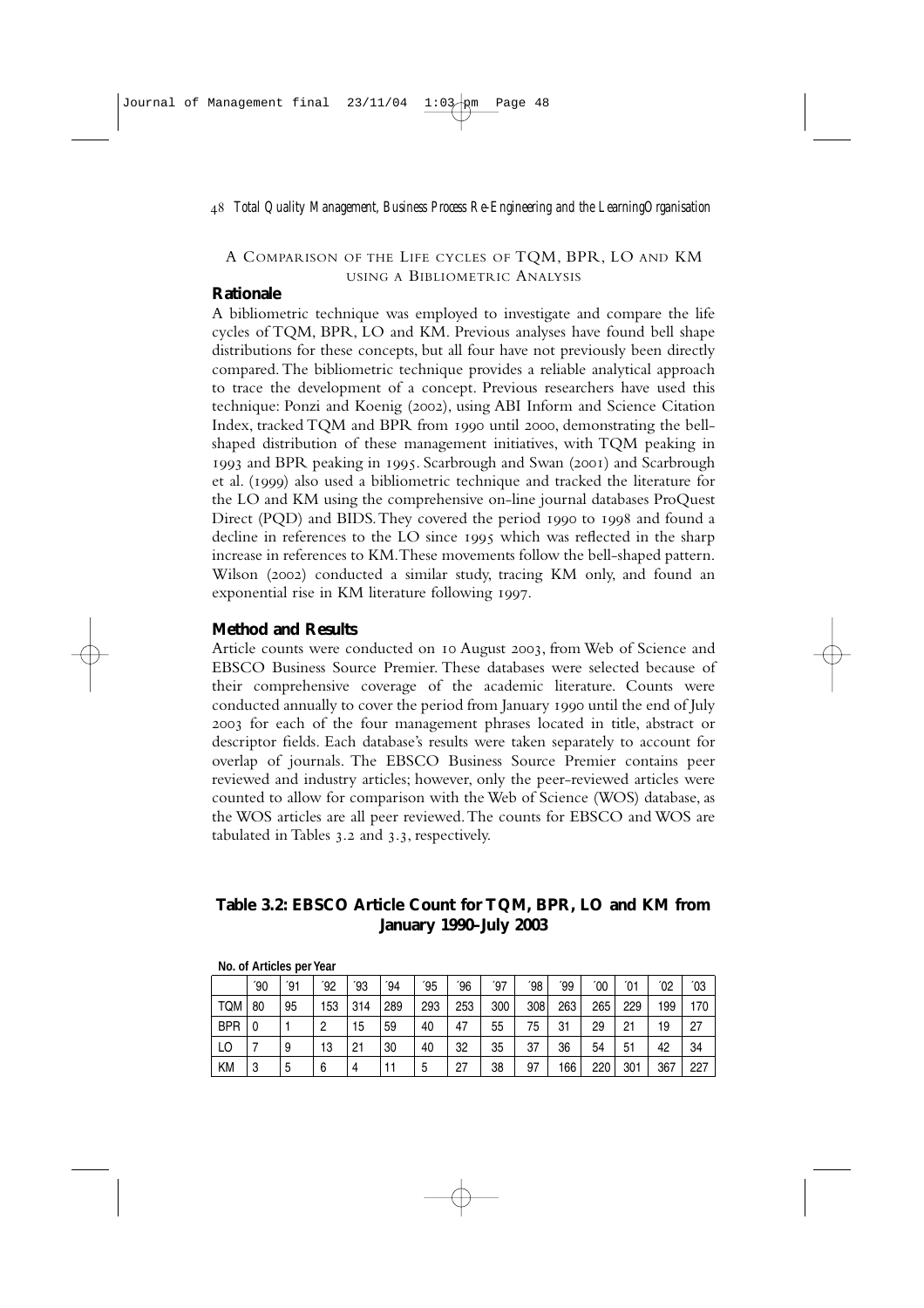## A Comparison of the Life cycles of TQM, BPR, LO and KM using a Bibliometric Analysis

### Rationale

A bibliometric technique was employed to investigate and compare the life cycles of TQM, BPR, LO and KM. Previous analyses have found bell shape distributions for these concepts, but all four have not previously been directly compared. The bibliometric technique provides a reliable analytical approach to trace the development of a concept. Previous researchers have used this technique: Ponzi and Koenig (2002), using ABI Inform and Science Citation Index, tracked TQM and BPR from 1990 until 2000, demonstrating the bell-shaped distribution of these management initiatives, with TQM peaking in 1993 and BPR peaking in 1995. Scarbrough and Swan (2001) and Scarbrough et al. (1999) also used a bibliometric technique and tracked the literature for the LO and KM using the comprehensive on-line journal databases ProQuest Direct (PQD) and BIDS. They covered the period 1990 to 1998 and found a decline in references to the LO since 1995 which was reflected in the sharp increase in references to KM. These movements follow the bell-shaped pattern. Wilson (2002) conducted a similar study, tracing KM only, and found an exponential rise in KM literature following 1997.

### Method and Results

Article counts were conducted on 10 August 2003, from Web of Science and EBSCO Business Source Premier. These databases were selected because of their comprehensive coverage of the academic literature. Counts were conducted annually to cover the period from January 1990 until the end of July 2003 for each of the four management phrases located in title, abstract or descriptor fields. Each database's results were taken separately to account for overlap of journals. The EBSCO Business Source Premier contains peer reviewed and industry articles; however, only the peer-reviewed articles were counted to allow for comparison with the Web of Science (WOS) database, as the WOS articles are all peer reviewed. The counts for EBSCO and WOS are tabulated in Tables 3.2 and 3.3, respectively.

**Table 3.2: EBSCO Article Count for TQM, BPR, LO and KM from January 1990-July 2003**

**No. of Articles per Year**

| | ´90 | ´91 | ´92 | ´93 | ´94 | ´95 | ´96 | ´97 | ´98 | ´99 | ´00 | ´01 | ´02 | ´03 |
|---|---|---|---|---|---|---|---|---|---|---|---|---|---|---|
| TQM | 80 | 95 | 153 | 314 | 289 | 293 | 253 | 300 | 308 | 263 | 265 | 229 | 199 | 170 |
| BPR | 0 | 1 | 2 | 15 | 59 | 40 | 47 | 55 | 75 | 31 | 29 | 21 | 19 | 27 |
| LO | 7 | 9 | 13 | 21 | 30 | 40 | 32 | 35 | 37 | 36 | 54 | 51 | 42 | 34 |
| KM | 3 | 5 | 6 | 4 | 11 | 5 | 27 | 38 | 97 | 166 | 220 | 301 | 367 | 227 |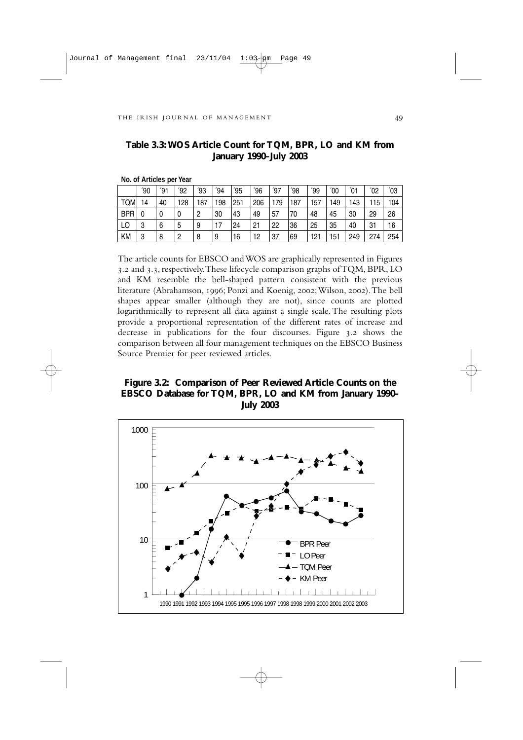**Table 3.3: WOS Article Count for TQM, BPR, LO and KM from January 1990–July 2003**

**No. of Articles per Year**

| | ´90 | ´91 | ´92 | ´93 | ´94 | ´95 | ´96 | ´97 | ´98 | ´99 | ´00 | ´01 | ´02 | ´03 |
|---|---|---|---|---|---|---|---|---|---|---|---|---|---|---|
| TQM | 14 | 40 | 128 | 187 | 198 | 251 | 206 | 179 | 187 | 157 | 149 | 143 | 115 | 104 |
| BPR | 0 | 0 | 0 | 2 | 30 | 43 | 49 | 57 | 70 | 48 | 45 | 30 | 29 | 26 |
| LO | 3 | 6 | 5 | 9 | 17 | 24 | 21 | 22 | 36 | 25 | 35 | 40 | 31 | 16 |
| KM | 3 | 8 | 2 | 8 | 9 | 16 | 12 | 37 | 69 | 121 | 151 | 249 | 274 | 254 |

The article counts for EBSCO and WOS are graphically represented in Figures 3.2 and 3.3, respectively. These lifecycle comparison graphs of TQM, BPR, LO and KM resemble the bell-shaped pattern consistent with the previous literature (Abrahamson, 1996; Ponzi and Koenig, 2002; Wilson, 2002). The bell shapes appear smaller (although they are not), since counts are plotted logarithmically to represent all data against a single scale. The resulting plots provide a proportional representation of the different rates of increase and decrease in publications for the four discourses. Figure 3.2 shows the comparison between all four management techniques on the EBSCO Business Source Premier for peer reviewed articles.

**Figure 3.2: Comparison of Peer Reviewed Article Counts on the EBSCO Database for TQM, BPR, LO and KM from January 1990–July 2003**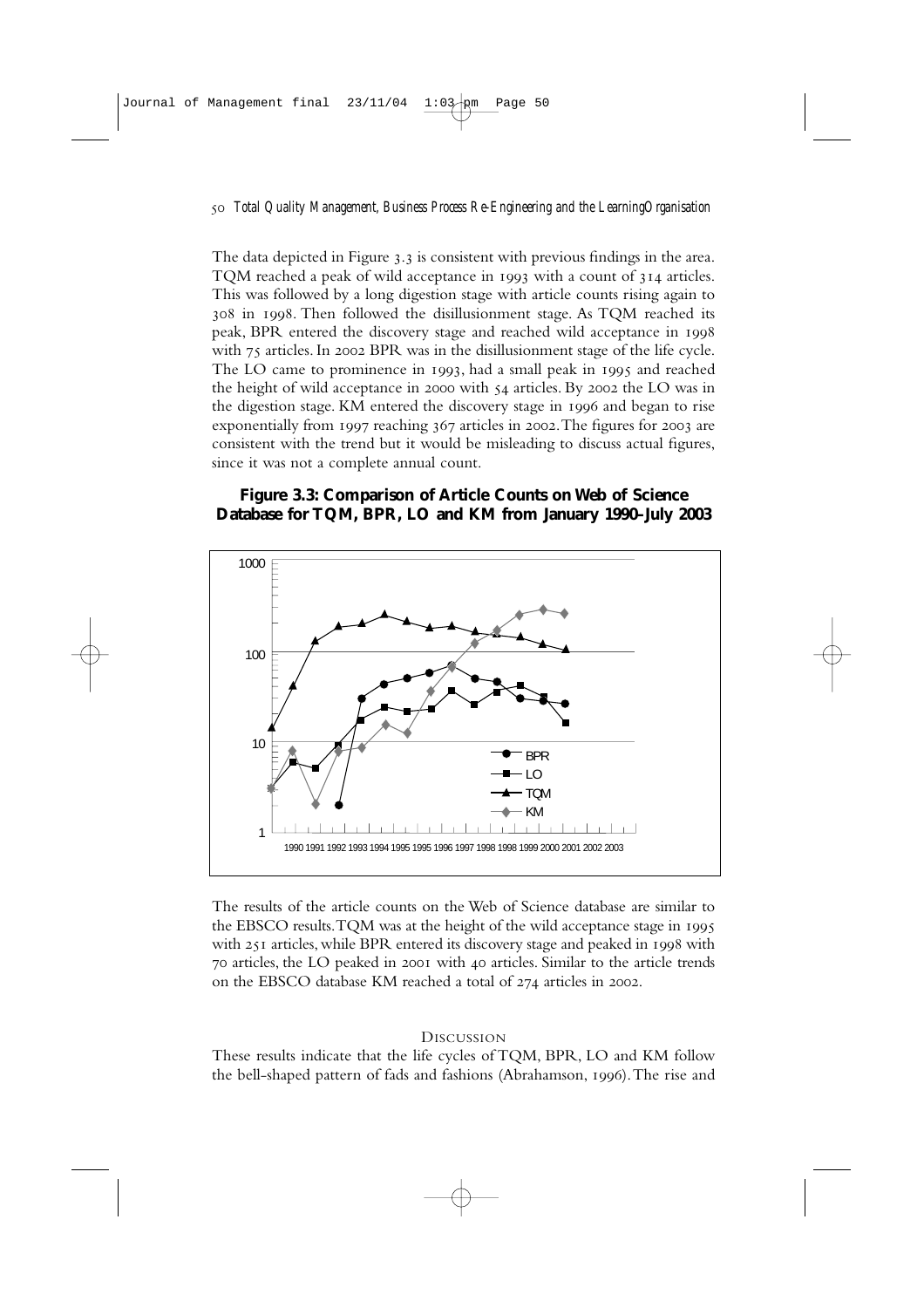The data depicted in Figure 3.3 is consistent with previous findings in the area. TQM reached a peak of wild acceptance in 1993 with a count of 314 articles. This was followed by a long digestion stage with article counts rising again to 308 in 1998. Then followed the disillusionment stage. As TQM reached its peak, BPR entered the discovery stage and reached wild acceptance in 1998 with 75 articles. In 2002 BPR was in the disillusionment stage of the life cycle. The LO came to prominence in 1993, had a small peak in 1995 and reached the height of wild acceptance in 2000 with 54 articles. By 2002 the LO was in the digestion stage. KM entered the discovery stage in 1996 and began to rise exponentially from 1997 reaching 367 articles in 2002. The figures for 2003 are consistent with the trend but it would be misleading to discuss actual figures, since it was not a complete annual count.

**Figure 3.3: Comparison of Article Counts on Web of Science Database for TQM, BPR, LO and KM from January 1990–July 2003**

The results of the article counts on the Web of Science database are similar to the EBSCO results. TQM was at the height of the wild acceptance stage in 1995 with 251 articles, while BPR entered its discovery stage and peaked in 1998 with 70 articles, the LO peaked in 2001 with 40 articles. Similar to the article trends on the EBSCO database KM reached a total of 274 articles in 2002.

## Discussion

These results indicate that the life cycles of TQM, BPR, LO and KM follow the bell-shaped pattern of fads and fashions (Abrahamson, 1996). The rise and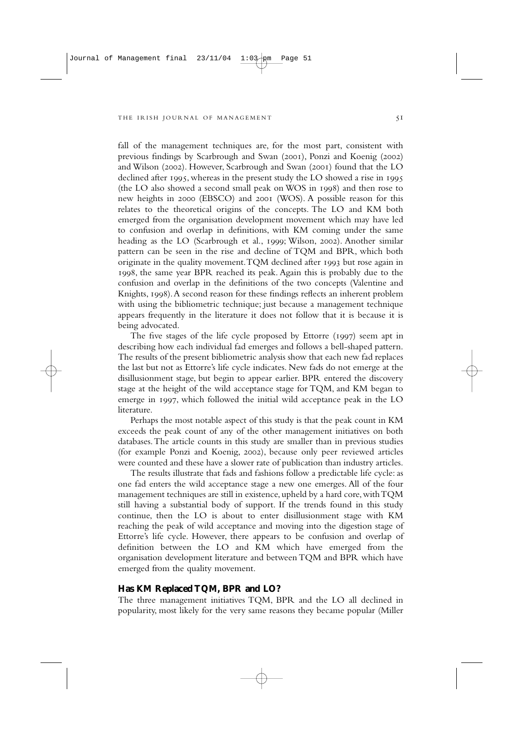fall of the management techniques are, for the most part, consistent with previous findings by Scarbrough and Swan (2001), Ponzi and Koenig (2002) and Wilson (2002). However, Scarbrough and Swan (2001) found that the LO declined after 1995, whereas in the present study the LO showed a rise in 1995 (the LO also showed a second small peak on WOS in 1998) and then rose to new heights in 2000 (EBSCO) and 2001 (WOS). A possible reason for this relates to the theoretical origins of the concepts. The LO and KM both emerged from the organisation development movement which may have led to confusion and overlap in definitions, with KM coming under the same heading as the LO (Scarbrough et al., 1999; Wilson, 2002). Another similar pattern can be seen in the rise and decline of TQM and BPR, which both originate in the quality movement. TQM declined after 1993 but rose again in 1998, the same year BPR reached its peak. Again this is probably due to the confusion and overlap in the definitions of the two concepts (Valentine and Knights, 1998). A second reason for these findings reflects an inherent problem with using the bibliometric technique; just because a management technique appears frequently in the literature it does not follow that it is because it is being advocated.

The five stages of the life cycle proposed by Ettorre (1997) seem apt in describing how each individual fad emerges and follows a bell-shaped pattern. The results of the present bibliometric analysis show that each new fad replaces the last but not as Ettorre's life cycle indicates. New fads do not emerge at the disillusionment stage, but begin to appear earlier. BPR entered the discovery stage at the height of the wild acceptance stage for TQM, and KM began to emerge in 1997, which followed the initial wild acceptance peak in the LO literature.

Perhaps the most notable aspect of this study is that the peak count in KM exceeds the peak count of any of the other management initiatives on both databases. The article counts in this study are smaller than in previous studies (for example Ponzi and Koenig, 2002), because only peer reviewed articles were counted and these have a slower rate of publication than industry articles.

The results illustrate that fads and fashions follow a predictable life cycle: as one fad enters the wild acceptance stage a new one emerges. All of the four management techniques are still in existence, upheld by a hard core, with TQM still having a substantial body of support. If the trends found in this study continue, then the LO is about to enter disillusionment stage with KM reaching the peak of wild acceptance and moving into the digestion stage of Ettorre's life cycle. However, there appears to be confusion and overlap of definition between the LO and KM which have emerged from the organisation development literature and between TQM and BPR which have emerged from the quality movement.

## Has KM Replaced TQM, BPR and LO?

The three management initiatives TQM, BPR and the LO all declined in popularity, most likely for the very same reasons they became popular (Miller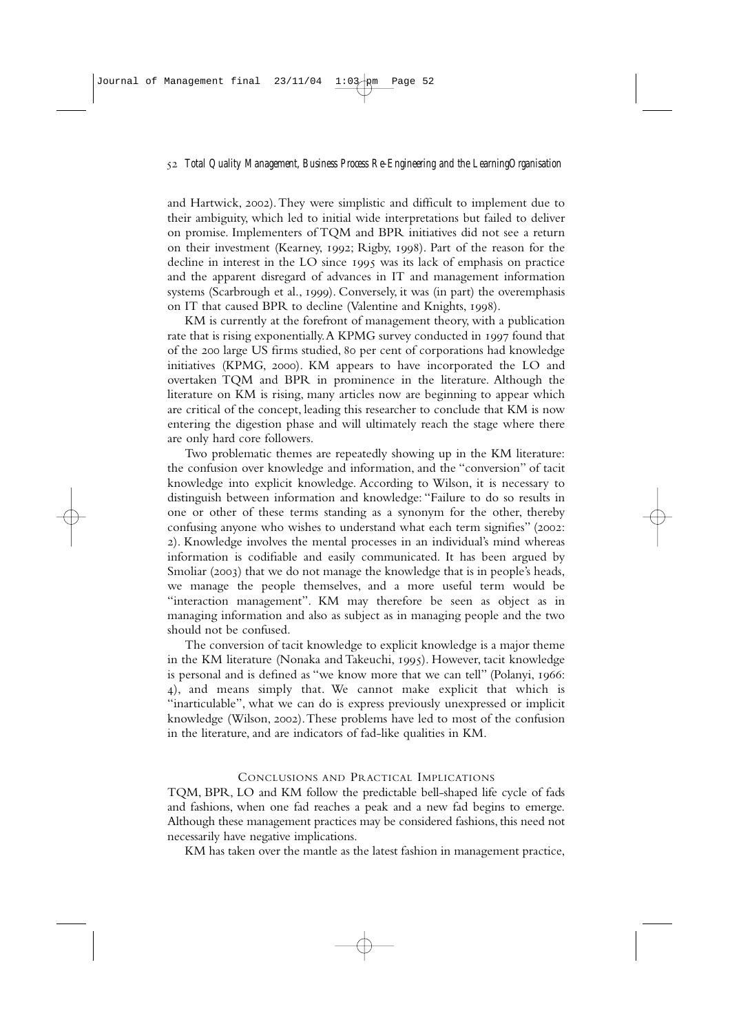and Hartwick, 2002). They were simplistic and difficult to implement due to their ambiguity, which led to initial wide interpretations but failed to deliver on promise. Implementers of TQM and BPR initiatives did not see a return on their investment (Kearney, 1992; Rigby, 1998). Part of the reason for the decline in interest in the LO since 1995 was its lack of emphasis on practice and the apparent disregard of advances in IT and management information systems (Scarbrough et al., 1999). Conversely, it was (in part) the overemphasis on IT that caused BPR to decline (Valentine and Knights, 1998).

KM is currently at the forefront of management theory, with a publication rate that is rising exponentially. A KPMG survey conducted in 1997 found that of the 200 large US firms studied, 80 per cent of corporations had knowledge initiatives (KPMG, 2000). KM appears to have incorporated the LO and overtaken TQM and BPR in prominence in the literature. Although the literature on KM is rising, many articles now are beginning to appear which are critical of the concept, leading this researcher to conclude that KM is now entering the digestion phase and will ultimately reach the stage where there are only hard core followers.

Two problematic themes are repeatedly showing up in the KM literature: the confusion over knowledge and information, and the "conversion" of tacit knowledge into explicit knowledge. According to Wilson, it is necessary to distinguish between information and knowledge: "Failure to do so results in one or other of these terms standing as a synonym for the other, thereby confusing anyone who wishes to understand what each term signifies" (2002: 2). Knowledge involves the mental processes in an individual's mind whereas information is codifiable and easily communicated. It has been argued by Smoliar (2003) that we do not manage the knowledge that is in people's heads, we manage the people themselves, and a more useful term would be "interaction management". KM may therefore be seen as object as in managing information and also as subject as in managing people and the two should not be confused.

The conversion of tacit knowledge to explicit knowledge is a major theme in the KM literature (Nonaka and Takeuchi, 1995). However, tacit knowledge is personal and is defined as "we know more that we can tell" (Polanyi, 1966: 4), and means simply that. We cannot make explicit that which is "inarticulable", what we can do is express previously unexpressed or implicit knowledge (Wilson, 2002). These problems have led to most of the confusion in the literature, and are indicators of fad-like qualities in KM.

## Conclusions and Practical Implications

TQM, BPR, LO and KM follow the predictable bell-shaped life cycle of fads and fashions, when one fad reaches a peak and a new fad begins to emerge. Although these management practices may be considered fashions, this need not necessarily have negative implications.

KM has taken over the mantle as the latest fashion in management practice,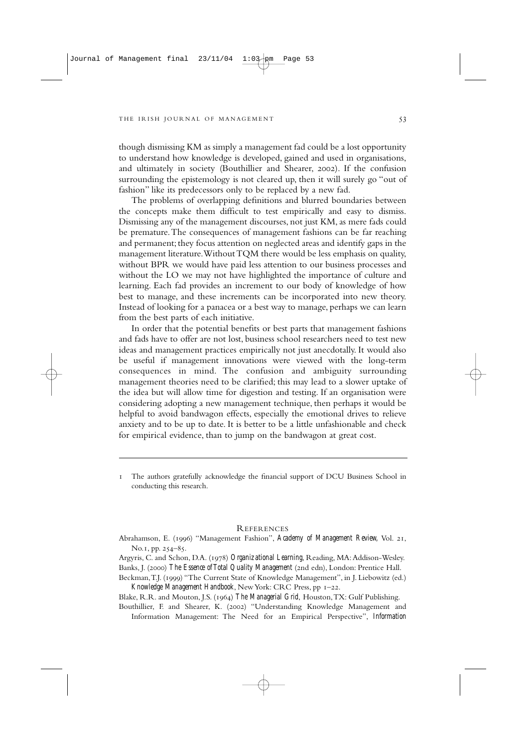though dismissing KM as simply a management fad could be a lost opportunity to understand how knowledge is developed, gained and used in organisations, and ultimately in society (Bouthillier and Shearer, 2002). If the confusion surrounding the epistemology is not cleared up, then it will surely go "out of fashion" like its predecessors only to be replaced by a new fad.

The problems of overlapping definitions and blurred boundaries between the concepts make them difficult to test empirically and easy to dismiss. Dismissing any of the management discourses, not just KM, as mere fads could be premature. The consequences of management fashions can be far reaching and permanent; they focus attention on neglected areas and identify gaps in the management literature. Without TQM there would be less emphasis on quality, without BPR we would have paid less attention to our business processes and without the LO we may not have highlighted the importance of culture and learning. Each fad provides an increment to our body of knowledge of how best to manage, and these increments can be incorporated into new theory. Instead of looking for a panacea or a best way to manage, perhaps we can learn from the best parts of each initiative.

In order that the potential benefits or best parts that management fashions and fads have to offer are not lost, business school researchers need to test new ideas and management practices empirically not just anecdotally. It would also be useful if management innovations were viewed with the long-term consequences in mind. The confusion and ambiguity surrounding management theories need to be clarified; this may lead to a slower uptake of the idea but will allow time for digestion and testing. If an organisation were considering adopting a new management technique, then perhaps it would be helpful to avoid bandwagon effects, especially the emotional drives to relieve anxiety and to be up to date. It is better to be a little unfashionable and check for empirical evidence, than to jump on the bandwagon at great cost.

---

1 The authors gratefully acknowledge the financial support of DCU Business School in conducting this research.

## REFERENCES

Abrahamson, E. (1996) "Management Fashion", *Academy of Management Review*, Vol. 21, No.1, pp. 254–85.

Argyris, C. and Schon, D.A. (1978) *Organizational Learning*, Reading, MA: Addison-Wesley.

Banks, J. (2000) *The Essence of Total Quality Management* (2nd edn), London: Prentice Hall.

Beckman, T.J. (1999) "The Current State of Knowledge Management", in J. Liebowitz (ed.) *Knowledge Management Handbook*, New York: CRC Press, pp 1–22.

Blake, R.R. and Mouton, J.S. (1964) *The Managerial Grid*, Houston, TX: Gulf Publishing.

Bouthillier, F. and Shearer, K. (2002) "Understanding Knowledge Management and Information Management: The Need for an Empirical Perspective", *Information*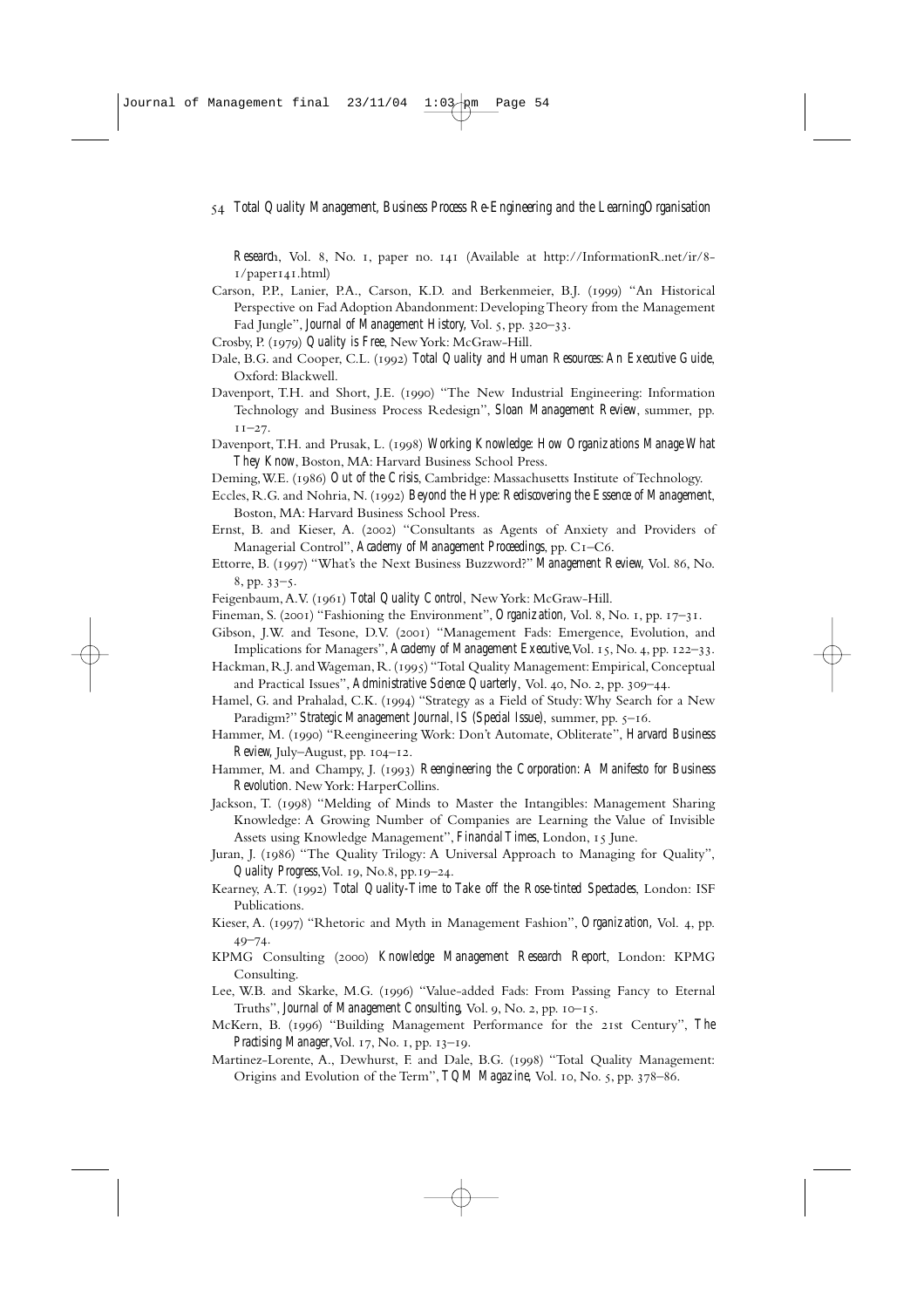*Research*, Vol. 8, No. 1, paper no. 141 (Available at http://InformationR.net/ir/8-1/paper141.html)

Carson, P.P., Lanier, P.A., Carson, K.D. and Berkenmeier, B.J. (1999) "An Historical Perspective on Fad Adoption Abandonment: Developing Theory from the Management Fad Jungle", *Journal of Management History*, Vol. 5, pp. 320–33.

Crosby, P. (1979) *Quality is Free*, New York: McGraw-Hill.

Dale, B.G. and Cooper, C.L. (1992) *Total Quality and Human Resources: An Executive Guide*, Oxford: Blackwell.

Davenport, T.H. and Short, J.E. (1990) "The New Industrial Engineering: Information Technology and Business Process Redesign", *Sloan Management Review*, summer, pp. 11–27.

Davenport, T.H. and Prusak, L. (1998) *Working Knowledge: How Organizations Manage What They Know*, Boston, MA: Harvard Business School Press.

Deming, W.E. (1986) *Out of the Crisis*, Cambridge: Massachusetts Institute of Technology.

Eccles, R.G. and Nohria, N. (1992) *Beyond the Hype: Rediscovering the Essence of Management*, Boston, MA: Harvard Business School Press.

Ernst, B. and Kieser, A. (2002) "Consultants as Agents of Anxiety and Providers of Managerial Control", *Academy of Management Proceedings*, pp. C1–C6.

Ettorre, B. (1997) "What's the Next Business Buzzword?" *Management Review*, Vol. 86, No. 8, pp. 33–5.

Feigenbaum, A.V. (1961) *Total Quality Control*, New York: McGraw-Hill.

Fineman, S. (2001) "Fashioning the Environment", *Organization*, Vol. 8, No. 1, pp. 17–31.

Gibson, J.W. and Tesone, D.V. (2001) "Management Fads: Emergence, Evolution, and Implications for Managers", *Academy of Management Executive*, Vol. 15, No. 4, pp. 122–33.

Hackman, R.J. and Wageman, R. (1995) "Total Quality Management: Empirical, Conceptual and Practical Issues", *Administrative Science Quarterly*, Vol. 40, No. 2, pp. 309–44.

Hamel, G. and Prahalad, C.K. (1994) "Strategy as a Field of Study: Why Search for a New Paradigm?" *Strategic Management Journal, IS (Special Issue)*, summer, pp. 5–16.

Hammer, M. (1990) "Reengineering Work: Don't Automate, Obliterate", *Harvard Business Review*, July–August, pp. 104–12.

Hammer, M. and Champy, J. (1993) *Reengineering the Corporation: A Manifesto for Business Revolution*. New York: HarperCollins.

Jackson, T. (1998) "Melding of Minds to Master the Intangibles: Management Sharing Knowledge: A Growing Number of Companies are Learning the Value of Invisible Assets using Knowledge Management", *Financial Times*, London, 15 June.

Juran, J. (1986) "The Quality Trilogy: A Universal Approach to Managing for Quality", *Quality Progress*, Vol. 19, No.8, pp.19–24.

Kearney, A.T. (1992) *Total Quality-Time to Take off the Rose-tinted Spectacles*, London: ISF Publications.

Kieser, A. (1997) "Rhetoric and Myth in Management Fashion", *Organization*, Vol. 4, pp. 49–74.

KPMG Consulting (2000) *Knowledge Management Research Report*, London: KPMG Consulting.

Lee, W.B. and Skarke, M.G. (1996) "Value-added Fads: From Passing Fancy to Eternal Truths", *Journal of Management Consulting*, Vol. 9, No. 2, pp. 10–15.

McKern, B. (1996) "Building Management Performance for the 21st Century", *The Practising Manager*, Vol. 17, No. 1, pp. 13–19.

Martinez-Lorente, A., Dewhurst, F. and Dale, B.G. (1998) "Total Quality Management: Origins and Evolution of the Term", *TQM Magazine*, Vol. 10, No. 5, pp. 378–86.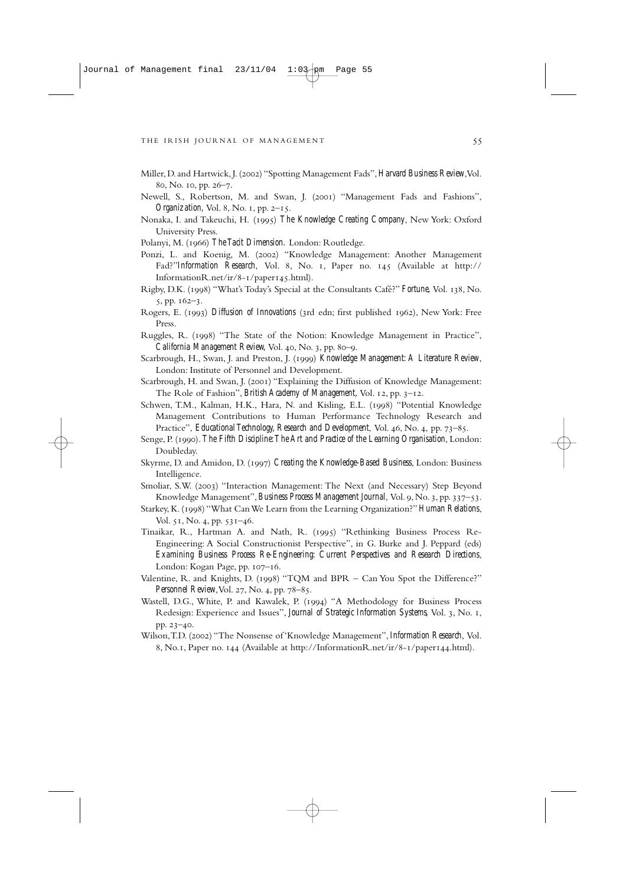Miller, D. and Hartwick, J. (2002) "Spotting Management Fads", *Harvard Business Review*, Vol. 80, No. 10, pp. 26–7.

Newell, S., Robertson, M. and Swan, J. (2001) "Management Fads and Fashions", *Organization*, Vol. 8, No. 1, pp. 2–15.

Nonaka, I. and Takeuchi, H. (1995) *The Knowledge Creating Company*, New York: Oxford University Press.

Polanyi, M. (1966) *The Tacit Dimension*. London: Routledge.

Ponzi, L. and Koenig, M. (2002) "Knowledge Management: Another Management Fad?" *Information Research*, Vol. 8, No. 1, Paper no. 145 (Available at http://InformationR.net/ir/8-1/paper145.html).

Rigby, D.K. (1998) "What's Today's Special at the Consultants Café?" *Fortune*, Vol. 138, No. 5, pp. 162–3.

Rogers, E. (1993) *Diffusion of Innovations* (3rd edn; first published 1962), New York: Free Press.

Ruggles, R. (1998) "The State of the Notion: Knowledge Management in Practice", *California Management Review*, Vol. 40, No. 3, pp. 80–9.

Scarbrough, H., Swan, J. and Preston, J. (1999) *Knowledge Management: A Literature Review*, London: Institute of Personnel and Development.

Scarbrough, H. and Swan, J. (2001) "Explaining the Diffusion of Knowledge Management: The Role of Fashion", *British Academy of Management*, Vol. 12, pp. 3–12.

Schwen, T.M., Kalman, H.K., Hara, N. and Kisling, E.L. (1998) "Potential Knowledge Management Contributions to Human Performance Technology Research and Practice", *Educational Technology, Research and Development*, Vol. 46, No. 4, pp. 73–85.

Senge, P. (1990). *The Fifth Discipline: The Art and Practice of the Learning Organisation*, London: Doubleday.

Skyrme, D. and Amidon, D. (1997) *Creating the Knowledge-Based Business*, London: Business Intelligence.

Smoliar, S.W. (2003) "Interaction Management: The Next (and Necessary) Step Beyond Knowledge Management", *Business Process Management Journal*, Vol. 9, No. 3, pp. 337–53.

Starkey, K. (1998) "What Can We Learn from the Learning Organization?" *Human Relations*, Vol. 51, No. 4, pp. 531–46.

Tinaikar, R., Hartman A. and Nath, R. (1995) "Rethinking Business Process Re-Engineering: A Social Constructionist Perspective", in G. Burke and J. Peppard (eds) *Examining Business Process Re-Engineering: Current Perspectives and Research Directions*, London: Kogan Page, pp. 107–16.

Valentine, R. and Knights, D. (1998) "TQM and BPR – Can You Spot the Difference?" *Personnel Review*, Vol. 27, No. 4, pp. 78–85.

Wastell, D.G., White, P. and Kawalek, P. (1994) "A Methodology for Business Process Redesign: Experience and Issues", *Journal of Strategic Information Systems*, Vol. 3, No. 1, pp. 23–40.

Wilson, T.D. (2002) "The Nonsense of 'Knowledge Management'", *Information Research*, Vol. 8, No.1, Paper no. 144 (Available at http://InformationR.net/ir/8-1/paper144.html).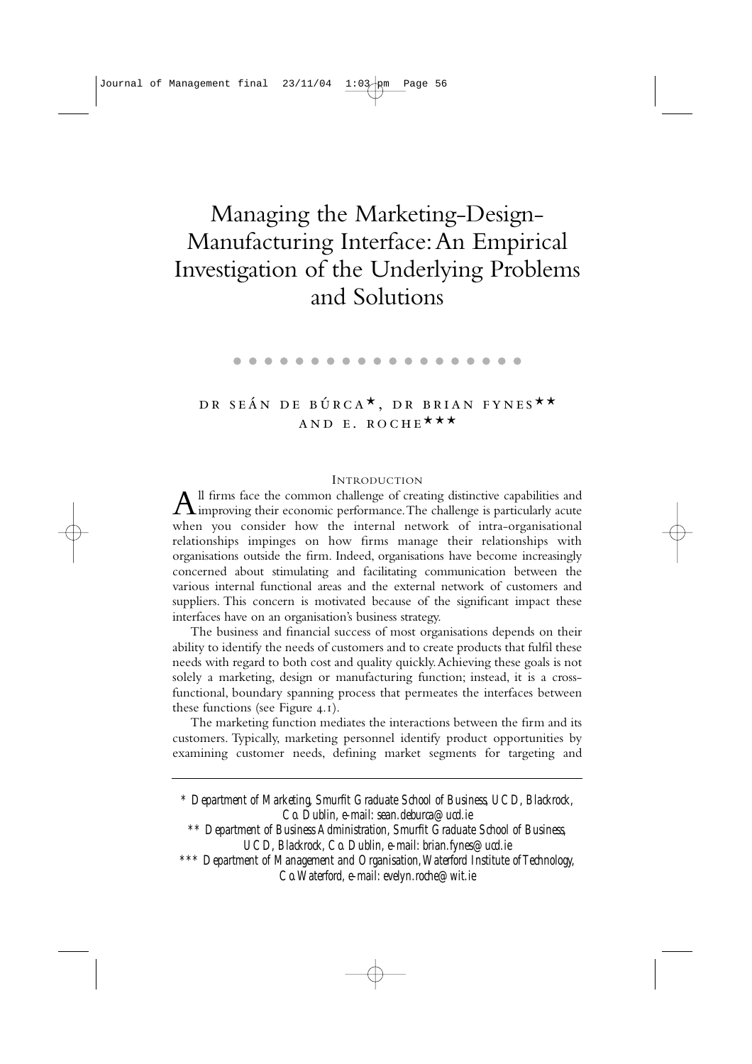// Managing the Marketing-Design-Manufacturing Interface: An Empirical Investigation of the Underlying Problems and Solutions

DR SEÁN DE BÚRCA*, DR BRIAN FYNES** AND E. ROCHE***

## Introduction

All firms face the common challenge of creating distinctive capabilities and improving their economic performance. The challenge is particularly acute when you consider how the internal network of intra-organisational relationships impinges on how firms manage their relationships with organisations outside the firm. Indeed, organisations have become increasingly concerned about stimulating and facilitating communication between the various internal functional areas and the external network of customers and suppliers. This concern is motivated because of the significant impact these interfaces have on an organisation's business strategy.

The business and financial success of most organisations depends on their ability to identify the needs of customers and to create products that fulfil these needs with regard to both cost and quality quickly. Achieving these goals is not solely a marketing, design or manufacturing function; instead, it is a cross-functional, boundary spanning process that permeates the interfaces between these functions (see Figure 4.1).

The marketing function mediates the interactions between the firm and its customers. Typically, marketing personnel identify product opportunities by examining customer needs, defining market segments for targeting and

---

\* *Department of Marketing, Smurfit Graduate School of Business, UCD, Blackrock, Co. Dublin, e-mail: sean.deburca@ucd.ie*

\*\* *Department of Business Administration, Smurfit Graduate School of Business, UCD, Blackrock, Co. Dublin, e-mail: brian.fynes@ucd.ie*

\*\*\* *Department of Management and Organisation, Waterford Institute of Technology, Co. Waterford, e-mail: evelyn.roche@wit.ie*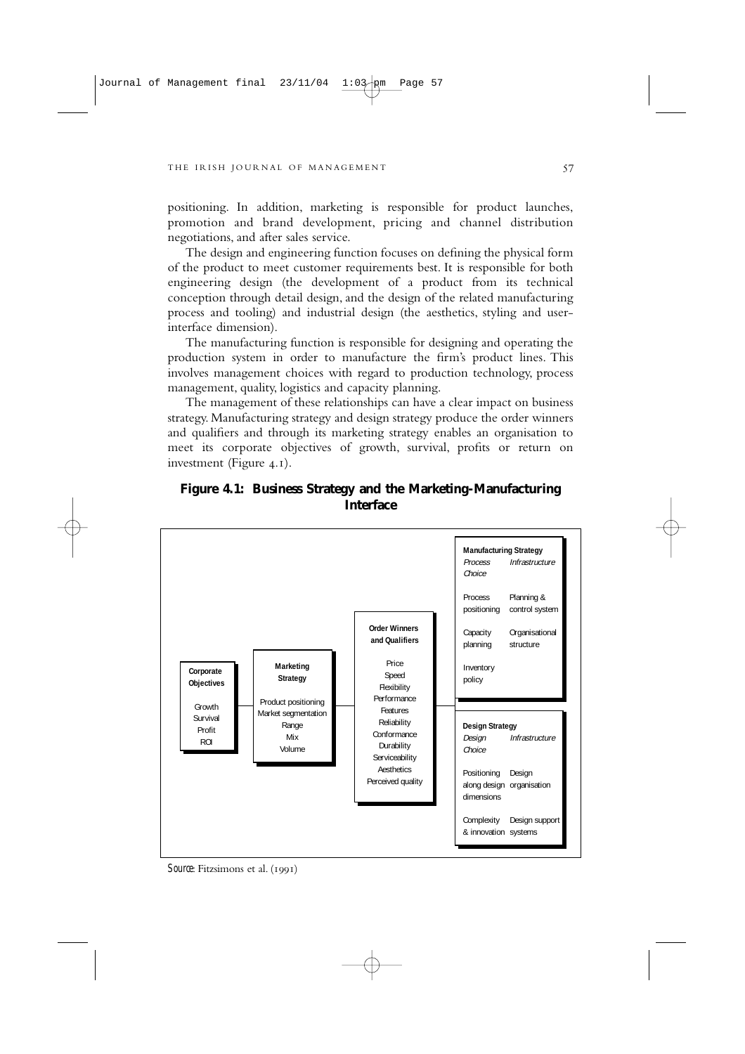positioning. In addition, marketing is responsible for product launches, promotion and brand development, pricing and channel distribution negotiations, and after sales service.

The design and engineering function focuses on defining the physical form of the product to meet customer requirements best. It is responsible for both engineering design (the development of a product from its technical conception through detail design, and the design of the related manufacturing process and tooling) and industrial design (the aesthetics, styling and user-interface dimension).

The manufacturing function is responsible for designing and operating the production system in order to manufacture the firm's product lines. This involves management choices with regard to production technology, process management, quality, logistics and capacity planning.

The management of these relationships can have a clear impact on business strategy. Manufacturing strategy and design strategy produce the order winners and qualifiers and through its marketing strategy enables an organisation to meet its corporate objectives of growth, survival, profits or return on investment (Figure 4.1).

**Figure 4.1: Business Strategy and the Marketing-Manufacturing Interface**

**Corporate Objectives**
- Growth
- Survival
- Profit
- ROI

**Marketing Strategy**
- Product positioning
- Market segmentation
- Range
- Mix
- Volume

**Order Winners and Qualifiers**
- Price
- Speed
- Flexibility
- Performance
- Features
- Reliability
- Conformance
- Durability
- Serviceability
- Aesthetics
- Perceived quality

**Manufacturing Strategy**

| *Process Choice* | *Infrastructure* |
|---|---|
| Process positioning | Planning & control system |
| Capacity planning | Organisational structure |
| Inventory policy | |

**Design Strategy**

| *Design Choice* | *Infrastructure* |
|---|---|
| Positioning along design dimensions | Design organisation |
| Complexity & innovation | Design support systems |

*Source*: Fitzsimons et al. (1991)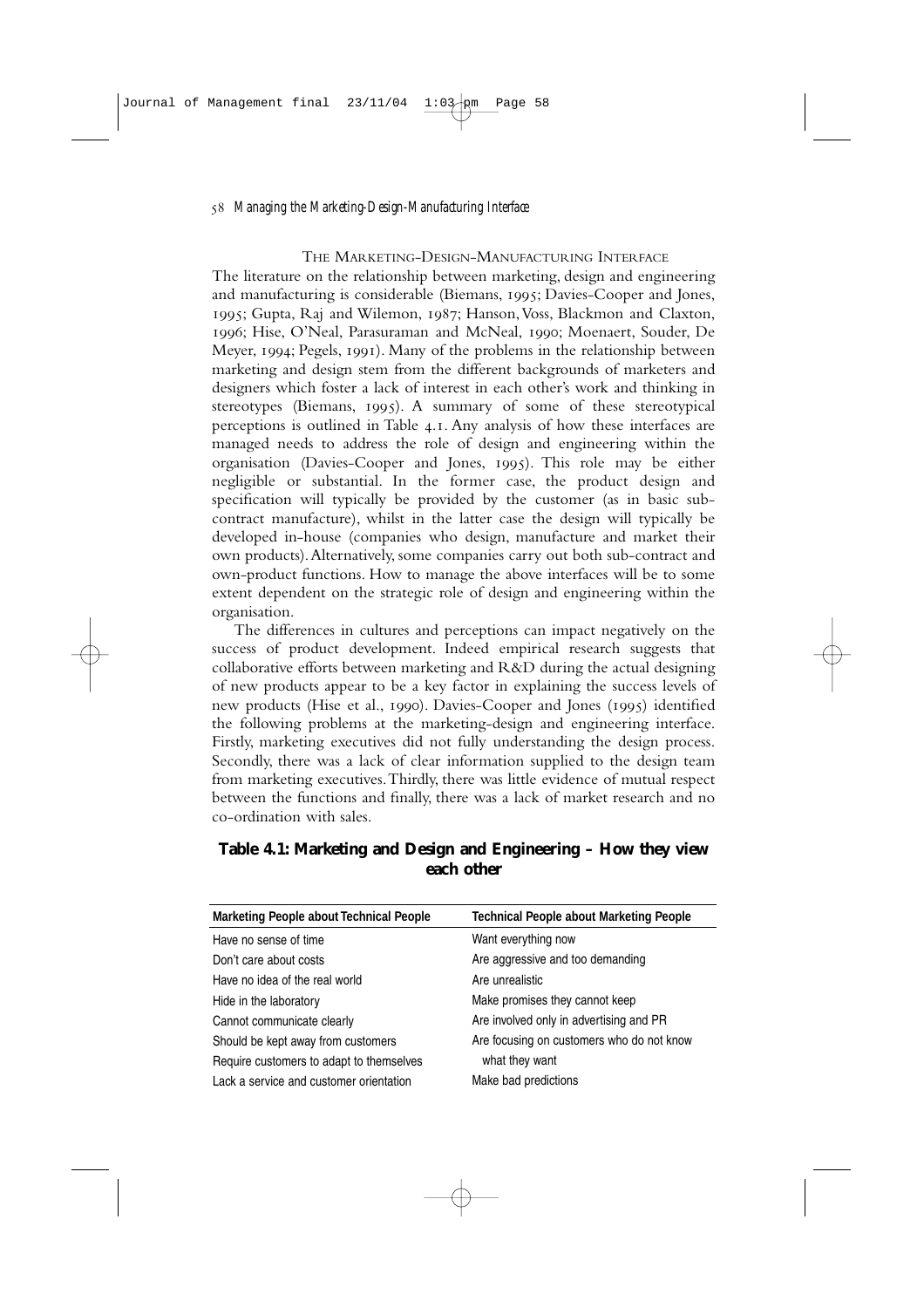## THE MARKETING-DESIGN-MANUFACTURING INTERFACE

The literature on the relationship between marketing, design and engineering and manufacturing is considerable (Biemans, 1995; Davies-Cooper and Jones, 1995; Gupta, Raj and Wilemon, 1987; Hanson, Voss, Blackmon and Claxton, 1996; Hise, O'Neal, Parasuraman and McNeal, 1990; Moenaert, Souder, De Meyer, 1994; Pegels, 1991). Many of the problems in the relationship between marketing and design stem from the different backgrounds of marketers and designers which foster a lack of interest in each other's work and thinking in stereotypes (Biemans, 1995). A summary of some of these stereotypical perceptions is outlined in Table 4.1. Any analysis of how these interfaces are managed needs to address the role of design and engineering within the organisation (Davies-Cooper and Jones, 1995). This role may be either negligible or substantial. In the former case, the product design and specification will typically be provided by the customer (as in basic sub-contract manufacture), whilst in the latter case the design will typically be developed in-house (companies who design, manufacture and market their own products). Alternatively, some companies carry out both sub-contract and own-product functions. How to manage the above interfaces will be to some extent dependent on the strategic role of design and engineering within the organisation.

The differences in cultures and perceptions can impact negatively on the success of product development. Indeed empirical research suggests that collaborative efforts between marketing and R&D during the actual designing of new products appear to be a key factor in explaining the success levels of new products (Hise et al., 1990). Davies-Cooper and Jones (1995) identified the following problems at the marketing-design and engineering interface. Firstly, marketing executives did not fully understanding the design process. Secondly, there was a lack of clear information supplied to the design team from marketing executives. Thirdly, there was little evidence of mutual respect between the functions and finally, there was a lack of market research and no co-ordination with sales.

**Table 4.1: Marketing and Design and Engineering – How they view each other**

| Marketing People about Technical People | Technical People about Marketing People |
|---|---|
| Have no sense of time | Want everything now |
| Don't care about costs | Are aggressive and too demanding |
| Have no idea of the real world | Are unrealistic |
| Hide in the laboratory | Make promises they cannot keep |
| Cannot communicate clearly | Are involved only in advertising and PR |
| Should be kept away from customers | Are focusing on customers who do not know what they want |
| Require customers to adapt to themselves | |
| Lack a service and customer orientation | Make bad predictions |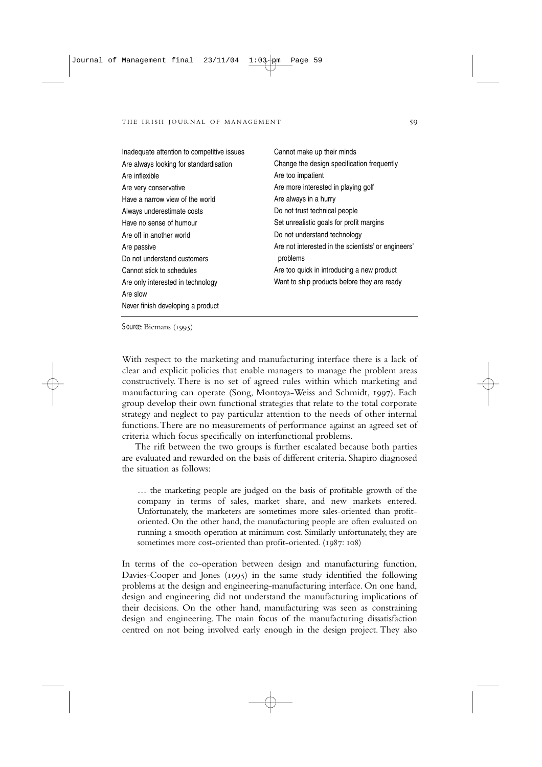| | |
|---|---|
| Inadequate attention to competitive issues | Cannot make up their minds |
| Are always looking for standardisation | Change the design specification frequently |
| Are inflexible | Are too impatient |
| Are very conservative | Are more interested in playing golf |
| Have a narrow view of the world | Are always in a hurry |
| Always underestimate costs | Do not trust technical people |
| Have no sense of humour | Set unrealistic goals for profit margins |
| Are off in another world | Do not understand technology |
| Are passive | Are not interested in the scientists' or engineers' problems |
| Do not understand customers | Are too quick in introducing a new product |
| Cannot stick to schedules | Want to ship products before they are ready |
| Are only interested in technology | |
| Are slow | |
| Never finish developing a product | |

*Source*: Biemans (1995)

With respect to the marketing and manufacturing interface there is a lack of clear and explicit policies that enable managers to manage the problem areas constructively. There is no set of agreed rules within which marketing and manufacturing can operate (Song, Montoya-Weiss and Schmidt, 1997). Each group develop their own functional strategies that relate to the total corporate strategy and neglect to pay particular attention to the needs of other internal functions. There are no measurements of performance against an agreed set of criteria which focus specifically on interfunctional problems.

The rift between the two groups is further escalated because both parties are evaluated and rewarded on the basis of different criteria. Shapiro diagnosed the situation as follows:

> … the marketing people are judged on the basis of profitable growth of the company in terms of sales, market share, and new markets entered. Unfortunately, the marketers are sometimes more sales-oriented than profit-oriented. On the other hand, the manufacturing people are often evaluated on running a smooth operation at minimum cost. Similarly unfortunately, they are sometimes more cost-oriented than profit-oriented. (1987: 108)

In terms of the co-operation between design and manufacturing function, Davies-Cooper and Jones (1995) in the same study identified the following problems at the design and engineering-manufacturing interface. On one hand, design and engineering did not understand the manufacturing implications of their decisions. On the other hand, manufacturing was seen as constraining design and engineering. The main focus of the manufacturing dissatisfaction centred on not being involved early enough in the design project. They also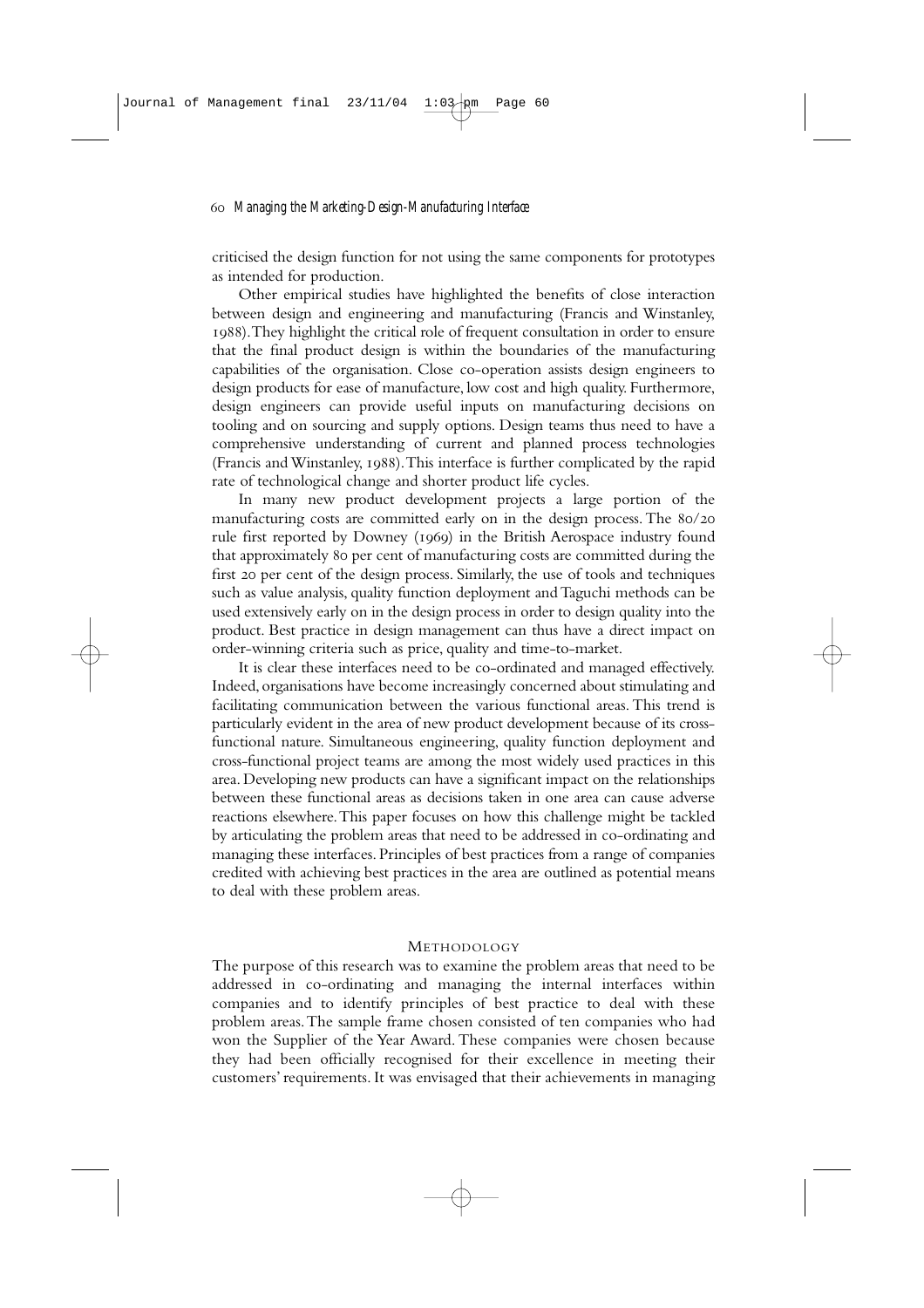criticised the design function for not using the same components for prototypes as intended for production.

Other empirical studies have highlighted the benefits of close interaction between design and engineering and manufacturing (Francis and Winstanley, 1988). They highlight the critical role of frequent consultation in order to ensure that the final product design is within the boundaries of the manufacturing capabilities of the organisation. Close co-operation assists design engineers to design products for ease of manufacture, low cost and high quality. Furthermore, design engineers can provide useful inputs on manufacturing decisions on tooling and on sourcing and supply options. Design teams thus need to have a comprehensive understanding of current and planned process technologies (Francis and Winstanley, 1988). This interface is further complicated by the rapid rate of technological change and shorter product life cycles.

In many new product development projects a large portion of the manufacturing costs are committed early on in the design process. The 80/20 rule first reported by Downey (1969) in the British Aerospace industry found that approximately 80 per cent of manufacturing costs are committed during the first 20 per cent of the design process. Similarly, the use of tools and techniques such as value analysis, quality function deployment and Taguchi methods can be used extensively early on in the design process in order to design quality into the product. Best practice in design management can thus have a direct impact on order-winning criteria such as price, quality and time-to-market.

It is clear these interfaces need to be co-ordinated and managed effectively. Indeed, organisations have become increasingly concerned about stimulating and facilitating communication between the various functional areas. This trend is particularly evident in the area of new product development because of its cross-functional nature. Simultaneous engineering, quality function deployment and cross-functional project teams are among the most widely used practices in this area. Developing new products can have a significant impact on the relationships between these functional areas as decisions taken in one area can cause adverse reactions elsewhere. This paper focuses on how this challenge might be tackled by articulating the problem areas that need to be addressed in co-ordinating and managing these interfaces. Principles of best practices from a range of companies credited with achieving best practices in the area are outlined as potential means to deal with these problem areas.

## METHODOLOGY

The purpose of this research was to examine the problem areas that need to be addressed in co-ordinating and managing the internal interfaces within companies and to identify principles of best practice to deal with these problem areas. The sample frame chosen consisted of ten companies who had won the Supplier of the Year Award. These companies were chosen because they had been officially recognised for their excellence in meeting their customers' requirements. It was envisaged that their achievements in managing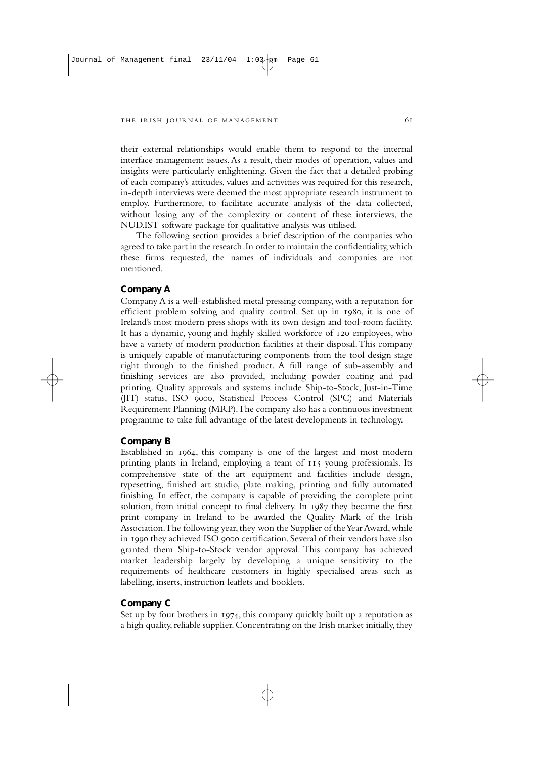their external relationships would enable them to respond to the internal interface management issues. As a result, their modes of operation, values and insights were particularly enlightening. Given the fact that a detailed probing of each company's attitudes, values and activities was required for this research, in-depth interviews were deemed the most appropriate research instrument to employ. Furthermore, to facilitate accurate analysis of the data collected, without losing any of the complexity or content of these interviews, the NUD.IST software package for qualitative analysis was utilised.

The following section provides a brief description of the companies who agreed to take part in the research. In order to maintain the confidentiality, which these firms requested, the names of individuals and companies are not mentioned.

**Company A**

Company A is a well-established metal pressing company, with a reputation for efficient problem solving and quality control. Set up in 1980, it is one of Ireland's most modern press shops with its own design and tool-room facility. It has a dynamic, young and highly skilled workforce of 120 employees, who have a variety of modern production facilities at their disposal. This company is uniquely capable of manufacturing components from the tool design stage right through to the finished product. A full range of sub-assembly and finishing services are also provided, including powder coating and pad printing. Quality approvals and systems include Ship-to-Stock, Just-in-Time (JIT) status, ISO 9000, Statistical Process Control (SPC) and Materials Requirement Planning (MRP). The company also has a continuous investment programme to take full advantage of the latest developments in technology.

**Company B**

Established in 1964, this company is one of the largest and most modern printing plants in Ireland, employing a team of 115 young professionals. Its comprehensive state of the art equipment and facilities include design, typesetting, finished art studio, plate making, printing and fully automated finishing. In effect, the company is capable of providing the complete print solution, from initial concept to final delivery. In 1987 they became the first print company in Ireland to be awarded the Quality Mark of the Irish Association. The following year, they won the Supplier of the Year Award, while in 1990 they achieved ISO 9000 certification. Several of their vendors have also granted them Ship-to-Stock vendor approval. This company has achieved market leadership largely by developing a unique sensitivity to the requirements of healthcare customers in highly specialised areas such as labelling, inserts, instruction leaflets and booklets.

**Company C**

Set up by four brothers in 1974, this company quickly built up a reputation as a high quality, reliable supplier. Concentrating on the Irish market initially, they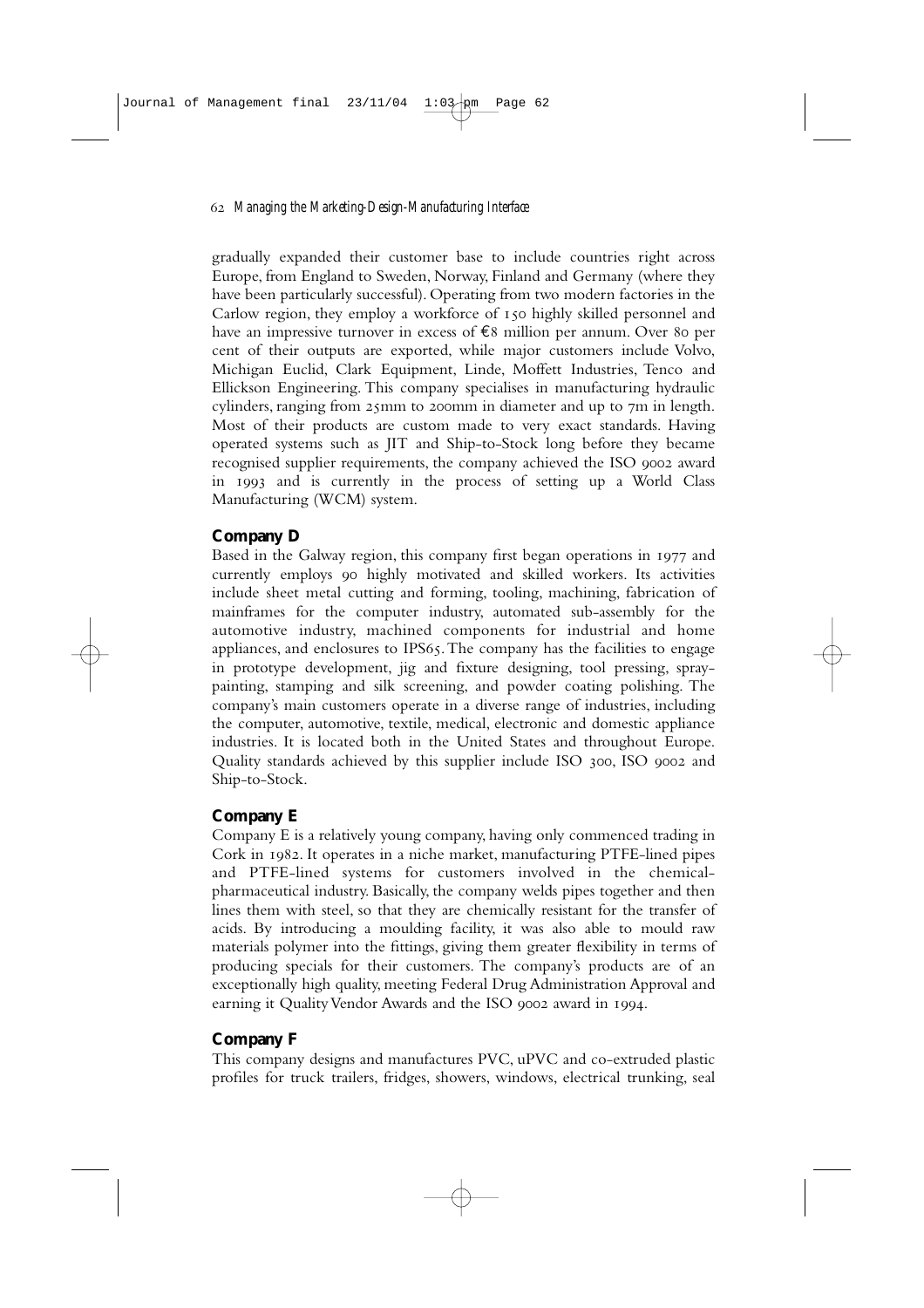gradually expanded their customer base to include countries right across Europe, from England to Sweden, Norway, Finland and Germany (where they have been particularly successful). Operating from two modern factories in the Carlow region, they employ a workforce of 150 highly skilled personnel and have an impressive turnover in excess of €8 million per annum. Over 80 per cent of their outputs are exported, while major customers include Volvo, Michigan Euclid, Clark Equipment, Linde, Moffett Industries, Tenco and Ellickson Engineering. This company specialises in manufacturing hydraulic cylinders, ranging from 25mm to 200mm in diameter and up to 7m in length. Most of their products are custom made to very exact standards. Having operated systems such as JIT and Ship-to-Stock long before they became recognised supplier requirements, the company achieved the ISO 9002 award in 1993 and is currently in the process of setting up a World Class Manufacturing (WCM) system.

### Company D

Based in the Galway region, this company first began operations in 1977 and currently employs 90 highly motivated and skilled workers. Its activities include sheet metal cutting and forming, tooling, machining, fabrication of mainframes for the computer industry, automated sub-assembly for the automotive industry, machined components for industrial and home appliances, and enclosures to IPS65. The company has the facilities to engage in prototype development, jig and fixture designing, tool pressing, spray-painting, stamping and silk screening, and powder coating polishing. The company's main customers operate in a diverse range of industries, including the computer, automotive, textile, medical, electronic and domestic appliance industries. It is located both in the United States and throughout Europe. Quality standards achieved by this supplier include ISO 300, ISO 9002 and Ship-to-Stock.

### Company E

Company E is a relatively young company, having only commenced trading in Cork in 1982. It operates in a niche market, manufacturing PTFE-lined pipes and PTFE-lined systems for customers involved in the chemical-pharmaceutical industry. Basically, the company welds pipes together and then lines them with steel, so that they are chemically resistant for the transfer of acids. By introducing a moulding facility, it was also able to mould raw materials polymer into the fittings, giving them greater flexibility in terms of producing specials for their customers. The company's products are of an exceptionally high quality, meeting Federal Drug Administration Approval and earning it Quality Vendor Awards and the ISO 9002 award in 1994.

### Company F

This company designs and manufactures PVC, uPVC and co-extruded plastic profiles for truck trailers, fridges, showers, windows, electrical trunking, seal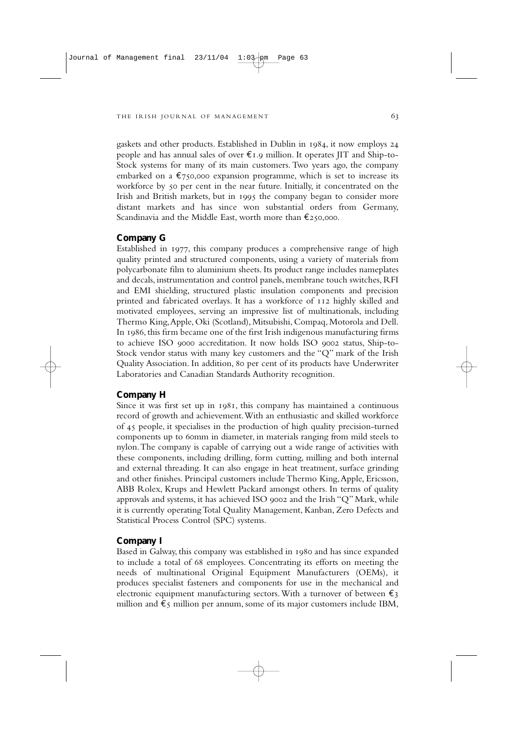gaskets and other products. Established in Dublin in 1984, it now employs 24 people and has annual sales of over €1.9 million. It operates JIT and Ship-to-Stock systems for many of its main customers. Two years ago, the company embarked on a €750,000 expansion programme, which is set to increase its workforce by 50 per cent in the near future. Initially, it concentrated on the Irish and British markets, but in 1995 the company began to consider more distant markets and has since won substantial orders from Germany, Scandinavia and the Middle East, worth more than €250,000.

### Company G

Established in 1977, this company produces a comprehensive range of high quality printed and structured components, using a variety of materials from polycarbonate film to aluminium sheets. Its product range includes nameplates and decals, instrumentation and control panels, membrane touch switches, RFI and EMI shielding, structured plastic insulation components and precision printed and fabricated overlays. It has a workforce of 112 highly skilled and motivated employees, serving an impressive list of multinationals, including Thermo King, Apple, Oki (Scotland), Mitsubishi, Compaq, Motorola and Dell. In 1986, this firm became one of the first Irish indigenous manufacturing firms to achieve ISO 9000 accreditation. It now holds ISO 9002 status, Ship-to-Stock vendor status with many key customers and the "Q" mark of the Irish Quality Association. In addition, 80 per cent of its products have Underwriter Laboratories and Canadian Standards Authority recognition.

### Company H

Since it was first set up in 1981, this company has maintained a continuous record of growth and achievement. With an enthusiastic and skilled workforce of 45 people, it specialises in the production of high quality precision-turned components up to 60mm in diameter, in materials ranging from mild steels to nylon. The company is capable of carrying out a wide range of activities with these components, including drilling, form cutting, milling and both internal and external threading. It can also engage in heat treatment, surface grinding and other finishes. Principal customers include Thermo King, Apple, Ericsson, ABB Rolex, Krups and Hewlett Packard amongst others. In terms of quality approvals and systems, it has achieved ISO 9002 and the Irish "Q" Mark, while it is currently operating Total Quality Management, Kanban, Zero Defects and Statistical Process Control (SPC) systems.

### Company I

Based in Galway, this company was established in 1980 and has since expanded to include a total of 68 employees. Concentrating its efforts on meeting the needs of multinational Original Equipment Manufacturers (OEMs), it produces specialist fasteners and components for use in the mechanical and electronic equipment manufacturing sectors. With a turnover of between €3 million and €5 million per annum, some of its major customers include IBM,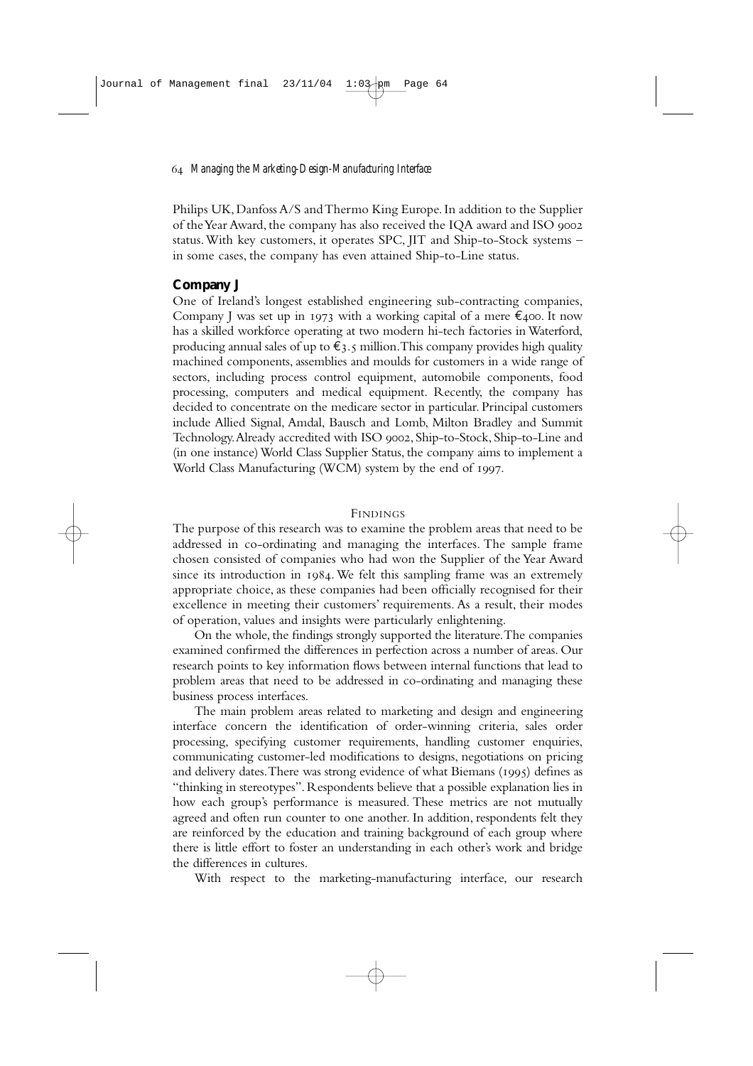Philips UK, Danfoss A/S and Thermo King Europe. In addition to the Supplier of the Year Award, the company has also received the IQA award and ISO 9002 status. With key customers, it operates SPC, JIT and Ship-to-Stock systems – in some cases, the company has even attained Ship-to-Line status.

### Company J

One of Ireland's longest established engineering sub-contracting companies, Company J was set up in 1973 with a working capital of a mere €400. It now has a skilled workforce operating at two modern hi-tech factories in Waterford, producing annual sales of up to €3.5 million. This company provides high quality machined components, assemblies and moulds for customers in a wide range of sectors, including process control equipment, automobile components, food processing, computers and medical equipment. Recently, the company has decided to concentrate on the medicare sector in particular. Principal customers include Allied Signal, Amdal, Bausch and Lomb, Milton Bradley and Summit Technology. Already accredited with ISO 9002, Ship-to-Stock, Ship-to-Line and (in one instance) World Class Supplier Status, the company aims to implement a World Class Manufacturing (WCM) system by the end of 1997.

## FINDINGS

The purpose of this research was to examine the problem areas that need to be addressed in co-ordinating and managing the interfaces. The sample frame chosen consisted of companies who had won the Supplier of the Year Award since its introduction in 1984. We felt this sampling frame was an extremely appropriate choice, as these companies had been officially recognised for their excellence in meeting their customers' requirements. As a result, their modes of operation, values and insights were particularly enlightening.

On the whole, the findings strongly supported the literature. The companies examined confirmed the differences in perfection across a number of areas. Our research points to key information flows between internal functions that lead to problem areas that need to be addressed in co-ordinating and managing these business process interfaces.

The main problem areas related to marketing and design and engineering interface concern the identification of order-winning criteria, sales order processing, specifying customer requirements, handling customer enquiries, communicating customer-led modifications to designs, negotiations on pricing and delivery dates. There was strong evidence of what Biemans (1995) defines as "thinking in stereotypes". Respondents believe that a possible explanation lies in how each group's performance is measured. These metrics are not mutually agreed and often run counter to one another. In addition, respondents felt they are reinforced by the education and training background of each group where there is little effort to foster an understanding in each other's work and bridge the differences in cultures.

With respect to the marketing-manufacturing interface, our research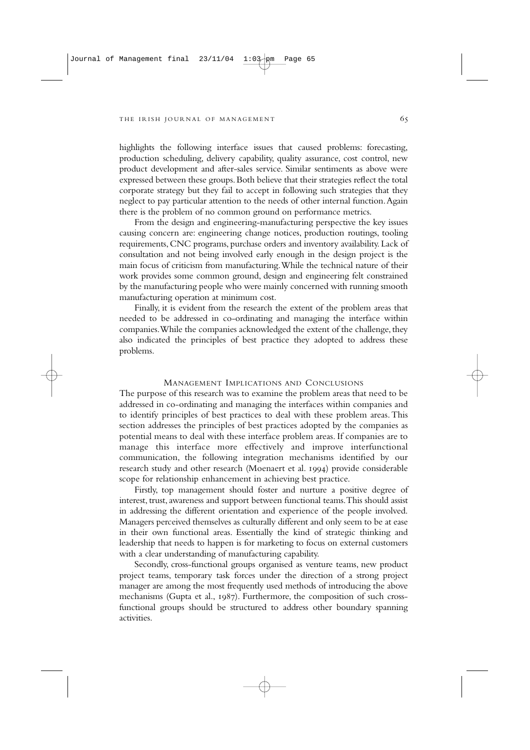highlights the following interface issues that caused problems: forecasting, production scheduling, delivery capability, quality assurance, cost control, new product development and after-sales service. Similar sentiments as above were expressed between these groups. Both believe that their strategies reflect the total corporate strategy but they fail to accept in following such strategies that they neglect to pay particular attention to the needs of other internal function. Again there is the problem of no common ground on performance metrics.

From the design and engineering-manufacturing perspective the key issues causing concern are: engineering change notices, production routings, tooling requirements, CNC programs, purchase orders and inventory availability. Lack of consultation and not being involved early enough in the design project is the main focus of criticism from manufacturing. While the technical nature of their work provides some common ground, design and engineering felt constrained by the manufacturing people who were mainly concerned with running smooth manufacturing operation at minimum cost.

Finally, it is evident from the research the extent of the problem areas that needed to be addressed in co-ordinating and managing the interface within companies. While the companies acknowledged the extent of the challenge, they also indicated the principles of best practice they adopted to address these problems.

## Management Implications and Conclusions

The purpose of this research was to examine the problem areas that need to be addressed in co-ordinating and managing the interfaces within companies and to identify principles of best practices to deal with these problem areas. This section addresses the principles of best practices adopted by the companies as potential means to deal with these interface problem areas. If companies are to manage this interface more effectively and improve interfunctional communication, the following integration mechanisms identified by our research study and other research (Moenaert et al. 1994) provide considerable scope for relationship enhancement in achieving best practice.

Firstly, top management should foster and nurture a positive degree of interest, trust, awareness and support between functional teams. This should assist in addressing the different orientation and experience of the people involved. Managers perceived themselves as culturally different and only seem to be at ease in their own functional areas. Essentially the kind of strategic thinking and leadership that needs to happen is for marketing to focus on external customers with a clear understanding of manufacturing capability.

Secondly, cross-functional groups organised as venture teams, new product project teams, temporary task forces under the direction of a strong project manager are among the most frequently used methods of introducing the above mechanisms (Gupta et al., 1987). Furthermore, the composition of such cross-functional groups should be structured to address other boundary spanning activities.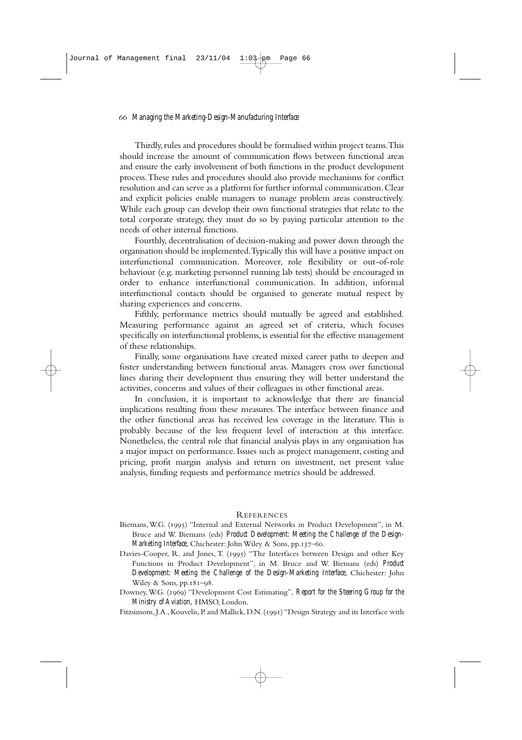Thirdly, rules and procedures should be formalised within project teams. This should increase the amount of communication flows between functional areas and ensure the early involvement of both functions in the product development process. These rules and procedures should also provide mechanisms for conflict resolution and can serve as a platform for further informal communication. Clear and explicit policies enable managers to manage problem areas constructively. While each group can develop their own functional strategies that relate to the total corporate strategy, they must do so by paying particular attention to the needs of other internal functions.

Fourthly, decentralisation of decision-making and power down through the organisation should be implemented. Typically this will have a positive impact on interfunctional communication. Moreover, role flexibility or out-of-role behaviour (e.g. marketing personnel running lab tests) should be encouraged in order to enhance interfunctional communication. In addition, informal interfunctional contacts should be organised to generate mutual respect by sharing experiences and concerns.

Fifthly, performance metrics should mutually be agreed and established. Measuring performance against an agreed set of criteria, which focuses specifically on interfunctional problems, is essential for the effective management of these relationships.

Finally, some organisations have created mixed career paths to deepen and foster understanding between functional areas. Managers cross over functional lines during their development thus ensuring they will better understand the activities, concerns and values of their colleagues in other functional areas.

In conclusion, it is important to acknowledge that there are financial implications resulting from these measures. The interface between finance and the other functional areas has received less coverage in the literature. This is probably because of the less frequent level of interaction at this interface. Nonetheless, the central role that financial analysis plays in any organisation has a major impact on performance. Issues such as project management, costing and pricing, profit margin analysis and return on investment, net present value analysis, funding requests and performance metrics should be addressed.

## References

Biemans, W.G. (1995) "Internal and External Networks in Product Development", in M. Bruce and W. Biemans (eds) *Product Development: Meeting the Challenge of the Design-Marketing Interface*, Chichester: John Wiley & Sons, pp.137–60.

Davies-Cooper, R. and Jones, T. (1995) "The Interfaces between Design and other Key Functions in Product Development", in M. Bruce and W. Biemans (eds) *Product Development: Meeting the Challenge of the Design-Marketing Interface*, Chichester: John Wiley & Sons, pp.181–98.

Downey, W.G. (1969) "Development Cost Estimating", *Report for the Steering Group for the Ministry of Aviation*, HMSO, London.

Fitzsimons, J.A., Kouvelis, P. and Mallick, D.N. (1991) "Design Strategy and its Interface with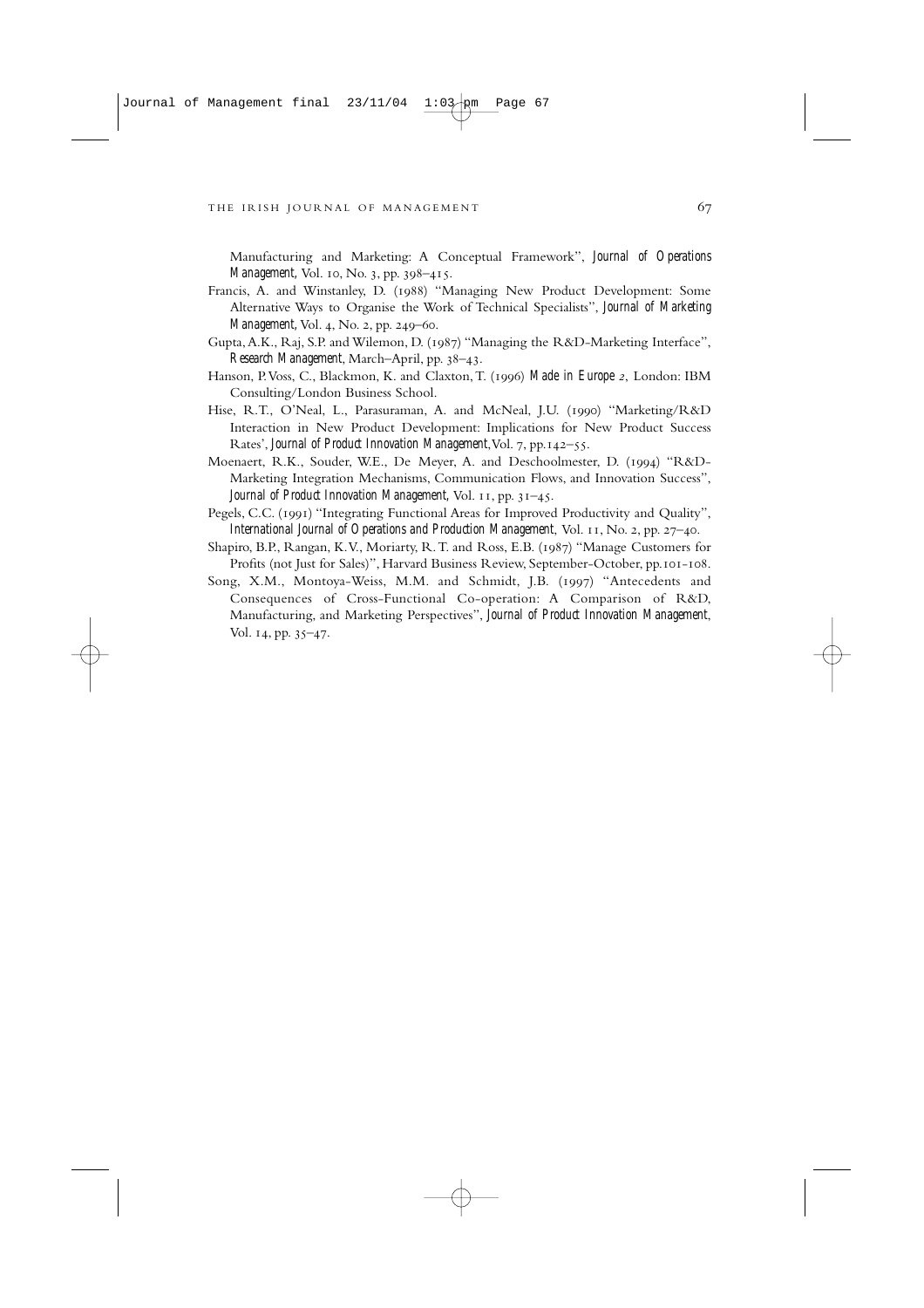Manufacturing and Marketing: A Conceptual Framework", *Journal of Operations Management,* Vol. 10, No. 3, pp. 398–415.

Francis, A. and Winstanley, D. (1988) "Managing New Product Development: Some Alternative Ways to Organise the Work of Technical Specialists", *Journal of Marketing Management,* Vol. 4, No. 2, pp. 249–60.

Gupta, A.K., Raj, S.P. and Wilemon, D. (1987) "Managing the R&D-Marketing Interface", *Research Management*, March–April, pp. 38–43.

Hanson, P. Voss, C., Blackmon, K. and Claxton, T. (1996) *Made in Europe 2*, London: IBM Consulting/London Business School.

Hise, R.T., O'Neal, L., Parasuraman, A. and McNeal, J.U. (1990) "Marketing/R&D Interaction in New Product Development: Implications for New Product Success Rates', *Journal of Product Innovation Management*, Vol. 7, pp. 142–55.

Moenaert, R.K., Souder, W.E., De Meyer, A. and Deschoolmester, D. (1994) "R&D-Marketing Integration Mechanisms, Communication Flows, and Innovation Success", *Journal of Product Innovation Management,* Vol. 11, pp. 31–45.

Pegels, C.C. (1991) "Integrating Functional Areas for Improved Productivity and Quality", *International Journal of Operations and Production Management*, Vol. 11, No. 2, pp. 27–40.

Shapiro, B.P., Rangan, K.V., Moriarty, R. T. and Ross, E.B. (1987) "Manage Customers for Profits (not Just for Sales)", Harvard Business Review, September-October, pp.101-108.

Song, X.M., Montoya-Weiss, M.M. and Schmidt, J.B. (1997) "Antecedents and Consequences of Cross-Functional Co-operation: A Comparison of R&D, Manufacturing, and Marketing Perspectives", *Journal of Product Innovation Management*, Vol. 14, pp. 35–47.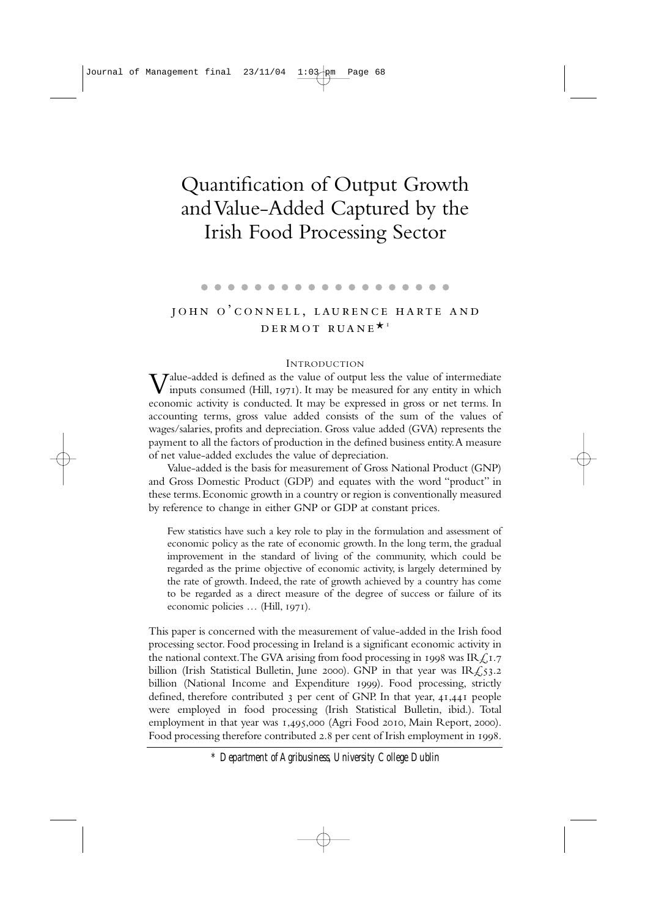# Quantification of Output Growth and Value-Added Captured by the Irish Food Processing Sector

JOHN O'CONNELL, LAURENCE HARTE AND DERMOT RUANE*[1]

## INTRODUCTION

Value-added is defined as the value of output less the value of intermediate inputs consumed (Hill, 1971). It may be measured for any entity in which economic activity is conducted. It may be expressed in gross or net terms. In accounting terms, gross value added consists of the sum of the values of wages/salaries, profits and depreciation. Gross value added (GVA) represents the payment to all the factors of production in the defined business entity. A measure of net value-added excludes the value of depreciation.

Value-added is the basis for measurement of Gross National Product (GNP) and Gross Domestic Product (GDP) and equates with the word "product" in these terms. Economic growth in a country or region is conventionally measured by reference to change in either GNP or GDP at constant prices.

> Few statistics have such a key role to play in the formulation and assessment of economic policy as the rate of economic growth. In the long term, the gradual improvement in the standard of living of the community, which could be regarded as the prime objective of economic activity, is largely determined by the rate of growth. Indeed, the rate of growth achieved by a country has come to be regarded as a direct measure of the degree of success or failure of its economic policies … (Hill, 1971).

This paper is concerned with the measurement of value-added in the Irish food processing sector. Food processing in Ireland is a significant economic activity in the national context. The GVA arising from food processing in 1998 was IR£1.7 billion (Irish Statistical Bulletin, June 2000). GNP in that year was IR£53.2 billion (National Income and Expenditure 1999). Food processing, strictly defined, therefore contributed 3 per cent of GNP. In that year, 41,441 people were employed in food processing (Irish Statistical Bulletin, ibid.). Total employment in that year was 1,495,000 (Agri Food 2010, Main Report, 2000). Food processing therefore contributed 2.8 per cent of Irish employment in 1998.

\* *Department of Agribusiness, University College Dublin*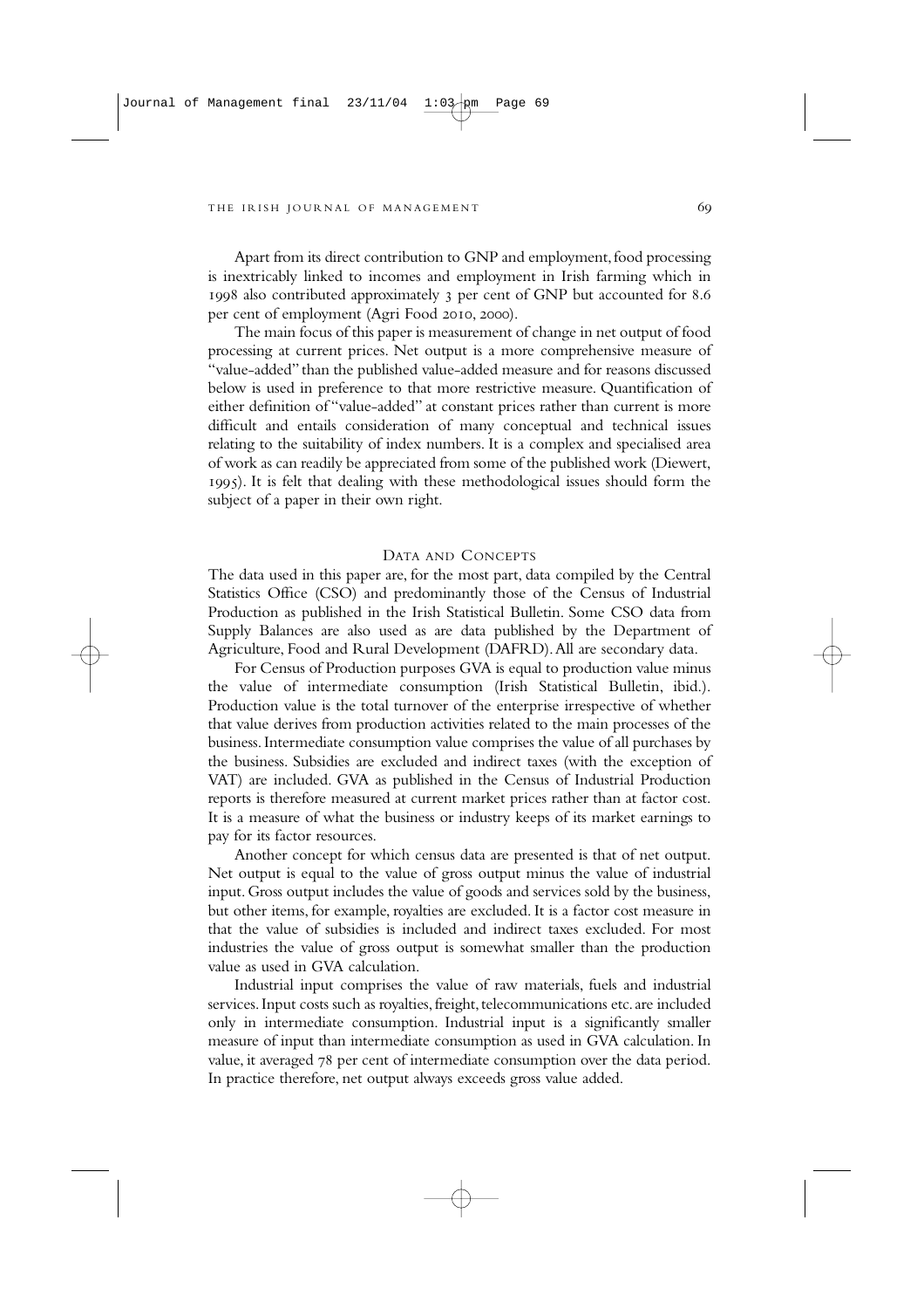Apart from its direct contribution to GNP and employment, food processing is inextricably linked to incomes and employment in Irish farming which in 1998 also contributed approximately 3 per cent of GNP but accounted for 8.6 per cent of employment (Agri Food 2010, 2000).

The main focus of this paper is measurement of change in net output of food processing at current prices. Net output is a more comprehensive measure of "value-added" than the published value-added measure and for reasons discussed below is used in preference to that more restrictive measure. Quantification of either definition of "value-added" at constant prices rather than current is more difficult and entails consideration of many conceptual and technical issues relating to the suitability of index numbers. It is a complex and specialised area of work as can readily be appreciated from some of the published work (Diewert, 1995). It is felt that dealing with these methodological issues should form the subject of a paper in their own right.

## Data and Concepts

The data used in this paper are, for the most part, data compiled by the Central Statistics Office (CSO) and predominantly those of the Census of Industrial Production as published in the Irish Statistical Bulletin. Some CSO data from Supply Balances are also used as are data published by the Department of Agriculture, Food and Rural Development (DAFRD). All are secondary data.

For Census of Production purposes GVA is equal to production value minus the value of intermediate consumption (Irish Statistical Bulletin, ibid.). Production value is the total turnover of the enterprise irrespective of whether that value derives from production activities related to the main processes of the business. Intermediate consumption value comprises the value of all purchases by the business. Subsidies are excluded and indirect taxes (with the exception of VAT) are included. GVA as published in the Census of Industrial Production reports is therefore measured at current market prices rather than at factor cost. It is a measure of what the business or industry keeps of its market earnings to pay for its factor resources.

Another concept for which census data are presented is that of net output. Net output is equal to the value of gross output minus the value of industrial input. Gross output includes the value of goods and services sold by the business, but other items, for example, royalties are excluded. It is a factor cost measure in that the value of subsidies is included and indirect taxes excluded. For most industries the value of gross output is somewhat smaller than the production value as used in GVA calculation.

Industrial input comprises the value of raw materials, fuels and industrial services. Input costs such as royalties, freight, telecommunications etc. are included only in intermediate consumption. Industrial input is a significantly smaller measure of input than intermediate consumption as used in GVA calculation. In value, it averaged 78 per cent of intermediate consumption over the data period. In practice therefore, net output always exceeds gross value added.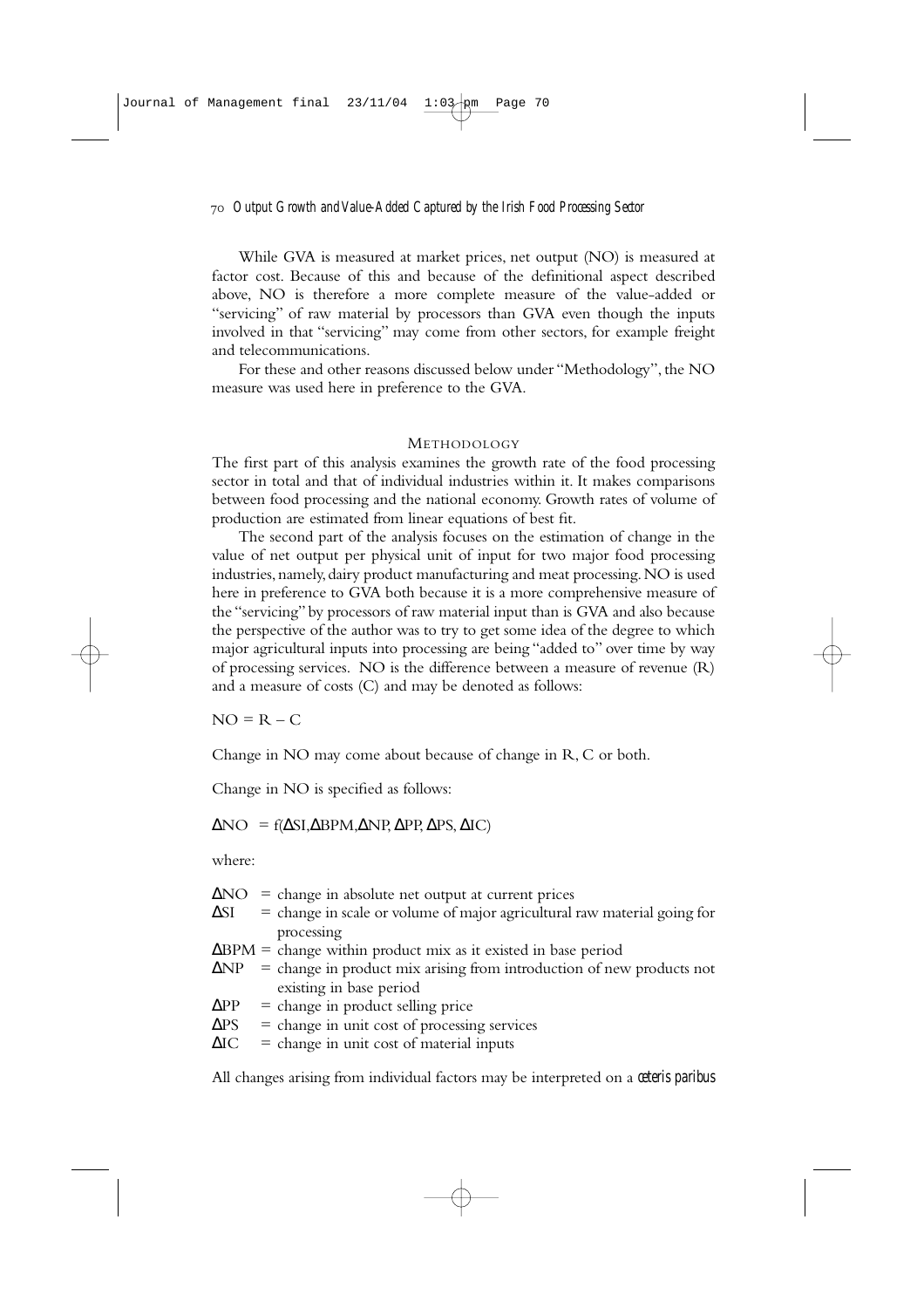While GVA is measured at market prices, net output (NO) is measured at factor cost. Because of this and because of the definitional aspect described above, NO is therefore a more complete measure of the value-added or "servicing" of raw material by processors than GVA even though the inputs involved in that "servicing" may come from other sectors, for example freight and telecommunications.

For these and other reasons discussed below under "Methodology", the NO measure was used here in preference to the GVA.

## METHODOLOGY

The first part of this analysis examines the growth rate of the food processing sector in total and that of individual industries within it. It makes comparisons between food processing and the national economy. Growth rates of volume of production are estimated from linear equations of best fit.

The second part of the analysis focuses on the estimation of change in the value of net output per physical unit of input for two major food processing industries, namely, dairy product manufacturing and meat processing. NO is used here in preference to GVA both because it is a more comprehensive measure of the "servicing" by processors of raw material input than is GVA and also because the perspective of the author was to try to get some idea of the degree to which major agricultural inputs into processing are being "added to" over time by way of processing services. NO is the difference between a measure of revenue (R) and a measure of costs (C) and may be denoted as follows:

$$NO = R - C$$

Change in NO may come about because of change in R, C or both.

Change in NO is specified as follows:

$$\Delta NO = f(\Delta SI, \Delta BPM, \Delta NP, \Delta PP, \Delta PS, \Delta IC)$$

where:

- $\Delta NO$ = change in absolute net output at current prices
- $\Delta SI$ = change in scale or volume of major agricultural raw material going for processing
- $\Delta BPM$ = change within product mix as it existed in base period
- $\Delta NP$ = change in product mix arising from introduction of new products not existing in base period
- $\Delta PP$ = change in product selling price
- $\Delta PS$ = change in unit cost of processing services
- $\Delta IC$ = change in unit cost of material inputs

All changes arising from individual factors may be interpreted on a *ceteris paribus*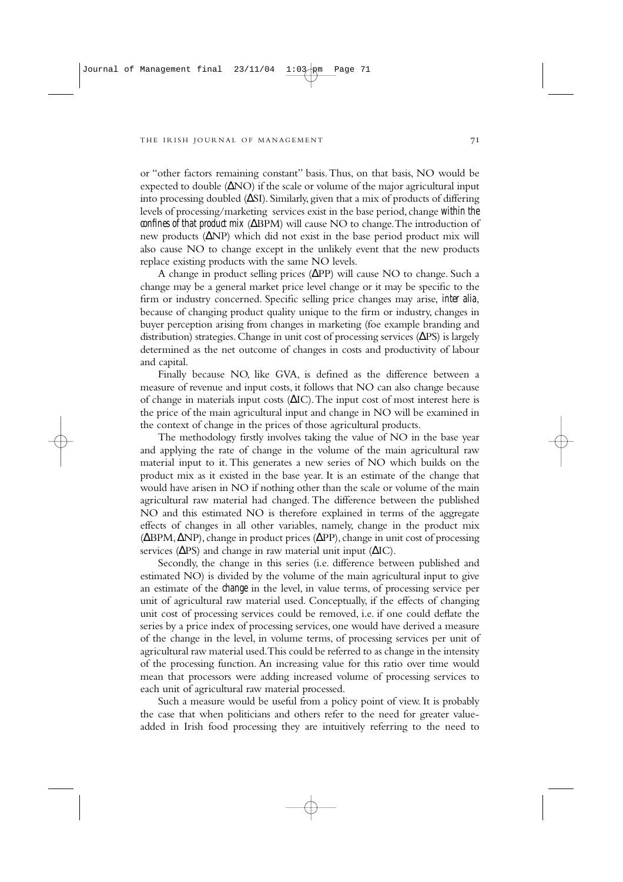or "other factors remaining constant" basis. Thus, on that basis, NO would be expected to double ($\Delta$NO) if the scale or volume of the major agricultural input into processing doubled ($\Delta$SI). Similarly, given that a mix of products of differing levels of processing/marketing services exist in the base period, change *within the confines of that product mix* ($\Delta$BPM) will cause NO to change. The introduction of new products ($\Delta$NP) which did not exist in the base period product mix will also cause NO to change except in the unlikely event that the new products replace existing products with the same NO levels.

A change in product selling prices ($\Delta$PP) will cause NO to change. Such a change may be a general market price level change or it may be specific to the firm or industry concerned. Specific selling price changes may arise, *inter alia*, because of changing product quality unique to the firm or industry, changes in buyer perception arising from changes in marketing (foe example branding and distribution) strategies. Change in unit cost of processing services ($\Delta$PS) is largely determined as the net outcome of changes in costs and productivity of labour and capital.

Finally because NO, like GVA, is defined as the difference between a measure of revenue and input costs, it follows that NO can also change because of change in materials input costs ($\Delta$IC). The input cost of most interest here is the price of the main agricultural input and change in NO will be examined in the context of change in the prices of those agricultural products.

The methodology firstly involves taking the value of NO in the base year and applying the rate of change in the volume of the main agricultural raw material input to it. This generates a new series of NO which builds on the product mix as it existed in the base year. It is an estimate of the change that would have arisen in NO if nothing other than the scale or volume of the main agricultural raw material had changed. The difference between the published NO and this estimated NO is therefore explained in terms of the aggregate effects of changes in all other variables, namely, change in the product mix ($\Delta$BPM, $\Delta$NP), change in product prices ($\Delta$PP), change in unit cost of processing services ($\Delta$PS) and change in raw material unit input ($\Delta$IC).

Secondly, the change in this series (i.e. difference between published and estimated NO) is divided by the volume of the main agricultural input to give an estimate of the *change* in the level, in value terms, of processing service per unit of agricultural raw material used. Conceptually, if the effects of changing unit cost of processing services could be removed, i.e. if one could deflate the series by a price index of processing services, one would have derived a measure of the change in the level, in volume terms, of processing services per unit of agricultural raw material used. This could be referred to as change in the intensity of the processing function. An increasing value for this ratio over time would mean that processors were adding increased volume of processing services to each unit of agricultural raw material processed.

Such a measure would be useful from a policy point of view. It is probably the case that when politicians and others refer to the need for greater value-added in Irish food processing they are intuitively referring to the need to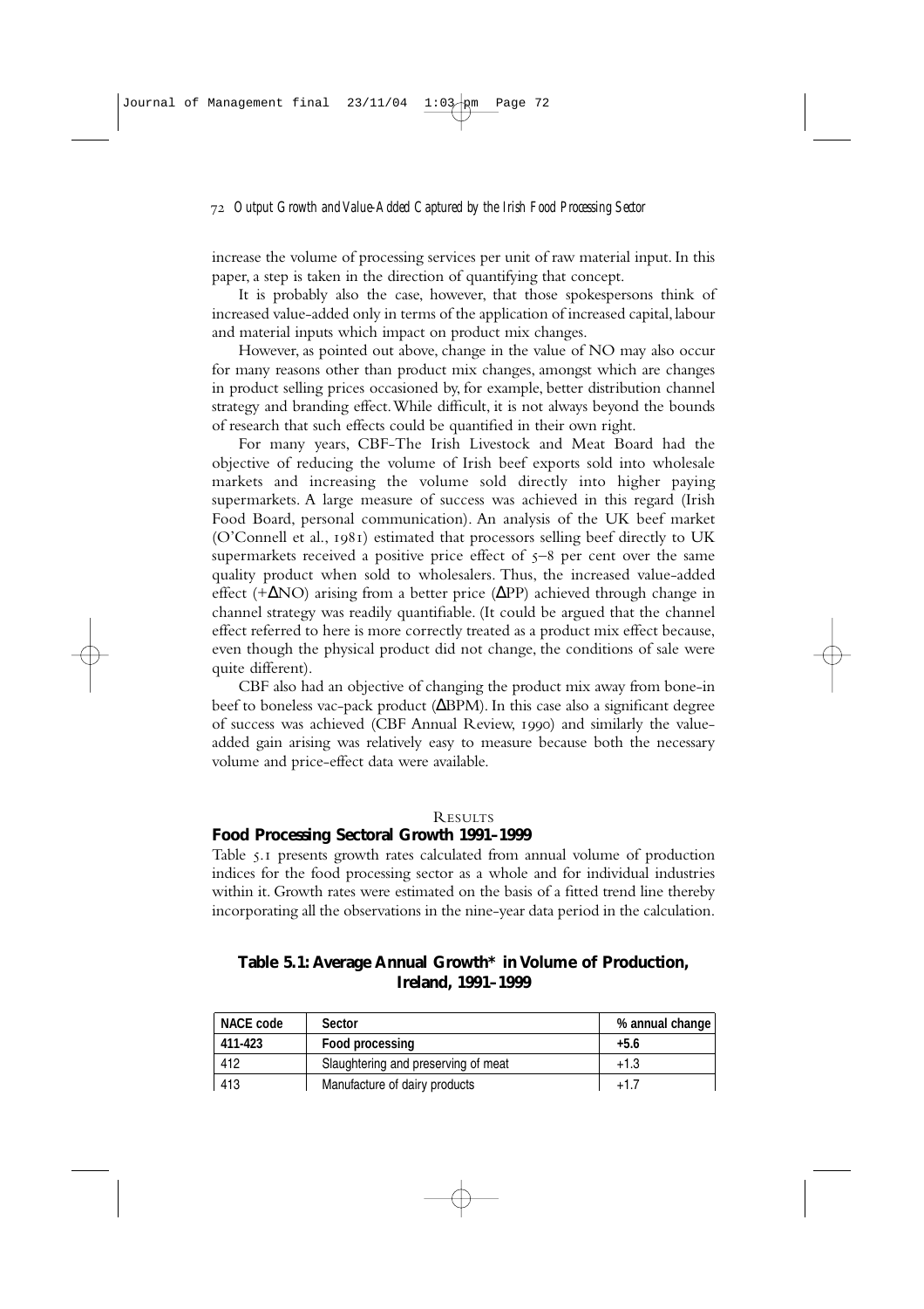increase the volume of processing services per unit of raw material input. In this paper, a step is taken in the direction of quantifying that concept.

It is probably also the case, however, that those spokespersons think of increased value-added only in terms of the application of increased capital, labour and material inputs which impact on product mix changes.

However, as pointed out above, change in the value of NO may also occur for many reasons other than product mix changes, amongst which are changes in product selling prices occasioned by, for example, better distribution channel strategy and branding effect. While difficult, it is not always beyond the bounds of research that such effects could be quantified in their own right.

For many years, CBF-The Irish Livestock and Meat Board had the objective of reducing the volume of Irish beef exports sold into wholesale markets and increasing the volume sold directly into higher paying supermarkets. A large measure of success was achieved in this regard (Irish Food Board, personal communication). An analysis of the UK beef market (O'Connell et al., 1981) estimated that processors selling beef directly to UK supermarkets received a positive price effect of 5–8 per cent over the same quality product when sold to wholesalers. Thus, the increased value-added effect ($+\Delta$NO) arising from a better price ($\Delta$PP) achieved through change in channel strategy was readily quantifiable. (It could be argued that the channel effect referred to here is more correctly treated as a product mix effect because, even though the physical product did not change, the conditions of sale were quite different).

CBF also had an objective of changing the product mix away from bone-in beef to boneless vac-pack product ($\Delta$BPM). In this case also a significant degree of success was achieved (CBF Annual Review, 1990) and similarly the value-added gain arising was relatively easy to measure because both the necessary volume and price-effect data were available.

## Results

### Food Processing Sectoral Growth 1991–1999

Table 5.1 presents growth rates calculated from annual volume of production indices for the food processing sector as a whole and for individual industries within it. Growth rates were estimated on the basis of a fitted trend line thereby incorporating all the observations in the nine-year data period in the calculation.

**Table 5.1: Average Annual Growth\* in Volume of Production, Ireland, 1991–1999**

| NACE code | Sector | % annual change |
|---|---|---|
| **411-423** | **Food processing** | **+5.6** |
| 412 | Slaughtering and preserving of meat | +1.3 |
| 413 | Manufacture of dairy products | +1.7 |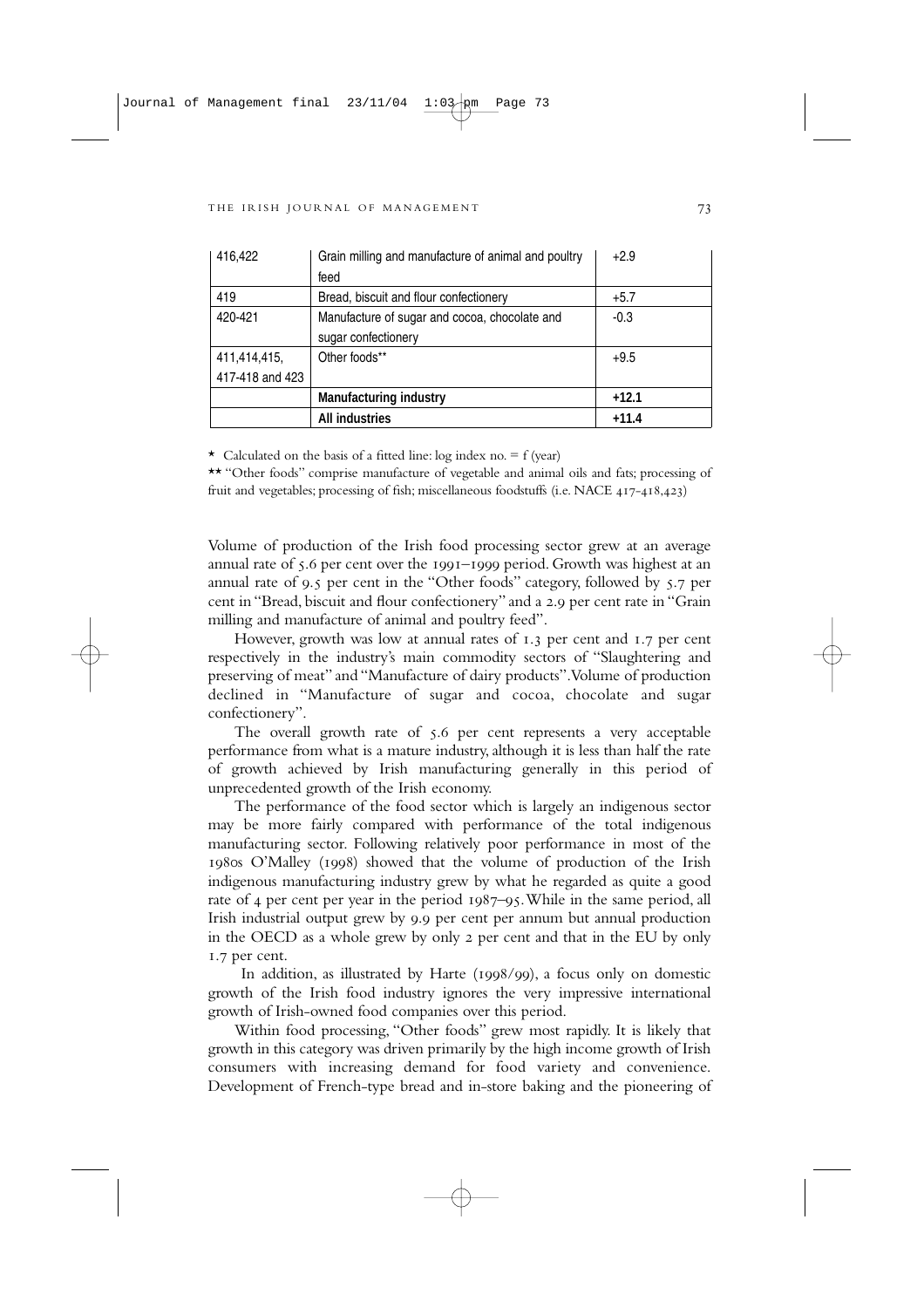| | | |
|---|---|---|
| 416,422 | Grain milling and manufacture of animal and poultry feed | +2.9 |
| 419 | Bread, biscuit and flour confectionery | +5.7 |
| 420-421 | Manufacture of sugar and cocoa, chocolate and sugar confectionery | -0.3 |
| 411,414,415, 417-418 and 423 | Other foods** | +9.5 |
| | **Manufacturing industry** | **+12.1** |
| | **All industries** | **+11.4** |

* Calculated on the basis of a fitted line: log index no. = f (year)

** "Other foods" comprise manufacture of vegetable and animal oils and fats; processing of fruit and vegetables; processing of fish; miscellaneous foodstuffs (i.e. NACE 417-418,423)

Volume of production of the Irish food processing sector grew at an average annual rate of 5.6 per cent over the 1991–1999 period. Growth was highest at an annual rate of 9.5 per cent in the "Other foods" category, followed by 5.7 per cent in "Bread, biscuit and flour confectionery" and a 2.9 per cent rate in "Grain milling and manufacture of animal and poultry feed".

However, growth was low at annual rates of 1.3 per cent and 1.7 per cent respectively in the industry's main commodity sectors of "Slaughtering and preserving of meat" and "Manufacture of dairy products". Volume of production declined in "Manufacture of sugar and cocoa, chocolate and sugar confectionery".

The overall growth rate of 5.6 per cent represents a very acceptable performance from what is a mature industry, although it is less than half the rate of growth achieved by Irish manufacturing generally in this period of unprecedented growth of the Irish economy.

The performance of the food sector which is largely an indigenous sector may be more fairly compared with performance of the total indigenous manufacturing sector. Following relatively poor performance in most of the 1980s O'Malley (1998) showed that the volume of production of the Irish indigenous manufacturing industry grew by what he regarded as quite a good rate of 4 per cent per year in the period 1987–95. While in the same period, all Irish industrial output grew by 9.9 per cent per annum but annual production in the OECD as a whole grew by only 2 per cent and that in the EU by only 1.7 per cent.

In addition, as illustrated by Harte (1998/99), a focus only on domestic growth of the Irish food industry ignores the very impressive international growth of Irish-owned food companies over this period.

Within food processing, "Other foods" grew most rapidly. It is likely that growth in this category was driven primarily by the high income growth of Irish consumers with increasing demand for food variety and convenience. Development of French-type bread and in-store baking and the pioneering of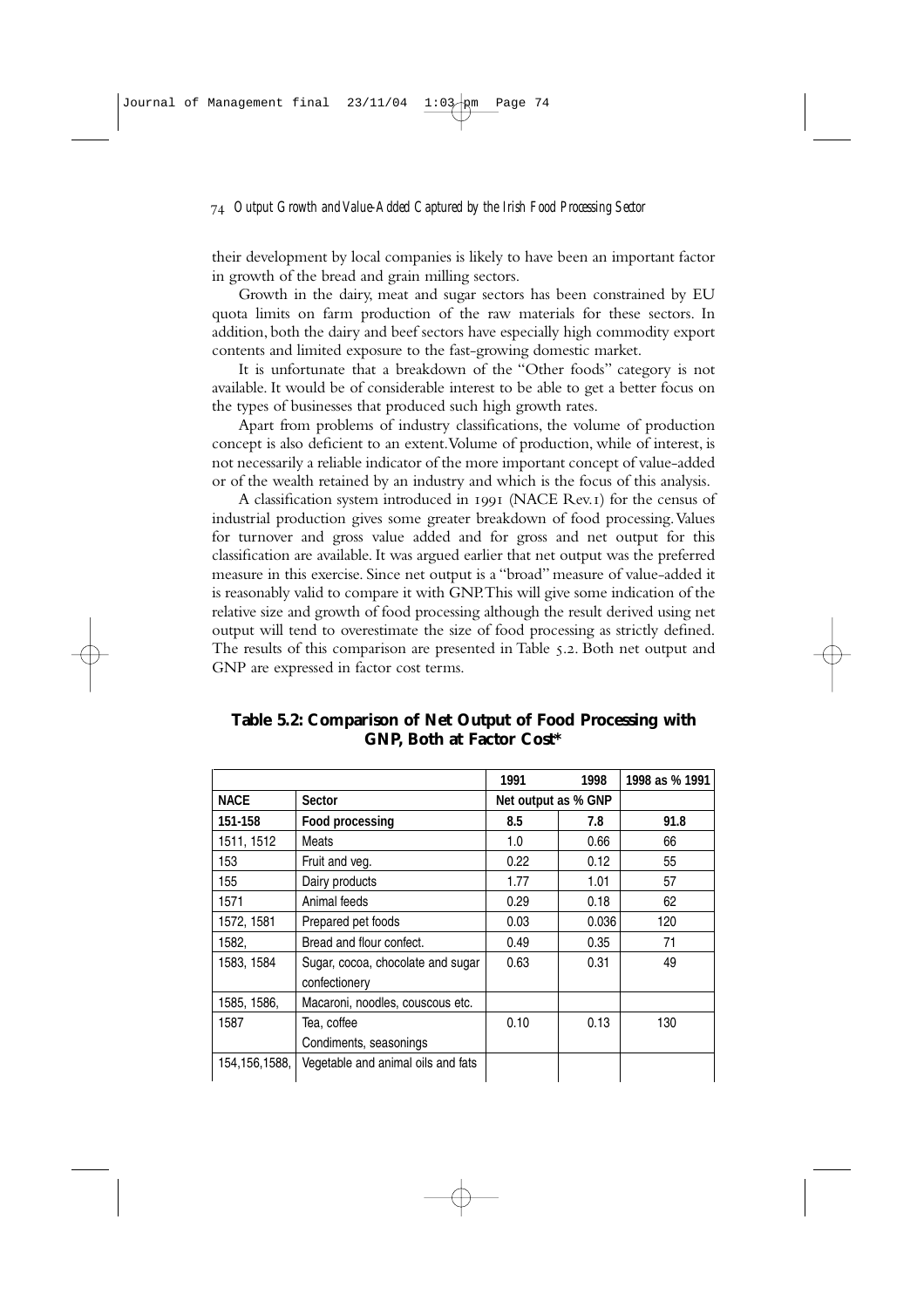their development by local companies is likely to have been an important factor in growth of the bread and grain milling sectors.

Growth in the dairy, meat and sugar sectors has been constrained by EU quota limits on farm production of the raw materials for these sectors. In addition, both the dairy and beef sectors have especially high commodity export contents and limited exposure to the fast-growing domestic market.

It is unfortunate that a breakdown of the "Other foods" category is not available. It would be of considerable interest to be able to get a better focus on the types of businesses that produced such high growth rates.

Apart from problems of industry classifications, the volume of production concept is also deficient to an extent. Volume of production, while of interest, is not necessarily a reliable indicator of the more important concept of value-added or of the wealth retained by an industry and which is the focus of this analysis.

A classification system introduced in 1991 (NACE Rev.1) for the census of industrial production gives some greater breakdown of food processing. Values for turnover and gross value added and for gross and net output for this classification are available. It was argued earlier that net output was the preferred measure in this exercise. Since net output is a "broad" measure of value-added it is reasonably valid to compare it with GNP. This will give some indication of the relative size and growth of food processing although the result derived using net output will tend to overestimate the size of food processing as strictly defined. The results of this comparison are presented in Table 5.2. Both net output and GNP are expressed in factor cost terms.

**Table 5.2: Comparison of Net Output of Food Processing with GNP, Both at Factor Cost***

| | | 1991 | 1998 | 1998 as % 1991 |
|---|---|---|---|---|
| **NACE** | **Sector** | **Net output as % GNP** | | |
| **151-158** | **Food processing** | **8.5** | **7.8** | **91.8** |
| 1511, 1512 | Meats | 1.0 | 0.66 | 66 |
| 153 | Fruit and veg. | 0.22 | 0.12 | 55 |
| 155 | Dairy products | 1.77 | 1.01 | 57 |
| 1571 | Animal feeds | 0.29 | 0.18 | 62 |
| 1572, 1581 | Prepared pet foods | 0.03 | 0.036 | 120 |
| 1582, | Bread and flour confect. | 0.49 | 0.35 | 71 |
| 1583, 1584 | Sugar, cocoa, chocolate and sugar confectionery | 0.63 | 0.31 | 49 |
| 1585, 1586, | Macaroni, noodles, couscous etc. | | | |
| 1587 | Tea, coffee Condiments, seasonings | 0.10 | 0.13 | 130 |
| 154,156,1588, | Vegetable and animal oils and fats | | | |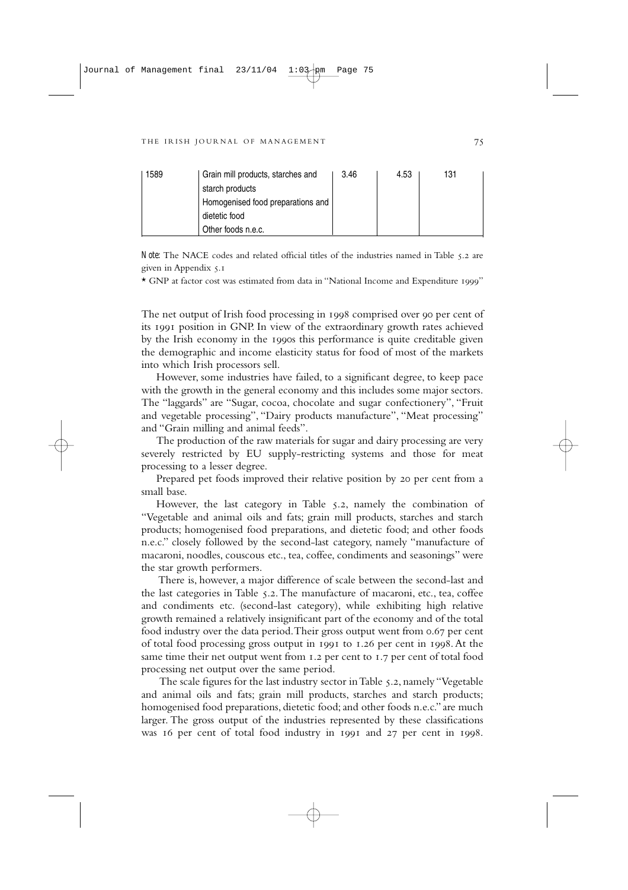| 1589 | Grain mill products, starches and starch products<br>Homogenised food preparations and dietetic food<br>Other foods n.e.c. | 3.46 | 4.53 | 131 |
|---|---|---|---|---|

*Note:* The NACE codes and related official titles of the industries named in Table 5.2 are given in Appendix 5.1

* GNP at factor cost was estimated from data in "National Income and Expenditure 1999"

The net output of Irish food processing in 1998 comprised over 90 per cent of its 1991 position in GNP. In view of the extraordinary growth rates achieved by the Irish economy in the 1990s this performance is quite creditable given the demographic and income elasticity status for food of most of the markets into which Irish processors sell.

However, some industries have failed, to a significant degree, to keep pace with the growth in the general economy and this includes some major sectors. The "laggards" are "Sugar, cocoa, chocolate and sugar confectionery", "Fruit and vegetable processing", "Dairy products manufacture", "Meat processing" and "Grain milling and animal feeds".

The production of the raw materials for sugar and dairy processing are very severely restricted by EU supply-restricting systems and those for meat processing to a lesser degree.

Prepared pet foods improved their relative position by 20 per cent from a small base.

However, the last category in Table 5.2, namely the combination of "Vegetable and animal oils and fats; grain mill products, starches and starch products; homogenised food preparations, and dietetic food; and other foods n.e.c." closely followed by the second-last category, namely "manufacture of macaroni, noodles, couscous etc., tea, coffee, condiments and seasonings" were the star growth performers.

There is, however, a major difference of scale between the second-last and the last categories in Table 5.2. The manufacture of macaroni, etc., tea, coffee and condiments etc. (second-last category), while exhibiting high relative growth remained a relatively insignificant part of the economy and of the total food industry over the data period. Their gross output went from 0.67 per cent of total food processing gross output in 1991 to 1.26 per cent in 1998. At the same time their net output went from 1.2 per cent to 1.7 per cent of total food processing net output over the same period.

The scale figures for the last industry sector in Table 5.2, namely "Vegetable and animal oils and fats; grain mill products, starches and starch products; homogenised food preparations, dietetic food; and other foods n.e.c." are much larger. The gross output of the industries represented by these classifications was 16 per cent of total food industry in 1991 and 27 per cent in 1998.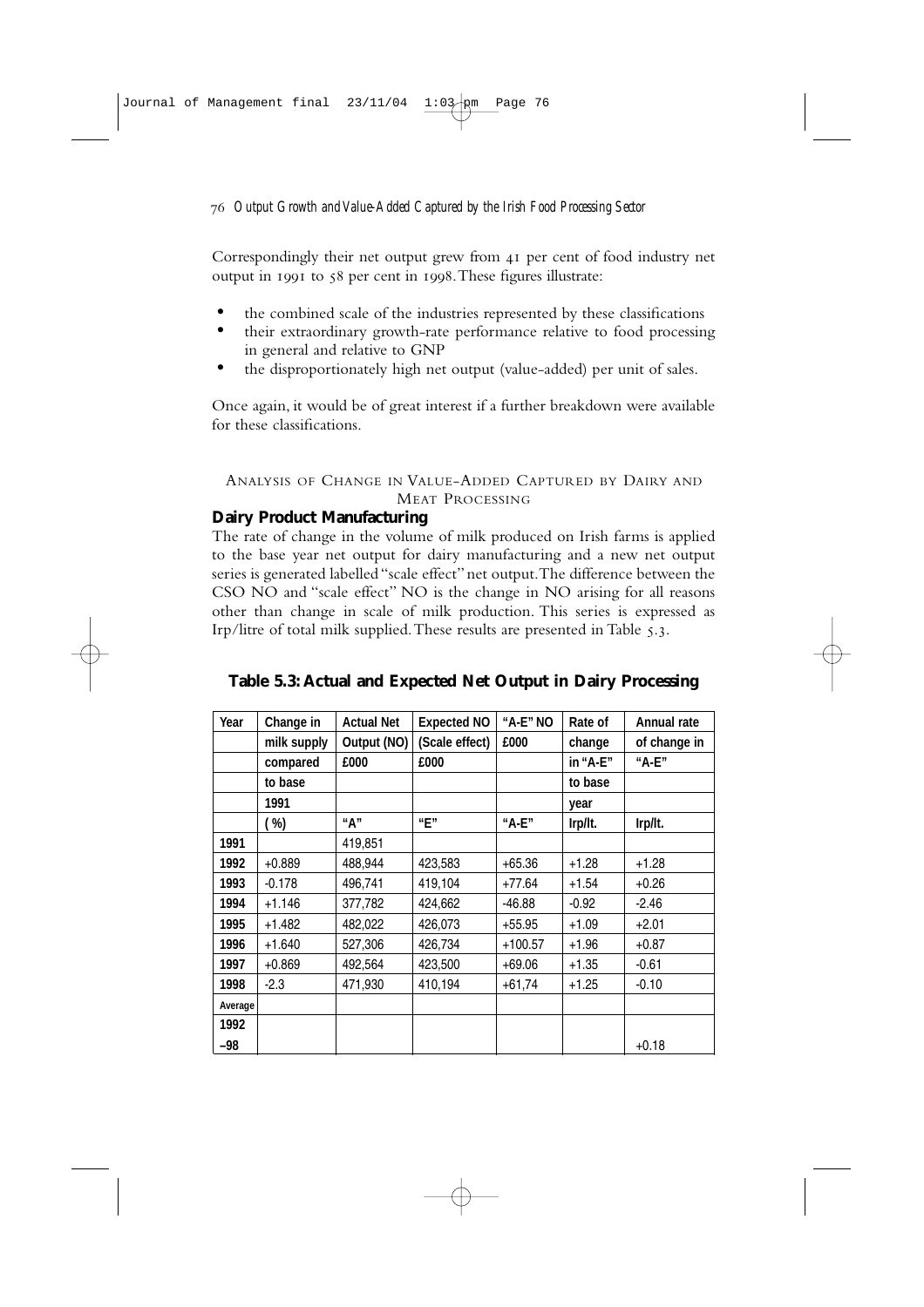Correspondingly their net output grew from 41 per cent of food industry net output in 1991 to 58 per cent in 1998. These figures illustrate:

- the combined scale of the industries represented by these classifications
- their extraordinary growth-rate performance relative to food processing in general and relative to GNP
- the disproportionately high net output (value-added) per unit of sales.

Once again, it would be of great interest if a further breakdown were available for these classifications.

## Analysis of Change in Value-Added Captured by Dairy and Meat Processing

### Dairy Product Manufacturing

The rate of change in the volume of milk produced on Irish farms is applied to the base year net output for dairy manufacturing and a new net output series is generated labelled "scale effect" net output. The difference between the CSO NO and "scale effect" NO is the change in NO arising for all reasons other than change in scale of milk production. This series is expressed as Irp/litre of total milk supplied. These results are presented in Table 5.3.

**Table 5.3: Actual and Expected Net Output in Dairy Processing**

| Year | Change in milk supply compared to base 1991 ( %) | Actual Net Output (NO) £000 "A" | Expected NO (Scale effect) £000 "E" | "A-E" NO £000 "A-E" | Rate of change in "A-E" to base year Irp/lt. | Annual rate of change in "A-E" Irp/lt. |
|---|---|---|---|---|---|---|
| **1991** | | 419,851 | | | | |
| **1992** | +0.889 | 488,944 | 423,583 | +65.36 | +1.28 | +1.28 |
| **1993** | -0.178 | 496,741 | 419,104 | +77.64 | +1.54 | +0.26 |
| **1994** | +1.146 | 377,782 | 424,662 | -46.88 | -0.92 | -2.46 |
| **1995** | +1.482 | 482,022 | 426,073 | +55.95 | +1.09 | +2.01 |
| **1996** | +1.640 | 527,306 | 426,734 | +100.57 | +1.96 | +0.87 |
| **1997** | +0.869 | 492,564 | 423,500 | +69.06 | +1.35 | -0.61 |
| **1998** | -2.3 | 471,930 | 410,194 | +61,74 | +1.25 | -0.10 |
| **Average 1992 –98** | | | | | | +0.18 |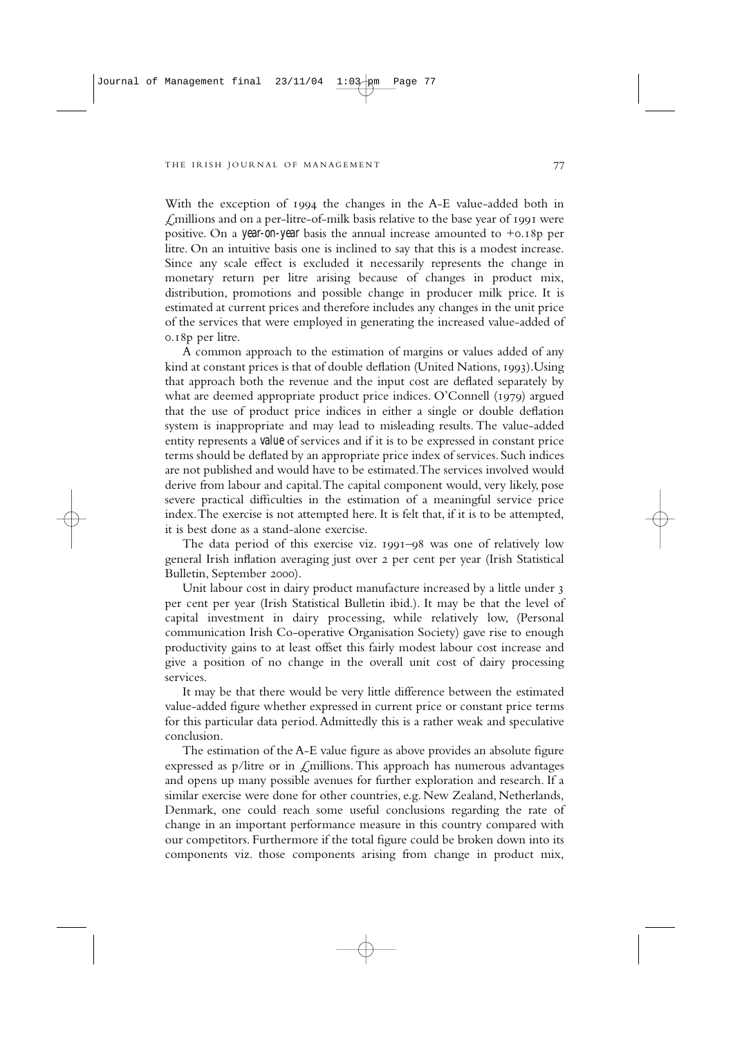With the exception of 1994 the changes in the A-E value-added both in £millions and on a per-litre-of-milk basis relative to the base year of 1991 were positive. On a *year-on-year* basis the annual increase amounted to +0.18p per litre. On an intuitive basis one is inclined to say that this is a modest increase. Since any scale effect is excluded it necessarily represents the change in monetary return per litre arising because of changes in product mix, distribution, promotions and possible change in producer milk price. It is estimated at current prices and therefore includes any changes in the unit price of the services that were employed in generating the increased value-added of 0.18p per litre.

A common approach to the estimation of margins or values added of any kind at constant prices is that of double deflation (United Nations, 1993). Using that approach both the revenue and the input cost are deflated separately by what are deemed appropriate product price indices. O'Connell (1979) argued that the use of product price indices in either a single or double deflation system is inappropriate and may lead to misleading results. The value-added entity represents a *value* of services and if it is to be expressed in constant price terms should be deflated by an appropriate price index of services. Such indices are not published and would have to be estimated. The services involved would derive from labour and capital. The capital component would, very likely, pose severe practical difficulties in the estimation of a meaningful service price index. The exercise is not attempted here. It is felt that, if it is to be attempted, it is best done as a stand-alone exercise.

The data period of this exercise viz. 1991–98 was one of relatively low general Irish inflation averaging just over 2 per cent per year (Irish Statistical Bulletin, September 2000).

Unit labour cost in dairy product manufacture increased by a little under 3 per cent per year (Irish Statistical Bulletin ibid.). It may be that the level of capital investment in dairy processing, while relatively low, (Personal communication Irish Co-operative Organisation Society) gave rise to enough productivity gains to at least offset this fairly modest labour cost increase and give a position of no change in the overall unit cost of dairy processing services.

It may be that there would be very little difference between the estimated value-added figure whether expressed in current price or constant price terms for this particular data period. Admittedly this is a rather weak and speculative conclusion.

The estimation of the A-E value figure as above provides an absolute figure expressed as p/litre or in £millions. This approach has numerous advantages and opens up many possible avenues for further exploration and research. If a similar exercise were done for other countries, e.g. New Zealand, Netherlands, Denmark, one could reach some useful conclusions regarding the rate of change in an important performance measure in this country compared with our competitors. Furthermore if the total figure could be broken down into its components viz. those components arising from change in product mix,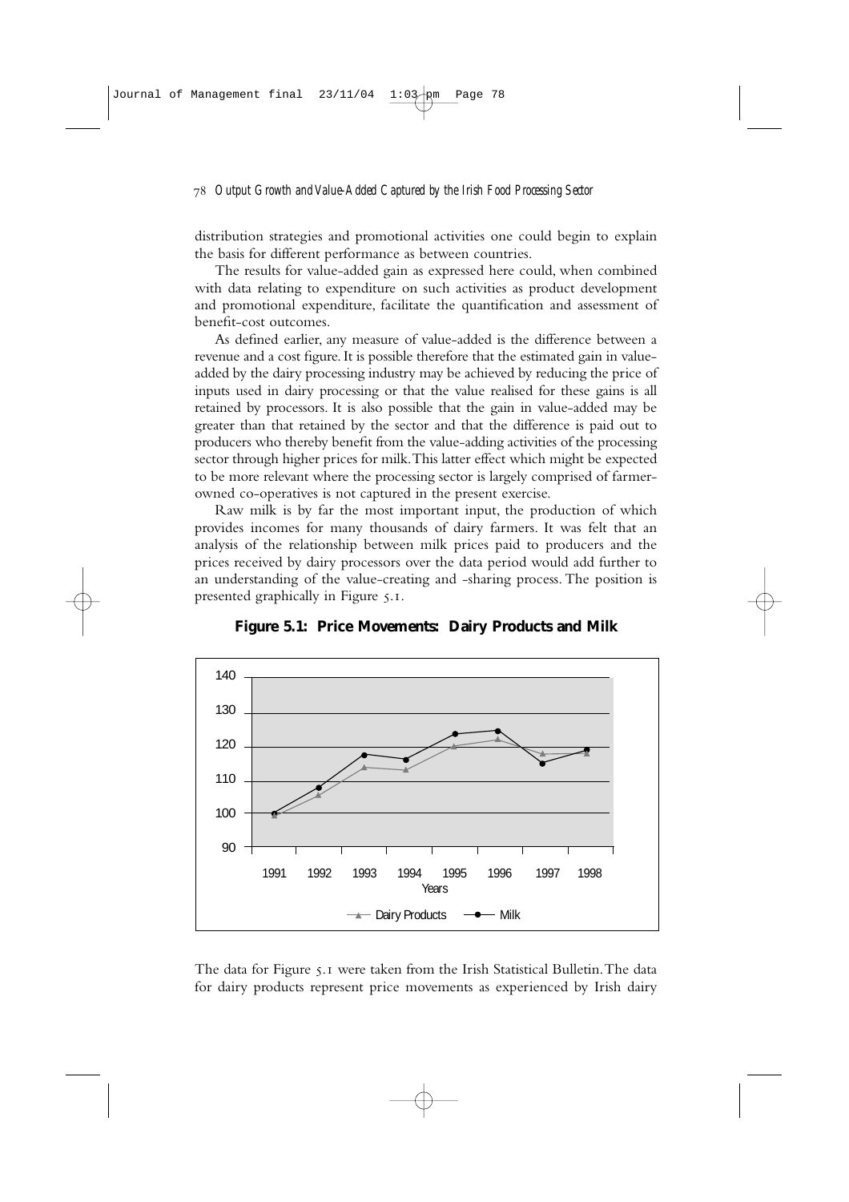distribution strategies and promotional activities one could begin to explain the basis for different performance as between countries.

The results for value-added gain as expressed here could, when combined with data relating to expenditure on such activities as product development and promotional expenditure, facilitate the quantification and assessment of benefit-cost outcomes.

As defined earlier, any measure of value-added is the difference between a revenue and a cost figure. It is possible therefore that the estimated gain in value-added by the dairy processing industry may be achieved by reducing the price of inputs used in dairy processing or that the value realised for these gains is all retained by processors. It is also possible that the gain in value-added may be greater than that retained by the sector and that the difference is paid out to producers who thereby benefit from the value-adding activities of the processing sector through higher prices for milk. This latter effect which might be expected to be more relevant where the processing sector is largely comprised of farmer-owned co-operatives is not captured in the present exercise.

Raw milk is by far the most important input, the production of which provides incomes for many thousands of dairy farmers. It was felt that an analysis of the relationship between milk prices paid to producers and the prices received by dairy processors over the data period would add further to an understanding of the value-creating and -sharing process. The position is presented graphically in Figure 5.1.

**Figure 5.1: Price Movements: Dairy Products and Milk**

The data for Figure 5.1 were taken from the Irish Statistical Bulletin. The data for dairy products represent price movements as experienced by Irish dairy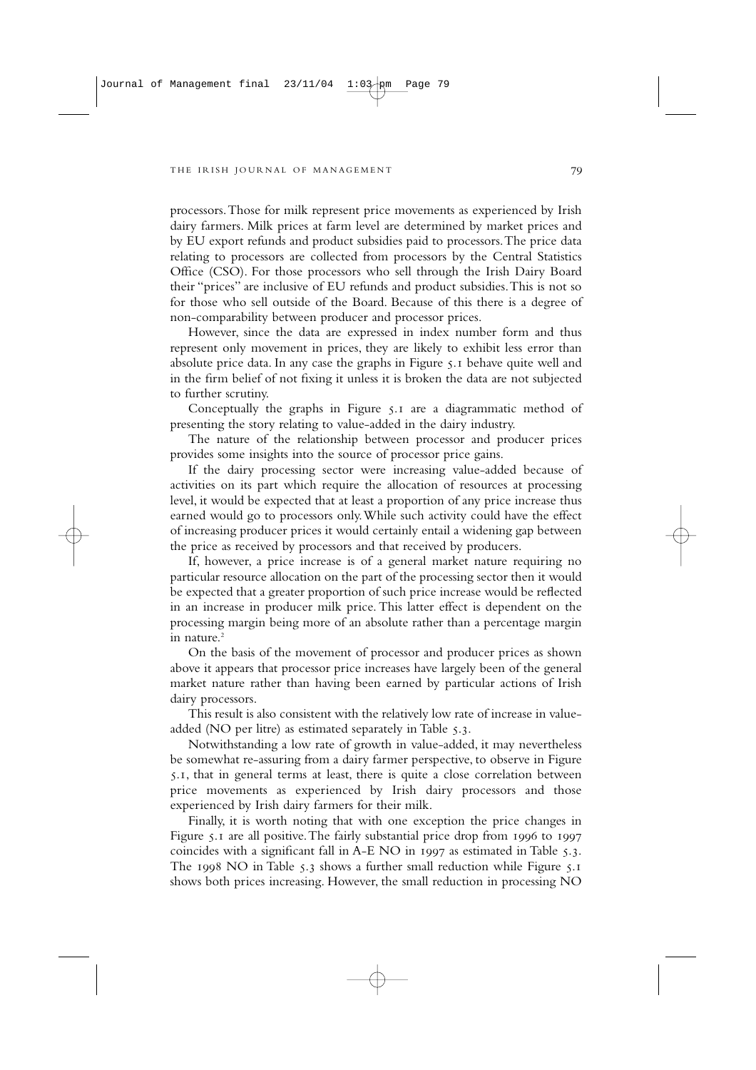processors. Those for milk represent price movements as experienced by Irish dairy farmers. Milk prices at farm level are determined by market prices and by EU export refunds and product subsidies paid to processors. The price data relating to processors are collected from processors by the Central Statistics Office (CSO). For those processors who sell through the Irish Dairy Board their "prices" are inclusive of EU refunds and product subsidies. This is not so for those who sell outside of the Board. Because of this there is a degree of non-comparability between producer and processor prices.

However, since the data are expressed in index number form and thus represent only movement in prices, they are likely to exhibit less error than absolute price data. In any case the graphs in Figure 5.1 behave quite well and in the firm belief of not fixing it unless it is broken the data are not subjected to further scrutiny.

Conceptually the graphs in Figure 5.1 are a diagrammatic method of presenting the story relating to value-added in the dairy industry.

The nature of the relationship between processor and producer prices provides some insights into the source of processor price gains.

If the dairy processing sector were increasing value-added because of activities on its part which require the allocation of resources at processing level, it would be expected that at least a proportion of any price increase thus earned would go to processors only. While such activity could have the effect of increasing producer prices it would certainly entail a widening gap between the price as received by processors and that received by producers.

If, however, a price increase is of a general market nature requiring no particular resource allocation on the part of the processing sector then it would be expected that a greater proportion of such price increase would be reflected in an increase in producer milk price. This latter effect is dependent on the processing margin being more of an absolute rather than a percentage margin in nature.[2]

On the basis of the movement of processor and producer prices as shown above it appears that processor price increases have largely been of the general market nature rather than having been earned by particular actions of Irish dairy processors.

This result is also consistent with the relatively low rate of increase in value-added (NO per litre) as estimated separately in Table 5.3.

Notwithstanding a low rate of growth in value-added, it may nevertheless be somewhat re-assuring from a dairy farmer perspective, to observe in Figure 5.1, that in general terms at least, there is quite a close correlation between price movements as experienced by Irish dairy processors and those experienced by Irish dairy farmers for their milk.

Finally, it is worth noting that with one exception the price changes in Figure 5.1 are all positive. The fairly substantial price drop from 1996 to 1997 coincides with a significant fall in A-E NO in 1997 as estimated in Table 5.3. The 1998 NO in Table 5.3 shows a further small reduction while Figure 5.1 shows both prices increasing. However, the small reduction in processing NO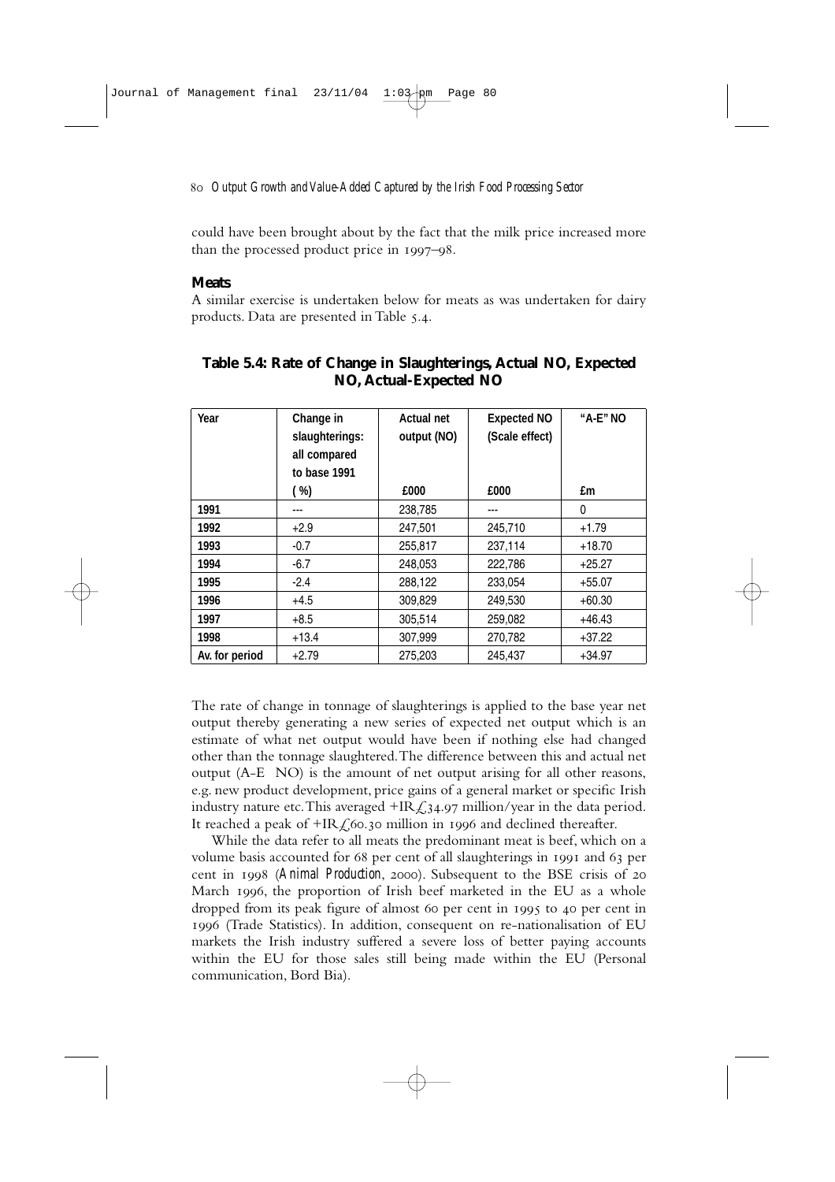could have been brought about by the fact that the milk price increased more than the processed product price in 1997–98.

### Meats

A similar exercise is undertaken below for meats as was undertaken for dairy products. Data are presented in Table 5.4.

**Table 5.4: Rate of Change in Slaughterings, Actual NO, Expected NO, Actual-Expected NO**

| Year | Change in slaughterings: all compared to base 1991 (%) | Actual net output (NO) £000 | Expected NO (Scale effect) £000 | "A-E" NO £m |
|---|---|---|---|---|
| 1991 | --- | 238,785 | --- | 0 |
| 1992 | +2.9 | 247,501 | 245,710 | +1.79 |
| 1993 | -0.7 | 255,817 | 237,114 | +18.70 |
| 1994 | -6.7 | 248,053 | 222,786 | +25.27 |
| 1995 | -2.4 | 288,122 | 233,054 | +55.07 |
| 1996 | +4.5 | 309,829 | 249,530 | +60.30 |
| 1997 | +8.5 | 305,514 | 259,082 | +46.43 |
| 1998 | +13.4 | 307,999 | 270,782 | +37.22 |
| Av. for period | +2.79 | 275,203 | 245,437 | +34.97 |

The rate of change in tonnage of slaughterings is applied to the base year net output thereby generating a new series of expected net output which is an estimate of what net output would have been if nothing else had changed other than the tonnage slaughtered. The difference between this and actual net output (A-E NO) is the amount of net output arising for all other reasons, e.g. new product development, price gains of a general market or specific Irish industry nature etc. This averaged +IR£34.97 million/year in the data period. It reached a peak of +IR£60.30 million in 1996 and declined thereafter.

While the data refer to all meats the predominant meat is beef, which on a volume basis accounted for 68 per cent of all slaughterings in 1991 and 63 per cent in 1998 (*Animal Production*, 2000). Subsequent to the BSE crisis of 20 March 1996, the proportion of Irish beef marketed in the EU as a whole dropped from its peak figure of almost 60 per cent in 1995 to 40 per cent in 1996 (Trade Statistics). In addition, consequent on re-nationalisation of EU markets the Irish industry suffered a severe loss of better paying accounts within the EU for those sales still being made within the EU (Personal communication, Bord Bia).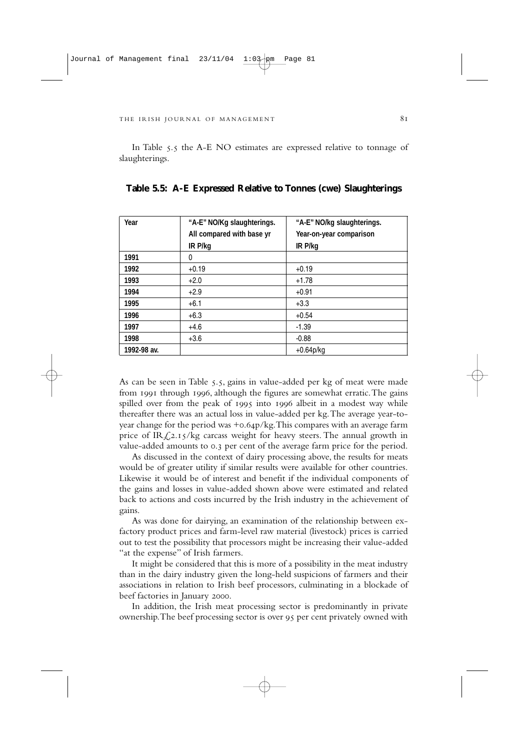In Table 5.5 the A-E NO estimates are expressed relative to tonnage of slaughterings.

**Table 5.5: A-E Expressed Relative to Tonnes (cwe) Slaughterings**

| Year | "A-E" NO/Kg slaughterings. All compared with base yr IR P/kg | "A-E" NO/kg slaughterings. Year-on-year comparison IR P/kg |
|---|---|---|
| 1991 | 0 | |
| 1992 | +0.19 | +0.19 |
| 1993 | +2.0 | +1.78 |
| 1994 | +2.9 | +0.91 |
| 1995 | +6.1 | +3.3 |
| 1996 | +6.3 | +0.54 |
| 1997 | +4.6 | -1.39 |
| 1998 | +3.6 | -0.88 |
| 1992-98 av. | | +0.64p/kg |

As can be seen in Table 5.5, gains in value-added per kg of meat were made from 1991 through 1996, although the figures are somewhat erratic. The gains spilled over from the peak of 1995 into 1996 albeit in a modest way while thereafter there was an actual loss in value-added per kg. The average year-to-year change for the period was +0.64p/kg. This compares with an average farm price of IR£2.15/kg carcass weight for heavy steers. The annual growth in value-added amounts to 0.3 per cent of the average farm price for the period.

As discussed in the context of dairy processing above, the results for meats would be of greater utility if similar results were available for other countries. Likewise it would be of interest and benefit if the individual components of the gains and losses in value-added shown above were estimated and related back to actions and costs incurred by the Irish industry in the achievement of gains.

As was done for dairying, an examination of the relationship between ex-factory product prices and farm-level raw material (livestock) prices is carried out to test the possibility that processors might be increasing their value-added "at the expense" of Irish farmers.

It might be considered that this is more of a possibility in the meat industry than in the dairy industry given the long-held suspicions of farmers and their associations in relation to Irish beef processors, culminating in a blockade of beef factories in January 2000.

In addition, the Irish meat processing sector is predominantly in private ownership. The beef processing sector is over 95 per cent privately owned with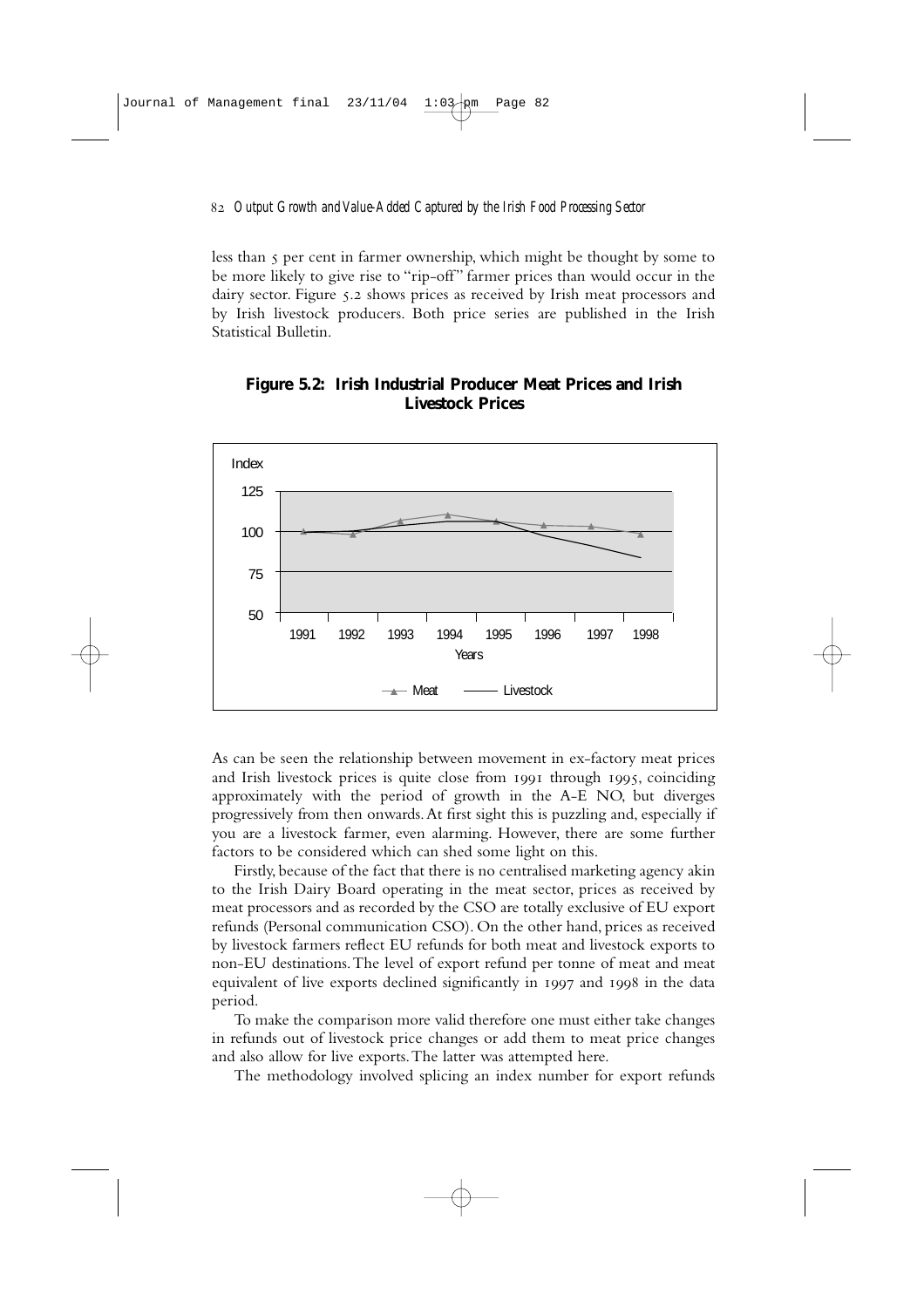less than 5 per cent in farmer ownership, which might be thought by some to be more likely to give rise to "rip-off" farmer prices than would occur in the dairy sector. Figure 5.2 shows prices as received by Irish meat processors and by Irish livestock producers. Both price series are published in the Irish Statistical Bulletin.

**Figure 5.2: Irish Industrial Producer Meat Prices and Irish Livestock Prices**

As can be seen the relationship between movement in ex-factory meat prices and Irish livestock prices is quite close from 1991 through 1995, coinciding approximately with the period of growth in the A-E NO, but diverges progressively from then onwards. At first sight this is puzzling and, especially if you are a livestock farmer, even alarming. However, there are some further factors to be considered which can shed some light on this.

Firstly, because of the fact that there is no centralised marketing agency akin to the Irish Dairy Board operating in the meat sector, prices as received by meat processors and as recorded by the CSO are totally exclusive of EU export refunds (Personal communication CSO). On the other hand, prices as received by livestock farmers reflect EU refunds for both meat and livestock exports to non-EU destinations. The level of export refund per tonne of meat and meat equivalent of live exports declined significantly in 1997 and 1998 in the data period.

To make the comparison more valid therefore one must either take changes in refunds out of livestock price changes or add them to meat price changes and also allow for live exports. The latter was attempted here.

The methodology involved splicing an index number for export refunds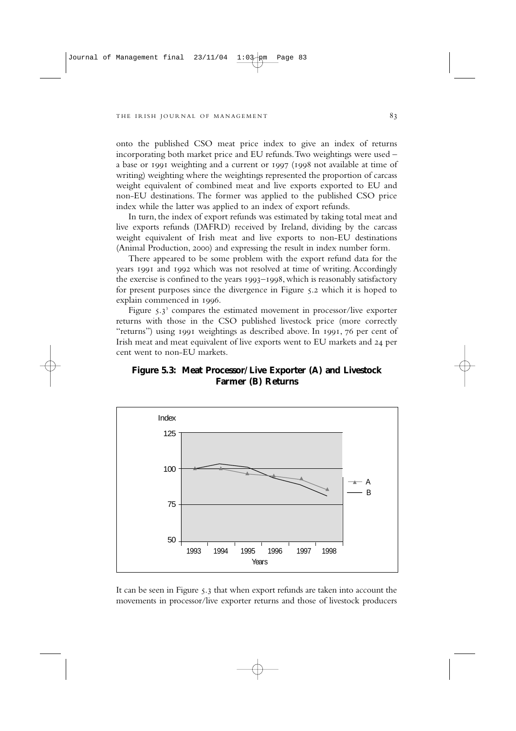onto the published CSO meat price index to give an index of returns incorporating both market price and EU refunds. Two weightings were used – a base or 1991 weighting and a current or 1997 (1998 not available at time of writing) weighting where the weightings represented the proportion of carcass weight equivalent of combined meat and live exports exported to EU and non-EU destinations. The former was applied to the published CSO price index while the latter was applied to an index of export refunds.

In turn, the index of export refunds was estimated by taking total meat and live exports refunds (DAFRD) received by Ireland, dividing by the carcass weight equivalent of Irish meat and live exports to non-EU destinations (Animal Production, 2000) and expressing the result in index number form.

There appeared to be some problem with the export refund data for the years 1991 and 1992 which was not resolved at time of writing. Accordingly the exercise is confined to the years 1993–1998, which is reasonably satisfactory for present purposes since the divergence in Figure 5.2 which it is hoped to explain commenced in 1996.

Figure 5.3[3] compares the estimated movement in processor/live exporter returns with those in the CSO published livestock price (more correctly "returns") using 1991 weightings as described above. In 1991, 76 per cent of Irish meat and meat equivalent of live exports went to EU markets and 24 per cent went to non-EU markets.

**Figure 5.3: Meat Processor/Live Exporter (A) and Livestock Farmer (B) Returns**

It can be seen in Figure 5.3 that when export refunds are taken into account the movements in processor/live exporter returns and those of livestock producers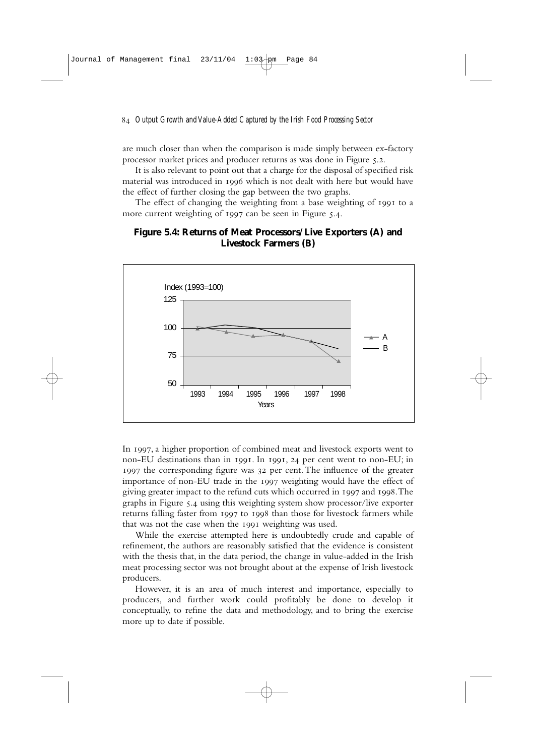are much closer than when the comparison is made simply between ex-factory processor market prices and producer returns as was done in Figure 5.2.

It is also relevant to point out that a charge for the disposal of specified risk material was introduced in 1996 which is not dealt with here but would have the effect of further closing the gap between the two graphs.

The effect of changing the weighting from a base weighting of 1991 to a more current weighting of 1997 can be seen in Figure 5.4.

**Figure 5.4: Returns of Meat Processors/Live Exporters (A) and Livestock Farmers (B)**

In 1997, a higher proportion of combined meat and livestock exports went to non-EU destinations than in 1991. In 1991, 24 per cent went to non-EU; in 1997 the corresponding figure was 32 per cent. The influence of the greater importance of non-EU trade in the 1997 weighting would have the effect of giving greater impact to the refund cuts which occurred in 1997 and 1998. The graphs in Figure 5.4 using this weighting system show processor/live exporter returns falling faster from 1997 to 1998 than those for livestock farmers while that was not the case when the 1991 weighting was used.

While the exercise attempted here is undoubtedly crude and capable of refinement, the authors are reasonably satisfied that the evidence is consistent with the thesis that, in the data period, the change in value-added in the Irish meat processing sector was not brought about at the expense of Irish livestock producers.

However, it is an area of much interest and importance, especially to producers, and further work could profitably be done to develop it conceptually, to refine the data and methodology, and to bring the exercise more up to date if possible.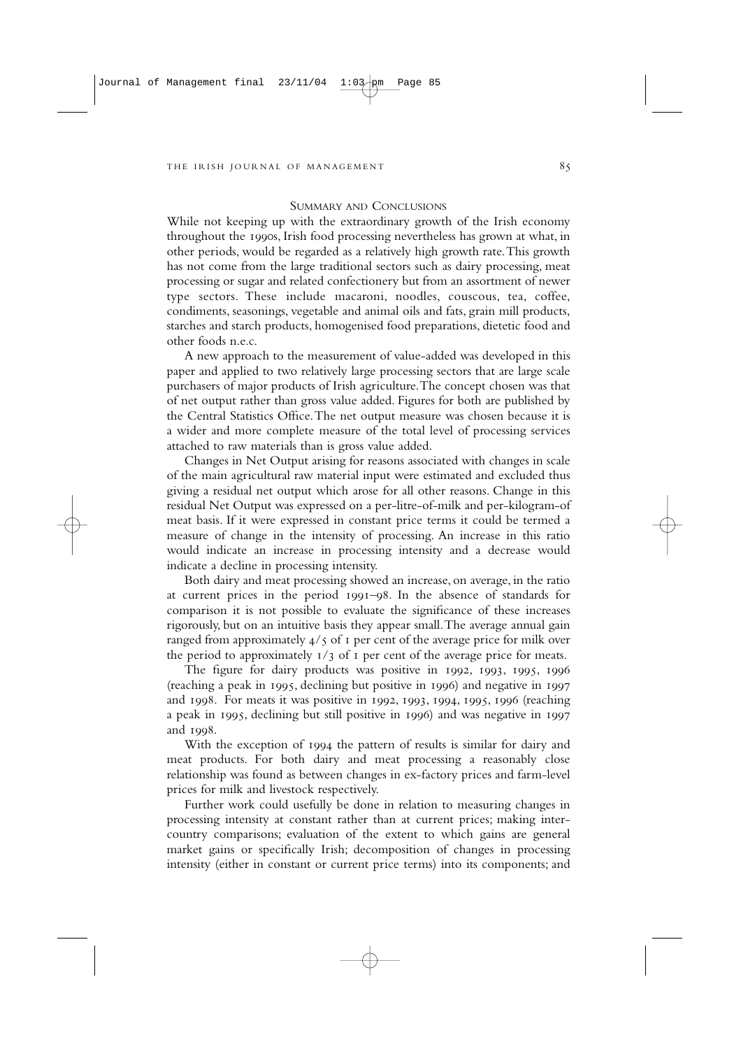## Summary and Conclusions

While not keeping up with the extraordinary growth of the Irish economy throughout the 1990s, Irish food processing nevertheless has grown at what, in other periods, would be regarded as a relatively high growth rate. This growth has not come from the large traditional sectors such as dairy processing, meat processing or sugar and related confectionery but from an assortment of newer type sectors. These include macaroni, noodles, couscous, tea, coffee, condiments, seasonings, vegetable and animal oils and fats, grain mill products, starches and starch products, homogenised food preparations, dietetic food and other foods n.e.c.

A new approach to the measurement of value-added was developed in this paper and applied to two relatively large processing sectors that are large scale purchasers of major products of Irish agriculture. The concept chosen was that of net output rather than gross value added. Figures for both are published by the Central Statistics Office. The net output measure was chosen because it is a wider and more complete measure of the total level of processing services attached to raw materials than is gross value added.

Changes in Net Output arising for reasons associated with changes in scale of the main agricultural raw material input were estimated and excluded thus giving a residual net output which arose for all other reasons. Change in this residual Net Output was expressed on a per-litre-of-milk and per-kilogram-of meat basis. If it were expressed in constant price terms it could be termed a measure of change in the intensity of processing. An increase in this ratio would indicate an increase in processing intensity and a decrease would indicate a decline in processing intensity.

Both dairy and meat processing showed an increase, on average, in the ratio at current prices in the period 1991–98. In the absence of standards for comparison it is not possible to evaluate the significance of these increases rigorously, but on an intuitive basis they appear small. The average annual gain ranged from approximately 4/5 of 1 per cent of the average price for milk over the period to approximately 1/3 of 1 per cent of the average price for meats.

The figure for dairy products was positive in 1992, 1993, 1995, 1996 (reaching a peak in 1995, declining but positive in 1996) and negative in 1997 and 1998. For meats it was positive in 1992, 1993, 1994, 1995, 1996 (reaching a peak in 1995, declining but still positive in 1996) and was negative in 1997 and 1998.

With the exception of 1994 the pattern of results is similar for dairy and meat products. For both dairy and meat processing a reasonably close relationship was found as between changes in ex-factory prices and farm-level prices for milk and livestock respectively.

Further work could usefully be done in relation to measuring changes in processing intensity at constant rather than at current prices; making inter-country comparisons; evaluation of the extent to which gains are general market gains or specifically Irish; decomposition of changes in processing intensity (either in constant or current price terms) into its components; and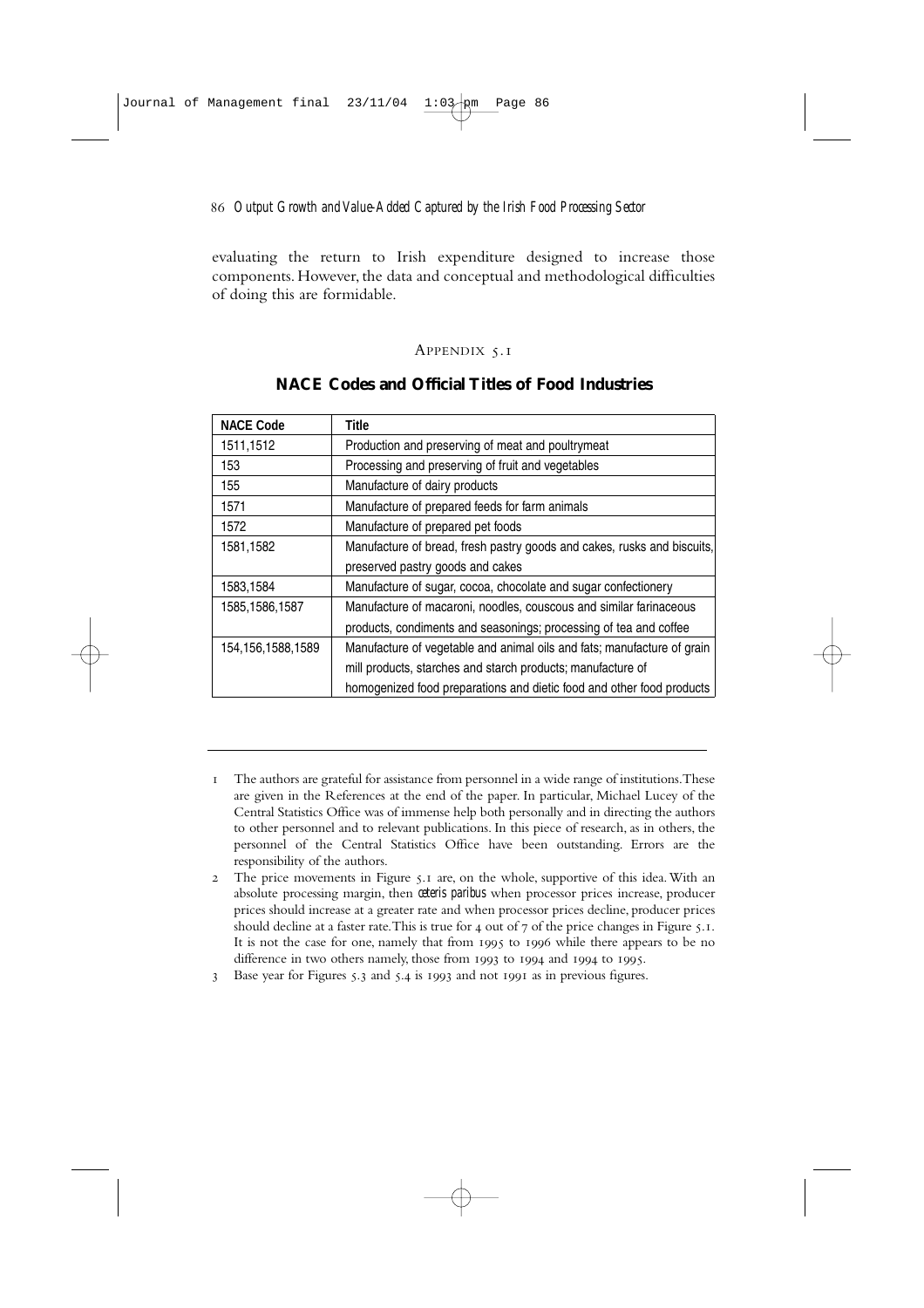evaluating the return to Irish expenditure designed to increase those components. However, the data and conceptual and methodological difficulties of doing this are formidable.

### Appendix 5.1

## NACE Codes and Official Titles of Food Industries

| NACE Code | Title |
|---|---|
| 1511,1512 | Production and preserving of meat and poultrymeat |
| 153 | Processing and preserving of fruit and vegetables |
| 155 | Manufacture of dairy products |
| 1571 | Manufacture of prepared feeds for farm animals |
| 1572 | Manufacture of prepared pet foods |
| 1581,1582 | Manufacture of bread, fresh pastry goods and cakes, rusks and biscuits, preserved pastry goods and cakes |
| 1583,1584 | Manufacture of sugar, cocoa, chocolate and sugar confectionery |
| 1585,1586,1587 | Manufacture of macaroni, noodles, couscous and similar farinaceous products, condiments and seasonings; processing of tea and coffee |
| 154,156,1588,1589 | Manufacture of vegetable and animal oils and fats; manufacture of grain mill products, starches and starch products; manufacture of homogenized food preparations and dietic food and other food products |

---

1 The authors are grateful for assistance from personnel in a wide range of institutions. These are given in the References at the end of the paper. In particular, Michael Lucey of the Central Statistics Office was of immense help both personally and in directing the authors to other personnel and to relevant publications. In this piece of research, as in others, the personnel of the Central Statistics Office have been outstanding. Errors are the responsibility of the authors.

2 The price movements in Figure 5.1 are, on the whole, supportive of this idea. With an absolute processing margin, then *ceteris paribus* when processor prices increase, producer prices should increase at a greater rate and when processor prices decline, producer prices should decline at a faster rate. This is true for 4 out of 7 of the price changes in Figure 5.1. It is not the case for one, namely that from 1995 to 1996 while there appears to be no difference in two others namely, those from 1993 to 1994 and 1994 to 1995.

3 Base year for Figures 5.3 and 5.4 is 1993 and not 1991 as in previous figures.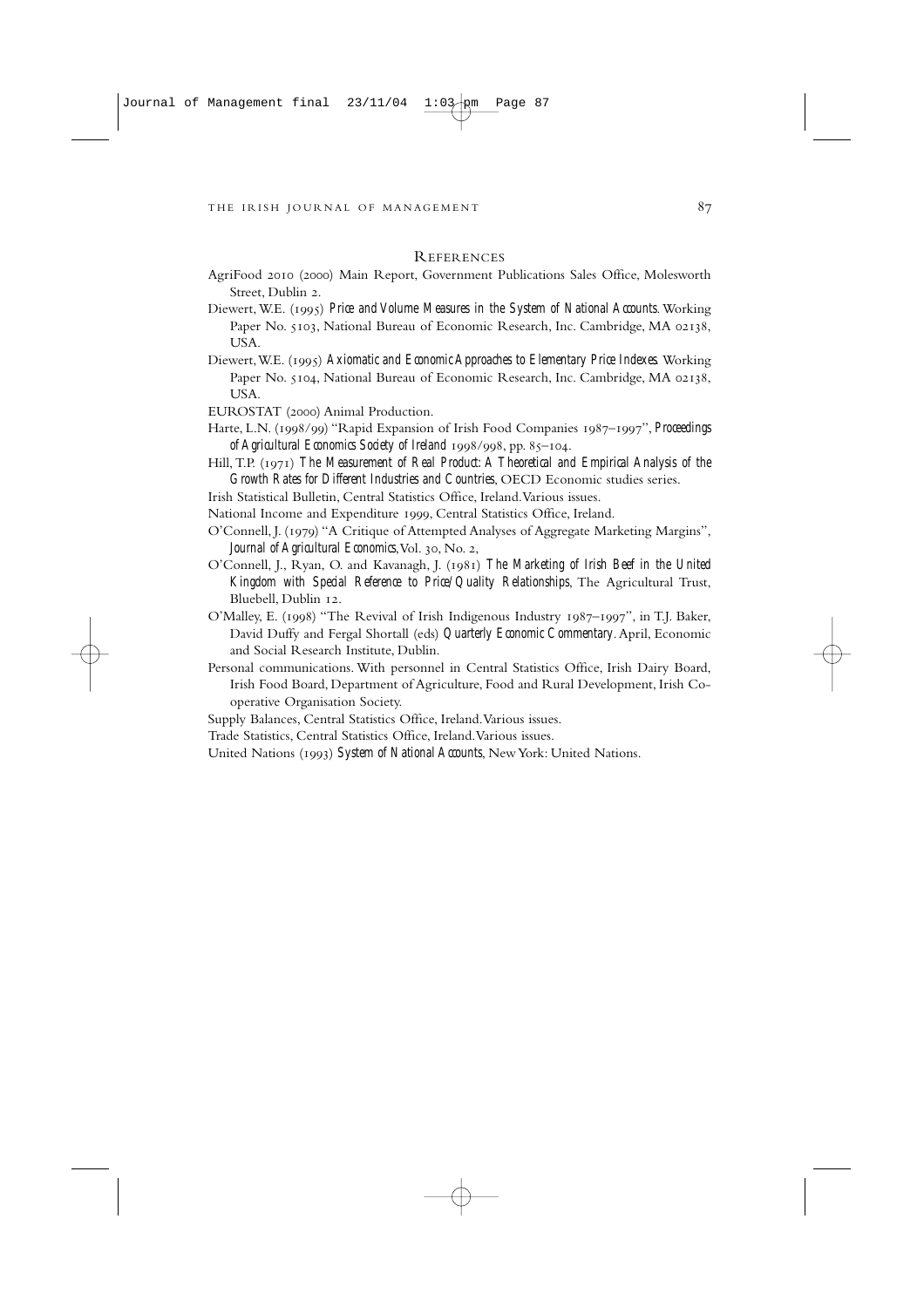## References

AgriFood 2010 (2000) Main Report, Government Publications Sales Office, Molesworth Street, Dublin 2.

Diewert, W.E. (1995) *Price and Volume Measures in the System of National Accounts*. Working Paper No. 5103, National Bureau of Economic Research, Inc. Cambridge, MA 02138, USA.

Diewert, W.E. (1995) *Axiomatic and Economic Approaches to Elementary Price Indexes*. Working Paper No. 5104, National Bureau of Economic Research, Inc. Cambridge, MA 02138, USA.

EUROSTAT (2000) Animal Production.

Harte, L.N. (1998/99) "Rapid Expansion of Irish Food Companies 1987–1997", *Proceedings of Agricultural Economics Society of Ireland* 1998/998, pp. 85–104.

Hill, T.P. (1971) *The Measurement of Real Product: A Theoretical and Empirical Analysis of the Growth Rates for Different Industries and Countries*, OECD Economic studies series.

Irish Statistical Bulletin, Central Statistics Office, Ireland. Various issues.

National Income and Expenditure 1999, Central Statistics Office, Ireland.

O'Connell, J. (1979) "A Critique of Attempted Analyses of Aggregate Marketing Margins", *Journal of Agricultural Economics*, Vol. 30, No. 2,

O'Connell, J., Ryan, O. and Kavanagh, J. (1981) *The Marketing of Irish Beef in the United Kingdom with Special Reference to Price/Quality Relationships*, The Agricultural Trust, Bluebell, Dublin 12.

O'Malley, E. (1998) "The Revival of Irish Indigenous Industry 1987–1997", in T.J. Baker, David Duffy and Fergal Shortall (eds) *Quarterly Economic Commentary*. April, Economic and Social Research Institute, Dublin.

Personal communications. With personnel in Central Statistics Office, Irish Dairy Board, Irish Food Board, Department of Agriculture, Food and Rural Development, Irish Co-operative Organisation Society.

Supply Balances, Central Statistics Office, Ireland. Various issues.

Trade Statistics, Central Statistics Office, Ireland. Various issues.

United Nations (1993) *System of National Accounts*, New York: United Nations.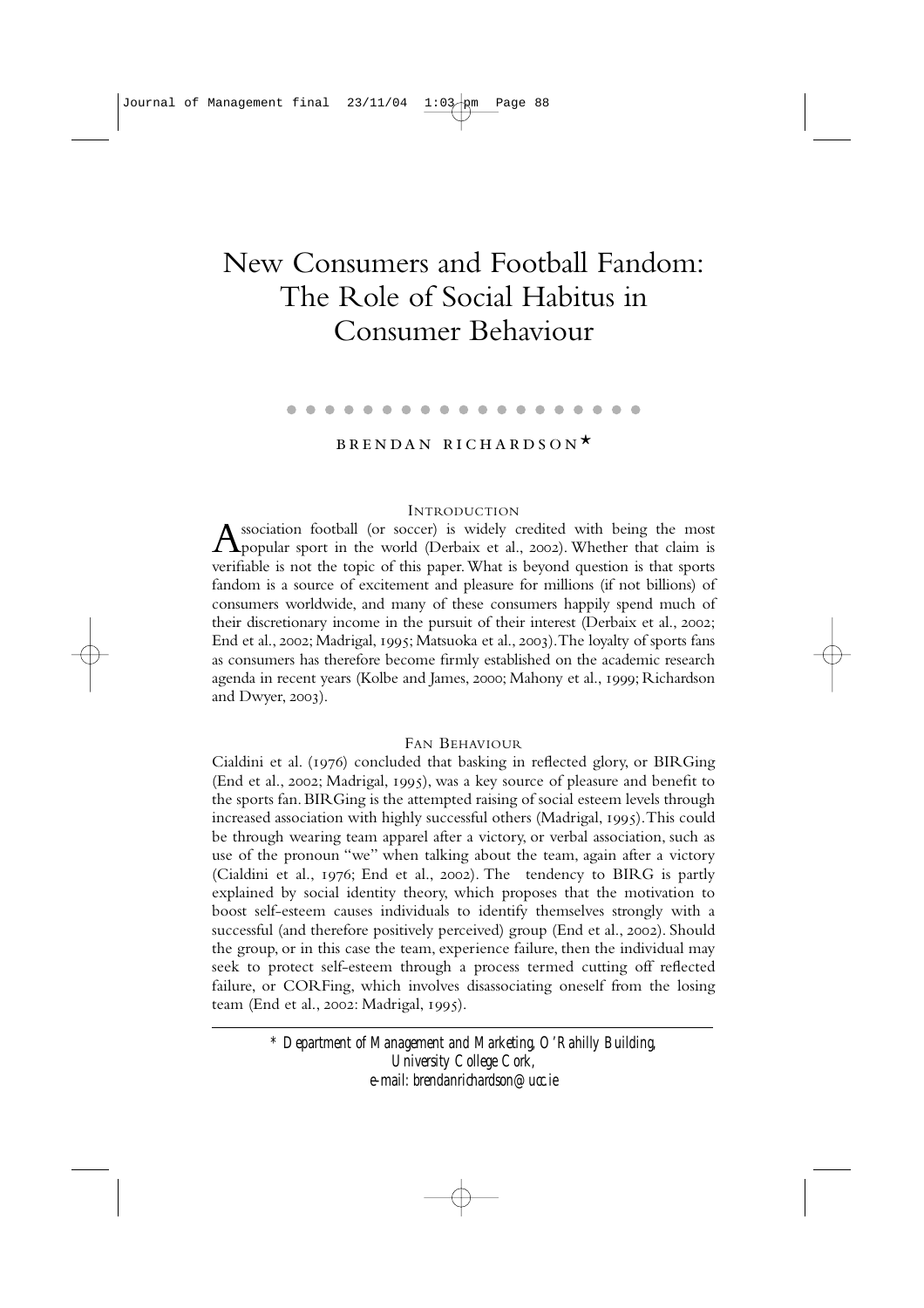# New Consumers and Football Fandom: The Role of Social Habitus in Consumer Behaviour

BRENDAN RICHARDSON*

## INTRODUCTION

Association football (or soccer) is widely credited with being the most popular sport in the world (Derbaix et al., 2002). Whether that claim is verifiable is not the topic of this paper. What is beyond question is that sports fandom is a source of excitement and pleasure for millions (if not billions) of consumers worldwide, and many of these consumers happily spend much of their discretionary income in the pursuit of their interest (Derbaix et al., 2002; End et al., 2002; Madrigal, 1995; Matsuoka et al., 2003). The loyalty of sports fans as consumers has therefore become firmly established on the academic research agenda in recent years (Kolbe and James, 2000; Mahony et al., 1999; Richardson and Dwyer, 2003).

## FAN BEHAVIOUR

Cialdini et al. (1976) concluded that basking in reflected glory, or BIRGing (End et al., 2002; Madrigal, 1995), was a key source of pleasure and benefit to the sports fan. BIRGing is the attempted raising of social esteem levels through increased association with highly successful others (Madrigal, 1995). This could be through wearing team apparel after a victory, or verbal association, such as use of the pronoun "we" when talking about the team, again after a victory (Cialdini et al., 1976; End et al., 2002). The tendency to BIRG is partly explained by social identity theory, which proposes that the motivation to boost self-esteem causes individuals to identify themselves strongly with a successful (and therefore positively perceived) group (End et al., 2002). Should the group, or in this case the team, experience failure, then the individual may seek to protect self-esteem through a process termed cutting off reflected failure, or CORFing, which involves disassociating oneself from the losing team (End et al., 2002: Madrigal, 1995).

---

\* *Department of Management and Marketing, O'Rahilly Building, University College Cork, e-mail: brendanrichardson@ucc.ie*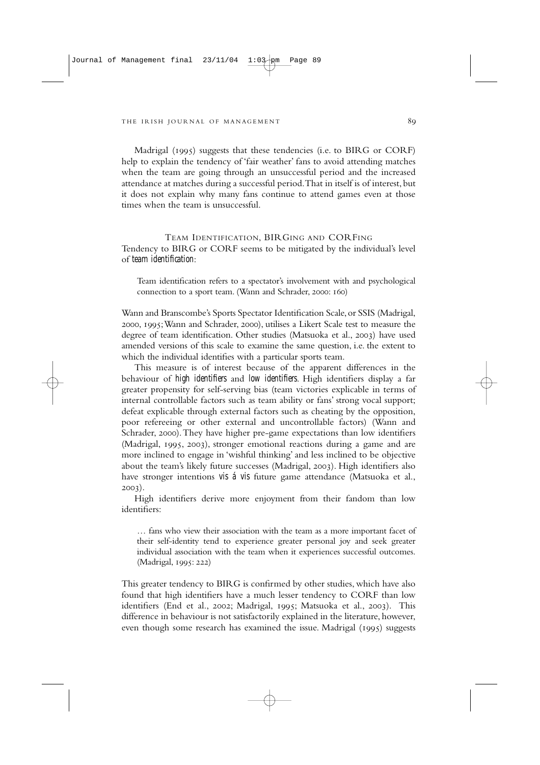Madrigal (1995) suggests that these tendencies (i.e. to BIRG or CORF) help to explain the tendency of 'fair weather' fans to avoid attending matches when the team are going through an unsuccessful period and the increased attendance at matches during a successful period. That in itself is of interest, but it does not explain why many fans continue to attend games even at those times when the team is unsuccessful.

## TEAM IDENTIFICATION, BIRGING AND CORFING

Tendency to BIRG or CORF seems to be mitigated by the individual's level of *team identification*:

> Team identification refers to a spectator's involvement with and psychological connection to a sport team. (Wann and Schrader, 2000: 160)

Wann and Branscombe's Sports Spectator Identification Scale, or SSIS (Madrigal, 2000, 1995; Wann and Schrader, 2000), utilises a Likert Scale test to measure the degree of team identification. Other studies (Matsuoka et al., 2003) have used amended versions of this scale to examine the same question, i.e. the extent to which the individual identifies with a particular sports team.

This measure is of interest because of the apparent differences in the behaviour of *high identifiers* and *low identifiers*. High identifiers display a far greater propensity for self-serving bias (team victories explicable in terms of internal controllable factors such as team ability or fans' strong vocal support; defeat explicable through external factors such as cheating by the opposition, poor refereeing or other external and uncontrollable factors) (Wann and Schrader, 2000). They have higher pre-game expectations than low identifiers (Madrigal, 1995, 2003), stronger emotional reactions during a game and are more inclined to engage in 'wishful thinking' and less inclined to be objective about the team's likely future successes (Madrigal, 2003). High identifiers also have stronger intentions *vis á vis* future game attendance (Matsuoka et al., 2003).

High identifiers derive more enjoyment from their fandom than low identifiers:

> … fans who view their association with the team as a more important facet of their self-identity tend to experience greater personal joy and seek greater individual association with the team when it experiences successful outcomes. (Madrigal, 1995: 222)

This greater tendency to BIRG is confirmed by other studies, which have also found that high identifiers have a much lesser tendency to CORF than low identifiers (End et al., 2002; Madrigal, 1995; Matsuoka et al., 2003). This difference in behaviour is not satisfactorily explained in the literature, however, even though some research has examined the issue. Madrigal (1995) suggests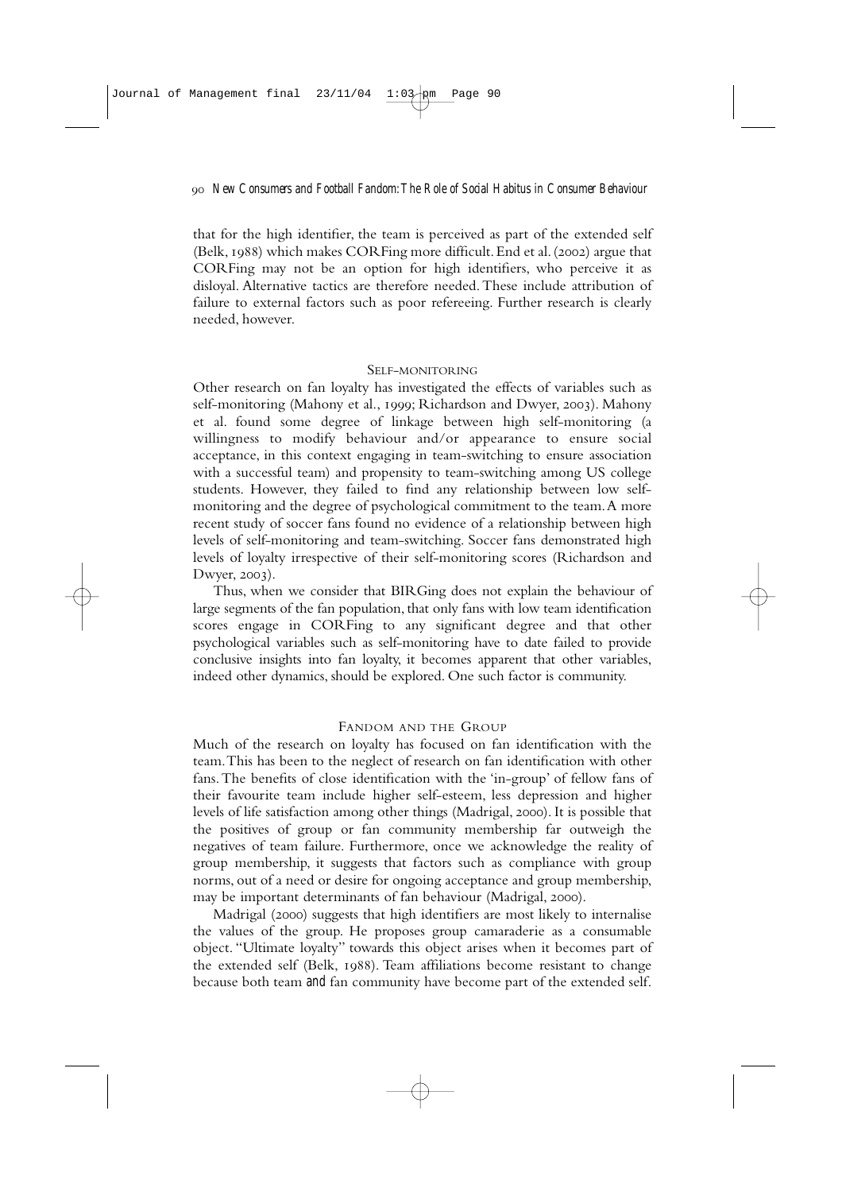that for the high identifier, the team is perceived as part of the extended self (Belk, 1988) which makes CORFing more difficult. End et al. (2002) argue that CORFing may not be an option for high identifiers, who perceive it as disloyal. Alternative tactics are therefore needed. These include attribution of failure to external factors such as poor refereeing. Further research is clearly needed, however.

## Self-monitoring

Other research on fan loyalty has investigated the effects of variables such as self-monitoring (Mahony et al., 1999; Richardson and Dwyer, 2003). Mahony et al. found some degree of linkage between high self-monitoring (a willingness to modify behaviour and/or appearance to ensure social acceptance, in this context engaging in team-switching to ensure association with a successful team) and propensity to team-switching among US college students. However, they failed to find any relationship between low self-monitoring and the degree of psychological commitment to the team. A more recent study of soccer fans found no evidence of a relationship between high levels of self-monitoring and team-switching. Soccer fans demonstrated high levels of loyalty irrespective of their self-monitoring scores (Richardson and Dwyer, 2003).

Thus, when we consider that BIRGing does not explain the behaviour of large segments of the fan population, that only fans with low team identification scores engage in CORFing to any significant degree and that other psychological variables such as self-monitoring have to date failed to provide conclusive insights into fan loyalty, it becomes apparent that other variables, indeed other dynamics, should be explored. One such factor is community.

## Fandom and the Group

Much of the research on loyalty has focused on fan identification with the team. This has been to the neglect of research on fan identification with other fans. The benefits of close identification with the 'in-group' of fellow fans of their favourite team include higher self-esteem, less depression and higher levels of life satisfaction among other things (Madrigal, 2000). It is possible that the positives of group or fan community membership far outweigh the negatives of team failure. Furthermore, once we acknowledge the reality of group membership, it suggests that factors such as compliance with group norms, out of a need or desire for ongoing acceptance and group membership, may be important determinants of fan behaviour (Madrigal, 2000).

Madrigal (2000) suggests that high identifiers are most likely to internalise the values of the group. He proposes group camaraderie as a consumable object. "Ultimate loyalty" towards this object arises when it becomes part of the extended self (Belk, 1988). Team affiliations become resistant to change because both team *and* fan community have become part of the extended self.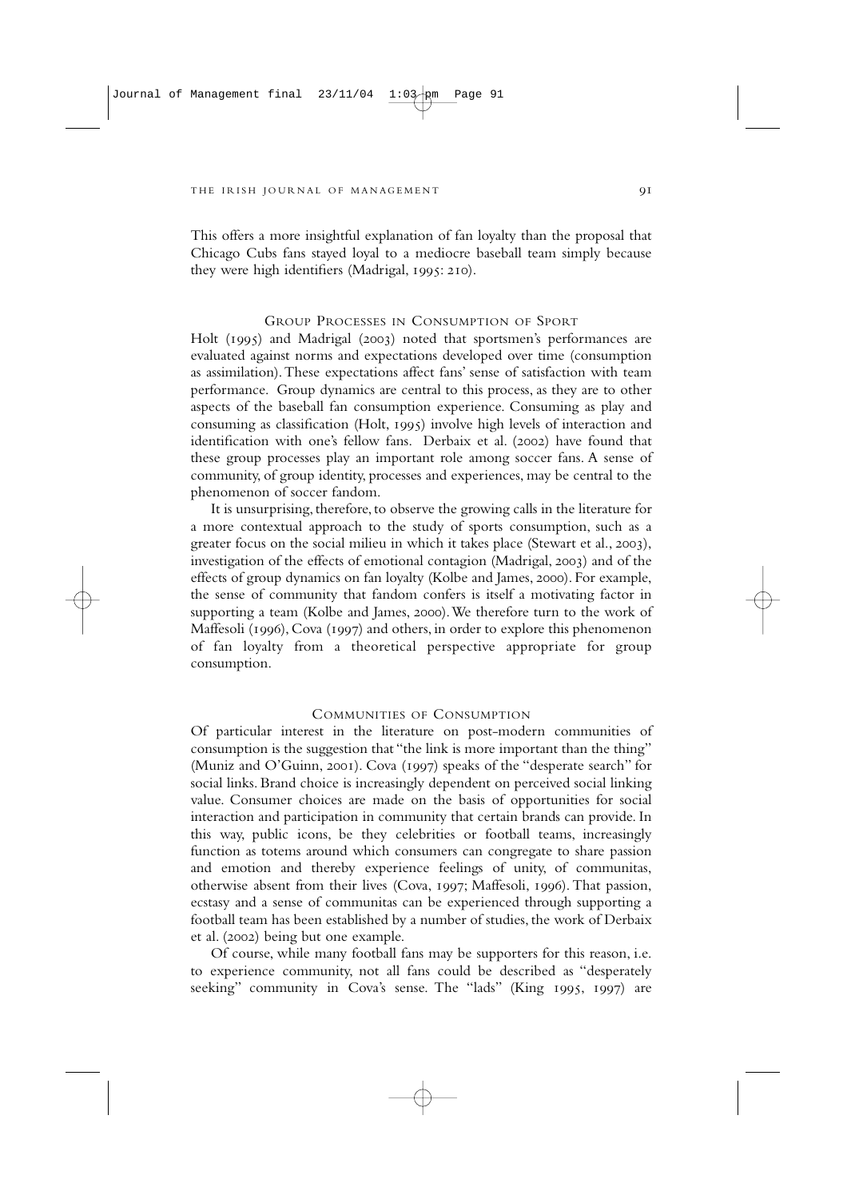This offers a more insightful explanation of fan loyalty than the proposal that Chicago Cubs fans stayed loyal to a mediocre baseball team simply because they were high identifiers (Madrigal, 1995: 210).

## Group Processes in Consumption of Sport

Holt (1995) and Madrigal (2003) noted that sportsmen's performances are evaluated against norms and expectations developed over time (consumption as assimilation). These expectations affect fans' sense of satisfaction with team performance. Group dynamics are central to this process, as they are to other aspects of the baseball fan consumption experience. Consuming as play and consuming as classification (Holt, 1995) involve high levels of interaction and identification with one's fellow fans. Derbaix et al. (2002) have found that these group processes play an important role among soccer fans. A sense of community, of group identity, processes and experiences, may be central to the phenomenon of soccer fandom.

It is unsurprising, therefore, to observe the growing calls in the literature for a more contextual approach to the study of sports consumption, such as a greater focus on the social milieu in which it takes place (Stewart et al., 2003), investigation of the effects of emotional contagion (Madrigal, 2003) and of the effects of group dynamics on fan loyalty (Kolbe and James, 2000). For example, the sense of community that fandom confers is itself a motivating factor in supporting a team (Kolbe and James, 2000). We therefore turn to the work of Maffesoli (1996), Cova (1997) and others, in order to explore this phenomenon of fan loyalty from a theoretical perspective appropriate for group consumption.

## Communities of Consumption

Of particular interest in the literature on post-modern communities of consumption is the suggestion that "the link is more important than the thing" (Muniz and O'Guinn, 2001). Cova (1997) speaks of the "desperate search" for social links. Brand choice is increasingly dependent on perceived social linking value. Consumer choices are made on the basis of opportunities for social interaction and participation in community that certain brands can provide. In this way, public icons, be they celebrities or football teams, increasingly function as totems around which consumers can congregate to share passion and emotion and thereby experience feelings of unity, of communitas, otherwise absent from their lives (Cova, 1997; Maffesoli, 1996). That passion, ecstasy and a sense of communitas can be experienced through supporting a football team has been established by a number of studies, the work of Derbaix et al. (2002) being but one example.

Of course, while many football fans may be supporters for this reason, i.e. to experience community, not all fans could be described as "desperately seeking" community in Cova's sense. The "lads" (King 1995, 1997) are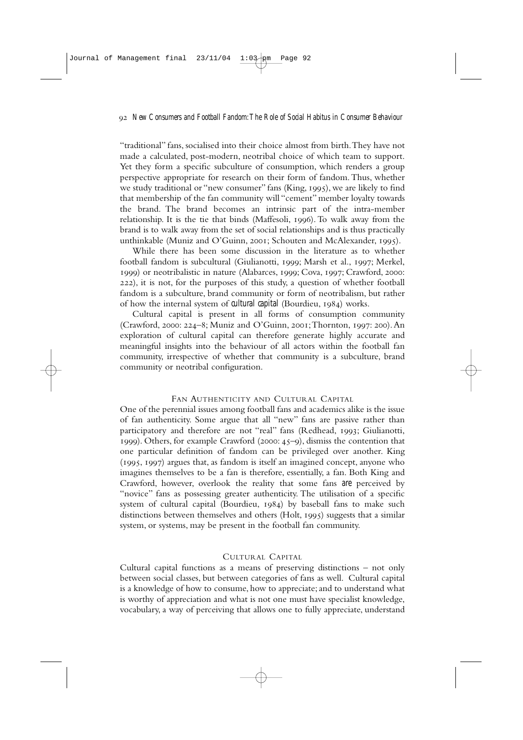"traditional" fans, socialised into their choice almost from birth. They have not made a calculated, post-modern, neotribal choice of which team to support. Yet they form a specific subculture of consumption, which renders a group perspective appropriate for research on their form of fandom. Thus, whether we study traditional or "new consumer" fans (King, 1995), we are likely to find that membership of the fan community will "cement" member loyalty towards the brand. The brand becomes an intrinsic part of the intra-member relationship. It is the tie that binds (Maffesoli, 1996). To walk away from the brand is to walk away from the set of social relationships and is thus practically unthinkable (Muniz and O'Guinn, 2001; Schouten and McAlexander, 1995).

While there has been some discussion in the literature as to whether football fandom is subcultural (Giulianotti, 1999; Marsh et al., 1997; Merkel, 1999) or neotribalistic in nature (Alabarces, 1999; Cova, 1997; Crawford, 2000: 222), it is not, for the purposes of this study, a question of whether football fandom is a subculture, brand community or form of neotribalism, but rather of how the internal system of *cultural capital* (Bourdieu, 1984) works.

Cultural capital is present in all forms of consumption community (Crawford, 2000: 224–8; Muniz and O'Guinn, 2001; Thornton, 1997: 200). An exploration of cultural capital can therefore generate highly accurate and meaningful insights into the behaviour of all actors within the football fan community, irrespective of whether that community is a subculture, brand community or neotribal configuration.

## Fan Authenticity and Cultural Capital

One of the perennial issues among football fans and academics alike is the issue of fan authenticity. Some argue that all "new" fans are passive rather than participatory and therefore are not "real" fans (Redhead, 1993; Giulianotti, 1999). Others, for example Crawford (2000: 45–9), dismiss the contention that one particular definition of fandom can be privileged over another. King (1995, 1997) argues that, as fandom is itself an imagined concept, anyone who imagines themselves to be a fan is therefore, essentially, a fan. Both King and Crawford, however, overlook the reality that some fans *are* perceived by "novice" fans as possessing greater authenticity. The utilisation of a specific system of cultural capital (Bourdieu, 1984) by baseball fans to make such distinctions between themselves and others (Holt, 1995) suggests that a similar system, or systems, may be present in the football fan community.

## Cultural Capital

Cultural capital functions as a means of preserving distinctions – not only between social classes, but between categories of fans as well. Cultural capital is a knowledge of how to consume, how to appreciate; and to understand what is worthy of appreciation and what is not one must have specialist knowledge, vocabulary, a way of perceiving that allows one to fully appreciate, understand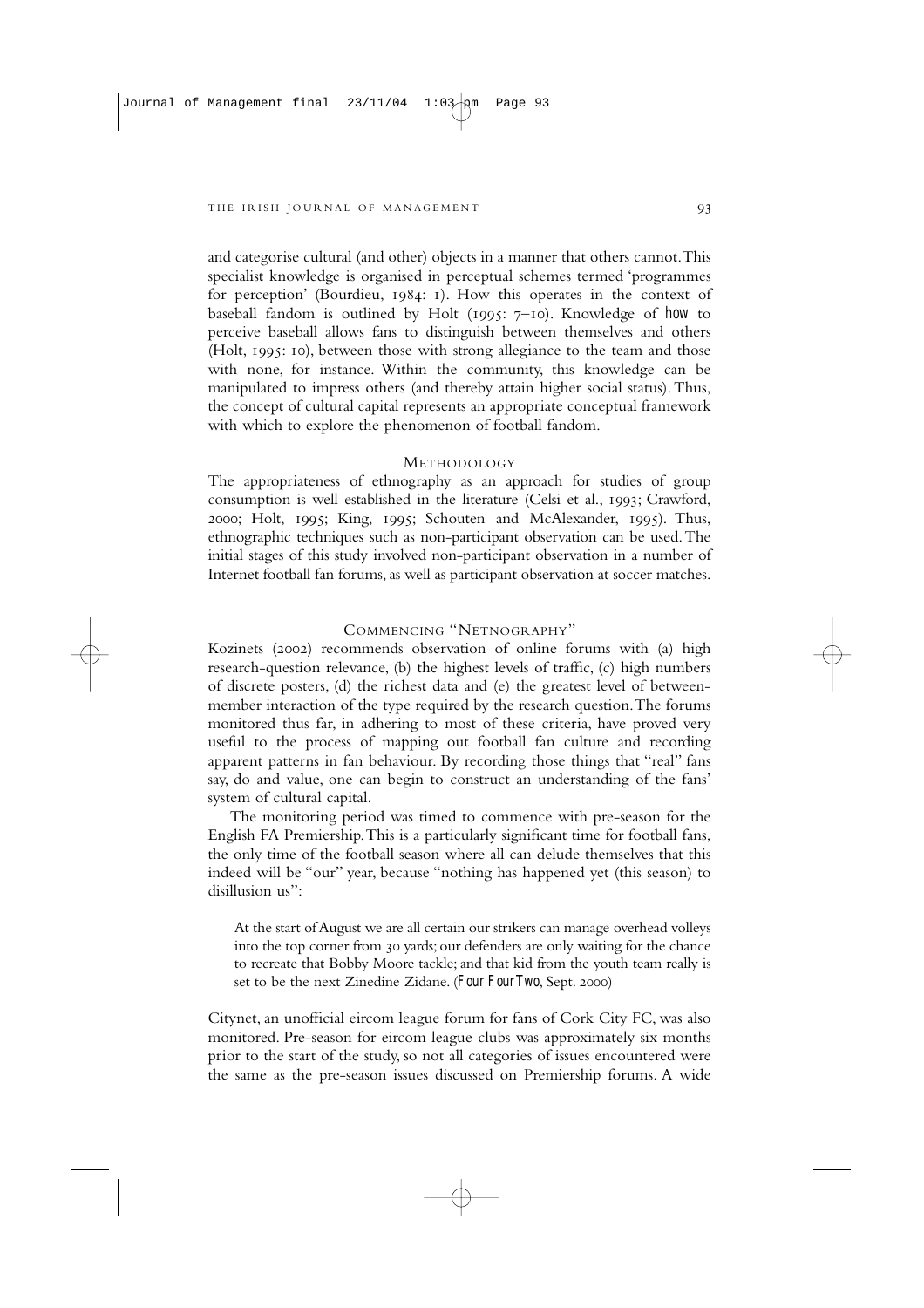and categorise cultural (and other) objects in a manner that others cannot. This specialist knowledge is organised in perceptual schemes termed 'programmes for perception' (Bourdieu, 1984: 1). How this operates in the context of baseball fandom is outlined by Holt (1995: 7–10). Knowledge of *how* to perceive baseball allows fans to distinguish between themselves and others (Holt, 1995: 10), between those with strong allegiance to the team and those with none, for instance. Within the community, this knowledge can be manipulated to impress others (and thereby attain higher social status). Thus, the concept of cultural capital represents an appropriate conceptual framework with which to explore the phenomenon of football fandom.

## Methodology

The appropriateness of ethnography as an approach for studies of group consumption is well established in the literature (Celsi et al., 1993; Crawford, 2000; Holt, 1995; King, 1995; Schouten and McAlexander, 1995). Thus, ethnographic techniques such as non-participant observation can be used. The initial stages of this study involved non-participant observation in a number of Internet football fan forums, as well as participant observation at soccer matches.

## Commencing "Netnography"

Kozinets (2002) recommends observation of online forums with (a) high research-question relevance, (b) the highest levels of traffic, (c) high numbers of discrete posters, (d) the richest data and (e) the greatest level of between-member interaction of the type required by the research question. The forums monitored thus far, in adhering to most of these criteria, have proved very useful to the process of mapping out football fan culture and recording apparent patterns in fan behaviour. By recording those things that "real" fans say, do and value, one can begin to construct an understanding of the fans' system of cultural capital.

The monitoring period was timed to commence with pre-season for the English FA Premiership. This is a particularly significant time for football fans, the only time of the football season where all can delude themselves that this indeed will be "our" year, because "nothing has happened yet (this season) to disillusion us":

> At the start of August we are all certain our strikers can manage overhead volleys into the top corner from 30 yards; our defenders are only waiting for the chance to recreate that Bobby Moore tackle; and that kid from the youth team really is set to be the next Zinedine Zidane. (*Four FourTwo*, Sept. 2000)

Citynet, an unofficial eircom league forum for fans of Cork City FC, was also monitored. Pre-season for eircom league clubs was approximately six months prior to the start of the study, so not all categories of issues encountered were the same as the pre-season issues discussed on Premiership forums. A wide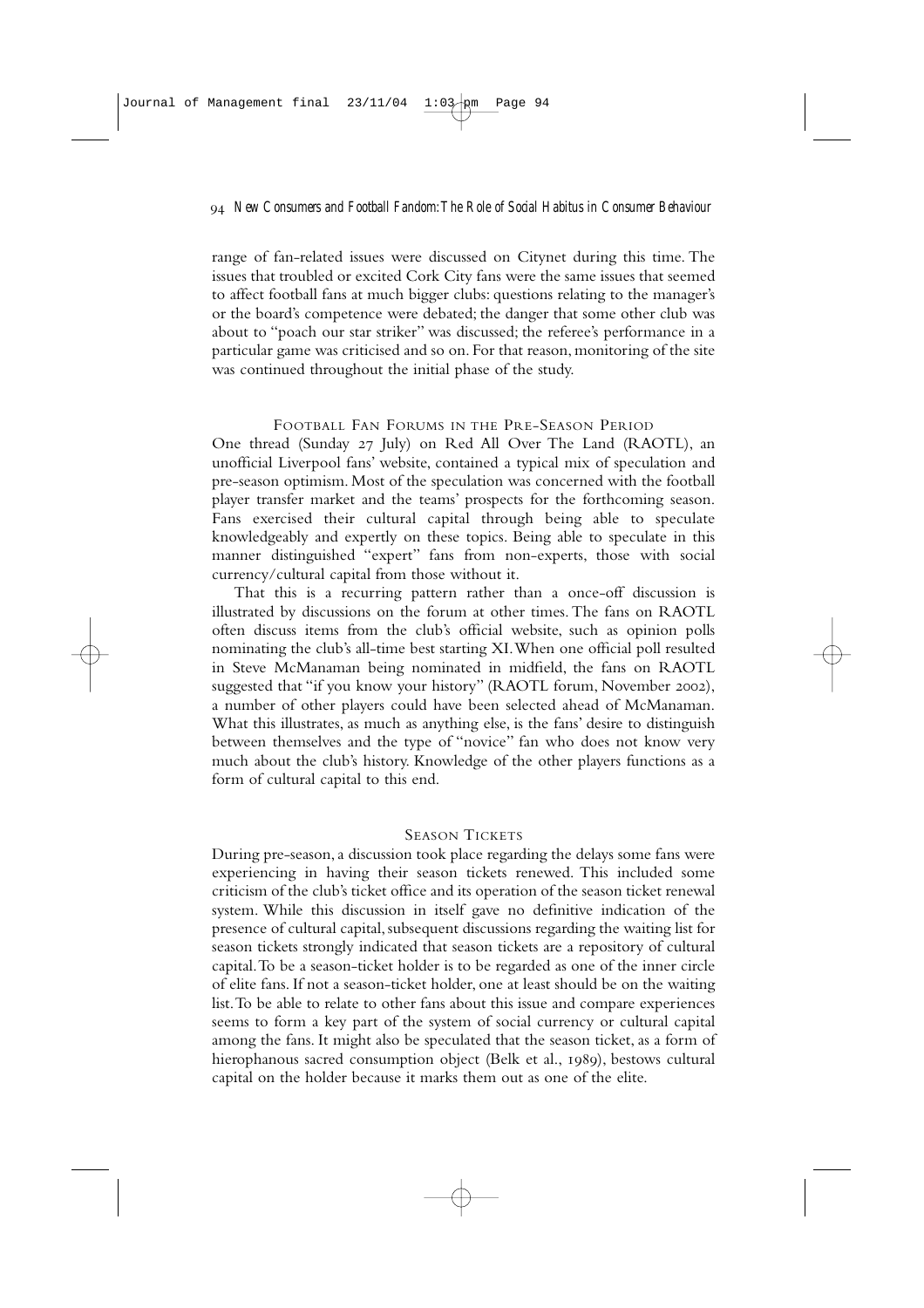range of fan-related issues were discussed on Citynet during this time. The issues that troubled or excited Cork City fans were the same issues that seemed to affect football fans at much bigger clubs: questions relating to the manager's or the board's competence were debated; the danger that some other club was about to "poach our star striker" was discussed; the referee's performance in a particular game was criticised and so on. For that reason, monitoring of the site was continued throughout the initial phase of the study.

## Football Fan Forums in the Pre-Season Period

One thread (Sunday 27 July) on Red All Over The Land (RAOTL), an unofficial Liverpool fans' website, contained a typical mix of speculation and pre-season optimism. Most of the speculation was concerned with the football player transfer market and the teams' prospects for the forthcoming season. Fans exercised their cultural capital through being able to speculate knowledgeably and expertly on these topics. Being able to speculate in this manner distinguished "expert" fans from non-experts, those with social currency/cultural capital from those without it.

That this is a recurring pattern rather than a once-off discussion is illustrated by discussions on the forum at other times. The fans on RAOTL often discuss items from the club's official website, such as opinion polls nominating the club's all-time best starting XI. When one official poll resulted in Steve McManaman being nominated in midfield, the fans on RAOTL suggested that "if you know your history" (RAOTL forum, November 2002), a number of other players could have been selected ahead of McManaman. What this illustrates, as much as anything else, is the fans' desire to distinguish between themselves and the type of "novice" fan who does not know very much about the club's history. Knowledge of the other players functions as a form of cultural capital to this end.

## Season Tickets

During pre-season, a discussion took place regarding the delays some fans were experiencing in having their season tickets renewed. This included some criticism of the club's ticket office and its operation of the season ticket renewal system. While this discussion in itself gave no definitive indication of the presence of cultural capital, subsequent discussions regarding the waiting list for season tickets strongly indicated that season tickets are a repository of cultural capital. To be a season-ticket holder is to be regarded as one of the inner circle of elite fans. If not a season-ticket holder, one at least should be on the waiting list. To be able to relate to other fans about this issue and compare experiences seems to form a key part of the system of social currency or cultural capital among the fans. It might also be speculated that the season ticket, as a form of hierophanous sacred consumption object (Belk et al., 1989), bestows cultural capital on the holder because it marks them out as one of the elite.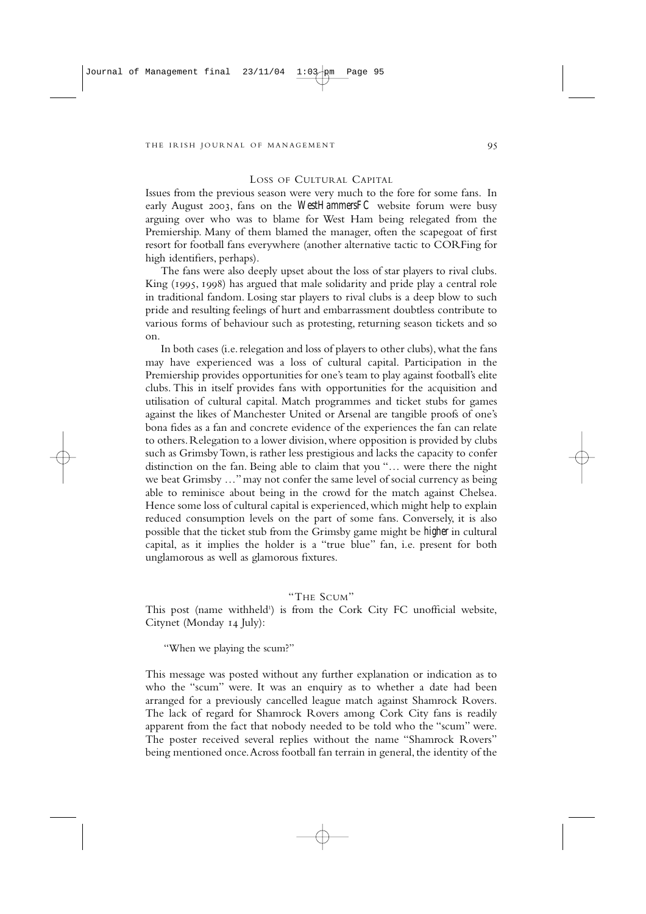## LOSS OF CULTURAL CAPITAL

Issues from the previous season were very much to the fore for some fans. In early August 2003, fans on the *WestHammersFC* website forum were busy arguing over who was to blame for West Ham being relegated from the Premiership. Many of them blamed the manager, often the scapegoat of first resort for football fans everywhere (another alternative tactic to CORFing for high identifiers, perhaps).

The fans were also deeply upset about the loss of star players to rival clubs. King (1995, 1998) has argued that male solidarity and pride play a central role in traditional fandom. Losing star players to rival clubs is a deep blow to such pride and resulting feelings of hurt and embarrassment doubtless contribute to various forms of behaviour such as protesting, returning season tickets and so on.

In both cases (i.e. relegation and loss of players to other clubs), what the fans may have experienced was a loss of cultural capital. Participation in the Premiership provides opportunities for one's team to play against football's elite clubs. This in itself provides fans with opportunities for the acquisition and utilisation of cultural capital. Match programmes and ticket stubs for games against the likes of Manchester United or Arsenal are tangible proofs of one's bona fides as a fan and concrete evidence of the experiences the fan can relate to others. Relegation to a lower division, where opposition is provided by clubs such as Grimsby Town, is rather less prestigious and lacks the capacity to confer distinction on the fan. Being able to claim that you "… were there the night we beat Grimsby …" may not confer the same level of social currency as being able to reminisce about being in the crowd for the match against Chelsea. Hence some loss of cultural capital is experienced, which might help to explain reduced consumption levels on the part of some fans. Conversely, it is also possible that the ticket stub from the Grimsby game might be *higher* in cultural capital, as it implies the holder is a "true blue" fan, i.e. present for both unglamorous as well as glamorous fixtures.

## "THE SCUM"

This post (name withheld[1]) is from the Cork City FC unofficial website, Citynet (Monday 14 July):

> "When we playing the scum?"

This message was posted without any further explanation or indication as to who the "scum" were. It was an enquiry as to whether a date had been arranged for a previously cancelled league match against Shamrock Rovers. The lack of regard for Shamrock Rovers among Cork City fans is readily apparent from the fact that nobody needed to be told who the "scum" were. The poster received several replies without the name "Shamrock Rovers" being mentioned once. Across football fan terrain in general, the identity of the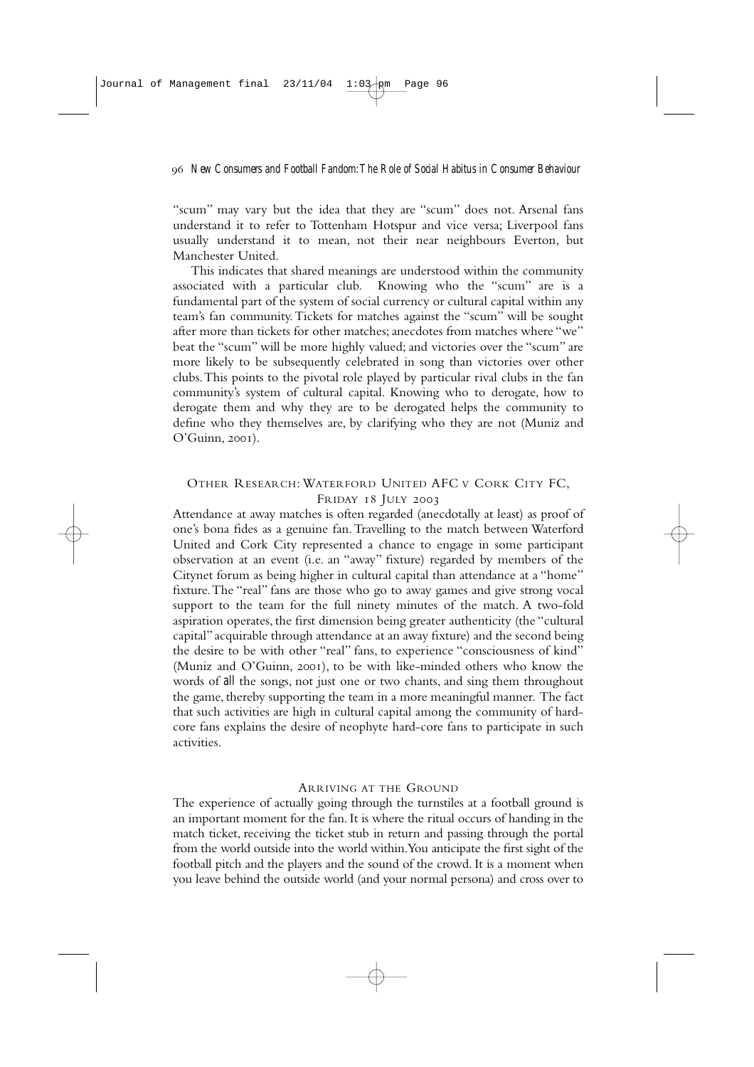"scum" may vary but the idea that they are "scum" does not. Arsenal fans understand it to refer to Tottenham Hotspur and vice versa; Liverpool fans usually understand it to mean, not their near neighbours Everton, but Manchester United.

This indicates that shared meanings are understood within the community associated with a particular club. Knowing who the "scum" are is a fundamental part of the system of social currency or cultural capital within any team's fan community. Tickets for matches against the "scum" will be sought after more than tickets for other matches; anecdotes from matches where "we" beat the "scum" will be more highly valued; and victories over the "scum" are more likely to be subsequently celebrated in song than victories over other clubs. This points to the pivotal role played by particular rival clubs in the fan community's system of cultural capital. Knowing who to derogate, how to derogate them and why they are to be derogated helps the community to define who they themselves are, by clarifying who they are not (Muniz and O'Guinn, 2001).

## Other Research: Waterford United AFC v Cork City FC, Friday 18 July 2003

Attendance at away matches is often regarded (anecdotally at least) as proof of one's bona fides as a genuine fan. Travelling to the match between Waterford United and Cork City represented a chance to engage in some participant observation at an event (i.e. an "away" fixture) regarded by members of the Citynet forum as being higher in cultural capital than attendance at a "home" fixture. The "real" fans are those who go to away games and give strong vocal support to the team for the full ninety minutes of the match. A two-fold aspiration operates, the first dimension being greater authenticity (the "cultural capital" acquirable through attendance at an away fixture) and the second being the desire to be with other "real" fans, to experience "consciousness of kind" (Muniz and O'Guinn, 2001), to be with like-minded others who know the words of *all* the songs, not just one or two chants, and sing them throughout the game, thereby supporting the team in a more meaningful manner. The fact that such activities are high in cultural capital among the community of hard-core fans explains the desire of neophyte hard-core fans to participate in such activities.

### Arriving at the Ground

The experience of actually going through the turnstiles at a football ground is an important moment for the fan. It is where the ritual occurs of handing in the match ticket, receiving the ticket stub in return and passing through the portal from the world outside into the world within. You anticipate the first sight of the football pitch and the players and the sound of the crowd. It is a moment when you leave behind the outside world (and your normal persona) and cross over to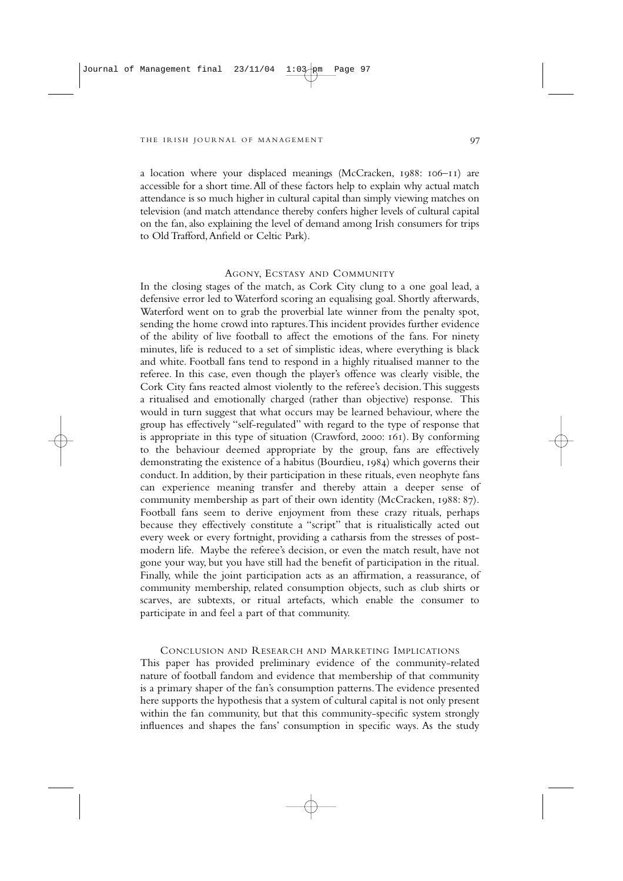a location where your displaced meanings (McCracken, 1988: 106–11) are accessible for a short time. All of these factors help to explain why actual match attendance is so much higher in cultural capital than simply viewing matches on television (and match attendance thereby confers higher levels of cultural capital on the fan, also explaining the level of demand among Irish consumers for trips to Old Trafford, Anfield or Celtic Park).

## Agony, Ecstasy and Community

In the closing stages of the match, as Cork City clung to a one goal lead, a defensive error led to Waterford scoring an equalising goal. Shortly afterwards, Waterford went on to grab the proverbial late winner from the penalty spot, sending the home crowd into raptures. This incident provides further evidence of the ability of live football to affect the emotions of the fans. For ninety minutes, life is reduced to a set of simplistic ideas, where everything is black and white. Football fans tend to respond in a highly ritualised manner to the referee. In this case, even though the player's offence was clearly visible, the Cork City fans reacted almost violently to the referee's decision. This suggests a ritualised and emotionally charged (rather than objective) response. This would in turn suggest that what occurs may be learned behaviour, where the group has effectively "self-regulated" with regard to the type of response that is appropriate in this type of situation (Crawford, 2000: 161). By conforming to the behaviour deemed appropriate by the group, fans are effectively demonstrating the existence of a habitus (Bourdieu, 1984) which governs their conduct. In addition, by their participation in these rituals, even neophyte fans can experience meaning transfer and thereby attain a deeper sense of community membership as part of their own identity (McCracken, 1988: 87). Football fans seem to derive enjoyment from these crazy rituals, perhaps because they effectively constitute a "script" that is ritualistically acted out every week or every fortnight, providing a catharsis from the stresses of post-modern life. Maybe the referee's decision, or even the match result, have not gone your way, but you have still had the benefit of participation in the ritual. Finally, while the joint participation acts as an affirmation, a reassurance, of community membership, related consumption objects, such as club shirts or scarves, are subtexts, or ritual artefacts, which enable the consumer to participate in and feel a part of that community.

## Conclusion and Research and Marketing Implications

This paper has provided preliminary evidence of the community-related nature of football fandom and evidence that membership of that community is a primary shaper of the fan's consumption patterns. The evidence presented here supports the hypothesis that a system of cultural capital is not only present within the fan community, but that this community-specific system strongly influences and shapes the fans' consumption in specific ways. As the study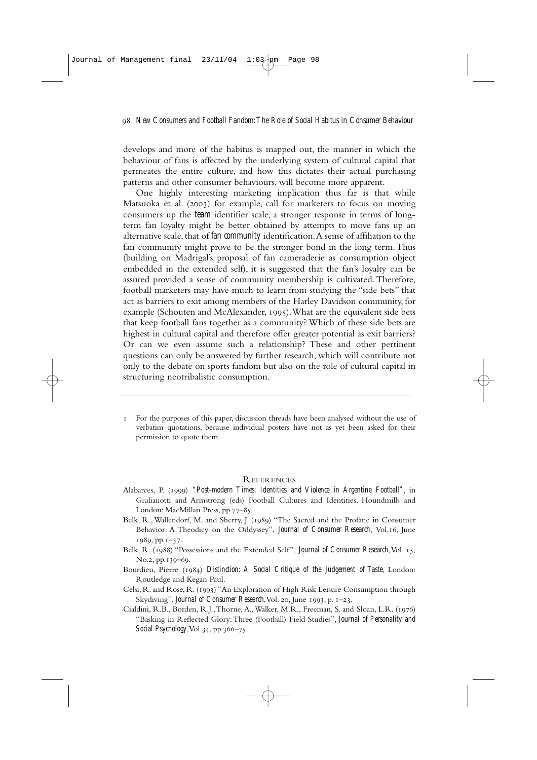develops and more of the habitus is mapped out, the manner in which the behaviour of fans is affected by the underlying system of cultural capital that permeates the entire culture, and how this dictates their actual purchasing patterns and other consumer behaviours, will become more apparent.

One highly interesting marketing implication thus far is that while Matsuoka et al. (2003) for example, call for marketers to focus on moving consumers up the *team* identifier scale, a stronger response in terms of long-term fan loyalty might be better obtained by attempts to move fans up an alternative scale, that of *fan community* identification. A sense of affiliation to the fan community might prove to be the stronger bond in the long term. Thus (building on Madrigal's proposal of fan cameraderie as consumption object embedded in the extended self), it is suggested that the fan's loyalty can be assured provided a sense of community membership is cultivated. Therefore, football marketers may have much to learn from studying the "side bets" that act as barriers to exit among members of the Harley Davidson community, for example (Schouten and McAlexander, 1995). What are the equivalent side bets that keep football fans together as a community? Which of these side bets are highest in cultural capital and therefore offer greater potential as exit barriers? Or can we even assume such a relationship? These and other pertinent questions can only be answered by further research, which will contribute not only to the debate on sports fandom but also on the role of cultural capital in structuring neotribalistic consumption.

---

1 For the purposes of this paper, discussion threads have been analysed without the use of verbatim quotations, because individual posters have not as yet been asked for their permission to quote them.

## References

Alabarces, P. (1999) *"Post-modern Times: Identities and Violence in Argentine Football"*, in Giulianotti and Armstrong (eds) Football Cultures and Identities, Houndmills and London: MacMillan Press, pp.77–85.

Belk, R., Wallendorf, M. and Sherry, J. (1989) "The Sacred and the Profane in Consumer Behavior: A Theodicy on the Oddyssey", *Journal of Consumer Research*, Vol.16, June 1989, pp.1–37.

Belk, R. (1988) "Possessions and the Extended Self", *Journal of Consumer Research*, Vol. 15, No.2, pp.139–69.

Bourdieu, Pierre (1984) *Distinction: A Social Critique of the Judgement of Taste*, London: Routledge and Kegan Paul.

Celsi, R. and Rose, R. (1993) "An Exploration of High Risk Leisure Consumption through Skydiving", *Journal of Consumer Research*, Vol. 20, June 1993, p. 1–23.

Cialdini, R.B., Borden, R.J., Thorne, A., Walker, M.R., Freeman, S. and Sloan, L.R. (1976) "Basking in Reflected Glory: Three (Football) Field Studies", *Journal of Personality and Social Psychology*, Vol.34, pp.366–75.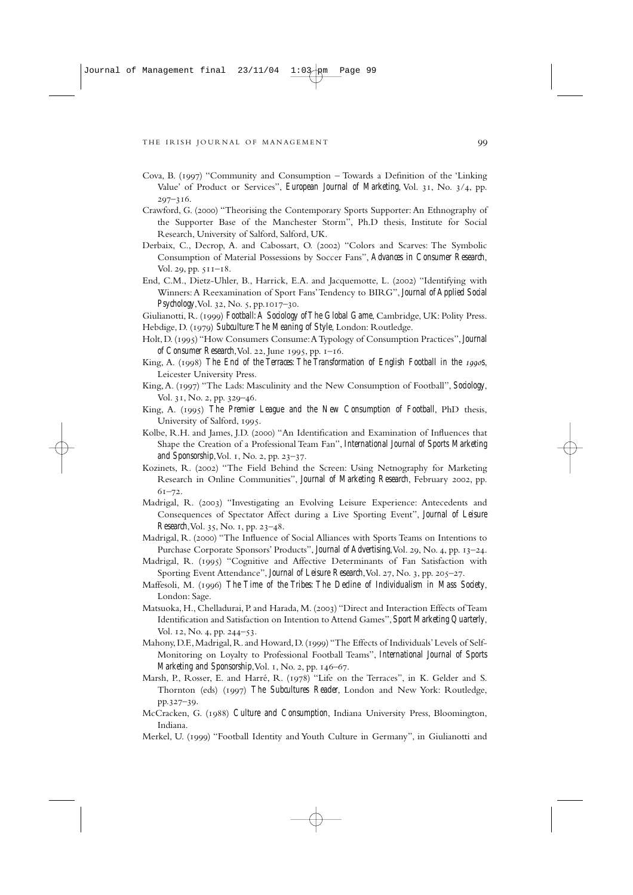Cova, B. (1997) "Community and Consumption – Towards a Definition of the 'Linking Value' of Product or Services", *European Journal of Marketing*, Vol. 31, No. 3/4, pp. 297–316.

Crawford, G. (2000) "Theorising the Contemporary Sports Supporter: An Ethnography of the Supporter Base of the Manchester Storm", Ph.D thesis, Institute for Social Research, University of Salford, Salford, UK.

Derbaix, C., Decrop, A. and Cabossart, O. (2002) "Colors and Scarves: The Symbolic Consumption of Material Possessions by Soccer Fans", *Advances in Consumer Research*, Vol. 29, pp. 511–18.

End, C.M., Dietz-Uhler, B., Harrick, E.A. and Jacquemotte, L. (2002) "Identifying with Winners: A Reexamination of Sport Fans' Tendency to BIRG", *Journal of Applied Social Psychology*, Vol. 32, No. 5, pp.1017–30.

Giulianotti, R. (1999) *Football: A Sociology of The Global Game*, Cambridge, UK: Polity Press.

Hebdige, D. (1979) *Subculture: The Meaning of Style*, London: Routledge.

Holt, D. (1995) "How Consumers Consume: A Typology of Consumption Practices", *Journal of Consumer Research*, Vol. 22, June 1995, pp. 1–16.

King, A. (1998) *The End of the Terraces: The Transformation of English Football in the 1990s*, Leicester University Press.

King, A. (1997) "The Lads: Masculinity and the New Consumption of Football", *Sociology*, Vol. 31, No. 2, pp. 329–46.

King, A. (1995) *The Premier League and the New Consumption of Football*, PhD thesis, University of Salford, 1995.

Kolbe, R.H. and James, J.D. (2000) "An Identification and Examination of Influences that Shape the Creation of a Professional Team Fan", *International Journal of Sports Marketing and Sponsorship*, Vol. 1, No. 2, pp. 23–37.

Kozinets, R. (2002) "The Field Behind the Screen: Using Netnography for Marketing Research in Online Communities", *Journal of Marketing Research*, February 2002, pp. 61–72.

Madrigal, R. (2003) "Investigating an Evolving Leisure Experience: Antecedents and Consequences of Spectator Affect during a Live Sporting Event", *Journal of Leisure Research*, Vol. 35, No. 1, pp. 23–48.

Madrigal, R. (2000) "The Influence of Social Alliances with Sports Teams on Intentions to Purchase Corporate Sponsors' Products", *Journal of Advertising*, Vol. 29, No. 4, pp. 13–24.

Madrigal, R. (1995) "Cognitive and Affective Determinants of Fan Satisfaction with Sporting Event Attendance", *Journal of Leisure Research*, Vol. 27, No. 3, pp. 205–27.

Maffesoli, M. (1996) *The Time of the Tribes: The Decline of Individualism in Mass Society*, London: Sage.

Matsuoka, H., Chelladurai, P. and Harada, M. (2003) "Direct and Interaction Effects of Team Identification and Satisfaction on Intention to Attend Games", *Sport Marketing Quarterly*, Vol. 12, No. 4, pp. 244–53.

Mahony, D.F., Madrigal, R. and Howard, D. (1999) "The Effects of Individuals' Levels of Self-Monitoring on Loyalty to Professional Football Teams", *International Journal of Sports Marketing and Sponsorship*, Vol. 1, No. 2, pp. 146–67.

Marsh, P., Rosser, E. and Harré, R. (1978) "Life on the Terraces", in K. Gelder and S. Thornton (eds) (1997) *The Subcultures Reader*, London and New York: Routledge, pp.327–39.

McCracken, G. (1988) *Culture and Consumption*, Indiana University Press, Bloomington, Indiana.

Merkel, U. (1999) "Football Identity and Youth Culture in Germany", in Giulianotti and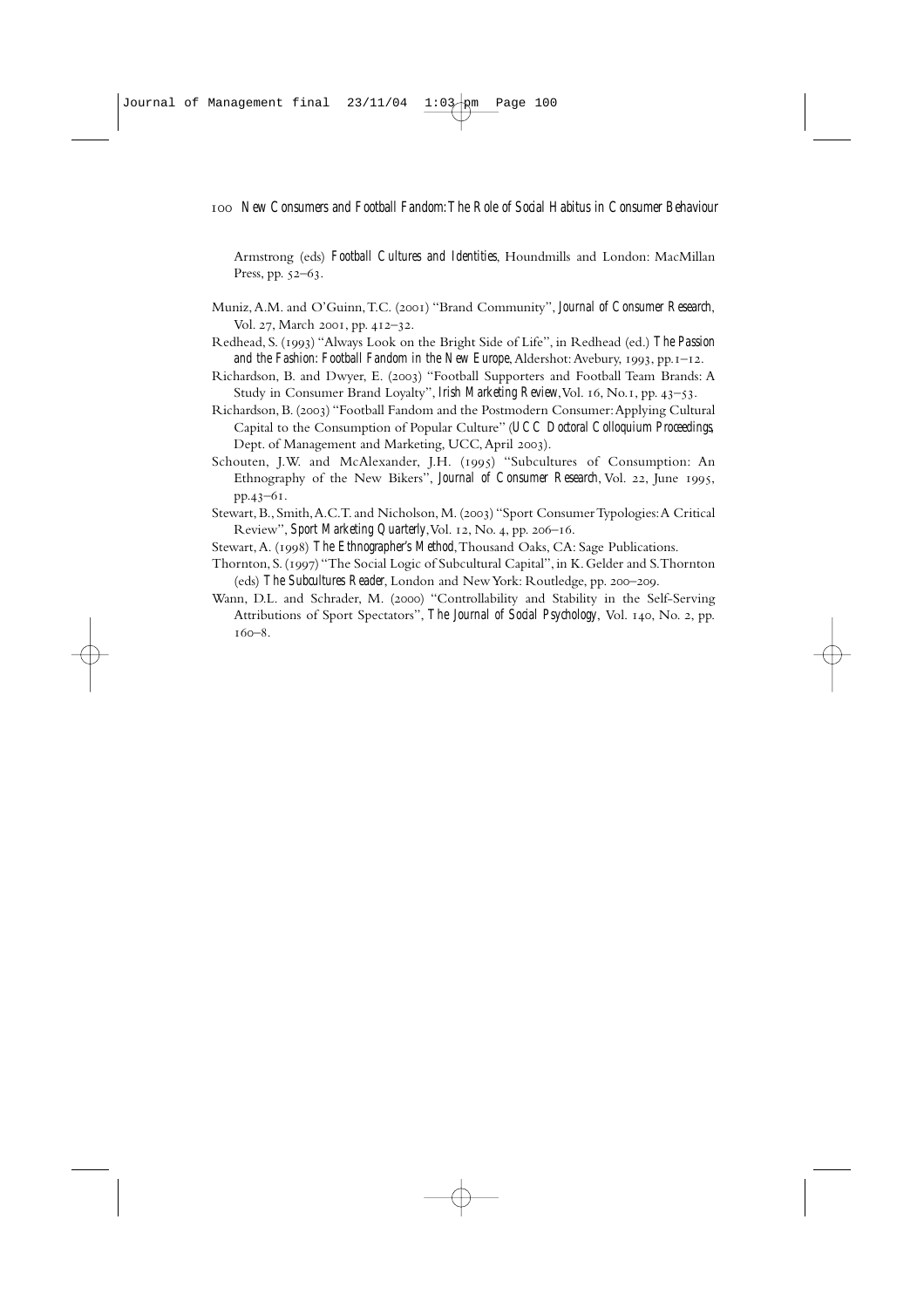Armstrong (eds) *Football Cultures and Identities*, Houndmills and London: MacMillan Press, pp. 52–63.

Muniz, A.M. and O'Guinn, T.C. (2001) "Brand Community", *Journal of Consumer Research*, Vol. 27, March 2001, pp. 412–32.

Redhead, S. (1993) "Always Look on the Bright Side of Life", in Redhead (ed.) *The Passion and the Fashion: Football Fandom in the New Europe*, Aldershot: Avebury, 1993, pp.1–12.

Richardson, B. and Dwyer, E. (2003) "Football Supporters and Football Team Brands: A Study in Consumer Brand Loyalty", *Irish Marketing Review*, Vol. 16, No.1, pp. 43–53.

Richardson, B. (2003) "Football Fandom and the Postmodern Consumer: Applying Cultural Capital to the Consumption of Popular Culture" (*UCC Doctoral Colloquium Proceedings*, Dept. of Management and Marketing, UCC, April 2003).

Schouten, J.W. and McAlexander, J.H. (1995) "Subcultures of Consumption: An Ethnography of the New Bikers", *Journal of Consumer Research*, Vol. 22, June 1995, pp.43–61.

Stewart, B., Smith, A.C.T. and Nicholson, M. (2003) "Sport Consumer Typologies: A Critical Review", *Sport Marketing Quarterly*, Vol. 12, No. 4, pp. 206–16.

Stewart, A. (1998) *The Ethnographer's Method*, Thousand Oaks, CA: Sage Publications.

Thornton, S. (1997) "The Social Logic of Subcultural Capital", in K. Gelder and S. Thornton (eds) *The Subcultures Reader*, London and New York: Routledge, pp. 200–209.

Wann, D.L. and Schrader, M. (2000) "Controllability and Stability in the Self-Serving Attributions of Sport Spectators", *The Journal of Social Psychology*, Vol. 140, No. 2, pp. 160–8.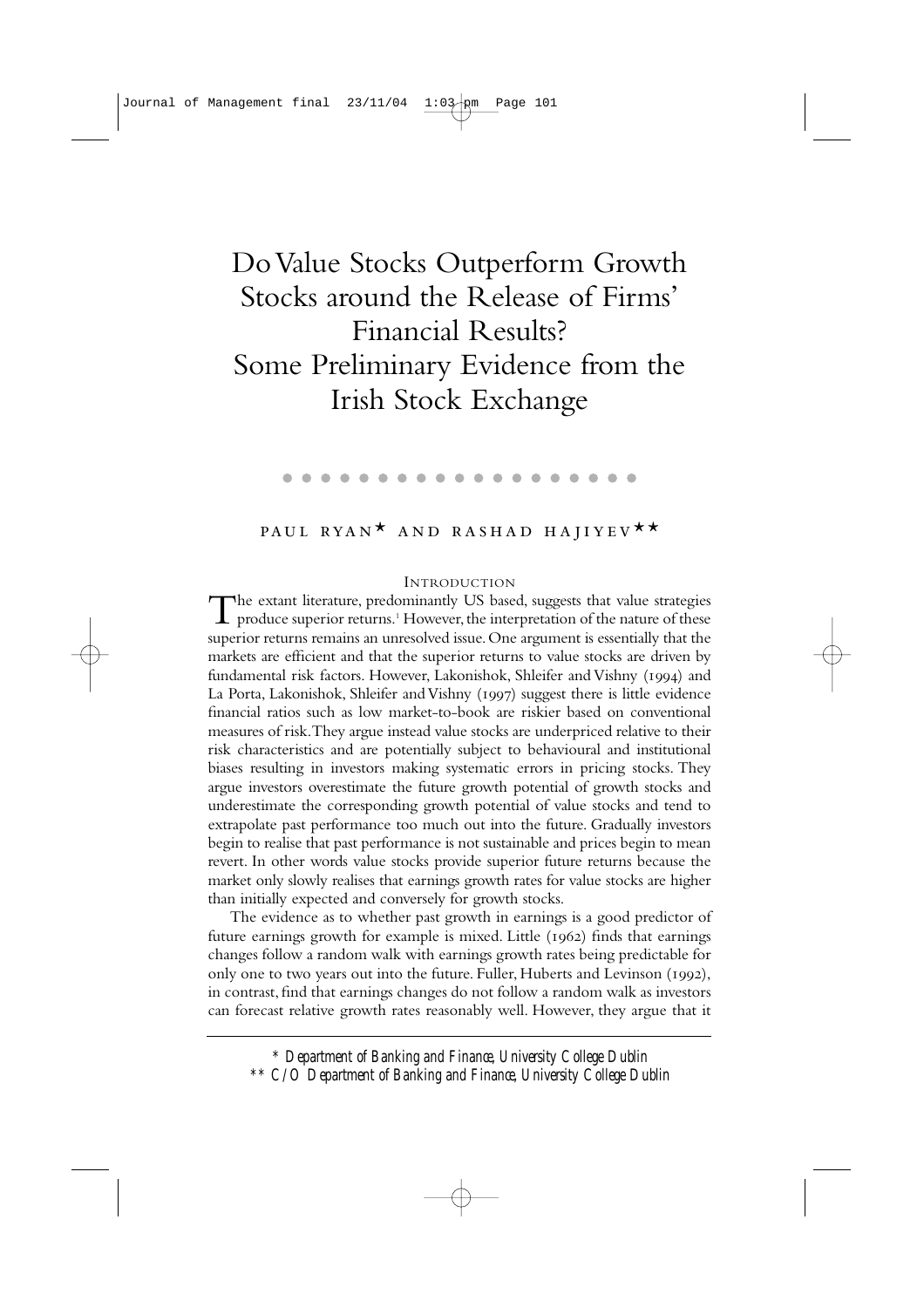# Do Value Stocks Outperform Growth Stocks around the Release of Firms' Financial Results? Some Preliminary Evidence from the Irish Stock Exchange

PAUL RYAN* AND RASHAD HAJIYEV**

## INTRODUCTION

The extant literature, predominantly US based, suggests that value strategies produce superior returns.[1] However, the interpretation of the nature of these superior returns remains an unresolved issue. One argument is essentially that the markets are efficient and that the superior returns to value stocks are driven by fundamental risk factors. However, Lakonishok, Shleifer and Vishny (1994) and La Porta, Lakonishok, Shleifer and Vishny (1997) suggest there is little evidence financial ratios such as low market-to-book are riskier based on conventional measures of risk. They argue instead value stocks are underpriced relative to their risk characteristics and are potentially subject to behavioural and institutional biases resulting in investors making systematic errors in pricing stocks. They argue investors overestimate the future growth potential of growth stocks and underestimate the corresponding growth potential of value stocks and tend to extrapolate past performance too much out into the future. Gradually investors begin to realise that past performance is not sustainable and prices begin to mean revert. In other words value stocks provide superior future returns because the market only slowly realises that earnings growth rates for value stocks are higher than initially expected and conversely for growth stocks.

The evidence as to whether past growth in earnings is a good predictor of future earnings growth for example is mixed. Little (1962) finds that earnings changes follow a random walk with earnings growth rates being predictable for only one to two years out into the future. Fuller, Huberts and Levinson (1992), in contrast, find that earnings changes do not follow a random walk as investors can forecast relative growth rates reasonably well. However, they argue that it

---

\* *Department of Banking and Finance, University College Dublin*

\*\* *C/O Department of Banking and Finance, University College Dublin*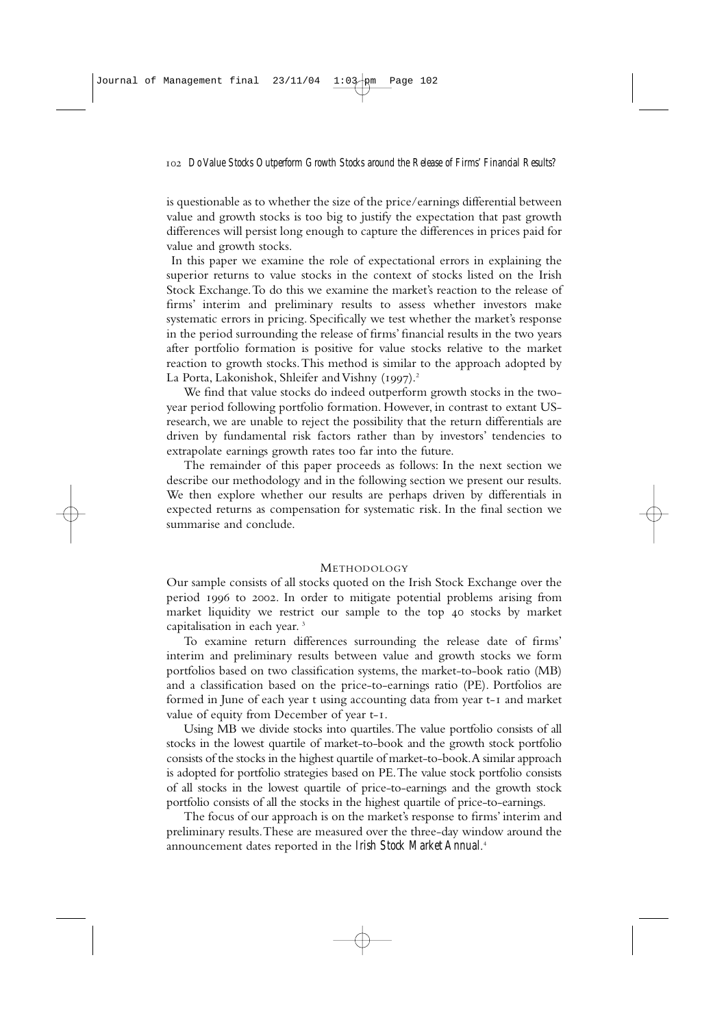is questionable as to whether the size of the price/earnings differential between value and growth stocks is too big to justify the expectation that past growth differences will persist long enough to capture the differences in prices paid for value and growth stocks.

In this paper we examine the role of expectational errors in explaining the superior returns to value stocks in the context of stocks listed on the Irish Stock Exchange. To do this we examine the market's reaction to the release of firms' interim and preliminary results to assess whether investors make systematic errors in pricing. Specifically we test whether the market's response in the period surrounding the release of firms' financial results in the two years after portfolio formation is positive for value stocks relative to the market reaction to growth stocks. This method is similar to the approach adopted by La Porta, Lakonishok, Shleifer and Vishny (1997).[2]

We find that value stocks do indeed outperform growth stocks in the two-year period following portfolio formation. However, in contrast to extant US-research, we are unable to reject the possibility that the return differentials are driven by fundamental risk factors rather than by investors' tendencies to extrapolate earnings growth rates too far into the future.

The remainder of this paper proceeds as follows: In the next section we describe our methodology and in the following section we present our results. We then explore whether our results are perhaps driven by differentials in expected returns as compensation for systematic risk. In the final section we summarise and conclude.

## METHODOLOGY

Our sample consists of all stocks quoted on the Irish Stock Exchange over the period 1996 to 2002. In order to mitigate potential problems arising from market liquidity we restrict our sample to the top 40 stocks by market capitalisation in each year.[3]

To examine return differences surrounding the release date of firms' interim and preliminary results between value and growth stocks we form portfolios based on two classification systems, the market-to-book ratio (MB) and a classification based on the price-to-earnings ratio (PE). Portfolios are formed in June of each year t using accounting data from year t-1 and market value of equity from December of year t-1.

Using MB we divide stocks into quartiles. The value portfolio consists of all stocks in the lowest quartile of market-to-book and the growth stock portfolio consists of the stocks in the highest quartile of market-to-book. A similar approach is adopted for portfolio strategies based on PE. The value stock portfolio consists of all stocks in the lowest quartile of price-to-earnings and the growth stock portfolio consists of all the stocks in the highest quartile of price-to-earnings.

The focus of our approach is on the market's response to firms' interim and preliminary results. These are measured over the three-day window around the announcement dates reported in the *Irish Stock Market Annual*.[4]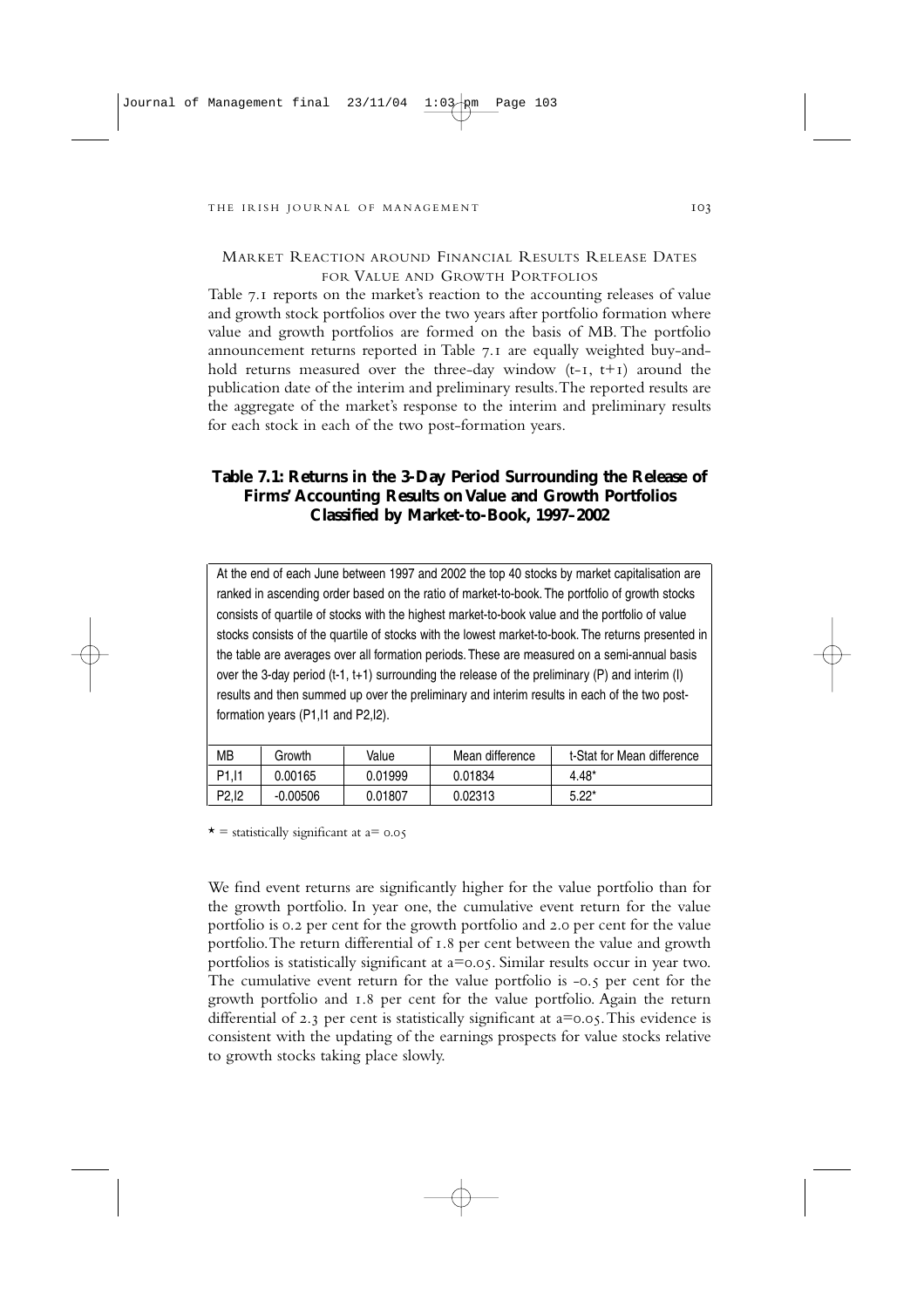## Market Reaction around Financial Results Release Dates for Value and Growth Portfolios

Table 7.1 reports on the market's reaction to the accounting releases of value and growth stock portfolios over the two years after portfolio formation where value and growth portfolios are formed on the basis of MB. The portfolio announcement returns reported in Table 7.1 are equally weighted buy-and-hold returns measured over the three-day window (t-1, t+1) around the publication date of the interim and preliminary results. The reported results are the aggregate of the market's response to the interim and preliminary results for each stock in each of the two post-formation years.

### Table 7.1: Returns in the 3-Day Period Surrounding the Release of Firms' Accounting Results on Value and Growth Portfolios Classified by Market-to-Book, 1997–2002

At the end of each June between 1997 and 2002 the top 40 stocks by market capitalisation are ranked in ascending order based on the ratio of market-to-book. The portfolio of growth stocks consists of quartile of stocks with the highest market-to-book value and the portfolio of value stocks consists of the quartile of stocks with the lowest market-to-book. The returns presented in the table are averages over all formation periods. These are measured on a semi-annual basis over the 3-day period (t-1, t+1) surrounding the release of the preliminary (P) and interim (I) results and then summed up over the preliminary and interim results in each of the two post-formation years (P1,I1 and P2,I2).

| MB | Growth | Value | Mean difference | t-Stat for Mean difference |
|---|---|---|---|---|
| P1,I1 | 0.00165 | 0.01999 | 0.01834 | 4.48* |
| P2,I2 | -0.00506 | 0.01807 | 0.02313 | 5.22* |

* = statistically significant at a= 0.05

We find event returns are significantly higher for the value portfolio than for the growth portfolio. In year one, the cumulative event return for the value portfolio is 0.2 per cent for the growth portfolio and 2.0 per cent for the value portfolio. The return differential of 1.8 per cent between the value and growth portfolios is statistically significant at a=0.05. Similar results occur in year two. The cumulative event return for the value portfolio is -0.5 per cent for the growth portfolio and 1.8 per cent for the value portfolio. Again the return differential of 2.3 per cent is statistically significant at a=0.05. This evidence is consistent with the updating of the earnings prospects for value stocks relative to growth stocks taking place slowly.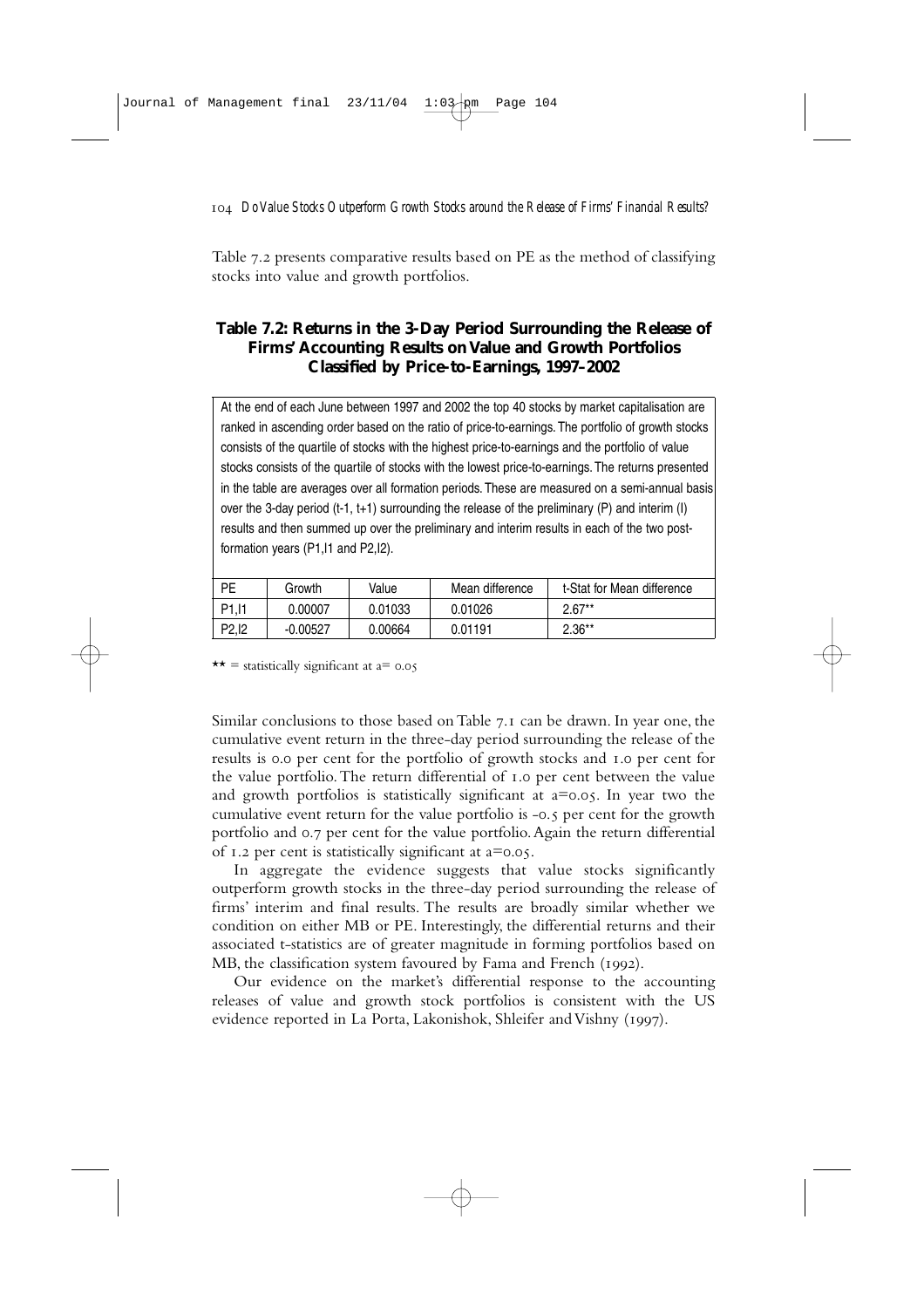Table 7.2 presents comparative results based on PE as the method of classifying stocks into value and growth portfolios.

### Table 7.2: Returns in the 3-Day Period Surrounding the Release of Firms' Accounting Results on Value and Growth Portfolios Classified by Price-to-Earnings, 1997–2002

At the end of each June between 1997 and 2002 the top 40 stocks by market capitalisation are ranked in ascending order based on the ratio of price-to-earnings. The portfolio of growth stocks consists of the quartile of stocks with the highest price-to-earnings and the portfolio of value stocks consists of the quartile of stocks with the lowest price-to-earnings. The returns presented in the table are averages over all formation periods. These are measured on a semi-annual basis over the 3-day period (t-1, t+1) surrounding the release of the preliminary (P) and interim (I) results and then summed up over the preliminary and interim results in each of the two post-formation years (P1,I1 and P2,I2).

| PE | Growth | Value | Mean difference | t-Stat for Mean difference |
|---|---|---|---|---|
| P1,I1 | 0.00007 | 0.01033 | 0.01026 | 2.67** |
| P2,I2 | -0.00527 | 0.00664 | 0.01191 | 2.36** |

** = statistically significant at a= 0.05

Similar conclusions to those based on Table 7.1 can be drawn. In year one, the cumulative event return in the three-day period surrounding the release of the results is 0.0 per cent for the portfolio of growth stocks and 1.0 per cent for the value portfolio. The return differential of 1.0 per cent between the value and growth portfolios is statistically significant at a=0.05. In year two the cumulative event return for the value portfolio is -0.5 per cent for the growth portfolio and 0.7 per cent for the value portfolio. Again the return differential of 1.2 per cent is statistically significant at a=0.05.

In aggregate the evidence suggests that value stocks significantly outperform growth stocks in the three-day period surrounding the release of firms' interim and final results. The results are broadly similar whether we condition on either MB or PE. Interestingly, the differential returns and their associated t-statistics are of greater magnitude in forming portfolios based on MB, the classification system favoured by Fama and French (1992).

Our evidence on the market's differential response to the accounting releases of value and growth stock portfolios is consistent with the US evidence reported in La Porta, Lakonishok, Shleifer and Vishny (1997).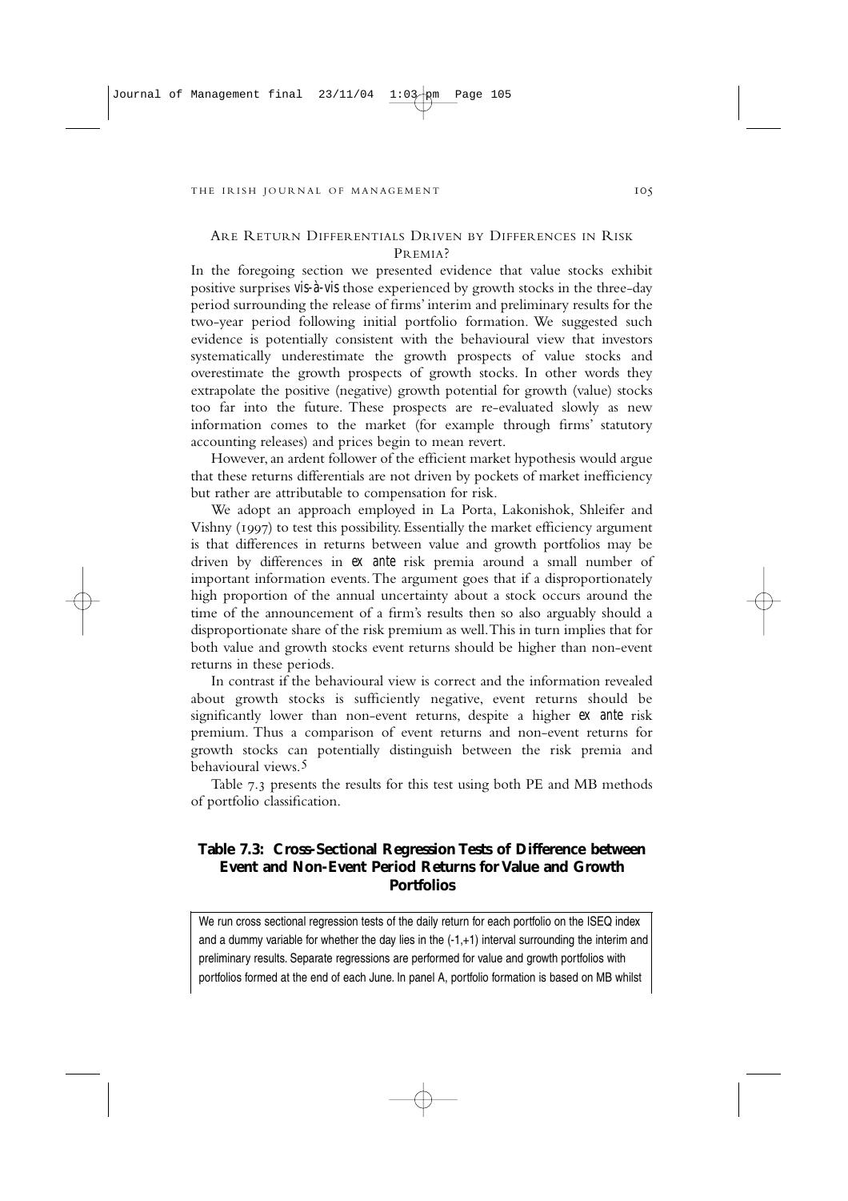## Are Return Differentials Driven by Differences in Risk Premia?

In the foregoing section we presented evidence that value stocks exhibit positive surprises *vis-à-vis* those experienced by growth stocks in the three-day period surrounding the release of firms' interim and preliminary results for the two-year period following initial portfolio formation. We suggested such evidence is potentially consistent with the behavioural view that investors systematically underestimate the growth prospects of value stocks and overestimate the growth prospects of growth stocks. In other words they extrapolate the positive (negative) growth potential for growth (value) stocks too far into the future. These prospects are re-evaluated slowly as new information comes to the market (for example through firms' statutory accounting releases) and prices begin to mean revert.

However, an ardent follower of the efficient market hypothesis would argue that these returns differentials are not driven by pockets of market inefficiency but rather are attributable to compensation for risk.

We adopt an approach employed in La Porta, Lakonishok, Shleifer and Vishny (1997) to test this possibility. Essentially the market efficiency argument is that differences in returns between value and growth portfolios may be driven by differences in *ex ante* risk premia around a small number of important information events. The argument goes that if a disproportionately high proportion of the annual uncertainty about a stock occurs around the time of the announcement of a firm's results then so also arguably should a disproportionate share of the risk premium as well. This in turn implies that for both value and growth stocks event returns should be higher than non-event returns in these periods.

In contrast if the behavioural view is correct and the information revealed about growth stocks is sufficiently negative, event returns should be significantly lower than non-event returns, despite a higher *ex ante* risk premium. Thus a comparison of event returns and non-event returns for growth stocks can potentially distinguish between the risk premia and behavioural views.[5]

Table 7.3 presents the results for this test using both PE and MB methods of portfolio classification.

**Table 7.3: Cross-Sectional Regression Tests of Difference between Event and Non-Event Period Returns for Value and Growth Portfolios**

We run cross sectional regression tests of the daily return for each portfolio on the ISEQ index and a dummy variable for whether the day lies in the (-1,+1) interval surrounding the interim and preliminary results. Separate regressions are performed for value and growth portfolios with portfolios formed at the end of each June. In panel A, portfolio formation is based on MB whilst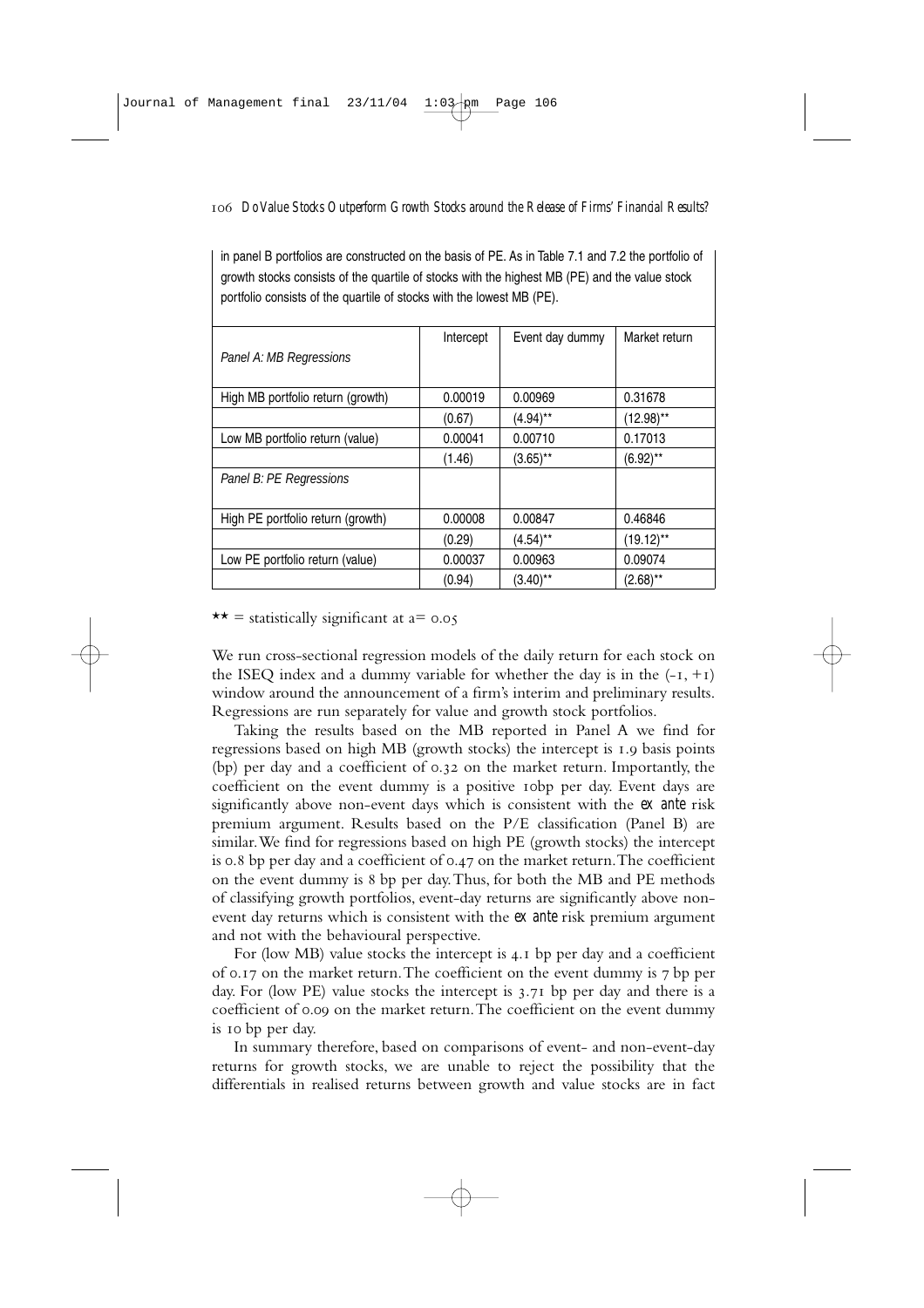in panel B portfolios are constructed on the basis of PE. As in Table 7.1 and 7.2 the portfolio of growth stocks consists of the quartile of stocks with the highest MB (PE) and the value stock portfolio consists of the quartile of stocks with the lowest MB (PE).

| *Panel A: MB Regressions* | Intercept | Event day dummy | Market return |
|---|---|---|---|
| High MB portfolio return (growth) | 0.00019 | 0.00969 | 0.31678 |
| | (0.67) | (4.94)** | (12.98)** |
| Low MB portfolio return (value) | 0.00041 | 0.00710 | 0.17013 |
| | (1.46) | (3.65)** | (6.92)** |
| *Panel B: PE Regressions* | | | |
| High PE portfolio return (growth) | 0.00008 | 0.00847 | 0.46846 |
| | (0.29) | (4.54)** | (19.12)** |
| Low PE portfolio return (value) | 0.00037 | 0.00963 | 0.09074 |
| | (0.94) | (3.40)** | (2.68)** |

** = statistically significant at a= 0.05

We run cross-sectional regression models of the daily return for each stock on the ISEQ index and a dummy variable for whether the day is in the (-1, +1) window around the announcement of a firm's interim and preliminary results. Regressions are run separately for value and growth stock portfolios.

Taking the results based on the MB reported in Panel A we find for regressions based on high MB (growth stocks) the intercept is 1.9 basis points (bp) per day and a coefficient of 0.32 on the market return. Importantly, the coefficient on the event dummy is a positive 10bp per day. Event days are significantly above non-event days which is consistent with the *ex ante* risk premium argument. Results based on the P/E classification (Panel B) are similar. We find for regressions based on high PE (growth stocks) the intercept is 0.8 bp per day and a coefficient of 0.47 on the market return. The coefficient on the event dummy is 8 bp per day. Thus, for both the MB and PE methods of classifying growth portfolios, event-day returns are significantly above non-event day returns which is consistent with the *ex ante* risk premium argument and not with the behavioural perspective.

For (low MB) value stocks the intercept is 4.1 bp per day and a coefficient of 0.17 on the market return. The coefficient on the event dummy is 7 bp per day. For (low PE) value stocks the intercept is 3.71 bp per day and there is a coefficient of 0.09 on the market return. The coefficient on the event dummy is 10 bp per day.

In summary therefore, based on comparisons of event- and non-event-day returns for growth stocks, we are unable to reject the possibility that the differentials in realised returns between growth and value stocks are in fact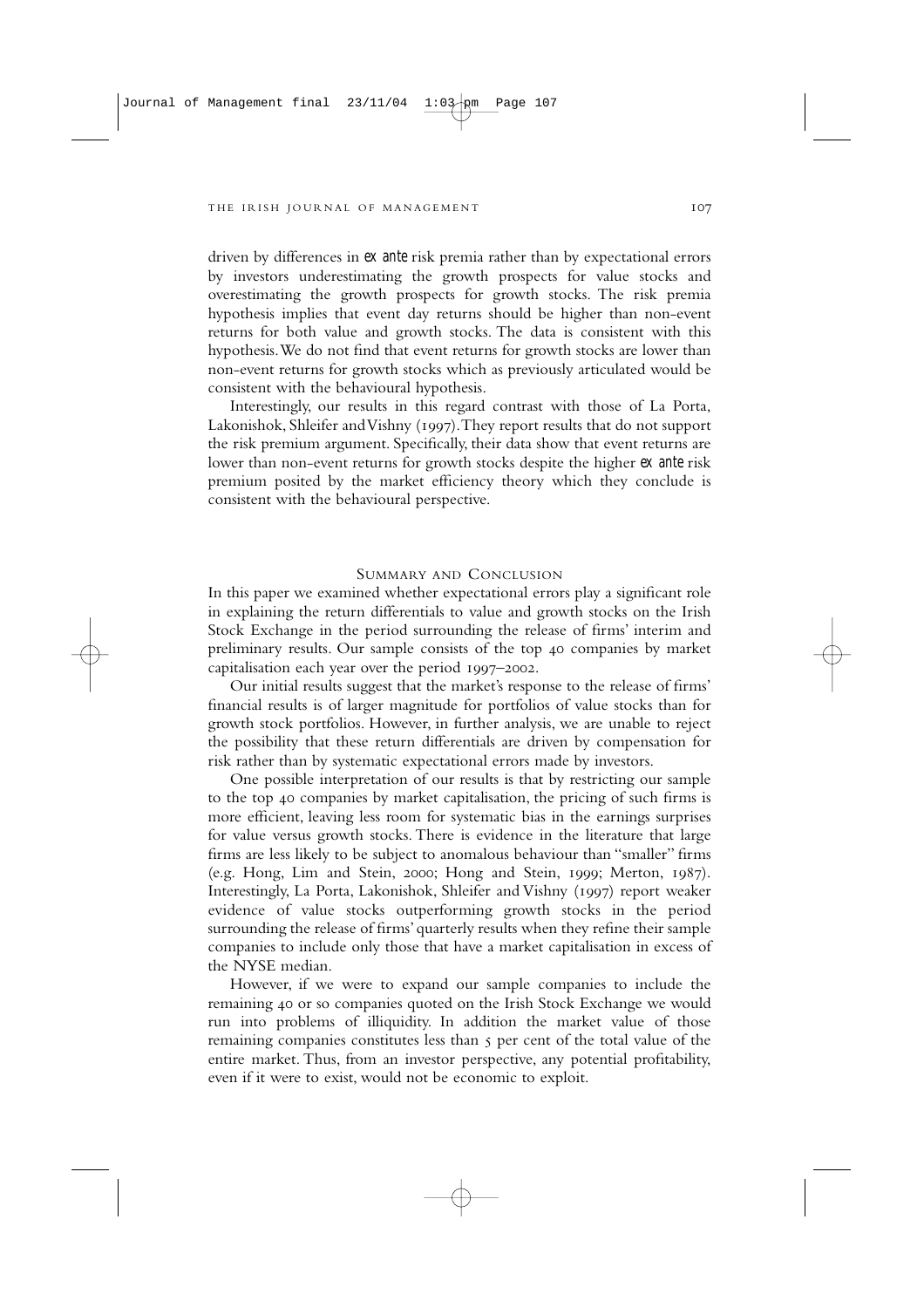driven by differences in *ex ante* risk premia rather than by expectational errors by investors underestimating the growth prospects for value stocks and overestimating the growth prospects for growth stocks. The risk premia hypothesis implies that event day returns should be higher than non-event returns for both value and growth stocks. The data is consistent with this hypothesis. We do not find that event returns for growth stocks are lower than non-event returns for growth stocks which as previously articulated would be consistent with the behavioural hypothesis.

Interestingly, our results in this regard contrast with those of La Porta, Lakonishok, Shleifer and Vishny (1997). They report results that do not support the risk premium argument. Specifically, their data show that event returns are lower than non-event returns for growth stocks despite the higher *ex ante* risk premium posited by the market efficiency theory which they conclude is consistent with the behavioural perspective.

## Summary and Conclusion

In this paper we examined whether expectational errors play a significant role in explaining the return differentials to value and growth stocks on the Irish Stock Exchange in the period surrounding the release of firms' interim and preliminary results. Our sample consists of the top 40 companies by market capitalisation each year over the period 1997–2002.

Our initial results suggest that the market's response to the release of firms' financial results is of larger magnitude for portfolios of value stocks than for growth stock portfolios. However, in further analysis, we are unable to reject the possibility that these return differentials are driven by compensation for risk rather than by systematic expectational errors made by investors.

One possible interpretation of our results is that by restricting our sample to the top 40 companies by market capitalisation, the pricing of such firms is more efficient, leaving less room for systematic bias in the earnings surprises for value versus growth stocks. There is evidence in the literature that large firms are less likely to be subject to anomalous behaviour than "smaller" firms (e.g. Hong, Lim and Stein, 2000; Hong and Stein, 1999; Merton, 1987). Interestingly, La Porta, Lakonishok, Shleifer and Vishny (1997) report weaker evidence of value stocks outperforming growth stocks in the period surrounding the release of firms' quarterly results when they refine their sample companies to include only those that have a market capitalisation in excess of the NYSE median.

However, if we were to expand our sample companies to include the remaining 40 or so companies quoted on the Irish Stock Exchange we would run into problems of illiquidity. In addition the market value of those remaining companies constitutes less than 5 per cent of the total value of the entire market. Thus, from an investor perspective, any potential profitability, even if it were to exist, would not be economic to exploit.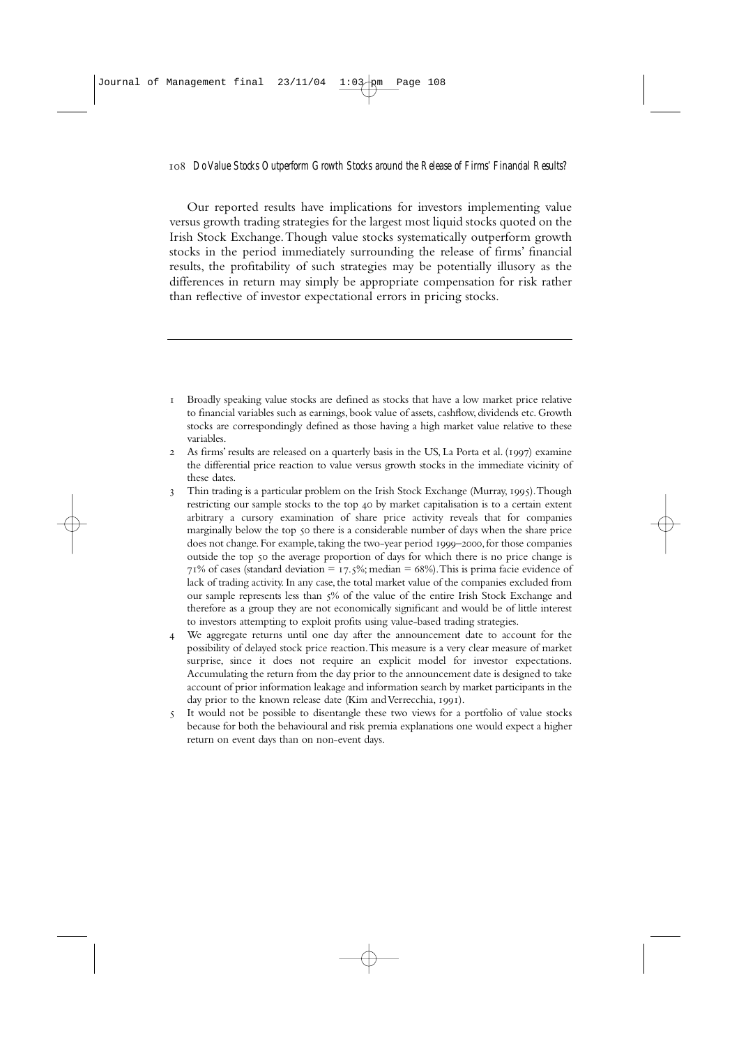Our reported results have implications for investors implementing value versus growth trading strategies for the largest most liquid stocks quoted on the Irish Stock Exchange. Though value stocks systematically outperform growth stocks in the period immediately surrounding the release of firms' financial results, the profitability of such strategies may be potentially illusory as the differences in return may simply be appropriate compensation for risk rather than reflective of investor expectational errors in pricing stocks.

---

1. Broadly speaking value stocks are defined as stocks that have a low market price relative to financial variables such as earnings, book value of assets, cashflow, dividends etc. Growth stocks are correspondingly defined as those having a high market value relative to these variables.
2. As firms' results are released on a quarterly basis in the US, La Porta et al. (1997) examine the differential price reaction to value versus growth stocks in the immediate vicinity of these dates.
3. Thin trading is a particular problem on the Irish Stock Exchange (Murray, 1995). Though restricting our sample stocks to the top 40 by market capitalisation is to a certain extent arbitrary a cursory examination of share price activity reveals that for companies marginally below the top 50 there is a considerable number of days when the share price does not change. For example, taking the two-year period 1999–2000, for those companies outside the top 50 the average proportion of days for which there is no price change is 71% of cases (standard deviation = 17.5%; median = 68%). This is prima facie evidence of lack of trading activity. In any case, the total market value of the companies excluded from our sample represents less than 5% of the value of the entire Irish Stock Exchange and therefore as a group they are not economically significant and would be of little interest to investors attempting to exploit profits using value-based trading strategies.
4. We aggregate returns until one day after the announcement date to account for the possibility of delayed stock price reaction. This measure is a very clear measure of market surprise, since it does not require an explicit model for investor expectations. Accumulating the return from the day prior to the announcement date is designed to take account of prior information leakage and information search by market participants in the day prior to the known release date (Kim and Verrecchia, 1991).
5. It would not be possible to disentangle these two views for a portfolio of value stocks because for both the behavioural and risk premia explanations one would expect a higher return on event days than on non-event days.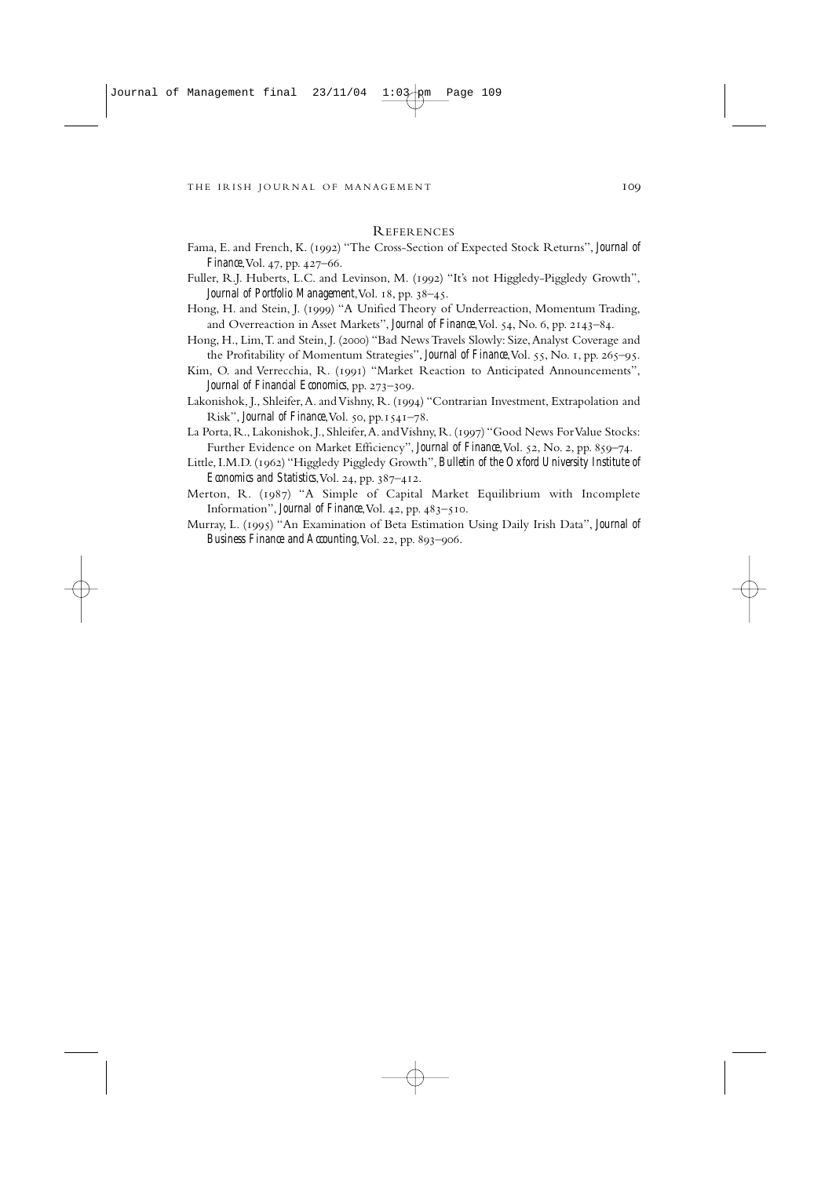## References

Fama, E. and French, K. (1992) "The Cross-Section of Expected Stock Returns", *Journal of Finance*, Vol. 47, pp. 427–66.

Fuller, R.J. Huberts, L.C. and Levinson, M. (1992) "It's not Higgledy-Piggledy Growth", *Journal of Portfolio Management*, Vol. 18, pp. 38–45.

Hong, H. and Stein, J. (1999) "A Unified Theory of Underreaction, Momentum Trading, and Overreaction in Asset Markets", *Journal of Finance*, Vol. 54, No. 6, pp. 2143–84.

Hong, H., Lim, T. and Stein, J. (2000) "Bad News Travels Slowly: Size, Analyst Coverage and the Profitability of Momentum Strategies", *Journal of Finance*, Vol. 55, No. 1, pp. 265–95.

Kim, O. and Verrecchia, R. (1991) "Market Reaction to Anticipated Announcements", *Journal of Financial Economics*, pp. 273–309.

Lakonishok, J., Shleifer, A. and Vishny, R. (1994) "Contrarian Investment, Extrapolation and Risk", *Journal of Finance*, Vol. 50, pp.1541–78.

La Porta, R., Lakonishok, J., Shleifer, A. and Vishny, R. (1997) "Good News For Value Stocks: Further Evidence on Market Efficiency", *Journal of Finance*, Vol. 52, No. 2, pp. 859–74.

Little, I.M.D. (1962) "Higgledy Piggledy Growth", *Bulletin of the Oxford University Institute of Economics and Statistics*, Vol. 24, pp. 387–412.

Merton, R. (1987) "A Simple of Capital Market Equilibrium with Incomplete Information", *Journal of Finance*, Vol. 42, pp. 483–510.

Murray, L. (1995) "An Examination of Beta Estimation Using Daily Irish Data", *Journal of Business Finance and Accounting*, Vol. 22, pp. 893–906.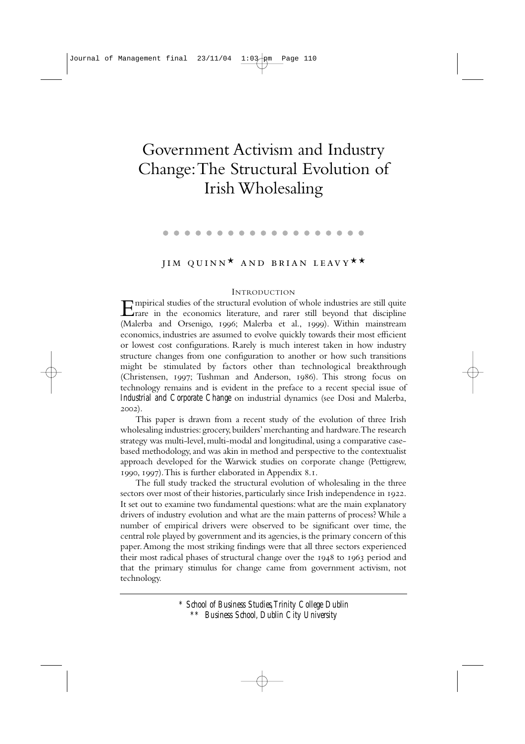# Government Activism and Industry Change: The Structural Evolution of Irish Wholesaling

JIM QUINN* AND BRIAN LEAVY**

## INTRODUCTION

Empirical studies of the structural evolution of whole industries are still quite rare in the economics literature, and rarer still beyond that discipline (Malerba and Orsenigo, 1996; Malerba et al., 1999). Within mainstream economics, industries are assumed to evolve quickly towards their most efficient or lowest cost configurations. Rarely is much interest taken in how industry structure changes from one configuration to another or how such transitions might be stimulated by factors other than technological breakthrough (Christensen, 1997; Tushman and Anderson, 1986). This strong focus on technology remains and is evident in the preface to a recent special issue of *Industrial and Corporate Change* on industrial dynamics (see Dosi and Malerba, 2002).

This paper is drawn from a recent study of the evolution of three Irish wholesaling industries: grocery, builders' merchanting and hardware. The research strategy was multi-level, multi-modal and longitudinal, using a comparative case-based methodology, and was akin in method and perspective to the contextualist approach developed for the Warwick studies on corporate change (Pettigrew, 1990, 1997). This is further elaborated in Appendix 8.1.

The full study tracked the structural evolution of wholesaling in the three sectors over most of their histories, particularly since Irish independence in 1922. It set out to examine two fundamental questions: what are the main explanatory drivers of industry evolution and what are the main patterns of process? While a number of empirical drivers were observed to be significant over time, the central role played by government and its agencies, is the primary concern of this paper. Among the most striking findings were that all three sectors experienced their most radical phases of structural change over the 1948 to 1963 period and that the primary stimulus for change came from government activism, not technology.

---

*\* School of Business Studies, Trinity College Dublin*
*\*\* Business School, Dublin City University*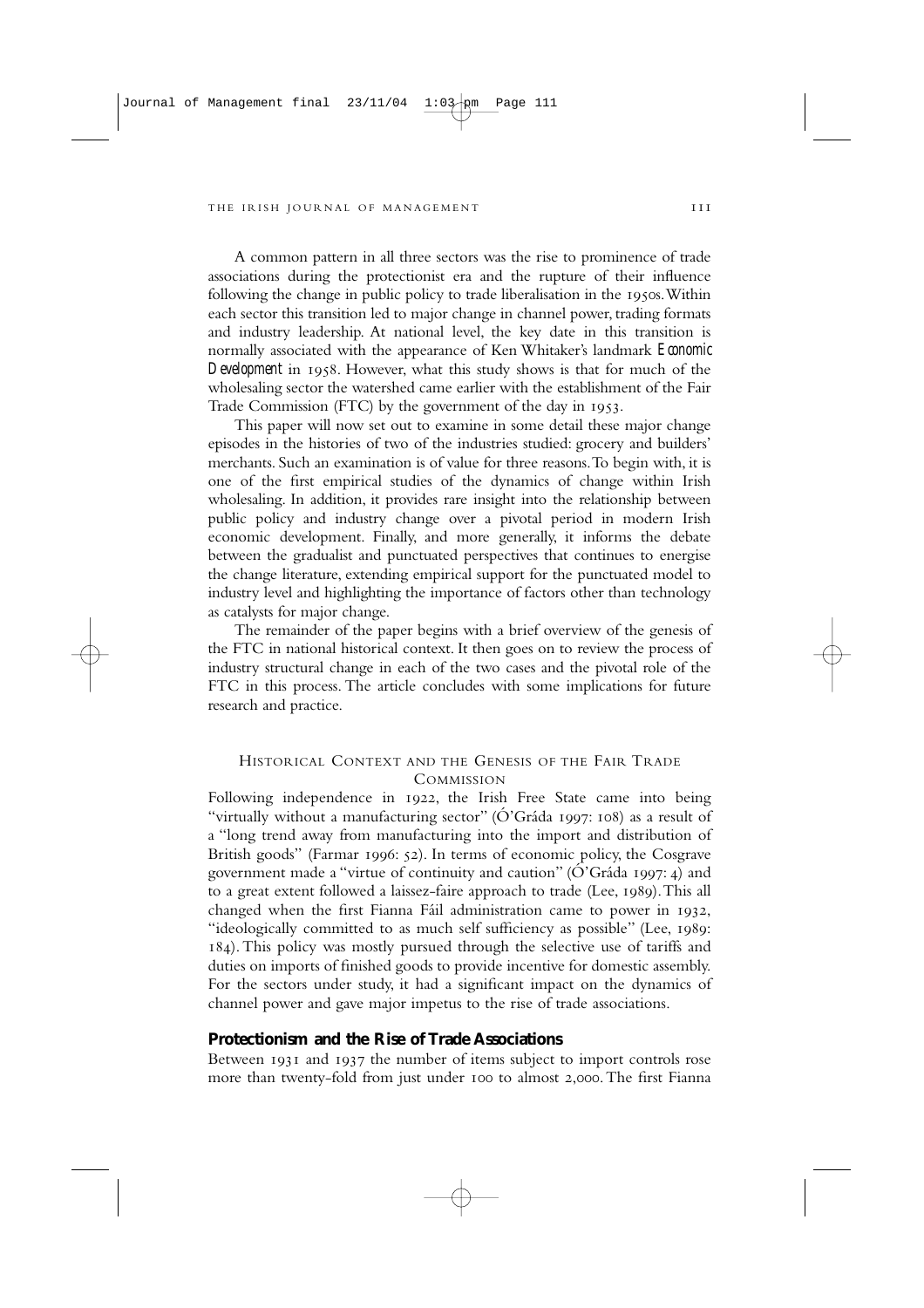A common pattern in all three sectors was the rise to prominence of trade associations during the protectionist era and the rupture of their influence following the change in public policy to trade liberalisation in the 1950s. Within each sector this transition led to major change in channel power, trading formats and industry leadership. At national level, the key date in this transition is normally associated with the appearance of Ken Whitaker's landmark *Economic Development* in 1958. However, what this study shows is that for much of the wholesaling sector the watershed came earlier with the establishment of the Fair Trade Commission (FTC) by the government of the day in 1953.

This paper will now set out to examine in some detail these major change episodes in the histories of two of the industries studied: grocery and builders' merchants. Such an examination is of value for three reasons. To begin with, it is one of the first empirical studies of the dynamics of change within Irish wholesaling. In addition, it provides rare insight into the relationship between public policy and industry change over a pivotal period in modern Irish economic development. Finally, and more generally, it informs the debate between the gradualist and punctuated perspectives that continues to energise the change literature, extending empirical support for the punctuated model to industry level and highlighting the importance of factors other than technology as catalysts for major change.

The remainder of the paper begins with a brief overview of the genesis of the FTC in national historical context. It then goes on to review the process of industry structural change in each of the two cases and the pivotal role of the FTC in this process. The article concludes with some implications for future research and practice.

## Historical Context and the Genesis of the Fair Trade Commission

Following independence in 1922, the Irish Free State came into being "virtually without a manufacturing sector" (Ó'Gráda 1997: 108) as a result of a "long trend away from manufacturing into the import and distribution of British goods" (Farmar 1996: 52). In terms of economic policy, the Cosgrave government made a "virtue of continuity and caution" (Ó'Gráda 1997: 4) and to a great extent followed a laissez-faire approach to trade (Lee, 1989). This all changed when the first Fianna Fáil administration came to power in 1932, "ideologically committed to as much self sufficiency as possible" (Lee, 1989: 184). This policy was mostly pursued through the selective use of tariffs and duties on imports of finished goods to provide incentive for domestic assembly. For the sectors under study, it had a significant impact on the dynamics of channel power and gave major impetus to the rise of trade associations.

### Protectionism and the Rise of Trade Associations

Between 1931 and 1937 the number of items subject to import controls rose more than twenty-fold from just under 100 to almost 2,000. The first Fianna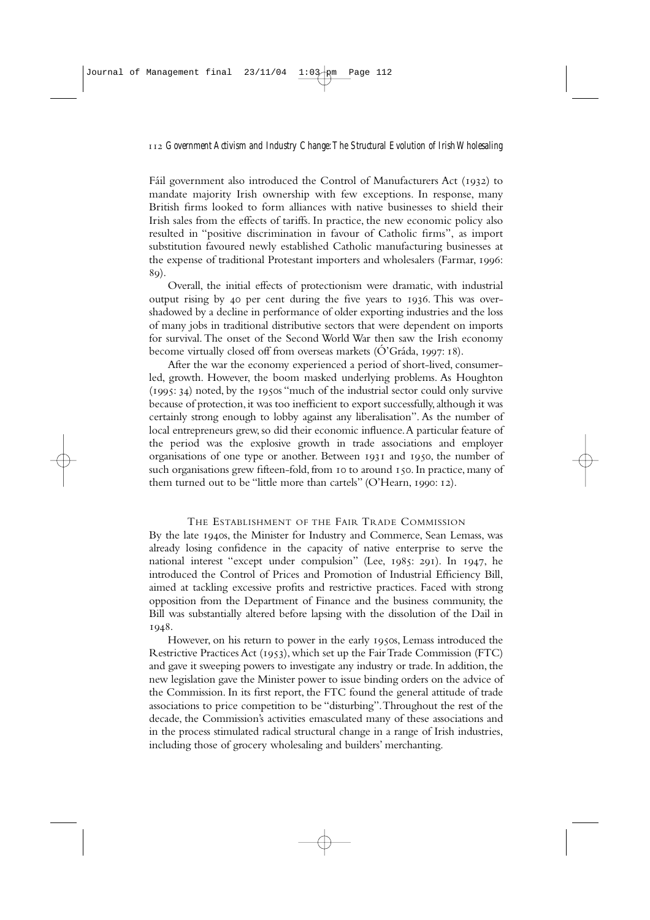Fáil government also introduced the Control of Manufacturers Act (1932) to mandate majority Irish ownership with few exceptions. In response, many British firms looked to form alliances with native businesses to shield their Irish sales from the effects of tariffs. In practice, the new economic policy also resulted in "positive discrimination in favour of Catholic firms", as import substitution favoured newly established Catholic manufacturing businesses at the expense of traditional Protestant importers and wholesalers (Farmar, 1996: 89).

Overall, the initial effects of protectionism were dramatic, with industrial output rising by 40 per cent during the five years to 1936. This was overshadowed by a decline in performance of older exporting industries and the loss of many jobs in traditional distributive sectors that were dependent on imports for survival. The onset of the Second World War then saw the Irish economy become virtually closed off from overseas markets (Ó'Gráda, 1997: 18).

After the war the economy experienced a period of short-lived, consumer-led, growth. However, the boom masked underlying problems. As Houghton (1995: 34) noted, by the 1950s "much of the industrial sector could only survive because of protection, it was too inefficient to export successfully, although it was certainly strong enough to lobby against any liberalisation". As the number of local entrepreneurs grew, so did their economic influence. A particular feature of the period was the explosive growth in trade associations and employer organisations of one type or another. Between 1931 and 1950, the number of such organisations grew fifteen-fold, from 10 to around 150. In practice, many of them turned out to be "little more than cartels" (O'Hearn, 1990: 12).

## The Establishment of the Fair Trade Commission

By the late 1940s, the Minister for Industry and Commerce, Sean Lemass, was already losing confidence in the capacity of native enterprise to serve the national interest "except under compulsion" (Lee, 1985: 291). In 1947, he introduced the Control of Prices and Promotion of Industrial Efficiency Bill, aimed at tackling excessive profits and restrictive practices. Faced with strong opposition from the Department of Finance and the business community, the Bill was substantially altered before lapsing with the dissolution of the Dail in 1948.

However, on his return to power in the early 1950s, Lemass introduced the Restrictive Practices Act (1953), which set up the Fair Trade Commission (FTC) and gave it sweeping powers to investigate any industry or trade. In addition, the new legislation gave the Minister power to issue binding orders on the advice of the Commission. In its first report, the FTC found the general attitude of trade associations to price competition to be "disturbing". Throughout the rest of the decade, the Commission's activities emasculated many of these associations and in the process stimulated radical structural change in a range of Irish industries, including those of grocery wholesaling and builders' merchanting.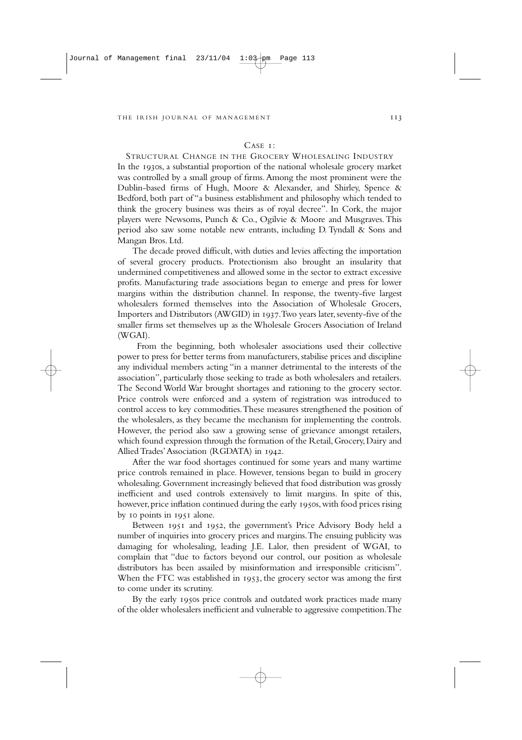## Case 1:

### Structural Change in the Grocery Wholesaling Industry

In the 1930s, a substantial proportion of the national wholesale grocery market was controlled by a small group of firms. Among the most prominent were the Dublin-based firms of Hugh, Moore & Alexander, and Shirley, Spence & Bedford, both part of "a business establishment and philosophy which tended to think the grocery business was theirs as of royal decree". In Cork, the major players were Newsoms, Punch & Co., Ogilvie & Moore and Musgraves. This period also saw some notable new entrants, including D. Tyndall & Sons and Mangan Bros. Ltd.

The decade proved difficult, with duties and levies affecting the importation of several grocery products. Protectionism also brought an insularity that undermined competitiveness and allowed some in the sector to extract excessive profits. Manufacturing trade associations began to emerge and press for lower margins within the distribution channel. In response, the twenty-five largest wholesalers formed themselves into the Association of Wholesale Grocers, Importers and Distributors (AWGID) in 1937. Two years later, seventy-five of the smaller firms set themselves up as the Wholesale Grocers Association of Ireland (WGAI).

From the beginning, both wholesaler associations used their collective power to press for better terms from manufacturers, stabilise prices and discipline any individual members acting "in a manner detrimental to the interests of the association", particularly those seeking to trade as both wholesalers and retailers. The Second World War brought shortages and rationing to the grocery sector. Price controls were enforced and a system of registration was introduced to control access to key commodities. These measures strengthened the position of the wholesalers, as they became the mechanism for implementing the controls. However, the period also saw a growing sense of grievance amongst retailers, which found expression through the formation of the Retail, Grocery, Dairy and Allied Trades' Association (RGDATA) in 1942.

After the war food shortages continued for some years and many wartime price controls remained in place. However, tensions began to build in grocery wholesaling. Government increasingly believed that food distribution was grossly inefficient and used controls extensively to limit margins. In spite of this, however, price inflation continued during the early 1950s, with food prices rising by 10 points in 1951 alone.

Between 1951 and 1952, the government's Price Advisory Body held a number of inquiries into grocery prices and margins. The ensuing publicity was damaging for wholesaling, leading J.E. Lalor, then president of WGAI, to complain that "due to factors beyond our control, our position as wholesale distributors has been assailed by misinformation and irresponsible criticism". When the FTC was established in 1953, the grocery sector was among the first to come under its scrutiny.

By the early 1950s price controls and outdated work practices made many of the older wholesalers inefficient and vulnerable to aggressive competition. The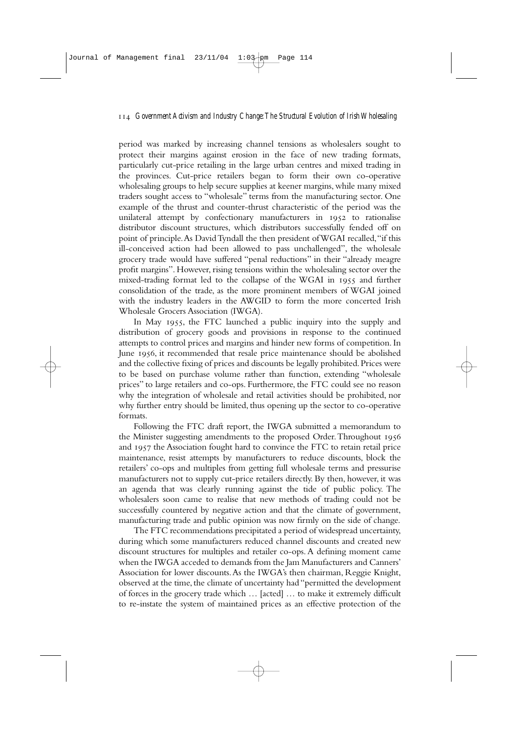period was marked by increasing channel tensions as wholesalers sought to protect their margins against erosion in the face of new trading formats, particularly cut-price retailing in the large urban centres and mixed trading in the provinces. Cut-price retailers began to form their own co-operative wholesaling groups to help secure supplies at keener margins, while many mixed traders sought access to "wholesale" terms from the manufacturing sector. One example of the thrust and counter-thrust characteristic of the period was the unilateral attempt by confectionary manufacturers in 1952 to rationalise distributor discount structures, which distributors successfully fended off on point of principle. As David Tyndall the then president of WGAI recalled, "if this ill-conceived action had been allowed to pass unchallenged", the wholesale grocery trade would have suffered "penal reductions" in their "already meagre profit margins". However, rising tensions within the wholesaling sector over the mixed-trading format led to the collapse of the WGAI in 1955 and further consolidation of the trade, as the more prominent members of WGAI joined with the industry leaders in the AWGID to form the more concerted Irish Wholesale Grocers Association (IWGA).

In May 1955, the FTC launched a public inquiry into the supply and distribution of grocery goods and provisions in response to the continued attempts to control prices and margins and hinder new forms of competition. In June 1956, it recommended that resale price maintenance should be abolished and the collective fixing of prices and discounts be legally prohibited. Prices were to be based on purchase volume rather than function, extending "wholesale prices" to large retailers and co-ops. Furthermore, the FTC could see no reason why the integration of wholesale and retail activities should be prohibited, nor why further entry should be limited, thus opening up the sector to co-operative formats.

Following the FTC draft report, the IWGA submitted a memorandum to the Minister suggesting amendments to the proposed Order. Throughout 1956 and 1957 the Association fought hard to convince the FTC to retain retail price maintenance, resist attempts by manufacturers to reduce discounts, block the retailers' co-ops and multiples from getting full wholesale terms and pressurise manufacturers not to supply cut-price retailers directly. By then, however, it was an agenda that was clearly running against the tide of public policy. The wholesalers soon came to realise that new methods of trading could not be successfully countered by negative action and that the climate of government, manufacturing trade and public opinion was now firmly on the side of change.

The FTC recommendations precipitated a period of widespread uncertainty, during which some manufacturers reduced channel discounts and created new discount structures for multiples and retailer co-ops. A defining moment came when the IWGA acceded to demands from the Jam Manufacturers and Canners' Association for lower discounts. As the IWGA's then chairman, Reggie Knight, observed at the time, the climate of uncertainty had "permitted the development of forces in the grocery trade which … [acted] … to make it extremely difficult to re-instate the system of maintained prices as an effective protection of the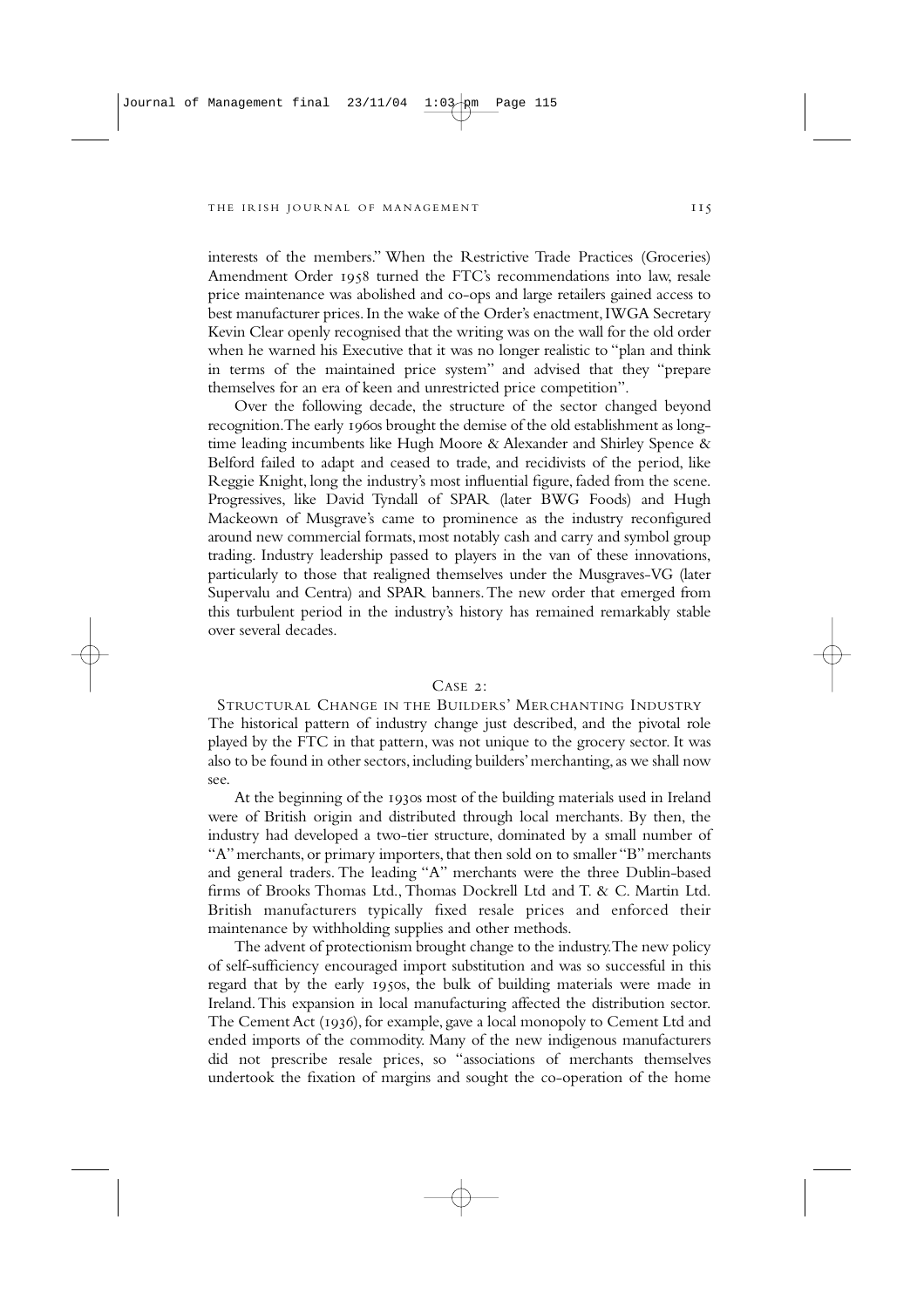interests of the members." When the Restrictive Trade Practices (Groceries) Amendment Order 1958 turned the FTC's recommendations into law, resale price maintenance was abolished and co-ops and large retailers gained access to best manufacturer prices. In the wake of the Order's enactment, IWGA Secretary Kevin Clear openly recognised that the writing was on the wall for the old order when he warned his Executive that it was no longer realistic to "plan and think in terms of the maintained price system" and advised that they "prepare themselves for an era of keen and unrestricted price competition".

Over the following decade, the structure of the sector changed beyond recognition. The early 1960s brought the demise of the old establishment as long-time leading incumbents like Hugh Moore & Alexander and Shirley Spence & Belford failed to adapt and ceased to trade, and recidivists of the period, like Reggie Knight, long the industry's most influential figure, faded from the scene. Progressives, like David Tyndall of SPAR (later BWG Foods) and Hugh Mackeown of Musgrave's came to prominence as the industry reconfigured around new commercial formats, most notably cash and carry and symbol group trading. Industry leadership passed to players in the van of these innovations, particularly to those that realigned themselves under the Musgraves-VG (later Supervalu and Centra) and SPAR banners. The new order that emerged from this turbulent period in the industry's history has remained remarkably stable over several decades.

## Case 2: Structural Change in the Builders' Merchanting Industry

The historical pattern of industry change just described, and the pivotal role played by the FTC in that pattern, was not unique to the grocery sector. It was also to be found in other sectors, including builders' merchanting, as we shall now see.

At the beginning of the 1930s most of the building materials used in Ireland were of British origin and distributed through local merchants. By then, the industry had developed a two-tier structure, dominated by a small number of "A" merchants, or primary importers, that then sold on to smaller "B" merchants and general traders. The leading "A" merchants were the three Dublin-based firms of Brooks Thomas Ltd., Thomas Dockrell Ltd and T. & C. Martin Ltd. British manufacturers typically fixed resale prices and enforced their maintenance by withholding supplies and other methods.

The advent of protectionism brought change to the industry. The new policy of self-sufficiency encouraged import substitution and was so successful in this regard that by the early 1950s, the bulk of building materials were made in Ireland. This expansion in local manufacturing affected the distribution sector. The Cement Act (1936), for example, gave a local monopoly to Cement Ltd and ended imports of the commodity. Many of the new indigenous manufacturers did not prescribe resale prices, so "associations of merchants themselves undertook the fixation of margins and sought the co-operation of the home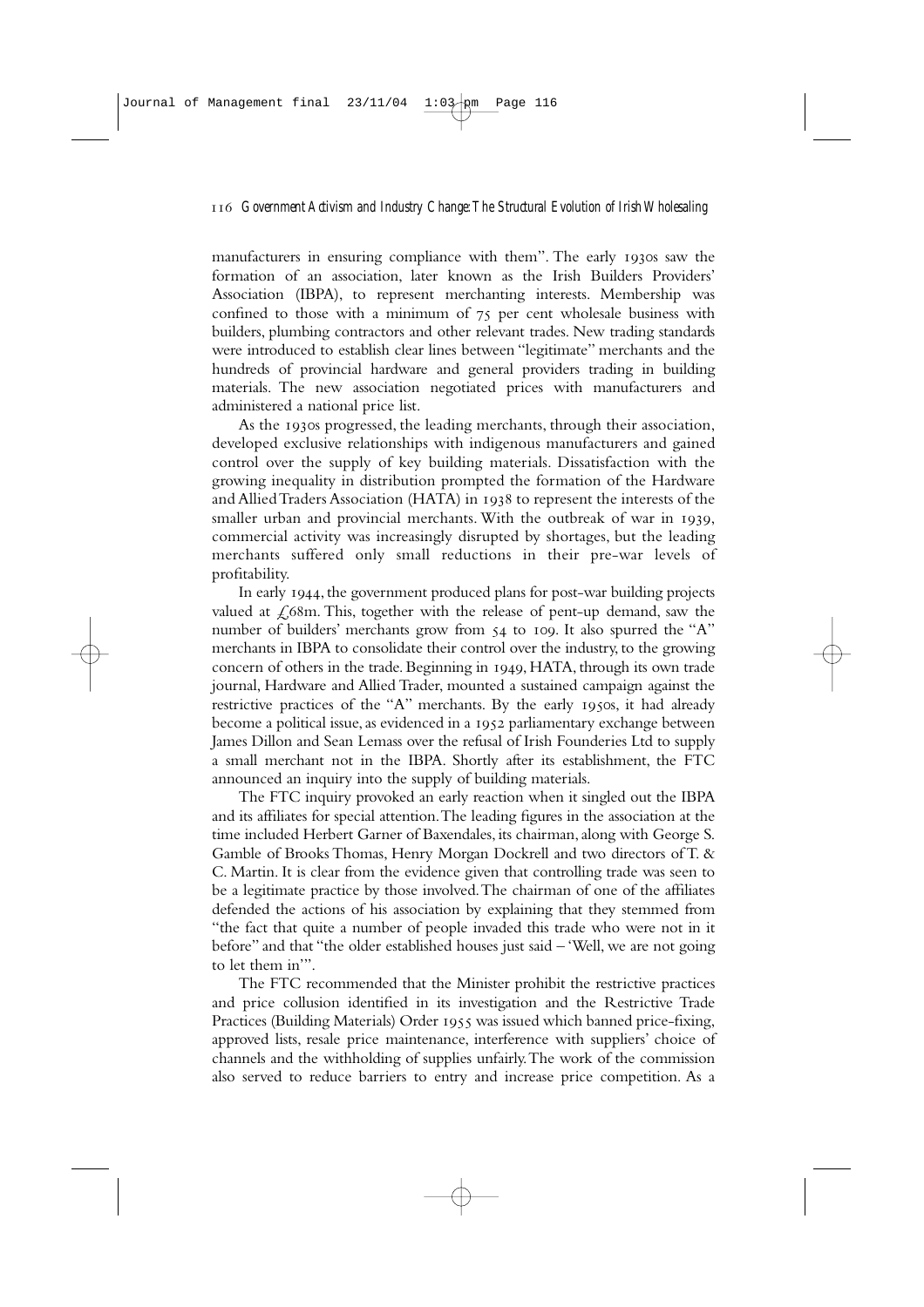manufacturers in ensuring compliance with them". The early 1930s saw the formation of an association, later known as the Irish Builders Providers' Association (IBPA), to represent merchanting interests. Membership was confined to those with a minimum of 75 per cent wholesale business with builders, plumbing contractors and other relevant trades. New trading standards were introduced to establish clear lines between "legitimate" merchants and the hundreds of provincial hardware and general providers trading in building materials. The new association negotiated prices with manufacturers and administered a national price list.

As the 1930s progressed, the leading merchants, through their association, developed exclusive relationships with indigenous manufacturers and gained control over the supply of key building materials. Dissatisfaction with the growing inequality in distribution prompted the formation of the Hardware and Allied Traders Association (HATA) in 1938 to represent the interests of the smaller urban and provincial merchants. With the outbreak of war in 1939, commercial activity was increasingly disrupted by shortages, but the leading merchants suffered only small reductions in their pre-war levels of profitability.

In early 1944, the government produced plans for post-war building projects valued at £68m. This, together with the release of pent-up demand, saw the number of builders' merchants grow from 54 to 109. It also spurred the "A" merchants in IBPA to consolidate their control over the industry, to the growing concern of others in the trade. Beginning in 1949, HATA, through its own trade journal, Hardware and Allied Trader, mounted a sustained campaign against the restrictive practices of the "A" merchants. By the early 1950s, it had already become a political issue, as evidenced in a 1952 parliamentary exchange between James Dillon and Sean Lemass over the refusal of Irish Founderies Ltd to supply a small merchant not in the IBPA. Shortly after its establishment, the FTC announced an inquiry into the supply of building materials.

The FTC inquiry provoked an early reaction when it singled out the IBPA and its affiliates for special attention. The leading figures in the association at the time included Herbert Garner of Baxendales, its chairman, along with George S. Gamble of Brooks Thomas, Henry Morgan Dockrell and two directors of T. & C. Martin. It is clear from the evidence given that controlling trade was seen to be a legitimate practice by those involved. The chairman of one of the affiliates defended the actions of his association by explaining that they stemmed from "the fact that quite a number of people invaded this trade who were not in it before" and that "the older established houses just said – 'Well, we are not going to let them in'".

The FTC recommended that the Minister prohibit the restrictive practices and price collusion identified in its investigation and the Restrictive Trade Practices (Building Materials) Order 1955 was issued which banned price-fixing, approved lists, resale price maintenance, interference with suppliers' choice of channels and the withholding of supplies unfairly. The work of the commission also served to reduce barriers to entry and increase price competition. As a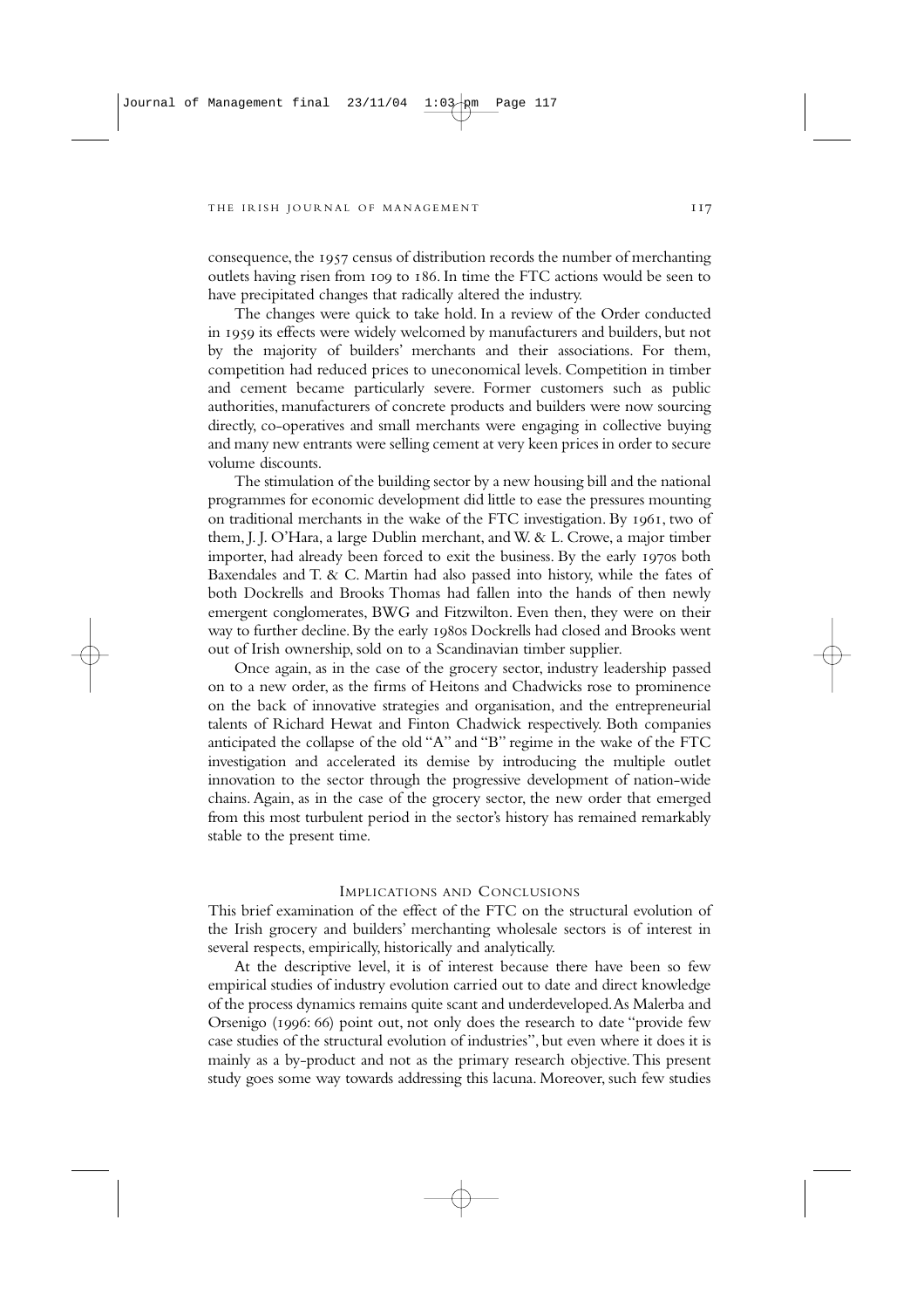consequence, the 1957 census of distribution records the number of merchanting outlets having risen from 109 to 186. In time the FTC actions would be seen to have precipitated changes that radically altered the industry.

The changes were quick to take hold. In a review of the Order conducted in 1959 its effects were widely welcomed by manufacturers and builders, but not by the majority of builders' merchants and their associations. For them, competition had reduced prices to uneconomical levels. Competition in timber and cement became particularly severe. Former customers such as public authorities, manufacturers of concrete products and builders were now sourcing directly, co-operatives and small merchants were engaging in collective buying and many new entrants were selling cement at very keen prices in order to secure volume discounts.

The stimulation of the building sector by a new housing bill and the national programmes for economic development did little to ease the pressures mounting on traditional merchants in the wake of the FTC investigation. By 1961, two of them, J. J. O'Hara, a large Dublin merchant, and W. & L. Crowe, a major timber importer, had already been forced to exit the business. By the early 1970s both Baxendales and T. & C. Martin had also passed into history, while the fates of both Dockrells and Brooks Thomas had fallen into the hands of then newly emergent conglomerates, BWG and Fitzwilton. Even then, they were on their way to further decline. By the early 1980s Dockrells had closed and Brooks went out of Irish ownership, sold on to a Scandinavian timber supplier.

Once again, as in the case of the grocery sector, industry leadership passed on to a new order, as the firms of Heitons and Chadwicks rose to prominence on the back of innovative strategies and organisation, and the entrepreneurial talents of Richard Hewat and Finton Chadwick respectively. Both companies anticipated the collapse of the old "A" and "B" regime in the wake of the FTC investigation and accelerated its demise by introducing the multiple outlet innovation to the sector through the progressive development of nation-wide chains. Again, as in the case of the grocery sector, the new order that emerged from this most turbulent period in the sector's history has remained remarkably stable to the present time.

## Implications and Conclusions

This brief examination of the effect of the FTC on the structural evolution of the Irish grocery and builders' merchanting wholesale sectors is of interest in several respects, empirically, historically and analytically.

At the descriptive level, it is of interest because there have been so few empirical studies of industry evolution carried out to date and direct knowledge of the process dynamics remains quite scant and underdeveloped. As Malerba and Orsenigo (1996: 66) point out, not only does the research to date "provide few case studies of the structural evolution of industries", but even where it does it is mainly as a by-product and not as the primary research objective. This present study goes some way towards addressing this lacuna. Moreover, such few studies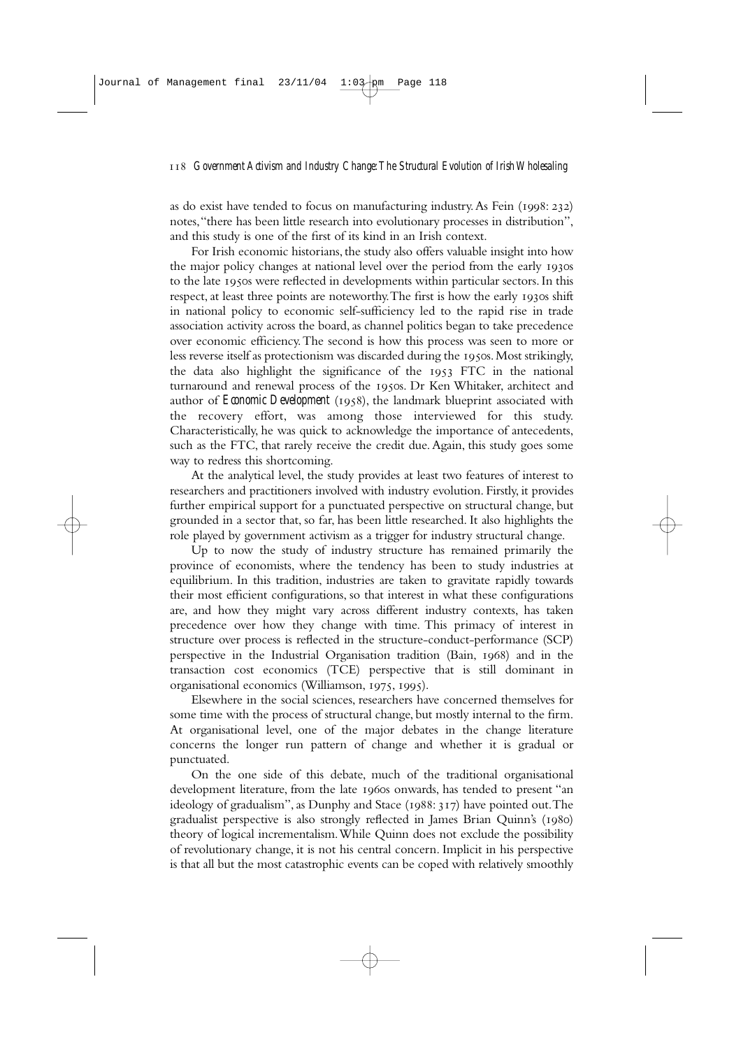as do exist have tended to focus on manufacturing industry. As Fein (1998: 232) notes, "there has been little research into evolutionary processes in distribution", and this study is one of the first of its kind in an Irish context.

For Irish economic historians, the study also offers valuable insight into how the major policy changes at national level over the period from the early 1930s to the late 1950s were reflected in developments within particular sectors. In this respect, at least three points are noteworthy. The first is how the early 1930s shift in national policy to economic self-sufficiency led to the rapid rise in trade association activity across the board, as channel politics began to take precedence over economic efficiency. The second is how this process was seen to more or less reverse itself as protectionism was discarded during the 1950s. Most strikingly, the data also highlight the significance of the 1953 FTC in the national turnaround and renewal process of the 1950s. Dr Ken Whitaker, architect and author of *Economic Development* (1958), the landmark blueprint associated with the recovery effort, was among those interviewed for this study. Characteristically, he was quick to acknowledge the importance of antecedents, such as the FTC, that rarely receive the credit due. Again, this study goes some way to redress this shortcoming.

At the analytical level, the study provides at least two features of interest to researchers and practitioners involved with industry evolution. Firstly, it provides further empirical support for a punctuated perspective on structural change, but grounded in a sector that, so far, has been little researched. It also highlights the role played by government activism as a trigger for industry structural change.

Up to now the study of industry structure has remained primarily the province of economists, where the tendency has been to study industries at equilibrium. In this tradition, industries are taken to gravitate rapidly towards their most efficient configurations, so that interest in what these configurations are, and how they might vary across different industry contexts, has taken precedence over how they change with time. This primacy of interest in structure over process is reflected in the structure-conduct-performance (SCP) perspective in the Industrial Organisation tradition (Bain, 1968) and in the transaction cost economics (TCE) perspective that is still dominant in organisational economics (Williamson, 1975, 1995).

Elsewhere in the social sciences, researchers have concerned themselves for some time with the process of structural change, but mostly internal to the firm. At organisational level, one of the major debates in the change literature concerns the longer run pattern of change and whether it is gradual or punctuated.

On the one side of this debate, much of the traditional organisational development literature, from the late 1960s onwards, has tended to present "an ideology of gradualism", as Dunphy and Stace (1988: 317) have pointed out. The gradualist perspective is also strongly reflected in James Brian Quinn's (1980) theory of logical incrementalism. While Quinn does not exclude the possibility of revolutionary change, it is not his central concern. Implicit in his perspective is that all but the most catastrophic events can be coped with relatively smoothly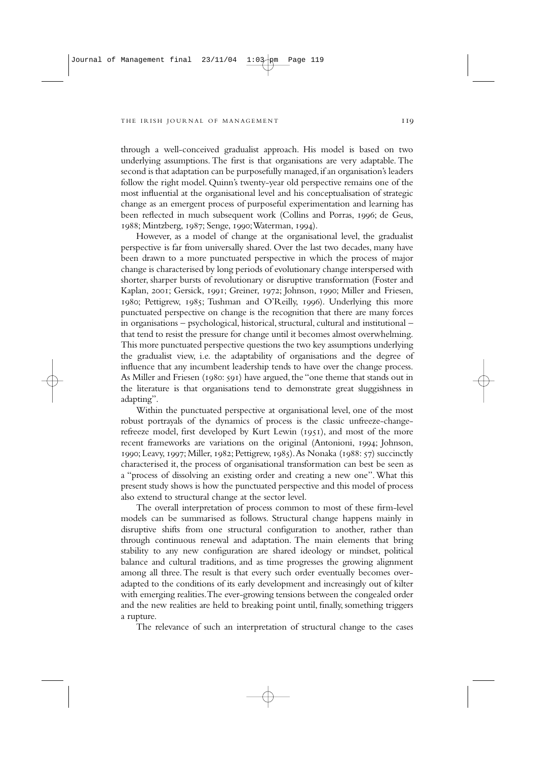through a well-conceived gradualist approach. His model is based on two underlying assumptions. The first is that organisations are very adaptable. The second is that adaptation can be purposefully managed, if an organisation's leaders follow the right model. Quinn's twenty-year old perspective remains one of the most influential at the organisational level and his conceptualisation of strategic change as an emergent process of purposeful experimentation and learning has been reflected in much subsequent work (Collins and Porras, 1996; de Geus, 1988; Mintzberg, 1987; Senge, 1990; Waterman, 1994).

However, as a model of change at the organisational level, the gradualist perspective is far from universally shared. Over the last two decades, many have been drawn to a more punctuated perspective in which the process of major change is characterised by long periods of evolutionary change interspersed with shorter, sharper bursts of revolutionary or disruptive transformation (Foster and Kaplan, 2001; Gersick, 1991; Greiner, 1972; Johnson, 1990; Miller and Friesen, 1980; Pettigrew, 1985; Tushman and O'Reilly, 1996). Underlying this more punctuated perspective on change is the recognition that there are many forces in organisations – psychological, historical, structural, cultural and institutional – that tend to resist the pressure for change until it becomes almost overwhelming. This more punctuated perspective questions the two key assumptions underlying the gradualist view, i.e. the adaptability of organisations and the degree of influence that any incumbent leadership tends to have over the change process. As Miller and Friesen (1980: 591) have argued, the "one theme that stands out in the literature is that organisations tend to demonstrate great sluggishness in adapting".

Within the punctuated perspective at organisational level, one of the most robust portrayals of the dynamics of process is the classic unfreeze-change-refreeze model, first developed by Kurt Lewin (1951), and most of the more recent frameworks are variations on the original (Antonioni, 1994; Johnson, 1990; Leavy, 1997; Miller, 1982; Pettigrew, 1985). As Nonaka (1988: 57) succinctly characterised it, the process of organisational transformation can best be seen as a "process of dissolving an existing order and creating a new one". What this present study shows is how the punctuated perspective and this model of process also extend to structural change at the sector level.

The overall interpretation of process common to most of these firm-level models can be summarised as follows. Structural change happens mainly in disruptive shifts from one structural configuration to another, rather than through continuous renewal and adaptation. The main elements that bring stability to any new configuration are shared ideology or mindset, political balance and cultural traditions, and as time progresses the growing alignment among all three. The result is that every such order eventually becomes over-adapted to the conditions of its early development and increasingly out of kilter with emerging realities. The ever-growing tensions between the congealed order and the new realities are held to breaking point until, finally, something triggers a rupture.

The relevance of such an interpretation of structural change to the cases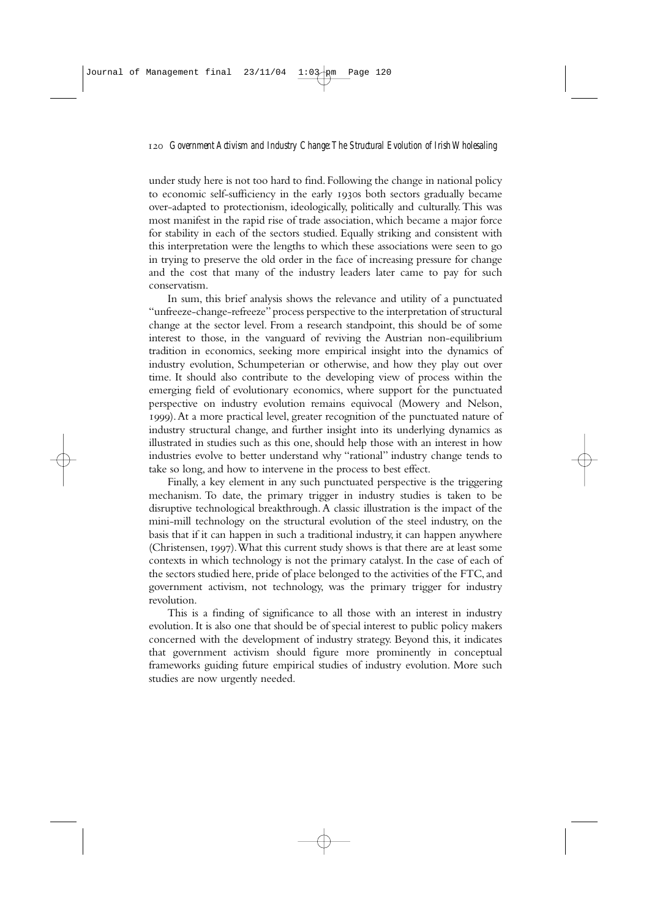under study here is not too hard to find. Following the change in national policy to economic self-sufficiency in the early 1930s both sectors gradually became over-adapted to protectionism, ideologically, politically and culturally. This was most manifest in the rapid rise of trade association, which became a major force for stability in each of the sectors studied. Equally striking and consistent with this interpretation were the lengths to which these associations were seen to go in trying to preserve the old order in the face of increasing pressure for change and the cost that many of the industry leaders later came to pay for such conservatism.

In sum, this brief analysis shows the relevance and utility of a punctuated "unfreeze-change-refreeze" process perspective to the interpretation of structural change at the sector level. From a research standpoint, this should be of some interest to those, in the vanguard of reviving the Austrian non-equilibrium tradition in economics, seeking more empirical insight into the dynamics of industry evolution, Schumpeterian or otherwise, and how they play out over time. It should also contribute to the developing view of process within the emerging field of evolutionary economics, where support for the punctuated perspective on industry evolution remains equivocal (Mowery and Nelson, 1999). At a more practical level, greater recognition of the punctuated nature of industry structural change, and further insight into its underlying dynamics as illustrated in studies such as this one, should help those with an interest in how industries evolve to better understand why "rational" industry change tends to take so long, and how to intervene in the process to best effect.

Finally, a key element in any such punctuated perspective is the triggering mechanism. To date, the primary trigger in industry studies is taken to be disruptive technological breakthrough. A classic illustration is the impact of the mini-mill technology on the structural evolution of the steel industry, on the basis that if it can happen in such a traditional industry, it can happen anywhere (Christensen, 1997). What this current study shows is that there are at least some contexts in which technology is not the primary catalyst. In the case of each of the sectors studied here, pride of place belonged to the activities of the FTC, and government activism, not technology, was the primary trigger for industry revolution.

This is a finding of significance to all those with an interest in industry evolution. It is also one that should be of special interest to public policy makers concerned with the development of industry strategy. Beyond this, it indicates that government activism should figure more prominently in conceptual frameworks guiding future empirical studies of industry evolution. More such studies are now urgently needed.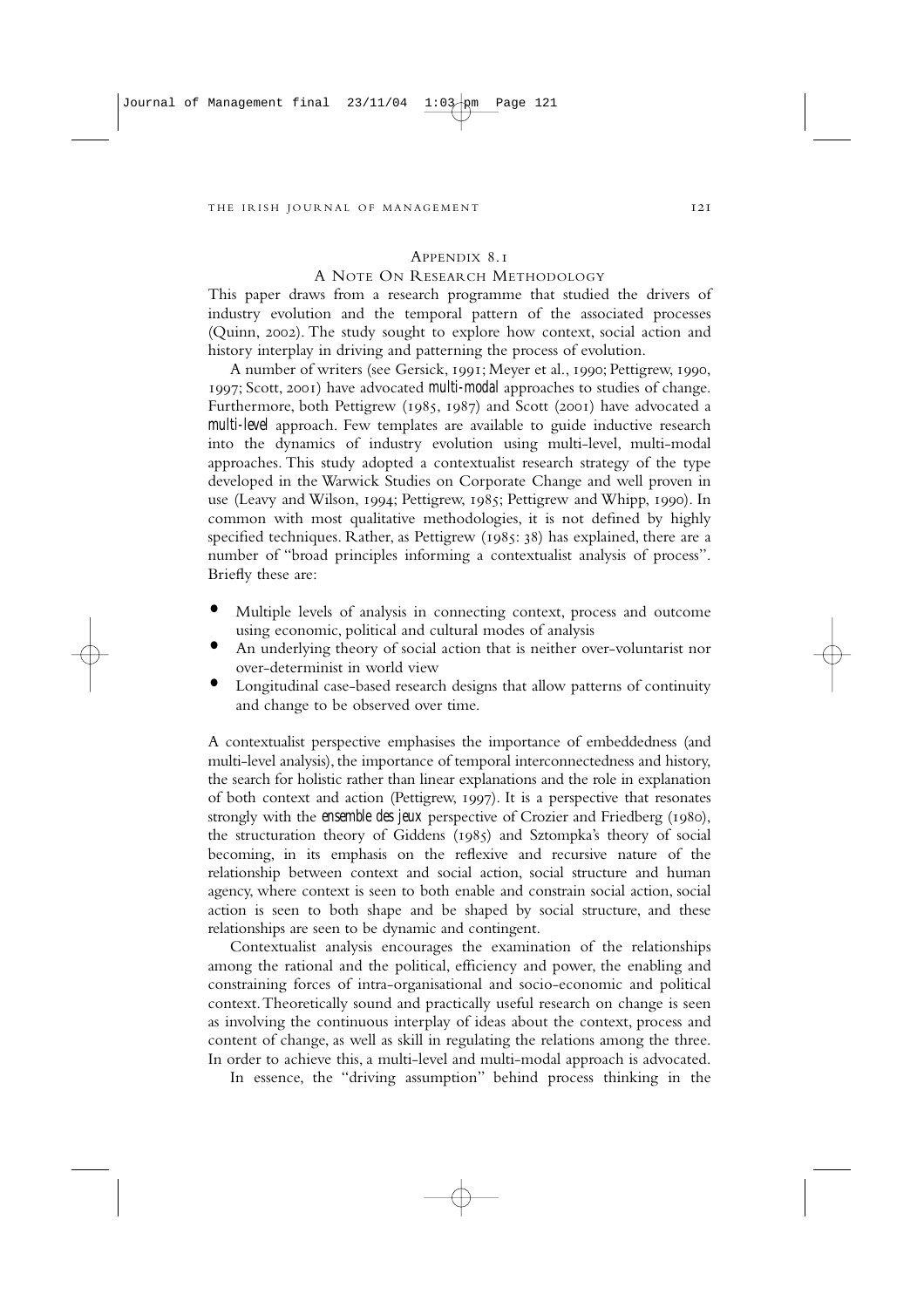## Appendix 8.1

### A Note On Research Methodology

This paper draws from a research programme that studied the drivers of industry evolution and the temporal pattern of the associated processes (Quinn, 2002). The study sought to explore how context, social action and history interplay in driving and patterning the process of evolution.

A number of writers (see Gersick, 1991; Meyer et al., 1990; Pettigrew, 1990, 1997; Scott, 2001) have advocated *multi-modal* approaches to studies of change. Furthermore, both Pettigrew (1985, 1987) and Scott (2001) have advocated a *multi-level* approach. Few templates are available to guide inductive research into the dynamics of industry evolution using multi-level, multi-modal approaches. This study adopted a contextualist research strategy of the type developed in the Warwick Studies on Corporate Change and well proven in use (Leavy and Wilson, 1994; Pettigrew, 1985; Pettigrew and Whipp, 1990). In common with most qualitative methodologies, it is not defined by highly specified techniques. Rather, as Pettigrew (1985: 38) has explained, there are a number of "broad principles informing a contextualist analysis of process". Briefly these are:

- Multiple levels of analysis in connecting context, process and outcome using economic, political and cultural modes of analysis
- An underlying theory of social action that is neither over-voluntarist nor over-determinist in world view
- Longitudinal case-based research designs that allow patterns of continuity and change to be observed over time.

A contextualist perspective emphasises the importance of embeddedness (and multi-level analysis), the importance of temporal interconnectedness and history, the search for holistic rather than linear explanations and the role in explanation of both context and action (Pettigrew, 1997). It is a perspective that resonates strongly with the *ensemble des jeux* perspective of Crozier and Friedberg (1980), the structuration theory of Giddens (1985) and Sztompka's theory of social becoming, in its emphasis on the reflexive and recursive nature of the relationship between context and social action, social structure and human agency, where context is seen to both enable and constrain social action, social action is seen to both shape and be shaped by social structure, and these relationships are seen to be dynamic and contingent.

Contextualist analysis encourages the examination of the relationships among the rational and the political, efficiency and power, the enabling and constraining forces of intra-organisational and socio-economic and political context. Theoretically sound and practically useful research on change is seen as involving the continuous interplay of ideas about the context, process and content of change, as well as skill in regulating the relations among the three. In order to achieve this, a multi-level and multi-modal approach is advocated.

In essence, the "driving assumption" behind process thinking in the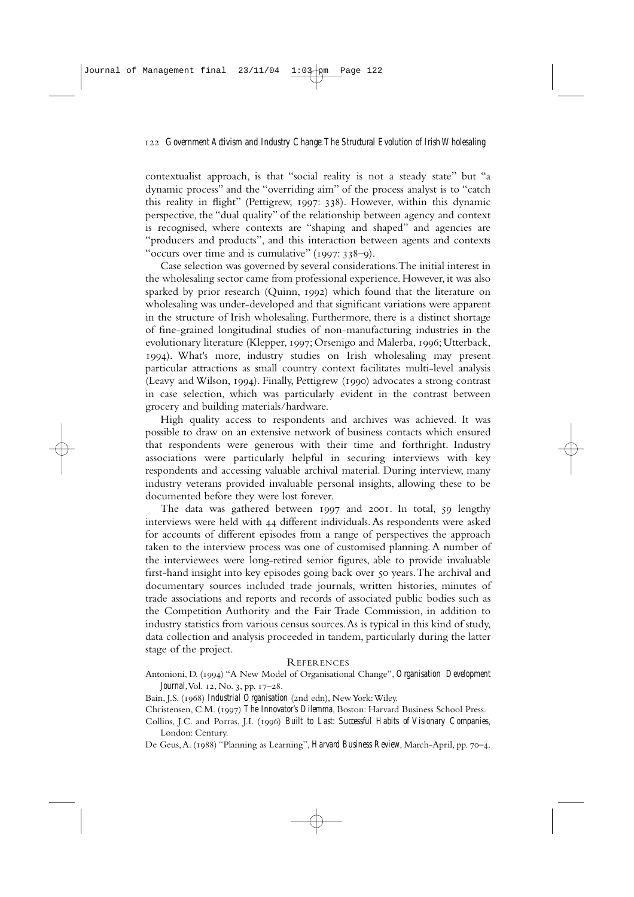contextualist approach, is that "social reality is not a steady state" but "a dynamic process" and the "overriding aim" of the process analyst is to "catch this reality in flight" (Pettigrew, 1997: 338). However, within this dynamic perspective, the "dual quality" of the relationship between agency and context is recognised, where contexts are "shaping and shaped" and agencies are "producers and products", and this interaction between agents and contexts "occurs over time and is cumulative" (1997: 338–9).

Case selection was governed by several considerations. The initial interest in the wholesaling sector came from professional experience. However, it was also sparked by prior research (Quinn, 1992) which found that the literature on wholesaling was under-developed and that significant variations were apparent in the structure of Irish wholesaling. Furthermore, there is a distinct shortage of fine-grained longitudinal studies of non-manufacturing industries in the evolutionary literature (Klepper, 1997; Orsenigo and Malerba, 1996; Utterback, 1994). What's more, industry studies on Irish wholesaling may present particular attractions as small country context facilitates multi-level analysis (Leavy and Wilson, 1994). Finally, Pettigrew (1990) advocates a strong contrast in case selection, which was particularly evident in the contrast between grocery and building materials/hardware.

High quality access to respondents and archives was achieved. It was possible to draw on an extensive network of business contacts which ensured that respondents were generous with their time and forthright. Industry associations were particularly helpful in securing interviews with key respondents and accessing valuable archival material. During interview, many industry veterans provided invaluable personal insights, allowing these to be documented before they were lost forever.

The data was gathered between 1997 and 2001. In total, 59 lengthy interviews were held with 44 different individuals. As respondents were asked for accounts of different episodes from a range of perspectives the approach taken to the interview process was one of customised planning. A number of the interviewees were long-retired senior figures, able to provide invaluable first-hand insight into key episodes going back over 50 years. The archival and documentary sources included trade journals, written histories, minutes of trade associations and reports and records of associated public bodies such as the Competition Authority and the Fair Trade Commission, in addition to industry statistics from various census sources. As is typical in this kind of study, data collection and analysis proceeded in tandem, particularly during the latter stage of the project.

## References

Antonioni, D. (1994) "A New Model of Organisational Change", *Organisation Development Journal*, Vol. 12, No. 3, pp. 17–28.

Bain, J.S. (1968) *Industrial Organisation* (2nd edn), New York: Wiley.

Christensen, C.M. (1997) *The Innovator's Dilemma*, Boston: Harvard Business School Press.

Collins, J.C. and Porras, J.I. (1996) *Built to Last: Successful Habits of Visionary Companies*, London: Century.

De Geus, A. (1988) "Planning as Learning", *Harvard Business Review*, March-April, pp. 70–4.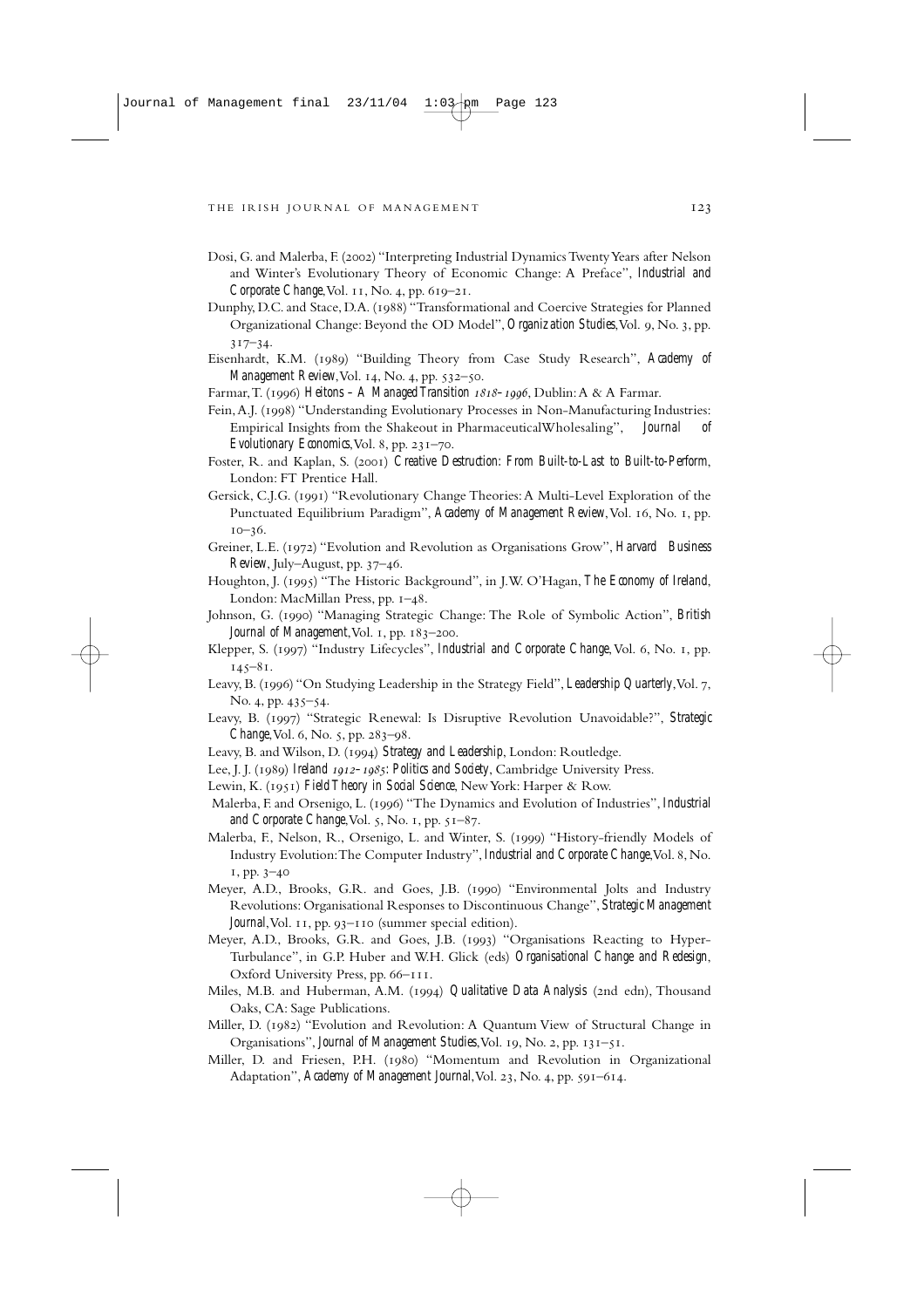- Dosi, G. and Malerba, F. (2002) "Interpreting Industrial Dynamics Twenty Years after Nelson and Winter's Evolutionary Theory of Economic Change: A Preface", *Industrial and Corporate Change*, Vol. 11, No. 4, pp. 619–21.
- Dunphy, D.C. and Stace, D.A. (1988) "Transformational and Coercive Strategies for Planned Organizational Change: Beyond the OD Model", *Organization Studies*, Vol. 9, No. 3, pp. 317–34.
- Eisenhardt, K.M. (1989) "Building Theory from Case Study Research", *Academy of Management Review*, Vol. 14, No. 4, pp. 532–50.
- Farmar, T. (1996) *Heitons – A Managed Transition 1818–1996*, Dublin: A & A Farmar.
- Fein, A.J. (1998) "Understanding Evolutionary Processes in Non-Manufacturing Industries: Empirical Insights from the Shakeout in PharmaceuticalWholesaling", *Journal of Evolutionary Economics*, Vol. 8, pp. 231–70.
- Foster, R. and Kaplan, S. (2001) *Creative Destruction: From Built-to-Last to Built-to-Perform*, London: FT Prentice Hall.
- Gersick, C.J.G. (1991) "Revolutionary Change Theories: A Multi-Level Exploration of the Punctuated Equilibrium Paradigm", *Academy of Management Review*, Vol. 16, No. 1, pp. 10–36.
- Greiner, L.E. (1972) "Evolution and Revolution as Organisations Grow", *Harvard Business Review*, July–August, pp. 37–46.
- Houghton, J. (1995) "The Historic Background", in J.W. O'Hagan, *The Economy of Ireland*, London: MacMillan Press, pp. 1–48.
- Johnson, G. (1990) "Managing Strategic Change: The Role of Symbolic Action", *British Journal of Management*, Vol. 1, pp. 183–200.
- Klepper, S. (1997) "Industry Lifecycles", *Industrial and Corporate Change*, Vol. 6, No. 1, pp. 145–81.
- Leavy, B. (1996) "On Studying Leadership in the Strategy Field", *Leadership Quarterly*, Vol. 7, No. 4, pp. 435–54.
- Leavy, B. (1997) "Strategic Renewal: Is Disruptive Revolution Unavoidable?", *Strategic Change*, Vol. 6, No. 5, pp. 283–98.
- Leavy, B. and Wilson, D. (1994) *Strategy and Leadership*, London: Routledge.
- Lee, J. J. (1989) *Ireland 1912–1985: Politics and Society*, Cambridge University Press.
- Lewin, K. (1951) *Field Theory in Social Science*, New York: Harper & Row.
- Malerba, F. and Orsenigo, L. (1996) "The Dynamics and Evolution of Industries", *Industrial and Corporate Change*, Vol. 5, No. 1, pp. 51–87.
- Malerba, F., Nelson, R., Orsenigo, L. and Winter, S. (1999) "History-friendly Models of Industry Evolution: The Computer Industry", *Industrial and Corporate Change*, Vol. 8, No. 1, pp. 3–40
- Meyer, A.D., Brooks, G.R. and Goes, J.B. (1990) "Environmental Jolts and Industry Revolutions: Organisational Responses to Discontinuous Change", *Strategic Management Journal*, Vol. 11, pp. 93–110 (summer special edition).
- Meyer, A.D., Brooks, G.R. and Goes, J.B. (1993) "Organisations Reacting to Hyper-Turbulance", in G.P. Huber and W.H. Glick (eds) *Organisational Change and Redesign*, Oxford University Press, pp. 66–111.
- Miles, M.B. and Huberman, A.M. (1994) *Qualitative Data Analysis* (2nd edn), Thousand Oaks, CA: Sage Publications.
- Miller, D. (1982) "Evolution and Revolution: A Quantum View of Structural Change in Organisations", *Journal of Management Studies*, Vol. 19, No. 2, pp. 131–51.
- Miller, D. and Friesen, P.H. (1980) "Momentum and Revolution in Organizational Adaptation", *Academy of Management Journal*, Vol. 23, No. 4, pp. 591–614.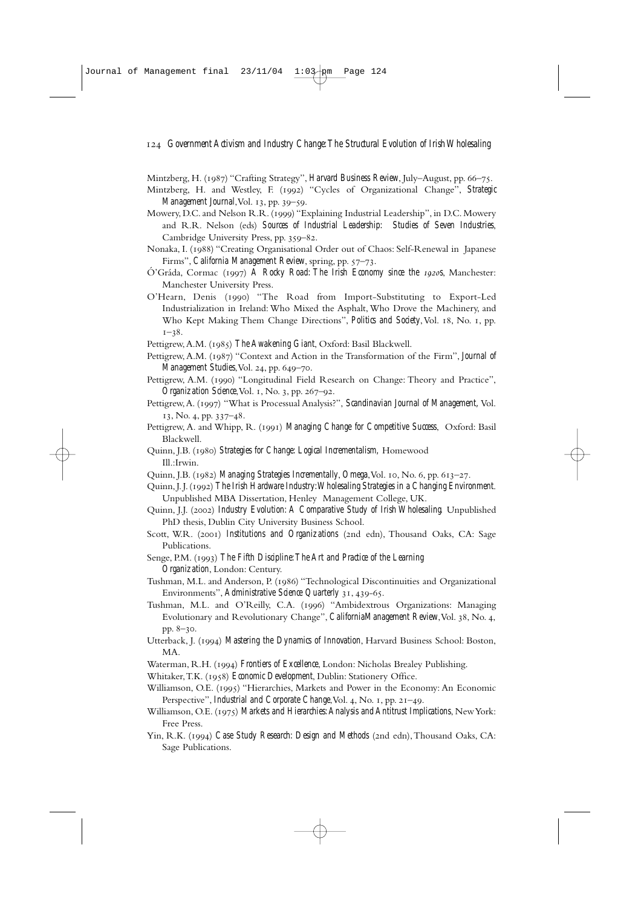Mintzberg, H. (1987) "Crafting Strategy", *Harvard Business Review*, July–August, pp. 66–75.

Mintzberg, H. and Westley, F. (1992) "Cycles of Organizational Change", *Strategic Management Journal*, Vol. 13, pp. 39–59.

Mowery, D.C. and Nelson R.R. (1999) "Explaining Industrial Leadership", in D.C. Mowery and R.R. Nelson (eds) *Sources of Industrial Leadership: Studies of Seven Industries*, Cambridge University Press, pp. 359–82.

Nonaka, I. (1988) "Creating Organisational Order out of Chaos: Self-Renewal in Japanese Firms", *California Management Review*, spring, pp. 57–73.

Ó'Gráda, Cormac (1997) *A Rocky Road: The Irish Economy since the 1920s*, Manchester: Manchester University Press.

O'Hearn, Denis (1990) "The Road from Import-Substituting to Export-Led Industrialization in Ireland: Who Mixed the Asphalt, Who Drove the Machinery, and Who Kept Making Them Change Directions", *Politics and Society*, Vol. 18, No. 1, pp. 1–38.

Pettigrew, A.M. (1985) *The Awakening Giant*, Oxford: Basil Blackwell.

Pettigrew, A.M. (1987) "Context and Action in the Transformation of the Firm", *Journal of Management Studies*, Vol. 24, pp. 649–70.

Pettigrew, A.M. (1990) "Longitudinal Field Research on Change: Theory and Practice", *Organization Science*, Vol. 1, No. 3, pp. 267–92.

Pettigrew, A. (1997) "What is Processual Analysis?", *Scandinavian Journal of Management*, Vol. 13, No. 4, pp. 337–48.

Pettigrew, A. and Whipp, R. (1991) *Managing Change for Competitive Success*, Oxford: Basil Blackwell.

Quinn, J.B. (1980) *Strategies for Change: Logical Incrementalism*, Homewood Ill.:Irwin.

Quinn, J.B. (1982) *Managing Strategies Incrementally*, *Omega*, Vol. 10, No. 6, pp. 613–27.

Quinn, J. J. (1992) *The Irish Hardware Industry: Wholesaling Strategies in a Changing Environment*. Unpublished MBA Dissertation, Henley Management College, UK.

Quinn, J.J. (2002) *Industry Evolution: A Comparative Study of Irish Wholesaling*. Unpublished PhD thesis, Dublin City University Business School.

Scott, W.R. (2001) *Institutions and Organizations* (2nd edn), Thousand Oaks, CA: Sage Publications.

Senge, P.M. (1993) *The Fifth Discipline: The Art and Practice of the Learning Organization*, London: Century.

Tushman, M.L. and Anderson, P. (1986) "Technological Discontinuities and Organizational Environments", *Administrative Science Quarterly* 31, 439-65.

Tushman, M.L. and O'Reilly, C.A. (1996) "Ambidextrous Organizations: Managing Evolutionary and Revolutionary Change", *CaliforniaManagement Review*, Vol. 38, No. 4, pp. 8–30.

Utterback, J. (1994) *Mastering the Dynamics of Innovation*, Harvard Business School: Boston, MA.

Waterman, R.H. (1994) *Frontiers of Excellence*, London: Nicholas Brealey Publishing.

Whitaker, T.K. (1958) *Economic Development*, Dublin: Stationery Office.

Williamson, O.E. (1995) "Hierarchies, Markets and Power in the Economy: An Economic Perspective", *Industrial and Corporate Change*, Vol. 4, No. 1, pp. 21–49.

Williamson, O.E. (1975) *Markets and Hierarchies: Analysis and Antitrust Implications*, New York: Free Press.

Yin, R.K. (1994) *Case Study Research: Design and Methods* (2nd edn), Thousand Oaks, CA: Sage Publications.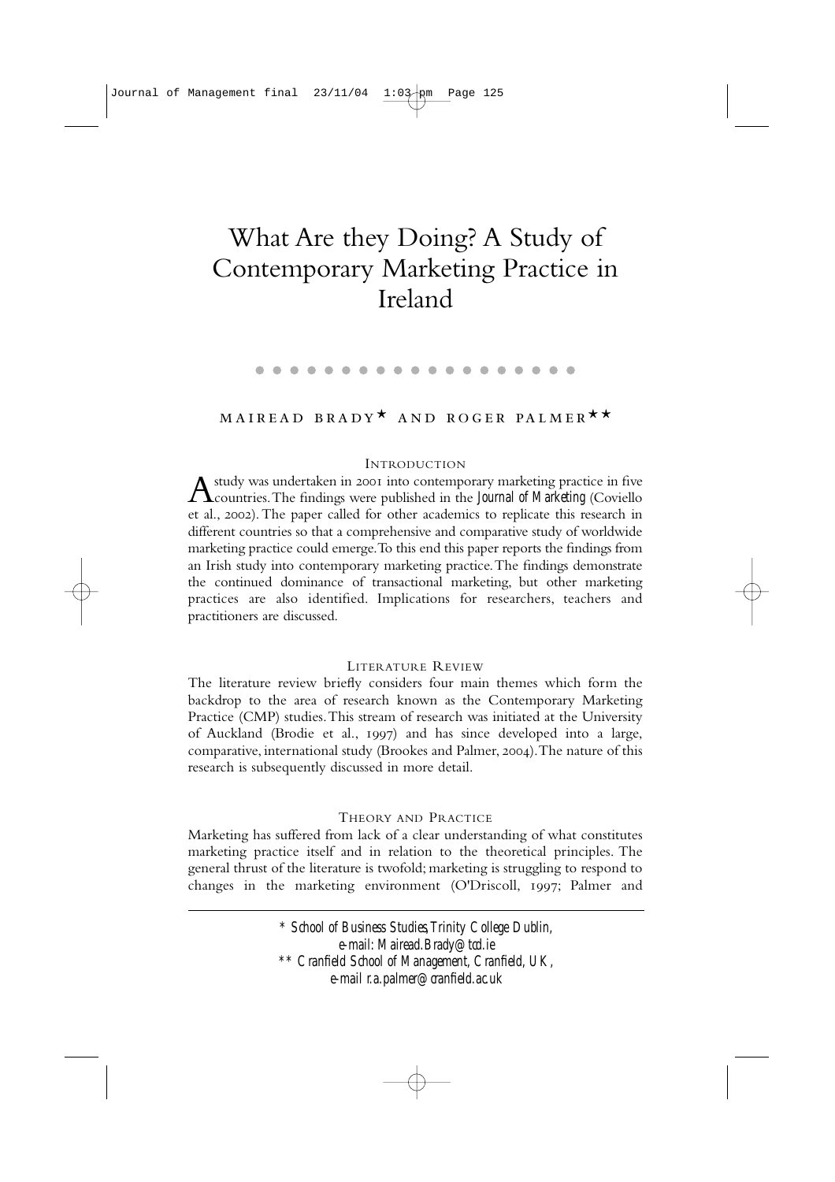# What Are they Doing? A Study of Contemporary Marketing Practice in Ireland

MAIREAD BRADY* AND ROGER PALMER**

## INTRODUCTION

A study was undertaken in 2001 into contemporary marketing practice in five countries. The findings were published in the *Journal of Marketing* (Coviello et al., 2002). The paper called for other academics to replicate this research in different countries so that a comprehensive and comparative study of worldwide marketing practice could emerge. To this end this paper reports the findings from an Irish study into contemporary marketing practice. The findings demonstrate the continued dominance of transactional marketing, but other marketing practices are also identified. Implications for researchers, teachers and practitioners are discussed.

## LITERATURE REVIEW

The literature review briefly considers four main themes which form the backdrop to the area of research known as the Contemporary Marketing Practice (CMP) studies. This stream of research was initiated at the University of Auckland (Brodie et al., 1997) and has since developed into a large, comparative, international study (Brookes and Palmer, 2004). The nature of this research is subsequently discussed in more detail.

### THEORY AND PRACTICE

Marketing has suffered from lack of a clear understanding of what constitutes marketing practice itself and in relation to the theoretical principles. The general thrust of the literature is twofold; marketing is struggling to respond to changes in the marketing environment (O'Driscoll, 1997; Palmer and

---

\* *School of Business Studies, Trinity College Dublin, e-mail: Mairead.Brady@tcd.ie*

\*\* *Cranfield School of Management, Cranfield, UK, e-mail r.a.palmer@cranfield.ac.uk*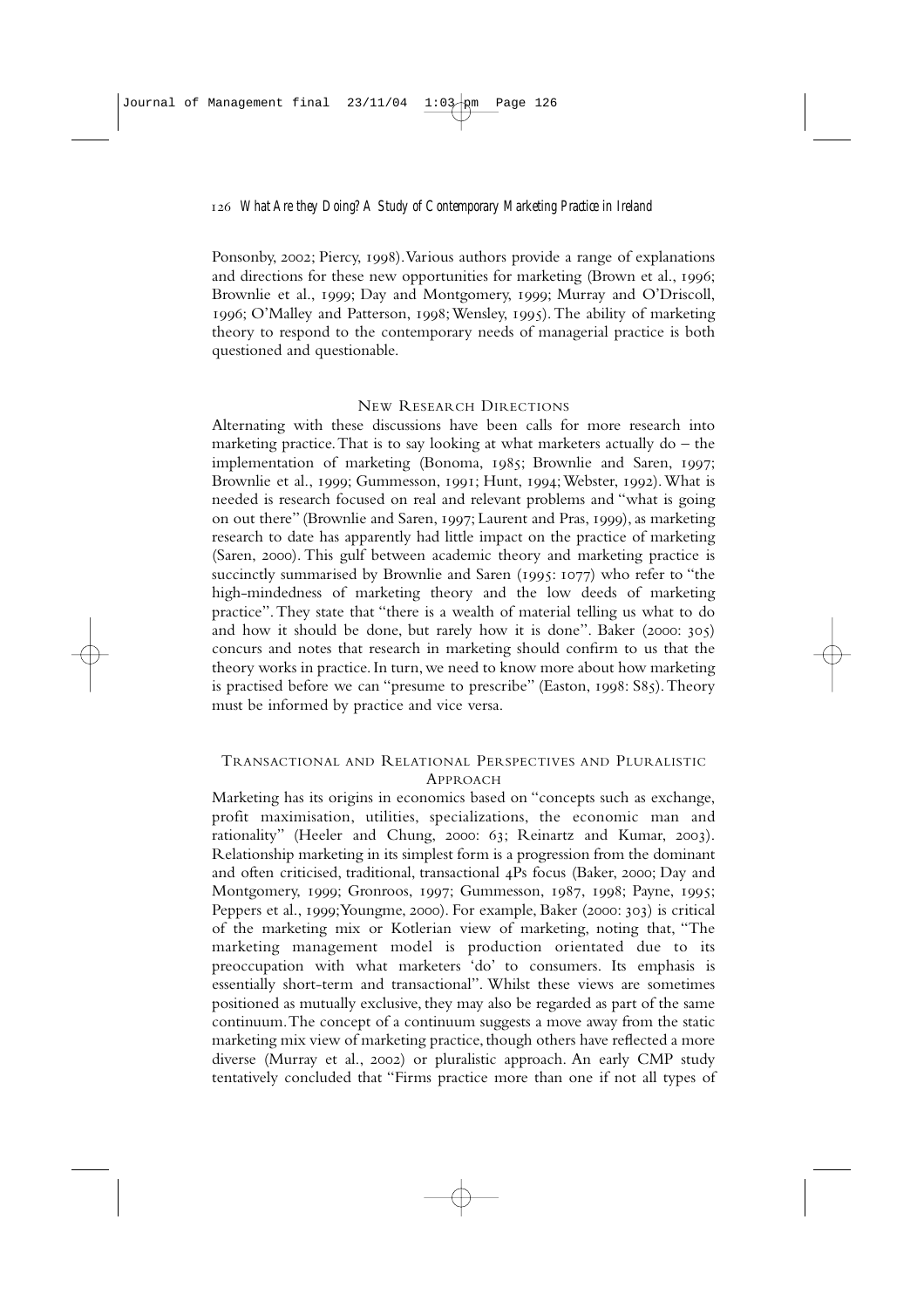Ponsonby, 2002; Piercy, 1998). Various authors provide a range of explanations and directions for these new opportunities for marketing (Brown et al., 1996; Brownlie et al., 1999; Day and Montgomery, 1999; Murray and O'Driscoll, 1996; O'Malley and Patterson, 1998; Wensley, 1995). The ability of marketing theory to respond to the contemporary needs of managerial practice is both questioned and questionable.

## New Research Directions

Alternating with these discussions have been calls for more research into marketing practice. That is to say looking at what marketers actually do – the implementation of marketing (Bonoma, 1985; Brownlie and Saren, 1997; Brownlie et al., 1999; Gummesson, 1991; Hunt, 1994; Webster, 1992). What is needed is research focused on real and relevant problems and "what is going on out there" (Brownlie and Saren, 1997; Laurent and Pras, 1999), as marketing research to date has apparently had little impact on the practice of marketing (Saren, 2000). This gulf between academic theory and marketing practice is succinctly summarised by Brownlie and Saren (1995: 1077) who refer to "the high-mindedness of marketing theory and the low deeds of marketing practice". They state that "there is a wealth of material telling us what to do and how it should be done, but rarely how it is done". Baker (2000: 305) concurs and notes that research in marketing should confirm to us that the theory works in practice. In turn, we need to know more about how marketing is practised before we can "presume to prescribe" (Easton, 1998: S85). Theory must be informed by practice and vice versa.

## Transactional and Relational Perspectives and Pluralistic Approach

Marketing has its origins in economics based on "concepts such as exchange, profit maximisation, utilities, specializations, the economic man and rationality" (Heeler and Chung, 2000: 63; Reinartz and Kumar, 2003). Relationship marketing in its simplest form is a progression from the dominant and often criticised, traditional, transactional 4Ps focus (Baker, 2000; Day and Montgomery, 1999; Gronroos, 1997; Gummesson, 1987, 1998; Payne, 1995; Peppers et al., 1999; Youngme, 2000). For example, Baker (2000: 303) is critical of the marketing mix or Kotlerian view of marketing, noting that, "The marketing management model is production orientated due to its preoccupation with what marketers 'do' to consumers. Its emphasis is essentially short-term and transactional". Whilst these views are sometimes positioned as mutually exclusive, they may also be regarded as part of the same continuum. The concept of a continuum suggests a move away from the static marketing mix view of marketing practice, though others have reflected a more diverse (Murray et al., 2002) or pluralistic approach. An early CMP study tentatively concluded that "Firms practice more than one if not all types of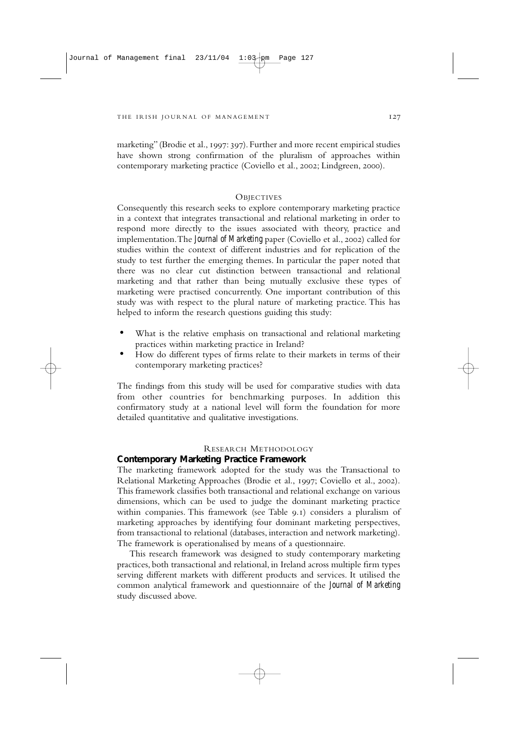marketing" (Brodie et al., 1997: 397). Further and more recent empirical studies have shown strong confirmation of the pluralism of approaches within contemporary marketing practice (Coviello et al., 2002; Lindgreen, 2000).

## OBJECTIVES

Consequently this research seeks to explore contemporary marketing practice in a context that integrates transactional and relational marketing in order to respond more directly to the issues associated with theory, practice and implementation. The *Journal of Marketing* paper (Coviello et al., 2002) called for studies within the context of different industries and for replication of the study to test further the emerging themes. In particular the paper noted that there was no clear cut distinction between transactional and relational marketing and that rather than being mutually exclusive these types of marketing were practised concurrently. One important contribution of this study was with respect to the plural nature of marketing practice. This has helped to inform the research questions guiding this study:

- What is the relative emphasis on transactional and relational marketing practices within marketing practice in Ireland?
- How do different types of firms relate to their markets in terms of their contemporary marketing practices?

The findings from this study will be used for comparative studies with data from other countries for benchmarking purposes. In addition this confirmatory study at a national level will form the foundation for more detailed quantitative and qualitative investigations.

## RESEARCH METHODOLOGY

### Contemporary Marketing Practice Framework

The marketing framework adopted for the study was the Transactional to Relational Marketing Approaches (Brodie et al., 1997; Coviello et al., 2002). This framework classifies both transactional and relational exchange on various dimensions, which can be used to judge the dominant marketing practice within companies. This framework (see Table 9.1) considers a pluralism of marketing approaches by identifying four dominant marketing perspectives, from transactional to relational (databases, interaction and network marketing). The framework is operationalised by means of a questionnaire.

This research framework was designed to study contemporary marketing practices, both transactional and relational, in Ireland across multiple firm types serving different markets with different products and services. It utilised the common analytical framework and questionnaire of the *Journal of Marketing* study discussed above.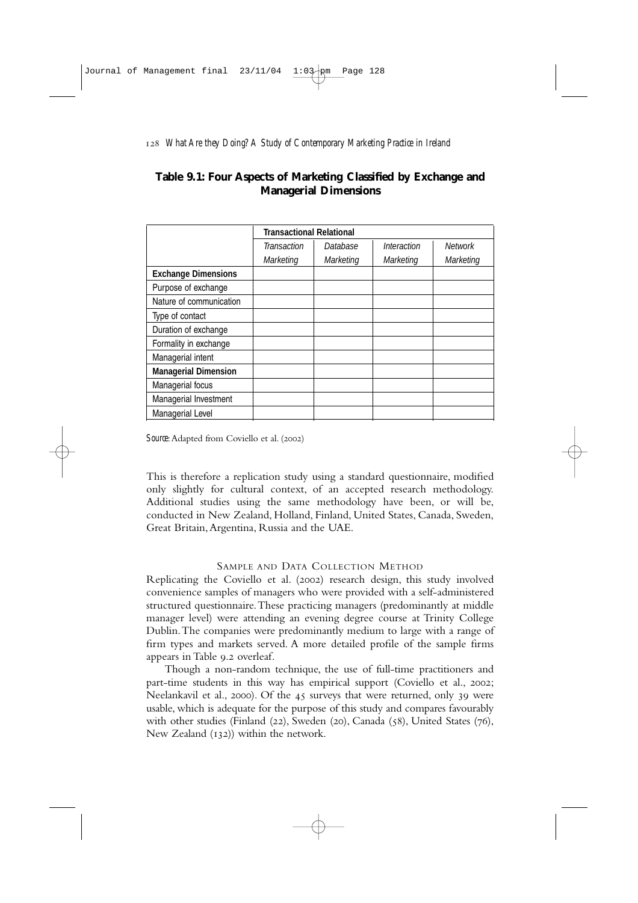**Table 9.1: Four Aspects of Marketing Classified by Exchange and Managerial Dimensions**

| | Transactional Relational | | | |
|---|---|---|---|---|
| | *Transaction Marketing* | *Database Marketing* | *Interaction Marketing* | *Network Marketing* |
| **Exchange Dimensions** | | | | |
| Purpose of exchange | | | | |
| Nature of communication | | | | |
| Type of contact | | | | |
| Duration of exchange | | | | |
| Formality in exchange | | | | |
| Managerial intent | | | | |
| **Managerial Dimension** | | | | |
| Managerial focus | | | | |
| Managerial Investment | | | | |
| Managerial Level | | | | |

*Source:* Adapted from Coviello et al. (2002)

This is therefore a replication study using a standard questionnaire, modified only slightly for cultural context, of an accepted research methodology. Additional studies using the same methodology have been, or will be, conducted in New Zealand, Holland, Finland, United States, Canada, Sweden, Great Britain, Argentina, Russia and the UAE.

## Sample and Data Collection Method

Replicating the Coviello et al. (2002) research design, this study involved convenience samples of managers who were provided with a self-administered structured questionnaire. These practicing managers (predominantly at middle manager level) were attending an evening degree course at Trinity College Dublin. The companies were predominantly medium to large with a range of firm types and markets served. A more detailed profile of the sample firms appears in Table 9.2 overleaf.

Though a non-random technique, the use of full-time practitioners and part-time students in this way has empirical support (Coviello et al., 2002; Neelankavil et al., 2000). Of the 45 surveys that were returned, only 39 were usable, which is adequate for the purpose of this study and compares favourably with other studies (Finland (22), Sweden (20), Canada (58), United States (76), New Zealand (132)) within the network.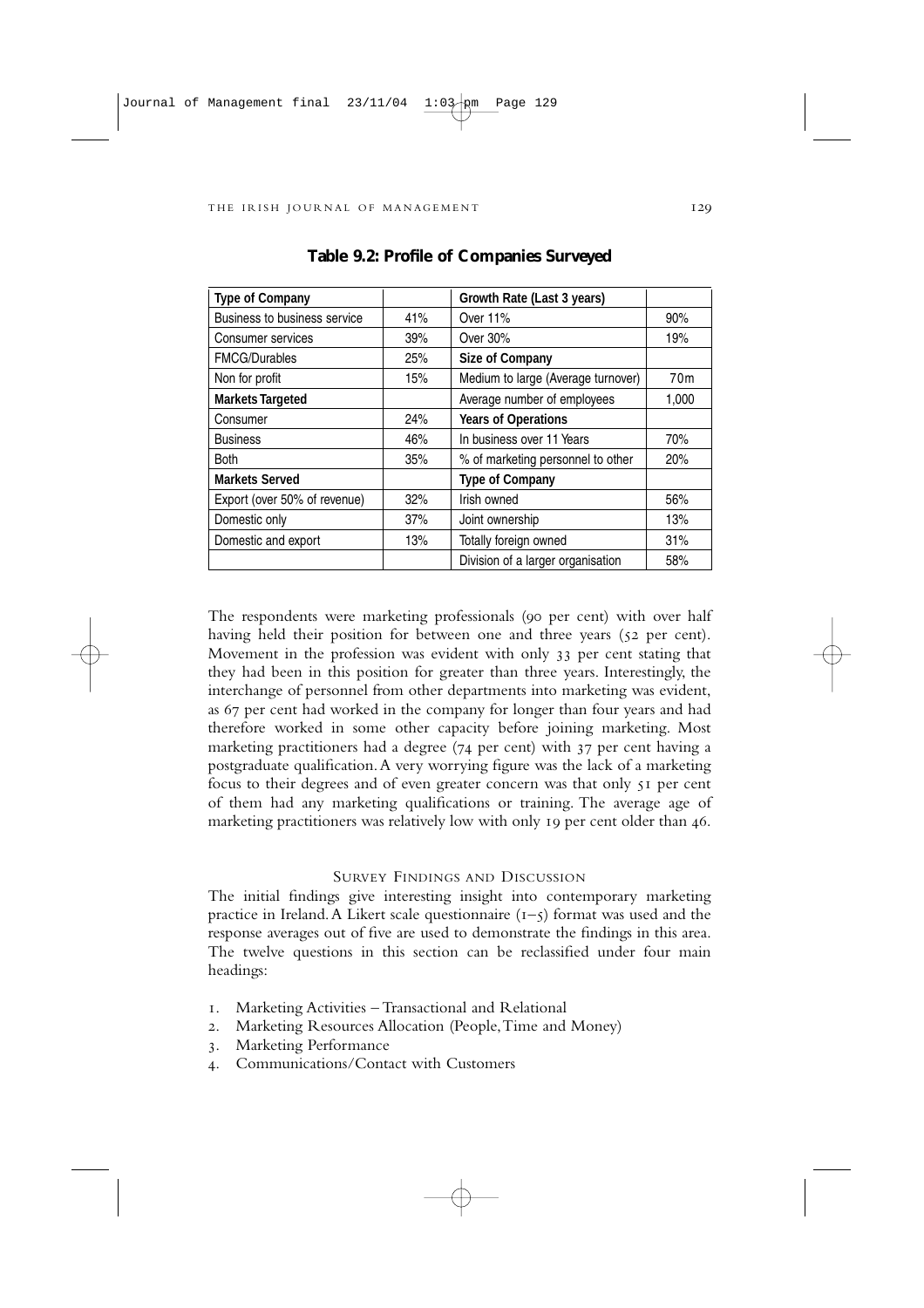**Table 9.2: Profile of Companies Surveyed**

| **Type of Company** | | **Growth Rate (Last 3 years)** | |
|---|---|---|---|
| Business to business service | 41% | Over 11% | 90% |
| Consumer services | 39% | Over 30% | 19% |
| FMCG/Durables | 25% | **Size of Company** | |
| Non for profit | 15% | Medium to large (Average turnover) | 70m |
| **Markets Targeted** | | Average number of employees | 1,000 |
| Consumer | 24% | **Years of Operations** | |
| Business | 46% | In business over 11 Years | 70% |
| Both | 35% | % of marketing personnel to other | 20% |
| **Markets Served** | | **Type of Company** | |
| Export (over 50% of revenue) | 32% | Irish owned | 56% |
| Domestic only | 37% | Joint ownership | 13% |
| Domestic and export | 13% | Totally foreign owned | 31% |
| | | Division of a larger organisation | 58% |

The respondents were marketing professionals (90 per cent) with over half having held their position for between one and three years (52 per cent). Movement in the profession was evident with only 33 per cent stating that they had been in this position for greater than three years. Interestingly, the interchange of personnel from other departments into marketing was evident, as 67 per cent had worked in the company for longer than four years and had therefore worked in some other capacity before joining marketing. Most marketing practitioners had a degree (74 per cent) with 37 per cent having a postgraduate qualification. A very worrying figure was the lack of a marketing focus to their degrees and of even greater concern was that only 51 per cent of them had any marketing qualifications or training. The average age of marketing practitioners was relatively low with only 19 per cent older than 46.

## Survey Findings and Discussion

The initial findings give interesting insight into contemporary marketing practice in Ireland. A Likert scale questionnaire (1–5) format was used and the response averages out of five are used to demonstrate the findings in this area. The twelve questions in this section can be reclassified under four main headings:

1. Marketing Activities – Transactional and Relational
2. Marketing Resources Allocation (People, Time and Money)
3. Marketing Performance
4. Communications/Contact with Customers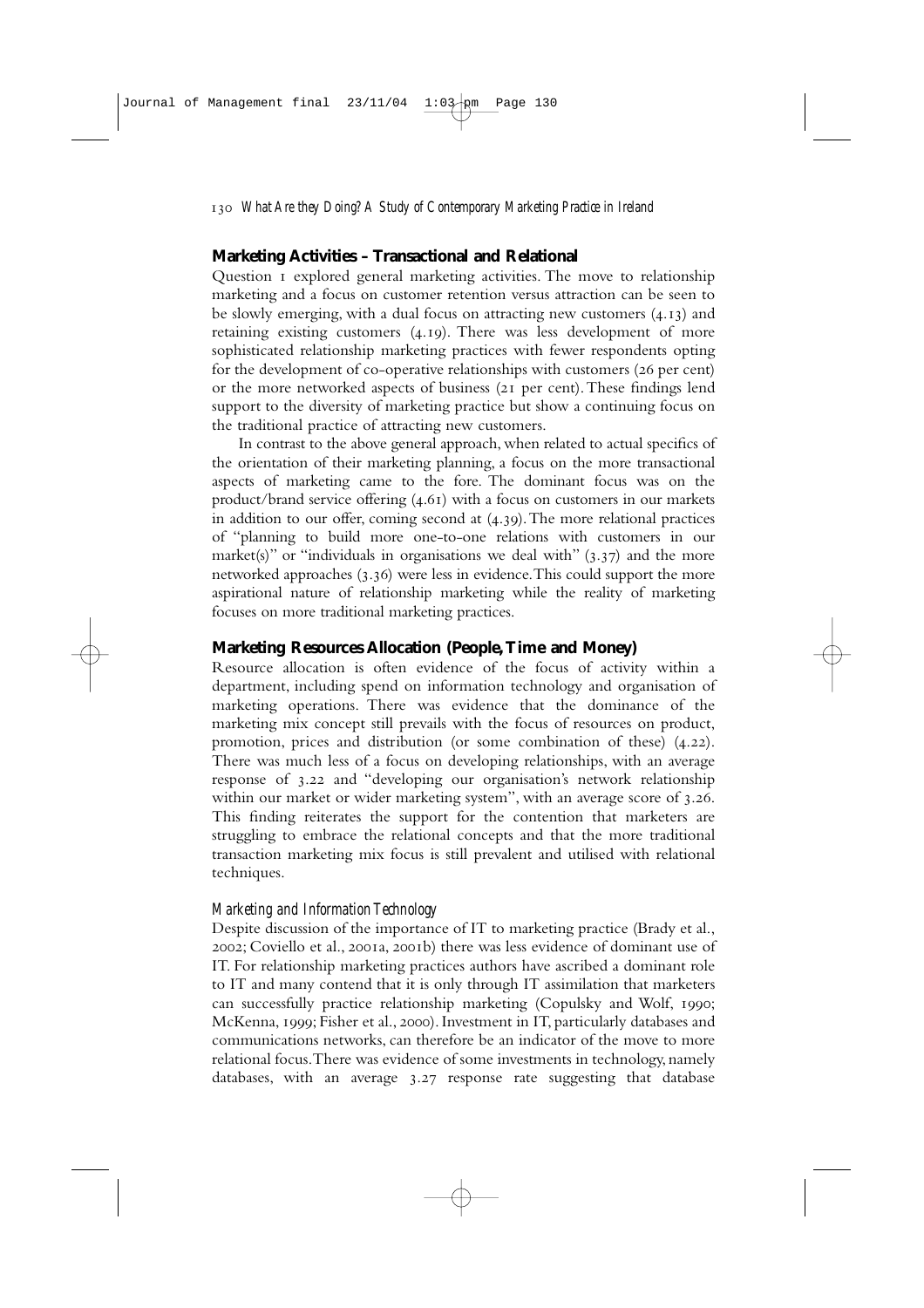## Marketing Activities – Transactional and Relational

Question 1 explored general marketing activities. The move to relationship marketing and a focus on customer retention versus attraction can be seen to be slowly emerging, with a dual focus on attracting new customers (4.13) and retaining existing customers (4.19). There was less development of more sophisticated relationship marketing practices with fewer respondents opting for the development of co-operative relationships with customers (26 per cent) or the more networked aspects of business (21 per cent). These findings lend support to the diversity of marketing practice but show a continuing focus on the traditional practice of attracting new customers.

In contrast to the above general approach, when related to actual specifics of the orientation of their marketing planning, a focus on the more transactional aspects of marketing came to the fore. The dominant focus was on the product/brand service offering (4.61) with a focus on customers in our markets in addition to our offer, coming second at (4.39). The more relational practices of "planning to build more one-to-one relations with customers in our market(s)" or "individuals in organisations we deal with" (3.37) and the more networked approaches (3.36) were less in evidence. This could support the more aspirational nature of relationship marketing while the reality of marketing focuses on more traditional marketing practices.

## Marketing Resources Allocation (People, Time and Money)

Resource allocation is often evidence of the focus of activity within a department, including spend on information technology and organisation of marketing operations. There was evidence that the dominance of the marketing mix concept still prevails with the focus of resources on product, promotion, prices and distribution (or some combination of these) (4.22). There was much less of a focus on developing relationships, with an average response of 3.22 and "developing our organisation's network relationship within our market or wider marketing system", with an average score of 3.26. This finding reiterates the support for the contention that marketers are struggling to embrace the relational concepts and that the more traditional transaction marketing mix focus is still prevalent and utilised with relational techniques.

### *Marketing and Information Technology*

Despite discussion of the importance of IT to marketing practice (Brady et al., 2002; Coviello et al., 2001a, 2001b) there was less evidence of dominant use of IT. For relationship marketing practices authors have ascribed a dominant role to IT and many contend that it is only through IT assimilation that marketers can successfully practice relationship marketing (Copulsky and Wolf, 1990; McKenna, 1999; Fisher et al., 2000). Investment in IT, particularly databases and communications networks, can therefore be an indicator of the move to more relational focus. There was evidence of some investments in technology, namely databases, with an average 3.27 response rate suggesting that database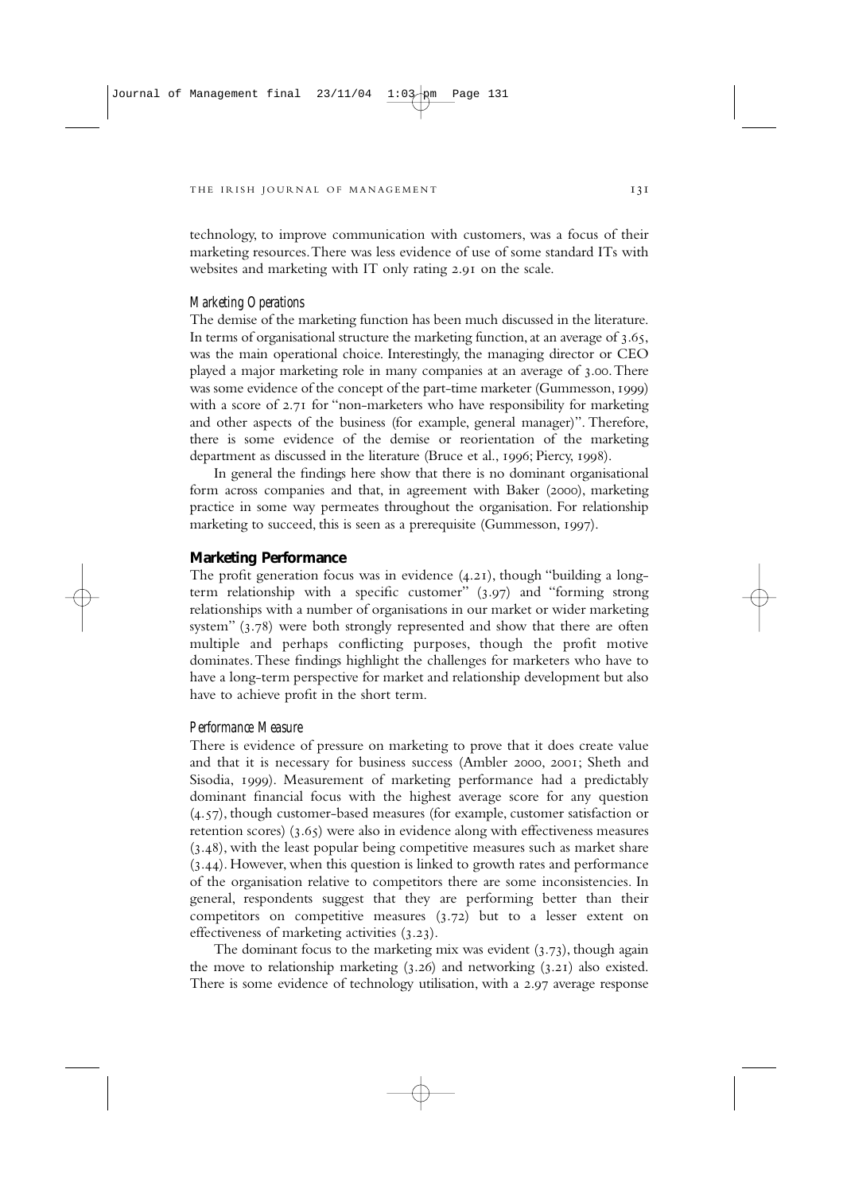technology, to improve communication with customers, was a focus of their marketing resources. There was less evidence of use of some standard ITs with websites and marketing with IT only rating 2.91 on the scale.

### *Marketing Operations*

The demise of the marketing function has been much discussed in the literature. In terms of organisational structure the marketing function, at an average of 3.65, was the main operational choice. Interestingly, the managing director or CEO played a major marketing role in many companies at an average of 3.00. There was some evidence of the concept of the part-time marketer (Gummesson, 1999) with a score of 2.71 for "non-marketers who have responsibility for marketing and other aspects of the business (for example, general manager)". Therefore, there is some evidence of the demise or reorientation of the marketing department as discussed in the literature (Bruce et al., 1996; Piercy, 1998).

In general the findings here show that there is no dominant organisational form across companies and that, in agreement with Baker (2000), marketing practice in some way permeates throughout the organisation. For relationship marketing to succeed, this is seen as a prerequisite (Gummesson, 1997).

## **Marketing Performance**

The profit generation focus was in evidence (4.21), though "building a long-term relationship with a specific customer" (3.97) and "forming strong relationships with a number of organisations in our market or wider marketing system" (3.78) were both strongly represented and show that there are often multiple and perhaps conflicting purposes, though the profit motive dominates. These findings highlight the challenges for marketers who have to have a long-term perspective for market and relationship development but also have to achieve profit in the short term.

### *Performance Measure*

There is evidence of pressure on marketing to prove that it does create value and that it is necessary for business success (Ambler 2000, 2001; Sheth and Sisodia, 1999). Measurement of marketing performance had a predictably dominant financial focus with the highest average score for any question (4.57), though customer-based measures (for example, customer satisfaction or retention scores) (3.65) were also in evidence along with effectiveness measures (3.48), with the least popular being competitive measures such as market share (3.44). However, when this question is linked to growth rates and performance of the organisation relative to competitors there are some inconsistencies. In general, respondents suggest that they are performing better than their competitors on competitive measures (3.72) but to a lesser extent on effectiveness of marketing activities (3.23).

The dominant focus to the marketing mix was evident (3.73), though again the move to relationship marketing (3.26) and networking (3.21) also existed. There is some evidence of technology utilisation, with a 2.97 average response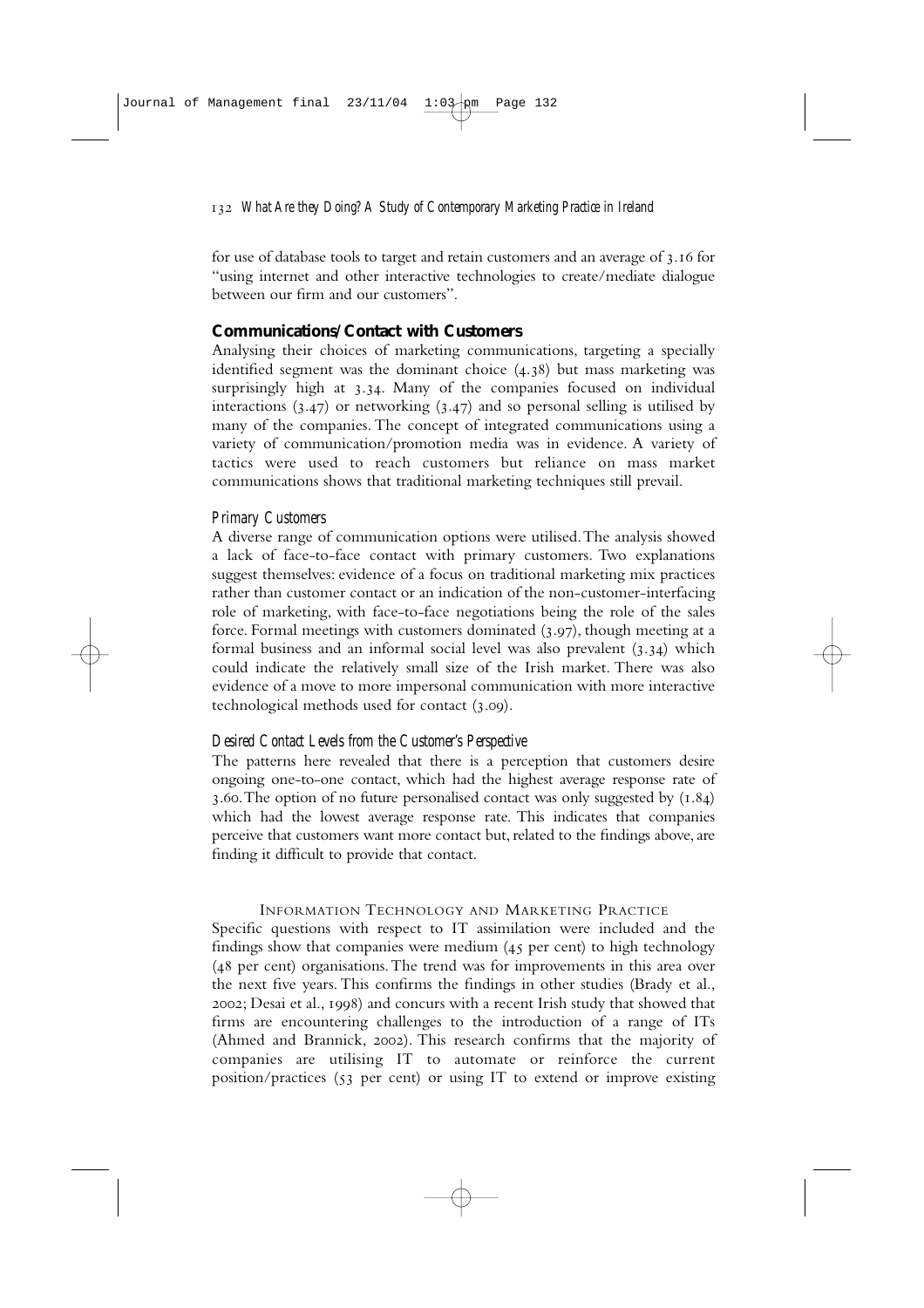for use of database tools to target and retain customers and an average of 3.16 for "using internet and other interactive technologies to create/mediate dialogue between our firm and our customers".

## Communications/Contact with Customers

Analysing their choices of marketing communications, targeting a specially identified segment was the dominant choice (4.38) but mass marketing was surprisingly high at 3.34. Many of the companies focused on individual interactions (3.47) or networking (3.47) and so personal selling is utilised by many of the companies. The concept of integrated communications using a variety of communication/promotion media was in evidence. A variety of tactics were used to reach customers but reliance on mass market communications shows that traditional marketing techniques still prevail.

### *Primary Customers*

A diverse range of communication options were utilised. The analysis showed a lack of face-to-face contact with primary customers. Two explanations suggest themselves: evidence of a focus on traditional marketing mix practices rather than customer contact or an indication of the non-customer-interfacing role of marketing, with face-to-face negotiations being the role of the sales force. Formal meetings with customers dominated (3.97), though meeting at a formal business and an informal social level was also prevalent (3.34) which could indicate the relatively small size of the Irish market. There was also evidence of a move to more impersonal communication with more interactive technological methods used for contact (3.09).

### *Desired Contact Levels from the Customer's Perspective*

The patterns here revealed that there is a perception that customers desire ongoing one-to-one contact, which had the highest average response rate of 3.60. The option of no future personalised contact was only suggested by (1.84) which had the lowest average response rate. This indicates that companies perceive that customers want more contact but, related to the findings above, are finding it difficult to provide that contact.

## Information Technology and Marketing Practice

Specific questions with respect to IT assimilation were included and the findings show that companies were medium (45 per cent) to high technology (48 per cent) organisations. The trend was for improvements in this area over the next five years. This confirms the findings in other studies (Brady et al., 2002; Desai et al., 1998) and concurs with a recent Irish study that showed that firms are encountering challenges to the introduction of a range of ITs (Ahmed and Brannick, 2002). This research confirms that the majority of companies are utilising IT to automate or reinforce the current position/practices (53 per cent) or using IT to extend or improve existing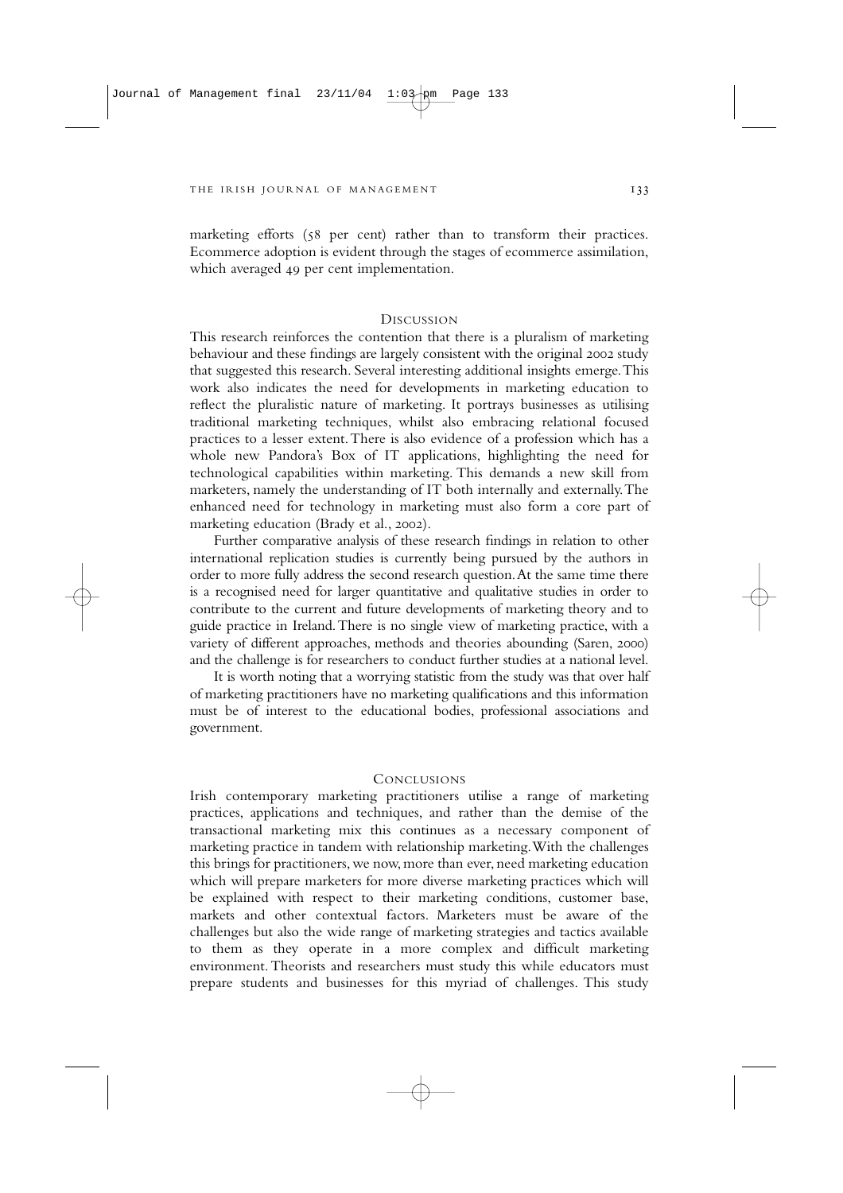marketing efforts (58 per cent) rather than to transform their practices. Ecommerce adoption is evident through the stages of ecommerce assimilation, which averaged 49 per cent implementation.

## Discussion

This research reinforces the contention that there is a pluralism of marketing behaviour and these findings are largely consistent with the original 2002 study that suggested this research. Several interesting additional insights emerge. This work also indicates the need for developments in marketing education to reflect the pluralistic nature of marketing. It portrays businesses as utilising traditional marketing techniques, whilst also embracing relational focused practices to a lesser extent. There is also evidence of a profession which has a whole new Pandora's Box of IT applications, highlighting the need for technological capabilities within marketing. This demands a new skill from marketers, namely the understanding of IT both internally and externally. The enhanced need for technology in marketing must also form a core part of marketing education (Brady et al., 2002).

Further comparative analysis of these research findings in relation to other international replication studies is currently being pursued by the authors in order to more fully address the second research question. At the same time there is a recognised need for larger quantitative and qualitative studies in order to contribute to the current and future developments of marketing theory and to guide practice in Ireland. There is no single view of marketing practice, with a variety of different approaches, methods and theories abounding (Saren, 2000) and the challenge is for researchers to conduct further studies at a national level.

It is worth noting that a worrying statistic from the study was that over half of marketing practitioners have no marketing qualifications and this information must be of interest to the educational bodies, professional associations and government.

## Conclusions

Irish contemporary marketing practitioners utilise a range of marketing practices, applications and techniques, and rather than the demise of the transactional marketing mix this continues as a necessary component of marketing practice in tandem with relationship marketing. With the challenges this brings for practitioners, we now, more than ever, need marketing education which will prepare marketers for more diverse marketing practices which will be explained with respect to their marketing conditions, customer base, markets and other contextual factors. Marketers must be aware of the challenges but also the wide range of marketing strategies and tactics available to them as they operate in a more complex and difficult marketing environment. Theorists and researchers must study this while educators must prepare students and businesses for this myriad of challenges. This study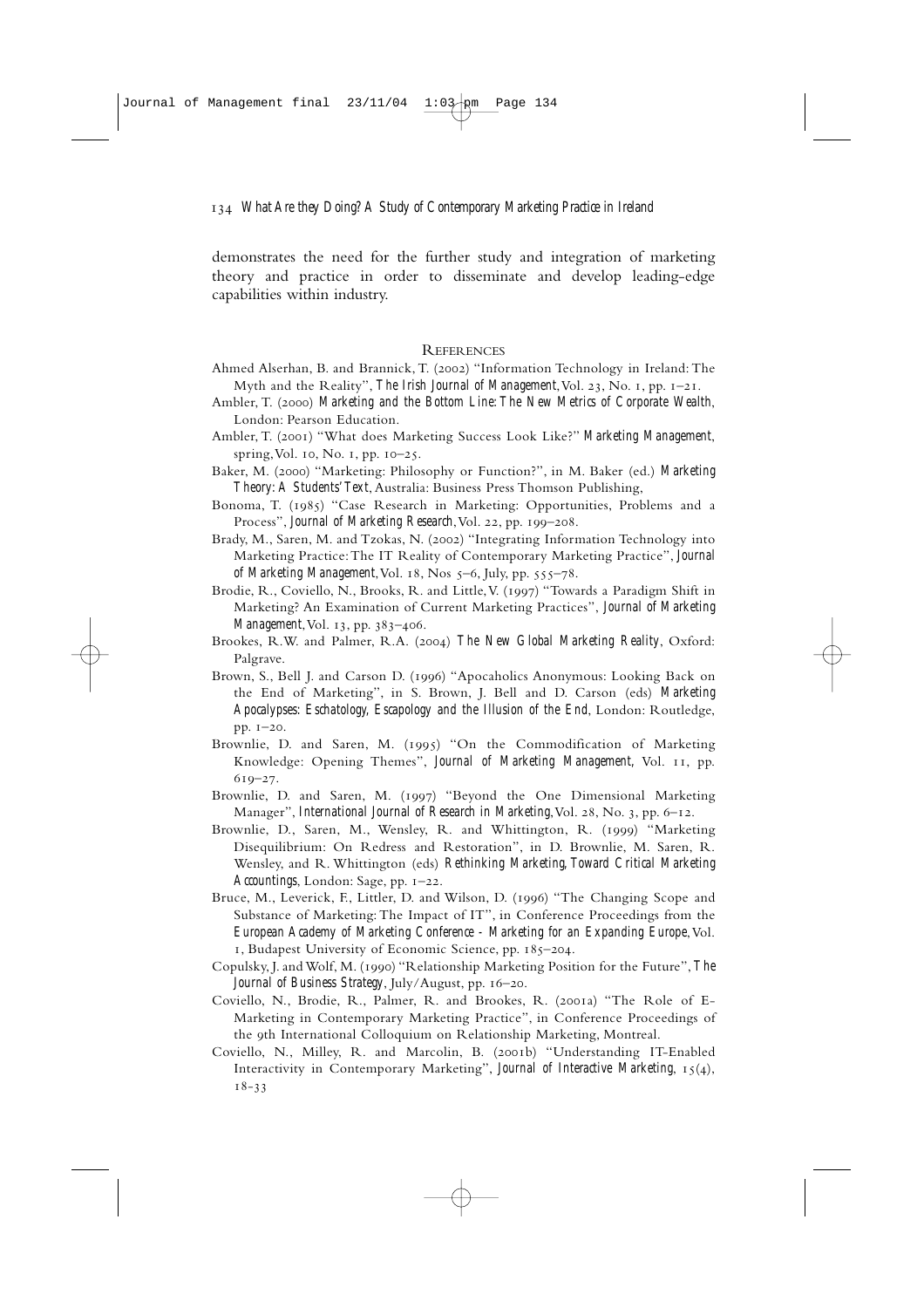demonstrates the need for the further study and integration of marketing theory and practice in order to disseminate and develop leading-edge capabilities within industry.

## References

Ahmed Alserhan, B. and Brannick, T. (2002) "Information Technology in Ireland: The Myth and the Reality", *The Irish Journal of Management*, Vol. 23, No. 1, pp. 1–21.

Ambler, T. (2000) *Marketing and the Bottom Line: The New Metrics of Corporate Wealth*, London: Pearson Education.

Ambler, T. (2001) "What does Marketing Success Look Like?" *Marketing Management*, spring, Vol. 10, No. 1, pp. 10–25.

Baker, M. (2000) "Marketing: Philosophy or Function?", in M. Baker (ed.) *Marketing Theory: A Students' Text*, Australia: Business Press Thomson Publishing,

Bonoma, T. (1985) "Case Research in Marketing: Opportunities, Problems and a Process", *Journal of Marketing Research*, Vol. 22, pp. 199–208.

Brady, M., Saren, M. and Tzokas, N. (2002) "Integrating Information Technology into Marketing Practice: The IT Reality of Contemporary Marketing Practice", *Journal of Marketing Management*, Vol. 18, Nos 5–6, July, pp. 555–78.

Brodie, R., Coviello, N., Brooks, R. and Little, V. (1997) "Towards a Paradigm Shift in Marketing? An Examination of Current Marketing Practices", *Journal of Marketing Management*, Vol. 13, pp. 383–406.

Brookes, R.W. and Palmer, R.A. (2004) *The New Global Marketing Reality*, Oxford: Palgrave.

Brown, S., Bell J. and Carson D. (1996) "Apocaholics Anonymous: Looking Back on the End of Marketing", in S. Brown, J. Bell and D. Carson (eds) *Marketing Apocalypses: Eschatology, Escapology and the Illusion of the End*, London: Routledge, pp. 1–20.

Brownlie, D. and Saren, M. (1995) "On the Commodification of Marketing Knowledge: Opening Themes", *Journal of Marketing Management*, Vol. 11, pp. 619–27.

Brownlie, D. and Saren, M. (1997) "Beyond the One Dimensional Marketing Manager", *International Journal of Research in Marketing*, Vol. 28, No. 3, pp. 6–12.

Brownlie, D., Saren, M., Wensley, R. and Whittington, R. (1999) "Marketing Disequilibrium: On Redress and Restoration", in D. Brownlie, M. Saren, R. Wensley, and R. Whittington (eds) *Rethinking Marketing, Toward Critical Marketing Accountings*, London: Sage, pp. 1–22.

Bruce, M., Leverick, F., Littler, D. and Wilson, D. (1996) "The Changing Scope and Substance of Marketing: The Impact of IT", in Conference Proceedings from the *European Academy of Marketing Conference - Marketing for an Expanding Europe*, Vol. 1, Budapest University of Economic Science, pp. 185–204.

Copulsky, J. and Wolf, M. (1990) "Relationship Marketing Position for the Future", *The Journal of Business Strategy*, July/August, pp. 16–20.

Coviello, N., Brodie, R., Palmer, R. and Brookes, R. (2001a) "The Role of E-Marketing in Contemporary Marketing Practice", in Conference Proceedings of the 9th International Colloquium on Relationship Marketing, Montreal.

Coviello, N., Milley, R. and Marcolin, B. (2001b) "Understanding IT-Enabled Interactivity in Contemporary Marketing", *Journal of Interactive Marketing*, 15(4), 18-33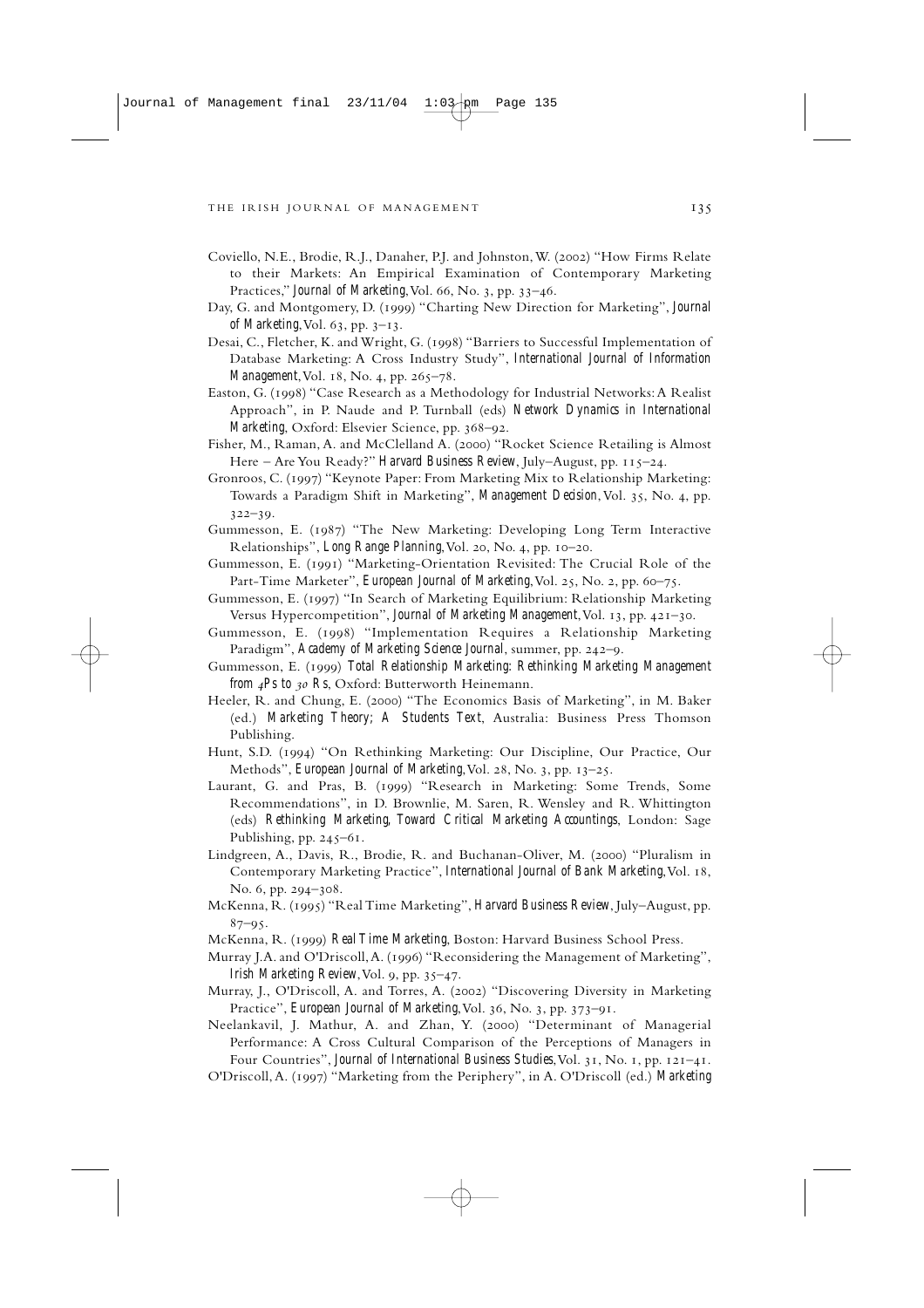Coviello, N.E., Brodie, R.J., Danaher, P.J. and Johnston, W. (2002) "How Firms Relate to their Markets: An Empirical Examination of Contemporary Marketing Practices," *Journal of Marketing*, Vol. 66, No. 3, pp. 33–46.

Day, G. and Montgomery, D. (1999) "Charting New Direction for Marketing", *Journal of Marketing*, Vol. 63, pp. 3–13.

Desai, C., Fletcher, K. and Wright, G. (1998) "Barriers to Successful Implementation of Database Marketing: A Cross Industry Study", *International Journal of Information Management*, Vol. 18, No. 4, pp. 265–78.

Easton, G. (1998) "Case Research as a Methodology for Industrial Networks: A Realist Approach", in P. Naude and P. Turnball (eds) *Network Dynamics in International Marketing*, Oxford: Elsevier Science, pp. 368–92.

Fisher, M., Raman, A. and McClelland A. (2000) "Rocket Science Retailing is Almost Here – Are You Ready?" *Harvard Business Review*, July–August, pp. 115–24.

Gronroos, C. (1997) "Keynote Paper: From Marketing Mix to Relationship Marketing: Towards a Paradigm Shift in Marketing", *Management Decision*, Vol. 35, No. 4, pp. 322–39.

Gummesson, E. (1987) "The New Marketing: Developing Long Term Interactive Relationships", *Long Range Planning*, Vol. 20, No. 4, pp. 10–20.

Gummesson, E. (1991) "Marketing-Orientation Revisited: The Crucial Role of the Part-Time Marketer", *European Journal of Marketing*, Vol. 25, No. 2, pp. 60–75.

Gummesson, E. (1997) "In Search of Marketing Equilibrium: Relationship Marketing Versus Hypercompetition", *Journal of Marketing Management*, Vol. 13, pp. 421–30.

Gummesson, E. (1998) "Implementation Requires a Relationship Marketing Paradigm", *Academy of Marketing Science Journal*, summer, pp. 242–9.

Gummesson, E. (1999) *Total Relationship Marketing: Rethinking Marketing Management from 4Ps to 30 Rs*, Oxford: Butterworth Heinemann.

Heeler, R. and Chung, E. (2000) "The Economics Basis of Marketing", in M. Baker (ed.) *Marketing Theory; A Students Text*, Australia: Business Press Thomson Publishing.

Hunt, S.D. (1994) "On Rethinking Marketing: Our Discipline, Our Practice, Our Methods", *European Journal of Marketing*, Vol. 28, No. 3, pp. 13–25.

Laurant, G. and Pras, B. (1999) "Research in Marketing: Some Trends, Some Recommendations", in D. Brownlie, M. Saren, R. Wensley and R. Whittington (eds) *Rethinking Marketing, Toward Critical Marketing Accountings*, London: Sage Publishing, pp. 245–61.

Lindgreen, A., Davis, R., Brodie, R. and Buchanan-Oliver, M. (2000) "Pluralism in Contemporary Marketing Practice", *International Journal of Bank Marketing*, Vol. 18, No. 6, pp. 294–308.

McKenna, R. (1995) "Real Time Marketing", *Harvard Business Review*, July–August, pp. 87–95.

McKenna, R. (1999) *Real Time Marketing*, Boston: Harvard Business School Press.

Murray J.A. and O'Driscoll, A. (1996) "Reconsidering the Management of Marketing", *Irish Marketing Review*, Vol. 9, pp. 35–47.

Murray, J., O'Driscoll, A. and Torres, A. (2002) "Discovering Diversity in Marketing Practice", *European Journal of Marketing*, Vol. 36, No. 3, pp. 373–91.

Neelankavil, J. Mathur, A. and Zhan, Y. (2000) "Determinant of Managerial Performance: A Cross Cultural Comparison of the Perceptions of Managers in Four Countries", *Journal of International Business Studies*, Vol. 31, No. 1, pp. 121–41.

O'Driscoll, A. (1997) "Marketing from the Periphery", in A. O'Driscoll (ed.) *Marketing*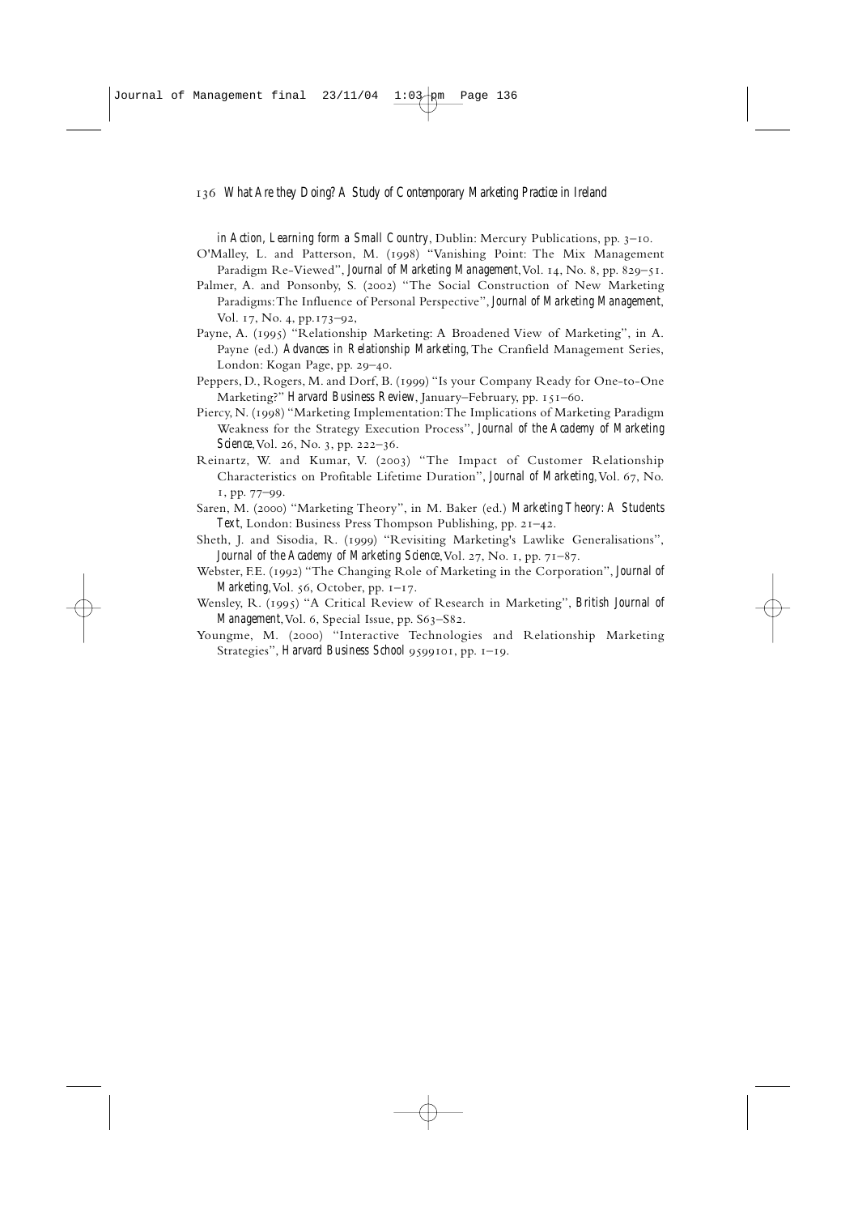*in Action, Learning form a Small Country*, Dublin: Mercury Publications, pp. 3–10.

O'Malley, L. and Patterson, M. (1998) "Vanishing Point: The Mix Management Paradigm Re-Viewed", *Journal of Marketing Management*, Vol. 14, No. 8, pp. 829–51.

Palmer, A. and Ponsonby, S. (2002) "The Social Construction of New Marketing Paradigms: The Influence of Personal Perspective", *Journal of Marketing Management*, Vol. 17, No. 4, pp.173–92,

Payne, A. (1995) "Relationship Marketing: A Broadened View of Marketing", in A. Payne (ed.) *Advances in Relationship Marketing*, The Cranfield Management Series, London: Kogan Page, pp. 29–40.

Peppers, D., Rogers, M. and Dorf, B. (1999) "Is your Company Ready for One-to-One Marketing?" *Harvard Business Review*, January–February, pp. 151–60.

Piercy, N. (1998) "Marketing Implementation: The Implications of Marketing Paradigm Weakness for the Strategy Execution Process", *Journal of the Academy of Marketing Science*, Vol. 26, No. 3, pp. 222–36.

Reinartz, W. and Kumar, V. (2003) "The Impact of Customer Relationship Characteristics on Profitable Lifetime Duration", *Journal of Marketing*, Vol. 67, No. 1, pp. 77–99.

Saren, M. (2000) "Marketing Theory", in M. Baker (ed.) *Marketing Theory: A Students Text*, London: Business Press Thompson Publishing, pp. 21–42.

Sheth, J. and Sisodia, R. (1999) "Revisiting Marketing's Lawlike Generalisations", *Journal of the Academy of Marketing Science*, Vol. 27, No. 1, pp. 71–87.

Webster, F.E. (1992) "The Changing Role of Marketing in the Corporation", *Journal of Marketing*, Vol. 56, October, pp. 1–17.

Wensley, R. (1995) "A Critical Review of Research in Marketing", *British Journal of Management*, Vol. 6, Special Issue, pp. S63–S82.

Youngme, M. (2000) "Interactive Technologies and Relationship Marketing Strategies", *Harvard Business School* 9599101, pp. 1–19.